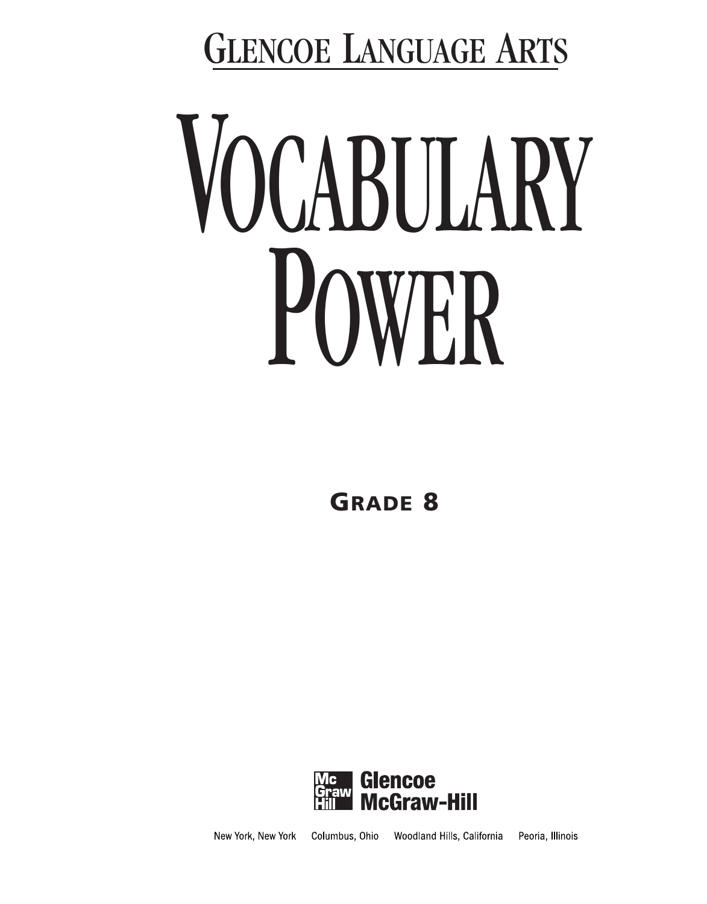## Glencoe Language Arts

# Vocabulary Power

### Grade 8

**Glencoe McGraw-Hill**

New York, New York    Columbus, Ohio    Woodland Hills, California    Peoria, Illinois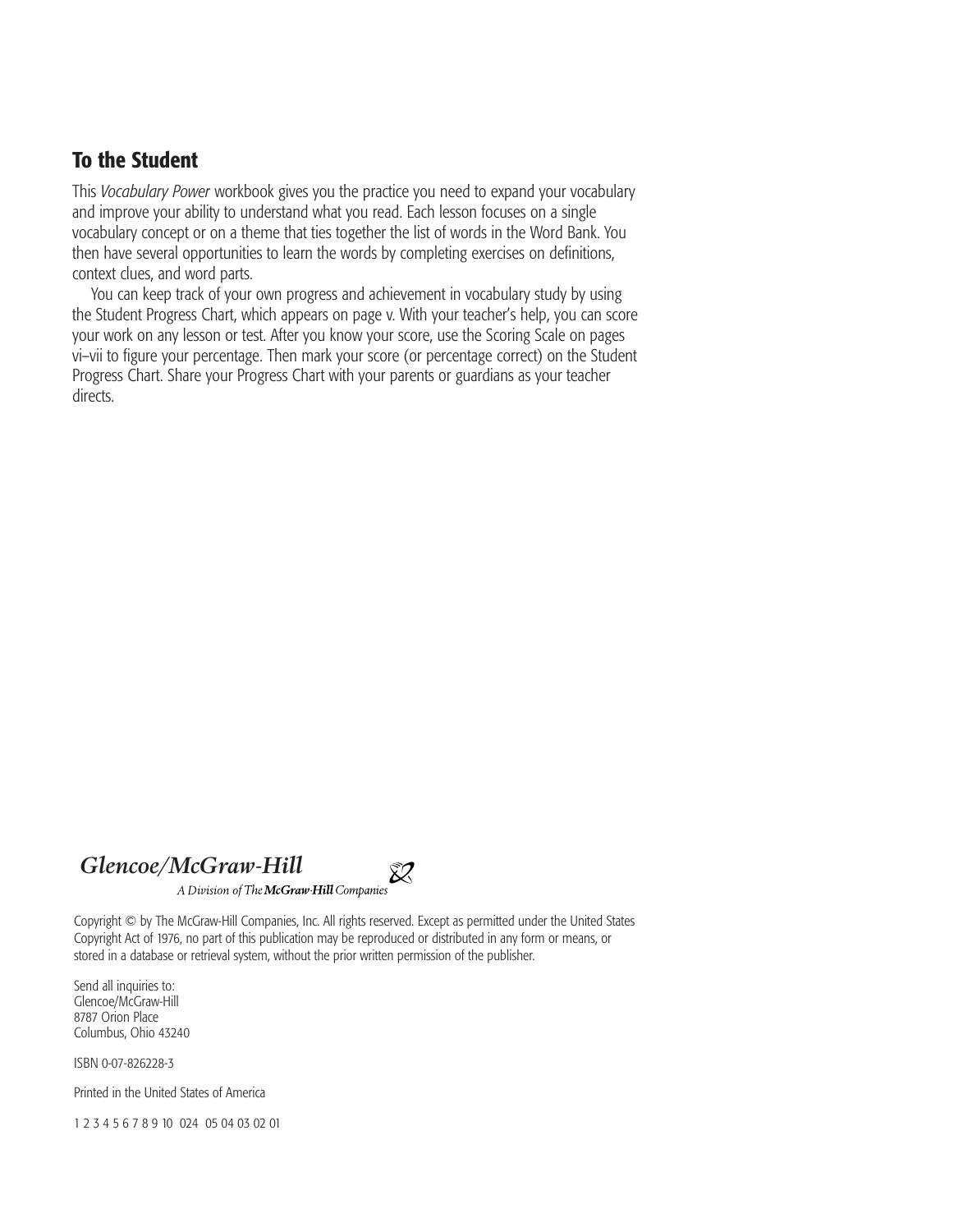## To the Student

This *Vocabulary Power* workbook gives you the practice you need to expand your vocabulary and improve your ability to understand what you read. Each lesson focuses on a single vocabulary concept or on a theme that ties together the list of words in the Word Bank. You then have several opportunities to learn the words by completing exercises on definitions, context clues, and word parts.

You can keep track of your own progress and achievement in vocabulary study by using the Student Progress Chart, which appears on page v. With your teacher's help, you can score your work on any lesson or test. After you know your score, use the Scoring Scale on pages vi–vii to figure your percentage. Then mark your score (or percentage correct) on the Student Progress Chart. Share your Progress Chart with your parents or guardians as your teacher directs.

*Glencoe/McGraw-Hill*

*A Division of The McGraw-Hill Companies*

Copyright © by The McGraw-Hill Companies, Inc. All rights reserved. Except as permitted under the United States Copyright Act of 1976, no part of this publication may be reproduced or distributed in any form or means, or stored in a database or retrieval system, without the prior written permission of the publisher.

Send all inquiries to:
Glencoe/McGraw-Hill
8787 Orion Place
Columbus, Ohio 43240

ISBN 0-07-826228-3

Printed in the United States of America

1 2 3 4 5 6 7 8 9 10 024 05 04 03 02 01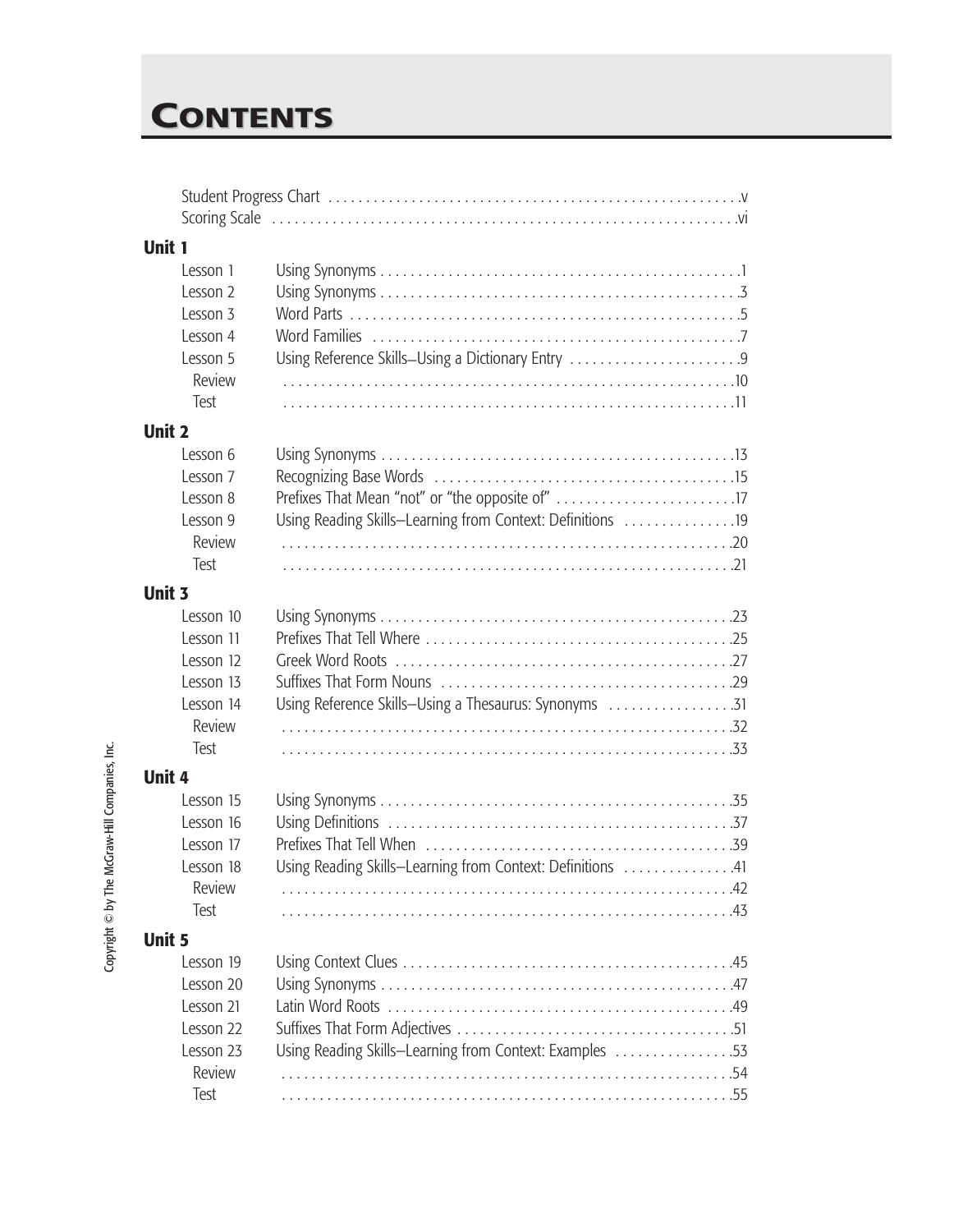# Contents

Student Progress Chart . . . . . . . . . . v
Scoring Scale . . . . . . . . . . vi

## Unit 1

| | | |
|---|---|---|
| Lesson 1 | Using Synonyms | 1 |
| Lesson 2 | Using Synonyms | 3 |
| Lesson 3 | Word Parts | 5 |
| Lesson 4 | Word Families | 7 |
| Lesson 5 | Using Reference Skills–Using a Dictionary Entry | 9 |
| Review | | 10 |
| Test | | 11 |

## Unit 2

| | | |
|---|---|---|
| Lesson 6 | Using Synonyms | 13 |
| Lesson 7 | Recognizing Base Words | 15 |
| Lesson 8 | Prefixes That Mean "not" or "the opposite of" | 17 |
| Lesson 9 | Using Reading Skills–Learning from Context: Definitions | 19 |
| Review | | 20 |
| Test | | 21 |

## Unit 3

| | | |
|---|---|---|
| Lesson 10 | Using Synonyms | 23 |
| Lesson 11 | Prefixes That Tell Where | 25 |
| Lesson 12 | Greek Word Roots | 27 |
| Lesson 13 | Suffixes That Form Nouns | 29 |
| Lesson 14 | Using Reference Skills–Using a Thesaurus: Synonyms | 31 |
| Review | | 32 |
| Test | | 33 |

## Unit 4

| | | |
|---|---|---|
| Lesson 15 | Using Synonyms | 35 |
| Lesson 16 | Using Definitions | 37 |
| Lesson 17 | Prefixes That Tell When | 39 |
| Lesson 18 | Using Reading Skills–Learning from Context: Definitions | 41 |
| Review | | 42 |
| Test | | 43 |

## Unit 5

| | | |
|---|---|---|
| Lesson 19 | Using Context Clues | 45 |
| Lesson 20 | Using Synonyms | 47 |
| Lesson 21 | Latin Word Roots | 49 |
| Lesson 22 | Suffixes That Form Adjectives | 51 |
| Lesson 23 | Using Reading Skills–Learning from Context: Examples | 53 |
| Review | | 54 |
| Test | | 55 |

Copyright © by The McGraw-Hill Companies, Inc.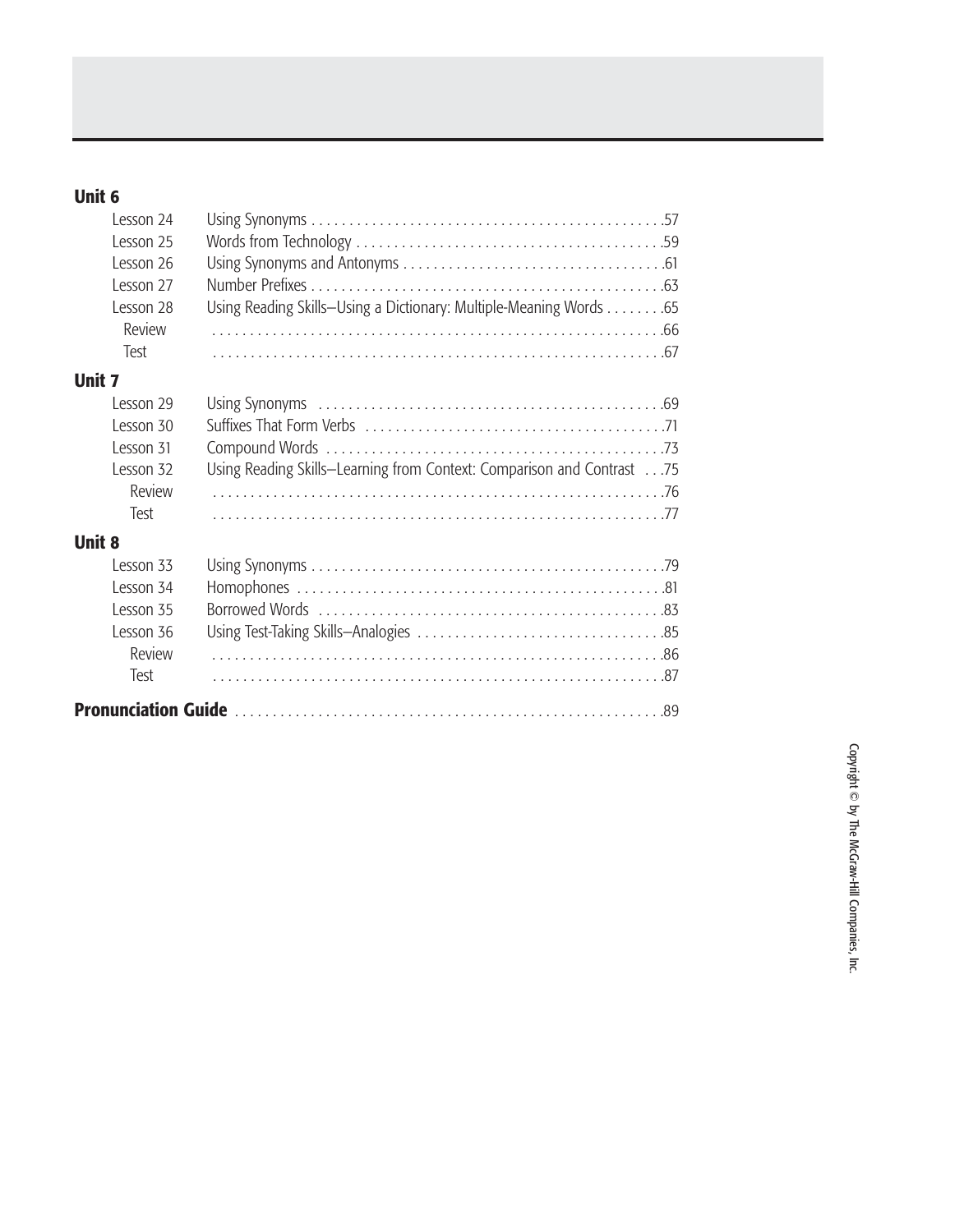## Unit 6

| | | |
|---|---|---|
| Lesson 24 | Using Synonyms | 57 |
| Lesson 25 | Words from Technology | 59 |
| Lesson 26 | Using Synonyms and Antonyms | 61 |
| Lesson 27 | Number Prefixes | 63 |
| Lesson 28 | Using Reading Skills–Using a Dictionary: Multiple-Meaning Words | 65 |
| Review | | 66 |
| Test | | 67 |

## Unit 7

| | | |
|---|---|---|
| Lesson 29 | Using Synonyms | 69 |
| Lesson 30 | Suffixes That Form Verbs | 71 |
| Lesson 31 | Compound Words | 73 |
| Lesson 32 | Using Reading Skills–Learning from Context: Comparison and Contrast | 75 |
| Review | | 76 |
| Test | | 77 |

## Unit 8

| | | |
|---|---|---|
| Lesson 33 | Using Synonyms | 79 |
| Lesson 34 | Homophones | 81 |
| Lesson 35 | Borrowed Words | 83 |
| Lesson 36 | Using Test-Taking Skills–Analogies | 85 |
| Review | | 86 |
| Test | | 87 |

**Pronunciation Guide** . . . . . . . . . . 89

Copyright © by The McGraw-Hill Companies, Inc.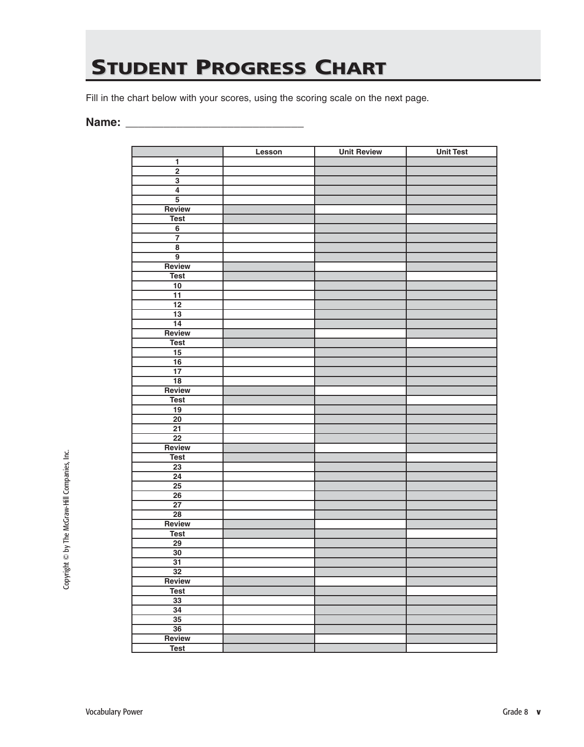# STUDENT PROGRESS CHART

Fill in the chart below with your scores, using the scoring scale on the next page.

**Name:** ______________________________

| | Lesson | Unit Review | Unit Test |
|---|---|---|---|
| 1 | | | |
| 2 | | | |
| 3 | | | |
| 4 | | | |
| 5 | | | |
| Review | | | |
| Test | | | |
| 6 | | | |
| 7 | | | |
| 8 | | | |
| 9 | | | |
| Review | | | |
| Test | | | |
| 10 | | | |
| 11 | | | |
| 12 | | | |
| 13 | | | |
| 14 | | | |
| Review | | | |
| Test | | | |
| 15 | | | |
| 16 | | | |
| 17 | | | |
| 18 | | | |
| Review | | | |
| Test | | | |
| 19 | | | |
| 20 | | | |
| 21 | | | |
| 22 | | | |
| Review | | | |
| Test | | | |
| 23 | | | |
| 24 | | | |
| 25 | | | |
| 26 | | | |
| 27 | | | |
| 28 | | | |
| Review | | | |
| Test | | | |
| 29 | | | |
| 30 | | | |
| 31 | | | |
| 32 | | | |
| Review | | | |
| Test | | | |
| 33 | | | |
| 34 | | | |
| 35 | | | |
| 36 | | | |
| Review | | | |
| Test | | | |

Copyright © by The McGraw-Hill Companies, Inc.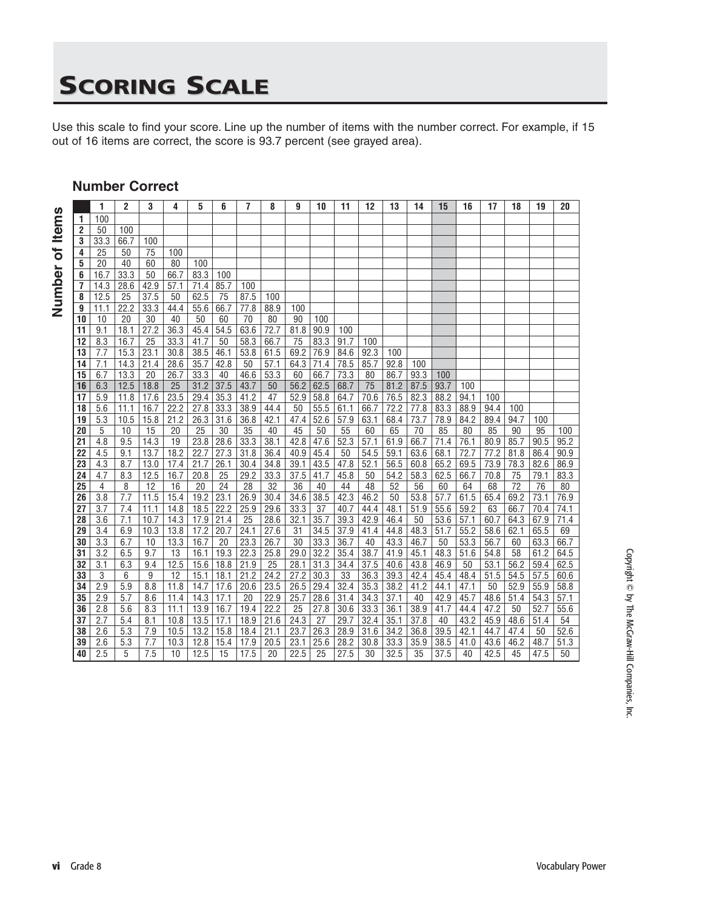# Scoring Scale

Use this scale to find your score. Line up the number of items with the number correct. For example, if 15 out of 16 items are correct, the score is 93.7 percent (see grayed area).

**Number Correct**

| Number of Items | 1 | 2 | 3 | 4 | 5 | 6 | 7 | 8 | 9 | 10 | 11 | 12 | 13 | 14 | 15 | 16 | 17 | 18 | 19 | 20 |
|---|---|---|---|---|---|---|---|---|---|---|---|---|---|---|---|---|---|---|---|---|
| 1 | 100 | | | | | | | | | | | | | | | | | | | |
| 2 | 50 | 100 | | | | | | | | | | | | | | | | | | |
| 3 | 33.3 | 66.7 | 100 | | | | | | | | | | | | | | | | | |
| 4 | 25 | 50 | 75 | 100 | | | | | | | | | | | | | | | | |
| 5 | 20 | 40 | 60 | 80 | 100 | | | | | | | | | | | | | | | |
| 6 | 16.7 | 33.3 | 50 | 66.7 | 83.3 | 100 | | | | | | | | | | | | | | |
| 7 | 14.3 | 28.6 | 42.9 | 57.1 | 71.4 | 85.7 | 100 | | | | | | | | | | | | | |
| 8 | 12.5 | 25 | 37.5 | 50 | 62.5 | 75 | 87.5 | 100 | | | | | | | | | | | | |
| 9 | 11.1 | 22.2 | 33.3 | 44.4 | 55.6 | 66.7 | 77.8 | 88.9 | 100 | | | | | | | | | | | |
| 10 | 10 | 20 | 30 | 40 | 50 | 60 | 70 | 80 | 90 | 100 | | | | | | | | | | |
| 11 | 9.1 | 18.1 | 27.2 | 36.3 | 45.4 | 54.5 | 63.6 | 72.7 | 81.8 | 90.9 | 100 | | | | | | | | | |
| 12 | 8.3 | 16.7 | 25 | 33.3 | 41.7 | 50 | 58.3 | 66.7 | 75 | 83.3 | 91.7 | 100 | | | | | | | | |
| 13 | 7.7 | 15.3 | 23.1 | 30.8 | 38.5 | 46.1 | 53.8 | 61.5 | 69.2 | 76.9 | 84.6 | 92.3 | 100 | | | | | | | |
| 14 | 7.1 | 14.3 | 21.4 | 28.6 | 35.7 | 42.8 | 50 | 57.1 | 64.3 | 71.4 | 78.5 | 85.7 | 92.8 | 100 | | | | | | |
| 15 | 6.7 | 13.3 | 20 | 26.7 | 33.3 | 40 | 46.6 | 53.3 | 60 | 66.7 | 73.3 | 80 | 86.7 | 93.3 | 100 | | | | | |
| 16 | 6.3 | 12.5 | 18.8 | 25 | 31.2 | 37.5 | 43.7 | 50 | 56.2 | 62.5 | 68.7 | 75 | 81.2 | 87.5 | 93.7 | 100 | | | | |
| 17 | 5.9 | 11.8 | 17.6 | 23.5 | 29.4 | 35.3 | 41.2 | 47 | 52.9 | 58.8 | 64.7 | 70.6 | 76.5 | 82.3 | 88.2 | 94.1 | 100 | | | |
| 18 | 5.6 | 11.1 | 16.7 | 22.2 | 27.8 | 33.3 | 38.9 | 44.4 | 50 | 55.5 | 61.1 | 66.7 | 72.2 | 77.8 | 83.3 | 88.9 | 94.4 | 100 | | |
| 19 | 5.3 | 10.5 | 15.8 | 21.2 | 26.3 | 31.6 | 36.8 | 42.1 | 47.4 | 52.6 | 57.9 | 63.1 | 68.4 | 73.7 | 78.9 | 84.2 | 89.4 | 94.7 | 100 | |
| 20 | 5 | 10 | 15 | 20 | 25 | 30 | 35 | 40 | 45 | 50 | 55 | 60 | 65 | 70 | 85 | 80 | 85 | 90 | 95 | 100 |
| 21 | 4.8 | 9.5 | 14.3 | 19 | 23.8 | 28.6 | 33.3 | 38.1 | 42.8 | 47.6 | 52.3 | 57.1 | 61.9 | 66.7 | 71.4 | 76.1 | 80.9 | 85.7 | 90.5 | 95.2 |
| 22 | 4.5 | 9.1 | 13.7 | 18.2 | 22.7 | 27.3 | 31.8 | 36.4 | 40.9 | 45.4 | 50 | 54.5 | 59.1 | 63.6 | 68.1 | 72.7 | 77.2 | 81.8 | 86.4 | 90.9 |
| 23 | 4.3 | 8.7 | 13.0 | 17.4 | 21.7 | 26.1 | 30.4 | 34.8 | 39.1 | 43.5 | 47.8 | 52.1 | 56.5 | 60.8 | 65.2 | 69.5 | 73.9 | 78.3 | 82.6 | 86.9 |
| 24 | 4.7 | 8.3 | 12.5 | 16.7 | 20.8 | 25 | 29.2 | 33.3 | 37.5 | 41.7 | 45.8 | 50 | 54.2 | 58.3 | 62.5 | 66.7 | 70.8 | 75 | 79.1 | 83.3 |
| 25 | 4 | 8 | 12 | 16 | 20 | 24 | 28 | 32 | 36 | 40 | 44 | 48 | 52 | 56 | 60 | 64 | 68 | 72 | 76 | 80 |
| 26 | 3.8 | 7.7 | 11.5 | 15.4 | 19.2 | 23.1 | 26.9 | 30.4 | 34.6 | 38.5 | 42.3 | 46.2 | 50 | 53.8 | 57.7 | 61.5 | 65.4 | 69.2 | 73.1 | 76.9 |
| 27 | 3.7 | 7.4 | 11.1 | 14.8 | 18.5 | 22.2 | 25.9 | 29.6 | 33.3 | 37 | 40.7 | 44.4 | 48.1 | 51.9 | 55.6 | 59.2 | 63 | 66.7 | 70.4 | 74.1 |
| 28 | 3.6 | 7.1 | 10.7 | 14.3 | 17.9 | 21.4 | 25 | 28.6 | 32.1 | 35.7 | 39.3 | 42.9 | 46.4 | 50 | 53.6 | 57.1 | 60.7 | 64.3 | 67.9 | 71.4 |
| 29 | 3.4 | 6.9 | 10.3 | 13.8 | 17.2 | 20.7 | 24.1 | 27.6 | 31 | 34.5 | 37.9 | 41.4 | 44.8 | 48.3 | 51.7 | 55.2 | 58.6 | 62.1 | 65.5 | 69 |
| 30 | 3.3 | 6.7 | 10 | 13.3 | 16.7 | 20 | 23.3 | 26.7 | 30 | 33.3 | 36.7 | 40 | 43.3 | 46.7 | 50 | 53.3 | 56.7 | 60 | 63.3 | 66.7 |
| 31 | 3.2 | 6.5 | 9.7 | 13 | 16.1 | 19.3 | 22.3 | 25.8 | 29.0 | 32.2 | 35.4 | 38.7 | 41.9 | 45.1 | 48.3 | 51.6 | 54.8 | 58 | 61.2 | 64.5 |
| 32 | 3.1 | 6.3 | 9.4 | 12.5 | 15.6 | 18.8 | 21.9 | 25 | 28.1 | 31.3 | 34.4 | 37.5 | 40.6 | 43.8 | 46.9 | 50 | 53.1 | 56.2 | 59.4 | 62.5 |
| 33 | 3 | 6 | 9 | 12 | 15.1 | 18.1 | 21.2 | 24.2 | 27.2 | 30.3 | 33 | 36.3 | 39.3 | 42.4 | 45.4 | 48.4 | 51.5 | 54.5 | 57.5 | 60.6 |
| 34 | 2.9 | 5.9 | 8.8 | 11.8 | 14.7 | 17.6 | 20.6 | 23.5 | 26.5 | 29.4 | 32.4 | 35.3 | 38.2 | 41.2 | 44.1 | 47.1 | 50 | 52.9 | 55.9 | 58.8 |
| 35 | 2.9 | 5.7 | 8.6 | 11.4 | 14.3 | 17.1 | 20 | 22.9 | 25.7 | 28.6 | 31.4 | 34.3 | 37.1 | 40 | 42.9 | 45.7 | 48.6 | 51.4 | 54.3 | 57.1 |
| 36 | 2.8 | 5.6 | 8.3 | 11.1 | 13.9 | 16.7 | 19.4 | 22.2 | 25 | 27.8 | 30.6 | 33.3 | 36.1 | 38.9 | 41.7 | 44.4 | 47.2 | 50 | 52.7 | 55.6 |
| 37 | 2.7 | 5.4 | 8.1 | 10.8 | 13.5 | 17.1 | 18.9 | 21.6 | 24.3 | 27 | 29.7 | 32.4 | 35.1 | 37.8 | 40 | 43.2 | 45.9 | 48.6 | 51.4 | 54 |
| 38 | 2.6 | 5.3 | 7.9 | 10.5 | 13.2 | 15.8 | 18.4 | 21.1 | 23.7 | 26.3 | 28.9 | 31.6 | 34.2 | 36.8 | 39.5 | 42.1 | 44.7 | 47.4 | 50 | 52.6 |
| 39 | 2.6 | 5.3 | 7.7 | 10.3 | 12.8 | 15.4 | 17.9 | 20.5 | 23.1 | 25.6 | 28.2 | 30.8 | 33.3 | 35.9 | 38.5 | 41.0 | 43.6 | 46.2 | 48.7 | 51.3 |
| 40 | 2.5 | 5 | 7.5 | 10 | 12.5 | 15 | 17.5 | 20 | 22.5 | 25 | 27.5 | 30 | 32.5 | 35 | 37.5 | 40 | 42.5 | 45 | 47.5 | 50 |

Copyright © by The McGraw-Hill Companies, Inc.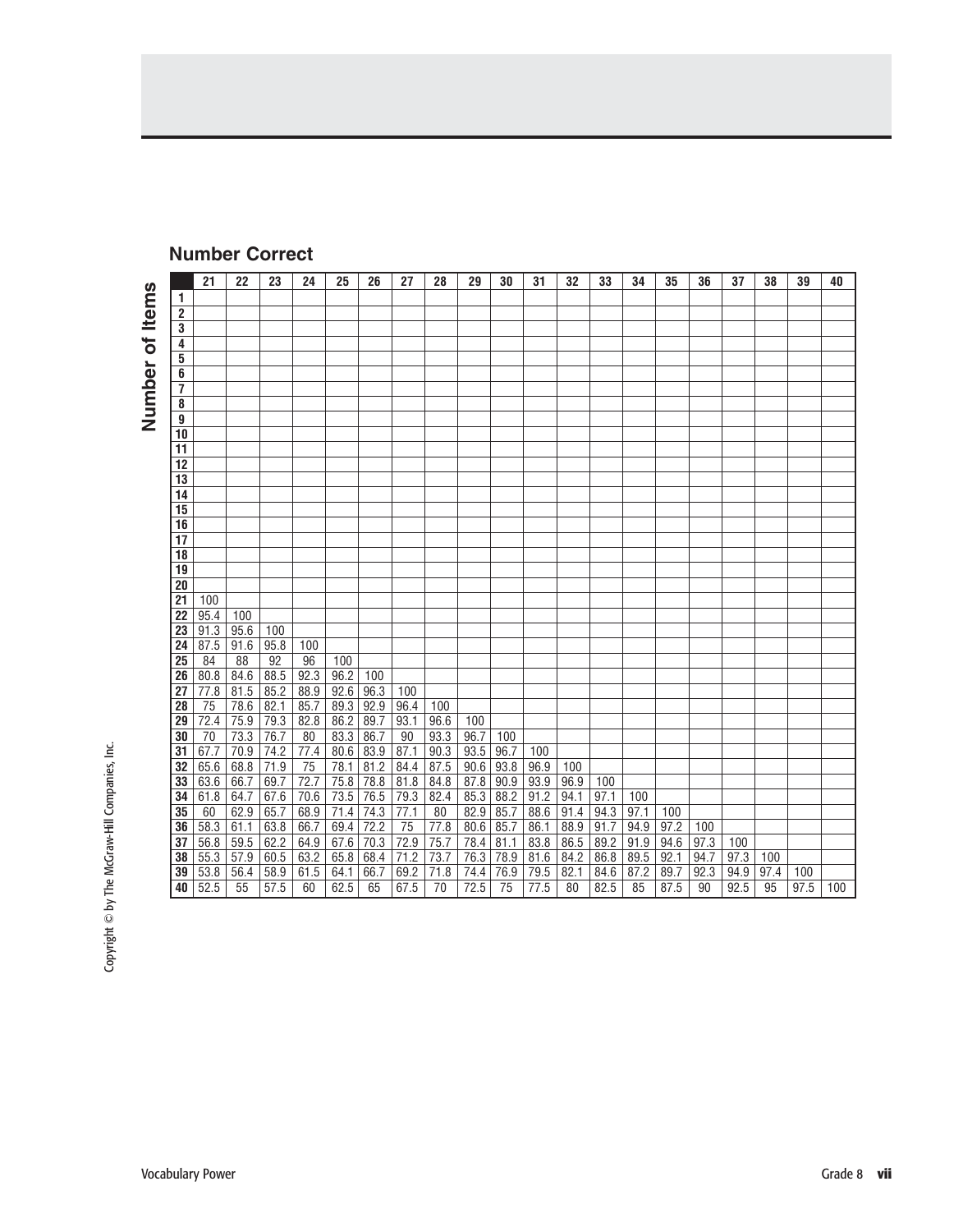## Number Correct

**Number of Items**

| | 21 | 22 | 23 | 24 | 25 | 26 | 27 | 28 | 29 | 30 | 31 | 32 | 33 | 34 | 35 | 36 | 37 | 38 | 39 | 40 |
|---|---|---|---|---|---|---|---|---|---|---|---|---|---|---|---|---|---|---|---|---|
| 1 | | | | | | | | | | | | | | | | | | | | |
| 2 | | | | | | | | | | | | | | | | | | | | |
| 3 | | | | | | | | | | | | | | | | | | | | |
| 4 | | | | | | | | | | | | | | | | | | | | |
| 5 | | | | | | | | | | | | | | | | | | | | |
| 6 | | | | | | | | | | | | | | | | | | | | |
| 7 | | | | | | | | | | | | | | | | | | | | |
| 8 | | | | | | | | | | | | | | | | | | | | |
| 9 | | | | | | | | | | | | | | | | | | | | |
| 10 | | | | | | | | | | | | | | | | | | | | |
| 11 | | | | | | | | | | | | | | | | | | | | |
| 12 | | | | | | | | | | | | | | | | | | | | |
| 13 | | | | | | | | | | | | | | | | | | | | |
| 14 | | | | | | | | | | | | | | | | | | | | |
| 15 | | | | | | | | | | | | | | | | | | | | |
| 16 | | | | | | | | | | | | | | | | | | | | |
| 17 | | | | | | | | | | | | | | | | | | | | |
| 18 | | | | | | | | | | | | | | | | | | | | |
| 19 | | | | | | | | | | | | | | | | | | | | |
| 20 | | | | | | | | | | | | | | | | | | | | |
| 21 | 100 | | | | | | | | | | | | | | | | | | | |
| 22 | 95.4 | 100 | | | | | | | | | | | | | | | | | | |
| 23 | 91.3 | 95.6 | 100 | | | | | | | | | | | | | | | | | |
| 24 | 87.5 | 91.6 | 95.8 | 100 | | | | | | | | | | | | | | | | |
| 25 | 84 | 88 | 92 | 96 | 100 | | | | | | | | | | | | | | | |
| 26 | 80.8 | 84.6 | 88.5 | 92.3 | 96.2 | 100 | | | | | | | | | | | | | | |
| 27 | 77.8 | 81.5 | 85.2 | 88.9 | 92.6 | 96.3 | 100 | | | | | | | | | | | | | |
| 28 | 75 | 78.6 | 82.1 | 85.7 | 89.3 | 92.9 | 96.4 | 100 | | | | | | | | | | | | |
| 29 | 72.4 | 75.9 | 79.3 | 82.8 | 86.2 | 89.7 | 93.1 | 96.6 | 100 | | | | | | | | | | | |
| 30 | 70 | 73.3 | 76.7 | 80 | 83.3 | 86.7 | 90 | 93.3 | 96.7 | 100 | | | | | | | | | | |
| 31 | 67.7 | 70.9 | 74.2 | 77.4 | 80.6 | 83.9 | 87.1 | 90.3 | 93.5 | 96.7 | 100 | | | | | | | | | |
| 32 | 65.6 | 68.8 | 71.9 | 75 | 78.1 | 81.2 | 84.4 | 87.5 | 90.6 | 93.8 | 96.9 | 100 | | | | | | | | |
| 33 | 63.6 | 66.7 | 69.7 | 72.7 | 75.8 | 78.8 | 81.8 | 84.8 | 87.8 | 90.9 | 93.9 | 96.9 | 100 | | | | | | | |
| 34 | 61.8 | 64.7 | 67.6 | 70.6 | 73.5 | 76.5 | 79.3 | 82.4 | 85.3 | 88.2 | 91.2 | 94.1 | 97.1 | 100 | | | | | | |
| 35 | 60 | 62.9 | 65.7 | 68.9 | 71.4 | 74.3 | 77.1 | 80 | 82.9 | 85.7 | 88.6 | 91.4 | 94.3 | 97.1 | 100 | | | | | |
| 36 | 58.3 | 61.1 | 63.8 | 66.7 | 69.4 | 72.2 | 75 | 77.8 | 80.6 | 85.7 | 86.1 | 88.9 | 91.7 | 94.9 | 97.2 | 100 | | | | |
| 37 | 56.8 | 59.5 | 62.2 | 64.9 | 67.6 | 70.3 | 72.9 | 75.7 | 78.4 | 81.1 | 83.8 | 86.5 | 89.2 | 91.9 | 94.6 | 97.3 | 100 | | | |
| 38 | 55.3 | 57.9 | 60.5 | 63.2 | 65.8 | 68.4 | 71.2 | 73.7 | 76.3 | 78.9 | 81.6 | 84.2 | 86.8 | 89.5 | 92.1 | 94.7 | 97.3 | 100 | | |
| 39 | 53.8 | 56.4 | 58.9 | 61.5 | 64.1 | 66.7 | 69.2 | 71.8 | 74.4 | 76.9 | 79.5 | 82.1 | 84.6 | 87.2 | 89.7 | 92.3 | 94.9 | 97.4 | 100 | |
| 40 | 52.5 | 55 | 57.5 | 60 | 62.5 | 65 | 67.5 | 70 | 72.5 | 75 | 77.5 | 80 | 82.5 | 85 | 87.5 | 90 | 92.5 | 95 | 97.5 | 100 |

Copyright © by The McGraw-Hill Companies, Inc.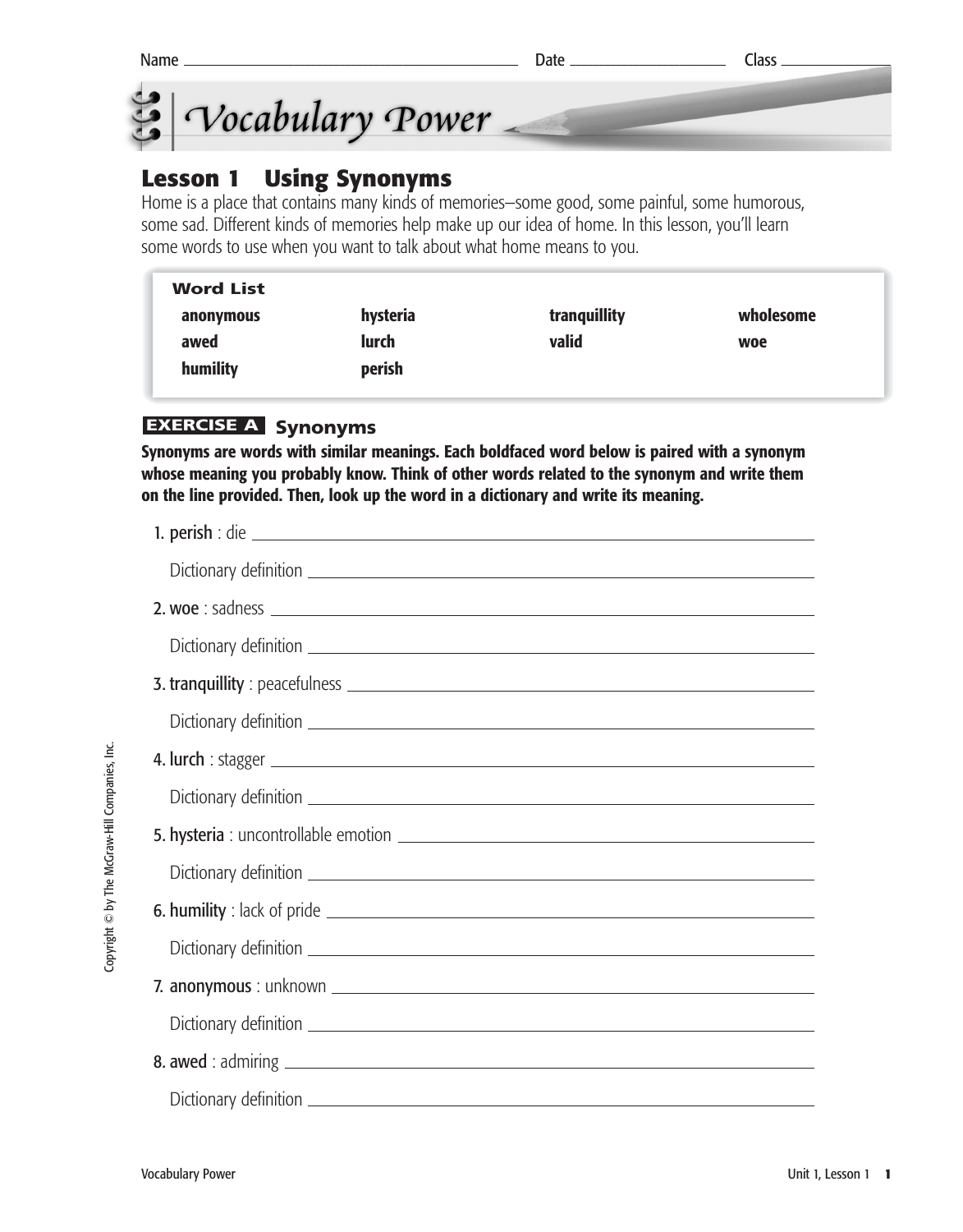Name ______________________ Date ______________ Class ____________

# Vocabulary Power

## Lesson 1 Using Synonyms

Home is a place that contains many kinds of memories–some good, some painful, some humorous, some sad. Different kinds of memories help make up our idea of home. In this lesson, you'll learn some words to use when you want to talk about what home means to you.

| Word List | | | |
|---|---|---|---|
| **anonymous** | **hysteria** | **tranquillity** | **wholesome** |
| **awed** | **lurch** | **valid** | **woe** |
| **humility** | **perish** | | |

### EXERCISE A Synonyms

**Synonyms are words with similar meanings. Each boldfaced word below is paired with a synonym whose meaning you probably know. Think of other words related to the synonym and write them on the line provided. Then, look up the word in a dictionary and write its meaning.**

1. **perish** : die ______________________

   Dictionary definition ______________________

2. **woe** : sadness ______________________

   Dictionary definition ______________________

3. **tranquillity** : peacefulness ______________________

   Dictionary definition ______________________

4. **lurch** : stagger ______________________

   Dictionary definition ______________________

5. **hysteria** : uncontrollable emotion ______________________

   Dictionary definition ______________________

6. **humility** : lack of pride ______________________

   Dictionary definition ______________________

7. **anonymous** : unknown ______________________

   Dictionary definition ______________________

8. **awed** : admiring ______________________

   Dictionary definition ______________________

Copyright © by The McGraw-Hill Companies, Inc.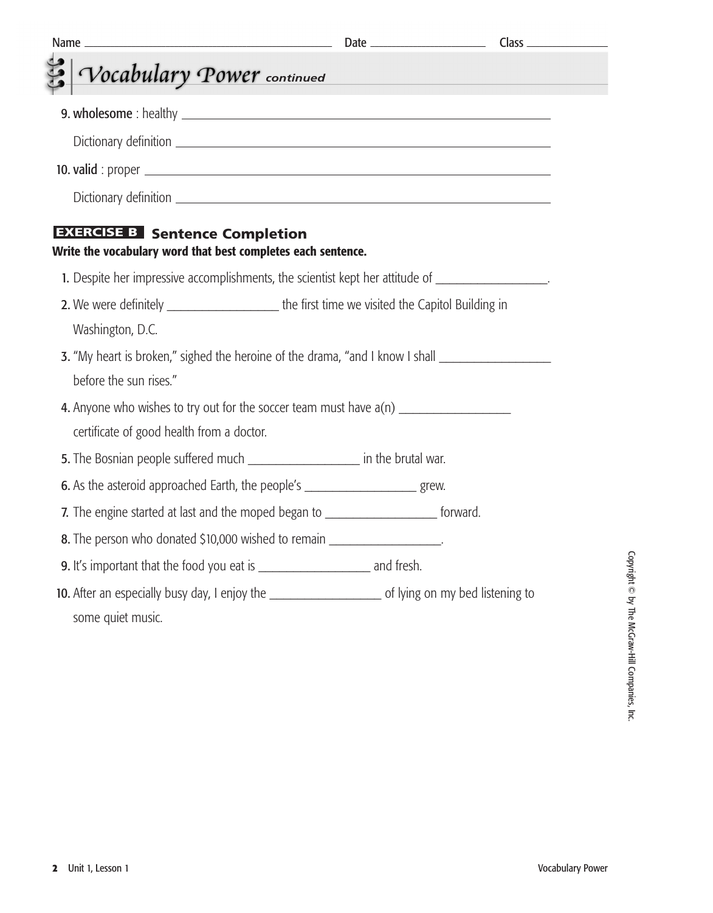Name ______________________ Date ______________ Class __________

## *Vocabulary Power continued*

9. **wholesome** : healthy ________________________________________

   Dictionary definition ________________________________________

10. **valid** : proper ________________________________________

   Dictionary definition ________________________________________

### EXERCISE B Sentence Completion

**Write the vocabulary word that best completes each sentence.**

1. Despite her impressive accomplishments, the scientist kept her attitude of ________________.
2. We were definitely ________________ the first time we visited the Capitol Building in Washington, D.C.
3. "My heart is broken," sighed the heroine of the drama, "and I know I shall ________________ before the sun rises."
4. Anyone who wishes to try out for the soccer team must have a(n) ________________ certificate of good health from a doctor.
5. The Bosnian people suffered much ________________ in the brutal war.
6. As the asteroid approached Earth, the people's ________________ grew.
7. The engine started at last and the moped began to ________________ forward.
8. The person who donated $10,000 wished to remain ________________.
9. It's important that the food you eat is ________________ and fresh.
10. After an especially busy day, I enjoy the ________________ of lying on my bed listening to some quiet music.

Copyright © by The McGraw-Hill Companies, Inc.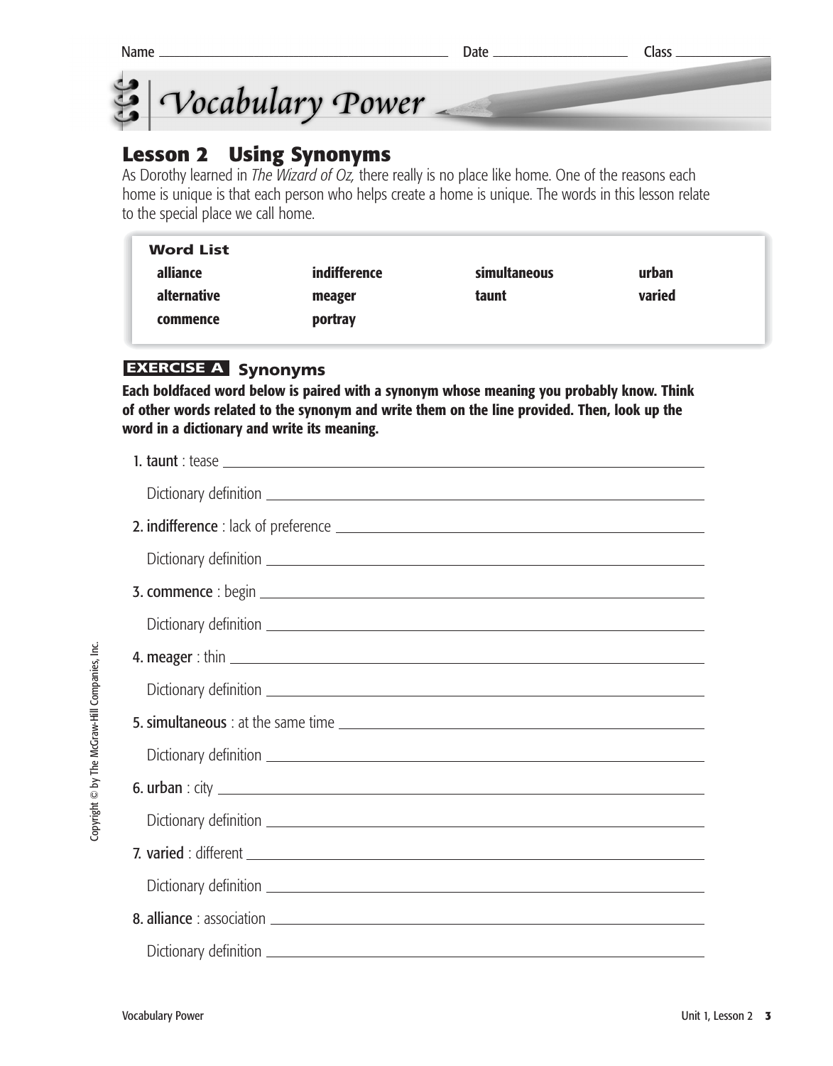Name ______________________ Date ______________ Class ____________

# Vocabulary Power

## Lesson 2 Using Synonyms

As Dorothy learned in *The Wizard of Oz,* there really is no place like home. One of the reasons each home is unique is that each person who helps create a home is unique. The words in this lesson relate to the special place we call home.

| Word List | | | |
|---|---|---|---|
| **alliance** | **indifference** | **simultaneous** | **urban** |
| **alternative** | **meager** | **taunt** | **varied** |
| **commence** | **portray** | | |

### EXERCISE A Synonyms

**Each boldfaced word below is paired with a synonym whose meaning you probably know. Think of other words related to the synonym and write them on the line provided. Then, look up the word in a dictionary and write its meaning.**

1. **taunt** : tease ______________________

   Dictionary definition ______________________

2. **indifference** : lack of preference ______________________

   Dictionary definition ______________________

3. **commence** : begin ______________________

   Dictionary definition ______________________

4. **meager** : thin ______________________

   Dictionary definition ______________________

5. **simultaneous** : at the same time ______________________

   Dictionary definition ______________________

6. **urban** : city ______________________

   Dictionary definition ______________________

7. **varied** : different ______________________

   Dictionary definition ______________________

8. **alliance** : association ______________________

   Dictionary definition ______________________

Copyright © by The McGraw-Hill Companies, Inc.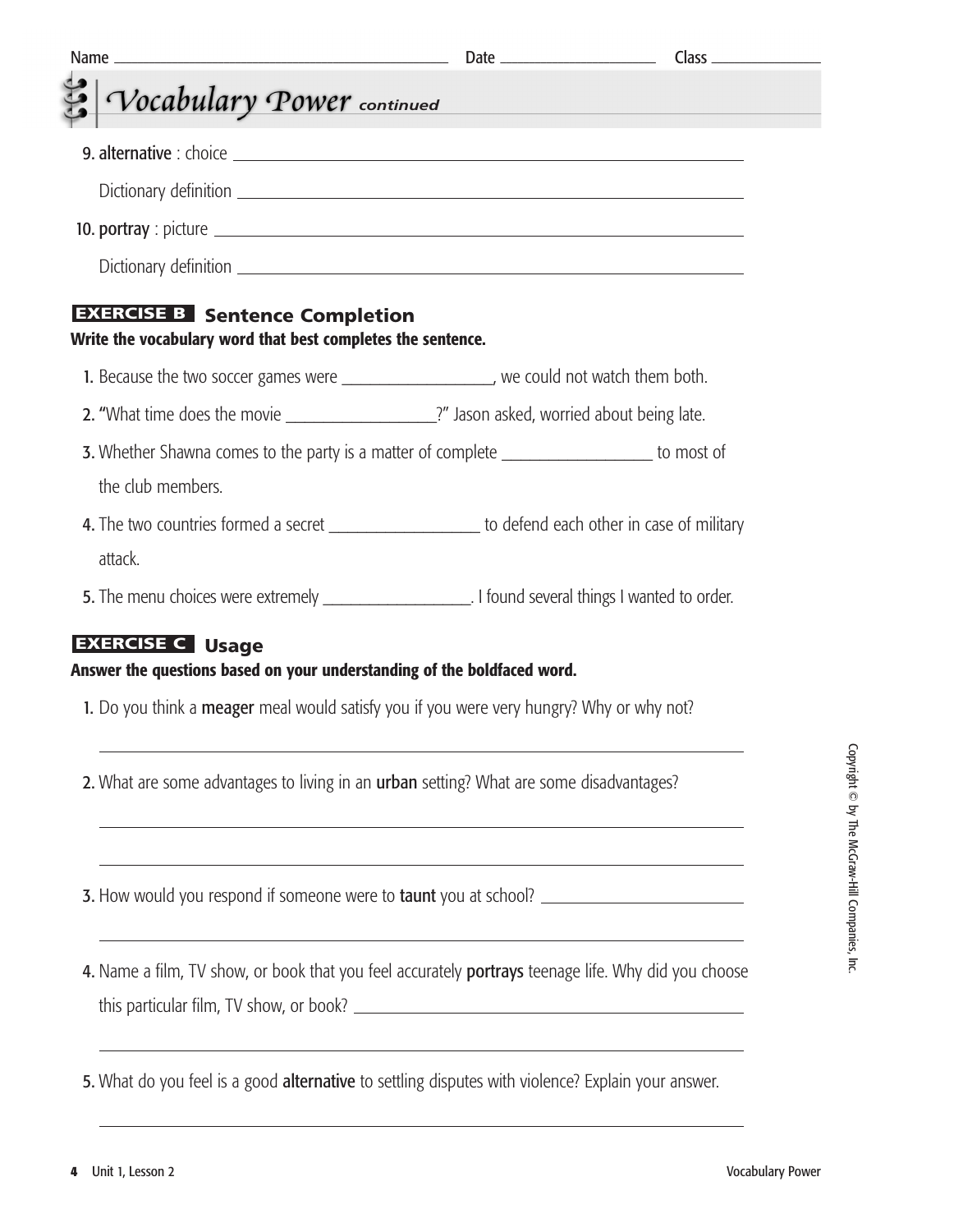Name ________________________ Date ____________ Class ________

## Vocabulary Power *continued*

9. **alternative** : choice ______________________________

   Dictionary definition ______________________________

10. **portray** : picture ______________________________

   Dictionary definition ______________________________

### EXERCISE B Sentence Completion

**Write the vocabulary word that best completes the sentence.**

1. Because the two soccer games were ________________, we could not watch them both.
2. "What time does the movie ________________?" Jason asked, worried about being late.
3. Whether Shawna comes to the party is a matter of complete ________________ to most of the club members.
4. The two countries formed a secret ________________ to defend each other in case of military attack.
5. The menu choices were extremely ________________. I found several things I wanted to order.

### EXERCISE C Usage

**Answer the questions based on your understanding of the boldfaced word.**

1. Do you think a **meager** meal would satisfy you if you were very hungry? Why or why not?

   ______________________________

2. What are some advantages to living in an **urban** setting? What are some disadvantages?

   ______________________________

   ______________________________

3. How would you respond if someone were to **taunt** you at school? ________________

   ______________________________

4. Name a film, TV show, or book that you feel accurately **portrays** teenage life. Why did you choose this particular film, TV show, or book? ________________

   ______________________________

5. What do you feel is a good **alternative** to settling disputes with violence? Explain your answer.

   ______________________________

Copyright © by The McGraw-Hill Companies, Inc.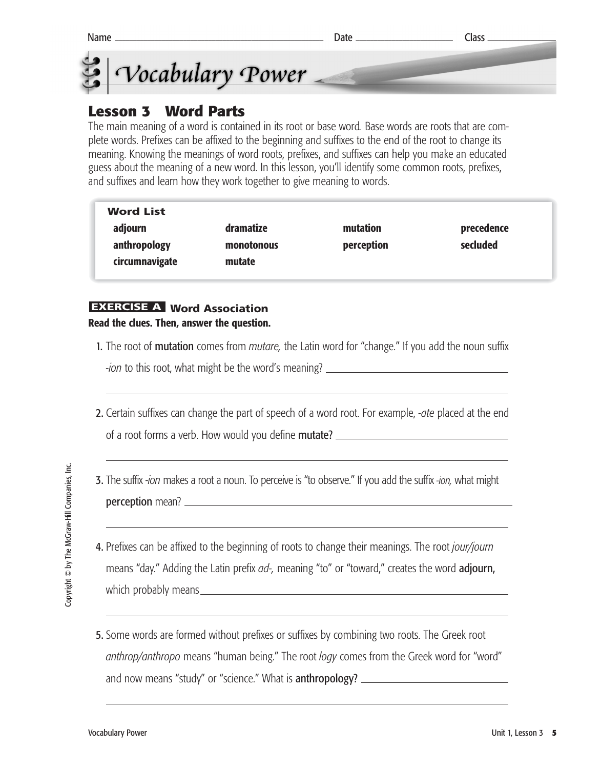Name ______________________ Date ______________ Class __________

# Vocabulary Power

## Lesson 3 Word Parts

The main meaning of a word is contained in its root or base word. Base words are roots that are complete words. Prefixes can be affixed to the beginning and suffixes to the end of the root to change its meaning. Knowing the meanings of word roots, prefixes, and suffixes can help you make an educated guess about the meaning of a new word. In this lesson, you'll identify some common roots, prefixes, and suffixes and learn how they work together to give meaning to words.

**Word List**

| | | | |
|---|---|---|---|
| **adjourn** | **dramatize** | **mutation** | **precedence** |
| **anthropology** | **monotonous** | **perception** | **secluded** |
| **circumnavigate** | **mutate** | | |

### EXERCISE A Word Association

**Read the clues. Then, answer the question.**

1. The root of **mutation** comes from *mutare,* the Latin word for "change." If you add the noun suffix *-ion* to this root, what might be the word's meaning? ______________________

______________________________________________

2. Certain suffixes can change the part of speech of a word root. For example, *-ate* placed at the end of a root forms a verb. How would you define **mutate?** ______________________

______________________________________________

3. The suffix *-ion* makes a root a noun. To perceive is "to observe." If you add the suffix *-ion,* what might **perception** mean? ______________________

______________________________________________

4. Prefixes can be affixed to the beginning of roots to change their meanings. The root *jour/journ* means "day." Adding the Latin prefix *ad-,* meaning "to" or "toward," creates the word **adjourn,** which probably means ______________________

______________________________________________

5. Some words are formed without prefixes or suffixes by combining two roots. The Greek root *anthrop/anthropo* means "human being." The root *logy* comes from the Greek word for "word" and now means "study" or "science." What is **anthropology?** ______________________

______________________________________________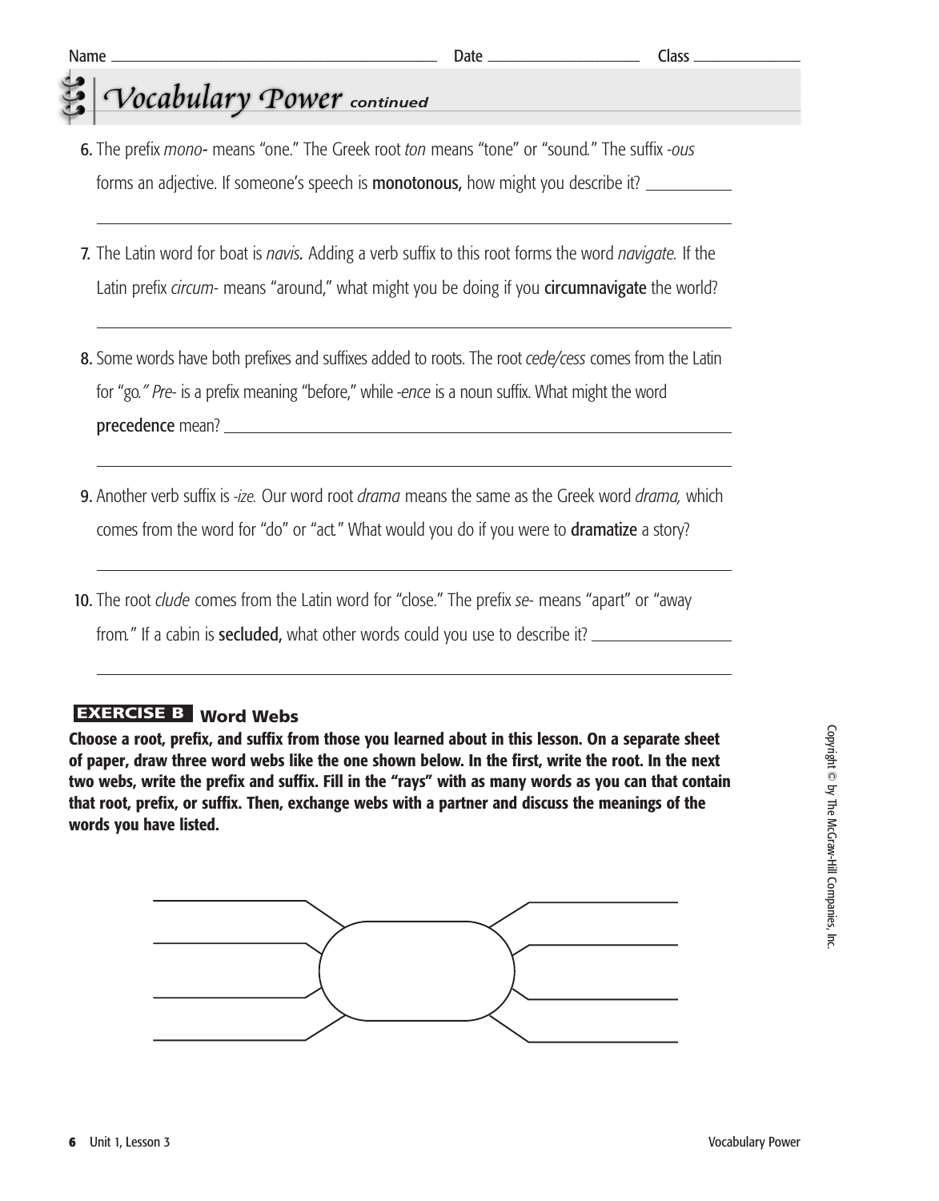Name ______________________ Date ______________ Class __________

## Vocabulary Power *continued*

6. The prefix *mono-* means "one." The Greek root *ton* means "tone" or "sound." The suffix *-ous* forms an adjective. If someone's speech is **monotonous,** how might you describe it? ____________

   ______________________________________________________________

7. The Latin word for boat is *navis.* Adding a verb suffix to this root forms the word *navigate.* If the Latin prefix *circum-* means "around," what might you be doing if you **circumnavigate** the world?

   ______________________________________________________________

8. Some words have both prefixes and suffixes added to roots. The root *cede/cess* comes from the Latin for "go." *Pre-* is a prefix meaning "before," while *-ence* is a noun suffix. What might the word **precedence** mean? ____________________________________________

   ______________________________________________________________

9. Another verb suffix is *-ize.* Our word root *drama* means the same as the Greek word *drama,* which comes from the word for "do" or "act." What would you do if you were to **dramatize** a story?

   ______________________________________________________________

10. The root *clude* comes from the Latin word for "close." The prefix *se-* means "apart" or "away from." If a cabin is **secluded,** what other words could you use to describe it? ____________

    ______________________________________________________________

### EXERCISE B Word Webs

**Choose a root, prefix, and suffix from those you learned about in this lesson. On a separate sheet of paper, draw three word webs like the one shown below. In the first, write the root. In the next two webs, write the prefix and suffix. Fill in the "rays" with as many words as you can that contain that root, prefix, or suffix. Then, exchange webs with a partner and discuss the meanings of the words you have listed.**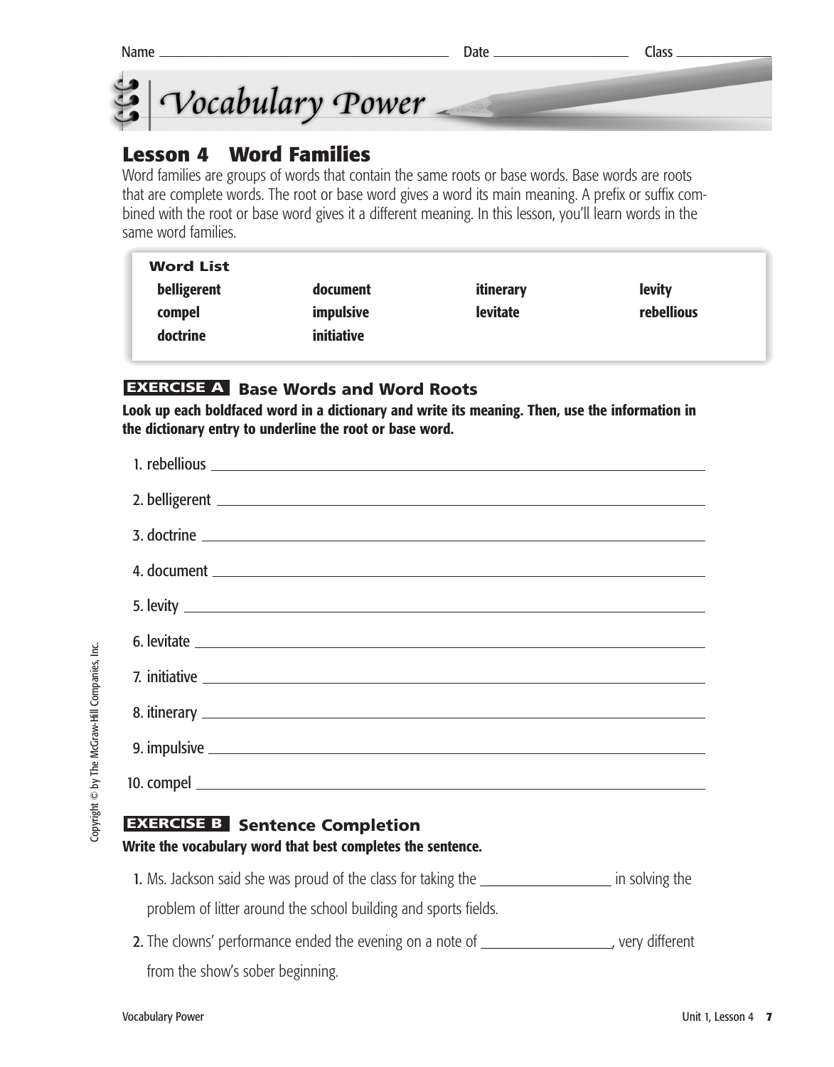Name ______________________ Date ____________ Class ________

# Vocabulary Power

## Lesson 4 Word Families

Word families are groups of words that contain the same roots or base words. Base words are roots that are complete words. The root or base word gives a word its main meaning. A prefix or suffix combined with the root or base word gives it a different meaning. In this lesson, you'll learn words in the same word families.

| Word List | | | |
|---|---|---|---|
| **belligerent** | **document** | **itinerary** | **levity** |
| **compel** | **impulsive** | **levitate** | **rebellious** |
| **doctrine** | **initiative** | | |

### EXERCISE A Base Words and Word Roots

**Look up each boldfaced word in a dictionary and write its meaning. Then, use the information in the dictionary entry to underline the root or base word.**

1. rebellious ________________________________
2. belligerent ________________________________
3. doctrine ________________________________
4. document ________________________________
5. levity ________________________________
6. levitate ________________________________
7. initiative ________________________________
8. itinerary ________________________________
9. impulsive ________________________________
10. compel ________________________________

### EXERCISE B Sentence Completion

**Write the vocabulary word that best completes the sentence.**

**1.** Ms. Jackson said she was proud of the class for taking the ______________ in solving the problem of litter around the school building and sports fields.

**2.** The clowns' performance ended the evening on a note of ______________, very different from the show's sober beginning.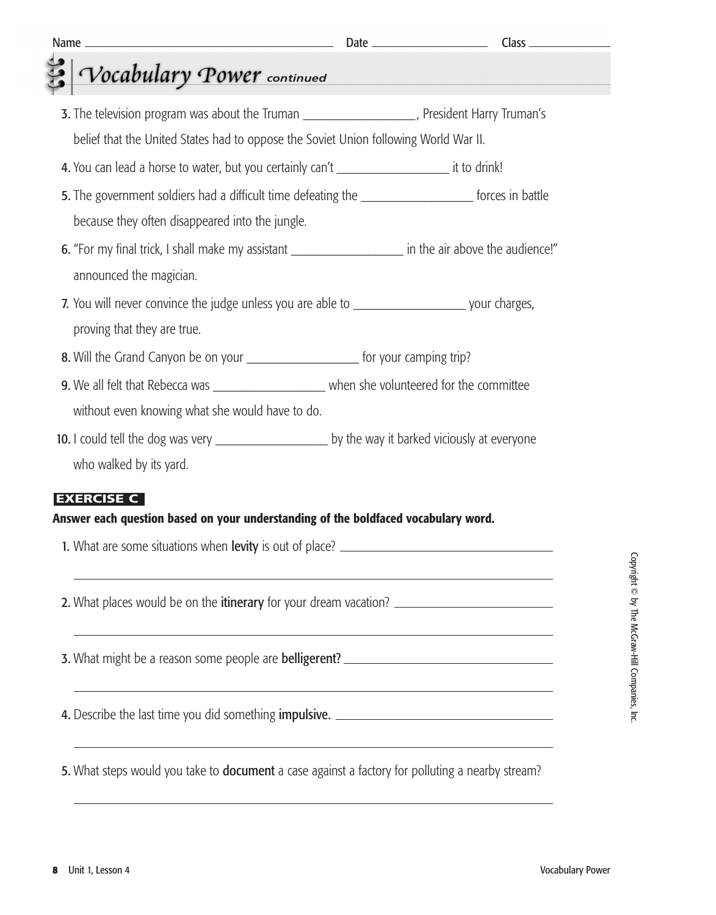Name _________________________ Date _______________ Class __________

# Vocabulary Power *continued*

3. The television program was about the Truman _________________, President Harry Truman's belief that the United States had to oppose the Soviet Union following World War II.
4. You can lead a horse to water, but you certainly can't _________________ it to drink!
5. The government soldiers had a difficult time defeating the _________________ forces in battle because they often disappeared into the jungle.
6. "For my final trick, I shall make my assistant _________________ in the air above the audience!" announced the magician.
7. You will never convince the judge unless you are able to _________________ your charges, proving that they are true.
8. Will the Grand Canyon be on your _________________ for your camping trip?
9. We all felt that Rebecca was _________________ when she volunteered for the committee without even knowing what she would have to do.
10. I could tell the dog was very _________________ by the way it barked viciously at everyone who walked by its yard.

## EXERCISE C

**Answer each question based on your understanding of the boldfaced vocabulary word.**

1. What are some situations when **levity** is out of place? _________________________________

_________________________________________________________________

2. What places would be on the **itinerary** for your dream vacation? _________________________

_________________________________________________________________

3. What might be a reason some people are **belligerent?** _______________________________

_________________________________________________________________

4. Describe the last time you did something **impulsive.** _______________________________

_________________________________________________________________

5. What steps would you take to **document** a case against a factory for polluting a nearby stream?

_________________________________________________________________

Copyright © by The McGraw-Hill Companies, Inc.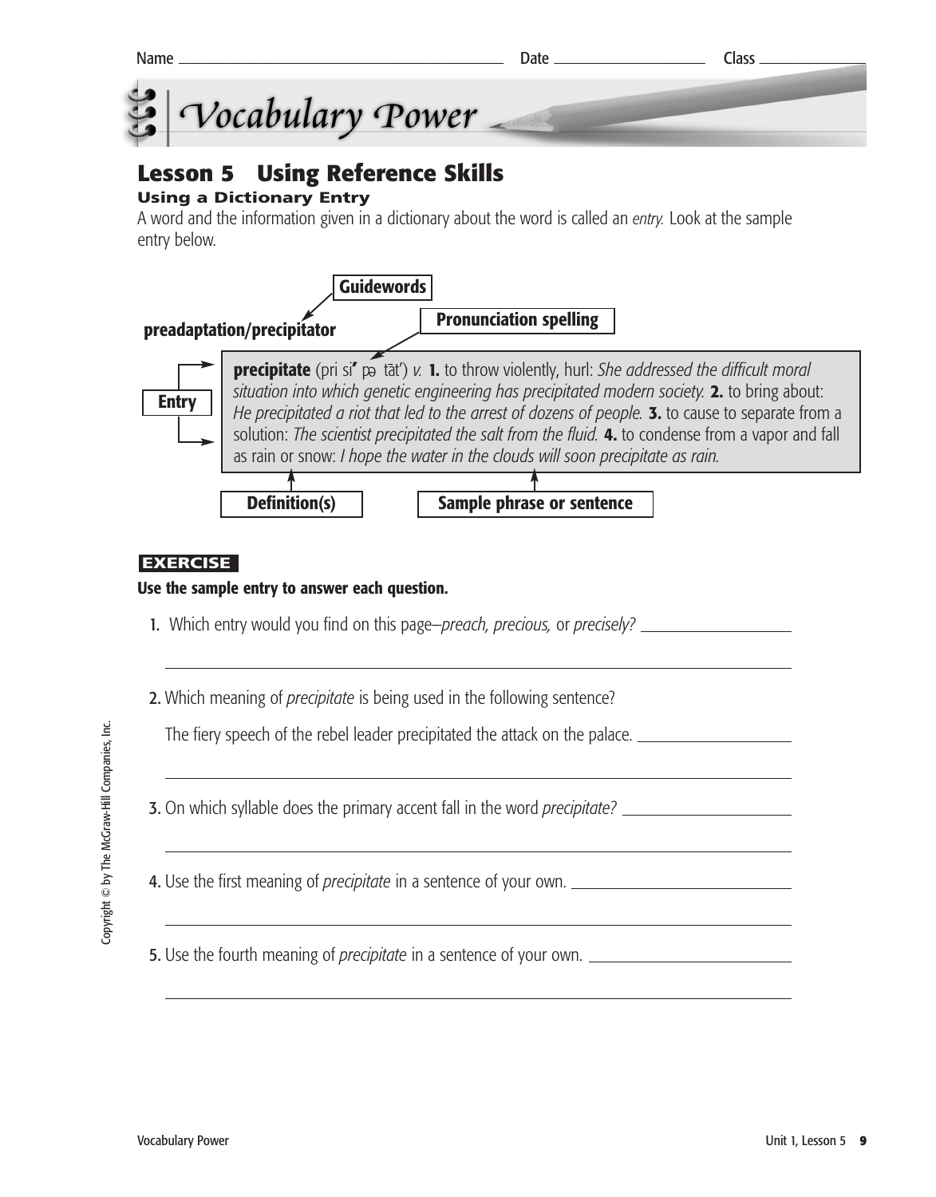Name ______________________ Date ______________ Class ____________

# Vocabulary Power

## Lesson 5 Using Reference Skills

### Using a Dictionary Entry

A word and the information given in a dictionary about the word is called an *entry.* Look at the sample entry below.

**Guidewords**

**preadaptation/precipitator**

**Pronunciation spelling**

**Entry**

> **precipitate** (pri siʹ pə tātʹ) *v.* **1.** to throw violently, hurl: *She addressed the difficult moral situation into which genetic engineering has precipitated modern society.* **2.** to bring about: *He precipitated a riot that led to the arrest of dozens of people.* **3.** to cause to separate from a solution: *The scientist precipitated the salt from the fluid.* **4.** to condense from a vapor and fall as rain or snow: *I hope the water in the clouds will soon precipitate as rain.*

**Definition(s)** **Sample phrase or sentence**

**EXERCISE**

**Use the sample entry to answer each question.**

1. Which entry would you find on this page–*preach, precious,* or *precisely?* ______________

   ______________________________________________

2. Which meaning of *precipitate* is being used in the following sentence?

   The fiery speech of the rebel leader precipitated the attack on the palace. ______________

   ______________________________________________

3. On which syllable does the primary accent fall in the word *precipitate?* ______________

   ______________________________________________

4. Use the first meaning of *precipitate* in a sentence of your own. ______________

   ______________________________________________

5. Use the fourth meaning of *precipitate* in a sentence of your own. ______________

   ______________________________________________

Copyright © by The McGraw-Hill Companies, Inc.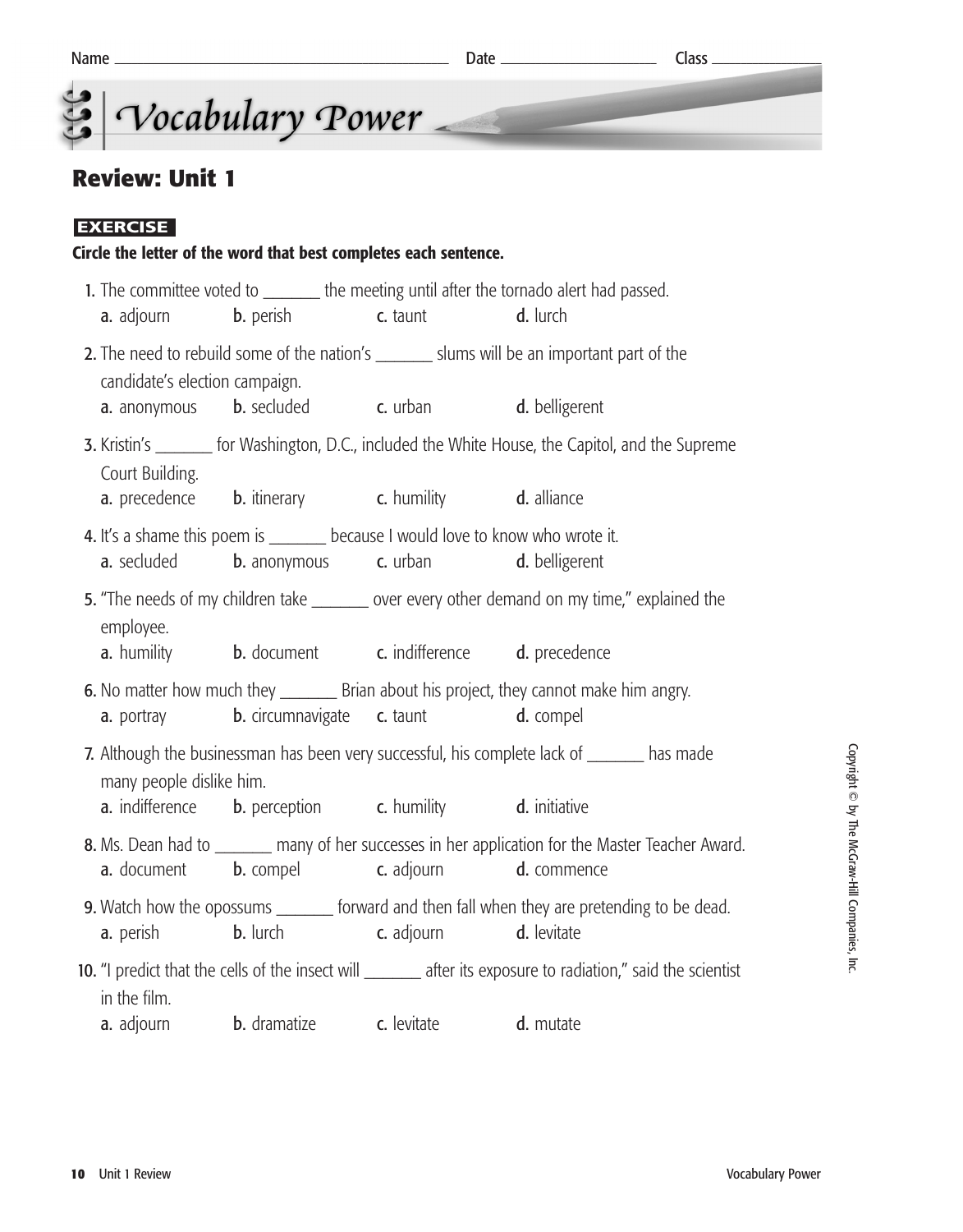Name ______________________ Date ______________ Class ___________

# Vocabulary Power

## Review: Unit 1

**EXERCISE**

**Circle the letter of the word that best completes each sentence.**

1. The committee voted to _______ the meeting until after the tornado alert had passed.
   **a.** adjourn **b.** perish **c.** taunt **d.** lurch

2. The need to rebuild some of the nation's _______ slums will be an important part of the candidate's election campaign.
   **a.** anonymous **b.** secluded **c.** urban **d.** belligerent

3. Kristin's _______ for Washington, D.C., included the White House, the Capitol, and the Supreme Court Building.
   **a.** precedence **b.** itinerary **c.** humility **d.** alliance

4. It's a shame this poem is _______ because I would love to know who wrote it.
   **a.** secluded **b.** anonymous **c.** urban **d.** belligerent

5. "The needs of my children take _______ over every other demand on my time," explained the employee.
   **a.** humility **b.** document **c.** indifference **d.** precedence

6. No matter how much they _______ Brian about his project, they cannot make him angry.
   **a.** portray **b.** circumnavigate **c.** taunt **d.** compel

7. Although the businessman has been very successful, his complete lack of _______ has made many people dislike him.
   **a.** indifference **b.** perception **c.** humility **d.** initiative

8. Ms. Dean had to _______ many of her successes in her application for the Master Teacher Award.
   **a.** document **b.** compel **c.** adjourn **d.** commence

9. Watch how the opossums _______ forward and then fall when they are pretending to be dead.
   **a.** perish **b.** lurch **c.** adjourn **d.** levitate

10. "I predict that the cells of the insect will _______ after its exposure to radiation," said the scientist in the film.
    **a.** adjourn **b.** dramatize **c.** levitate **d.** mutate

Copyright © by The McGraw-Hill Companies, Inc.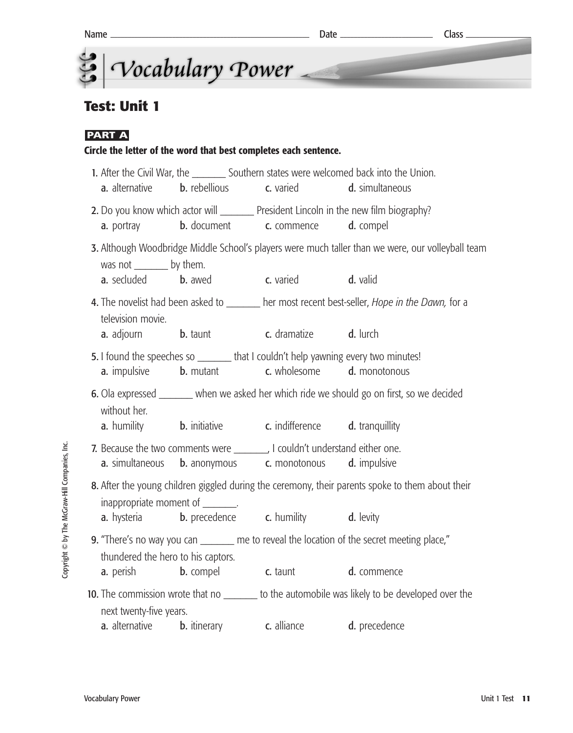Name _______________ Date _______________ Class _______________

# Vocabulary Power

## Test: Unit 1

**PART A**

**Circle the letter of the word that best completes each sentence.**

1. After the Civil War, the _______ Southern states were welcomed back into the Union.
   a. alternative  b. rebellious  c. varied  d. simultaneous

2. Do you know which actor will _______ President Lincoln in the new film biography?
   a. portray  b. document  c. commence  d. compel

3. Although Woodbridge Middle School's players were much taller than we were, our volleyball team was not _______ by them.
   a. secluded  b. awed  c. varied  d. valid

4. The novelist had been asked to _______ her most recent best-seller, *Hope in the Dawn,* for a television movie.
   a. adjourn  b. taunt  c. dramatize  d. lurch

5. I found the speeches so _______ that I couldn't help yawning every two minutes!
   a. impulsive  b. mutant  c. wholesome  d. monotonous

6. Ola expressed _______ when we asked her which ride we should go on first, so we decided without her.
   a. humility  b. initiative  c. indifference  d. tranquillity

7. Because the two comments were _______, I couldn't understand either one.
   a. simultaneous  b. anonymous  c. monotonous  d. impulsive

8. After the young children giggled during the ceremony, their parents spoke to them about their inappropriate moment of _______.
   a. hysteria  b. precedence  c. humility  d. levity

9. "There's no way you can _______ me to reveal the location of the secret meeting place," thundered the hero to his captors.
   a. perish  b. compel  c. taunt  d. commence

10. The commission wrote that no _______ to the automobile was likely to be developed over the next twenty-five years.
    a. alternative  b. itinerary  c. alliance  d. precedence

Copyright © by The McGraw-Hill Companies, Inc.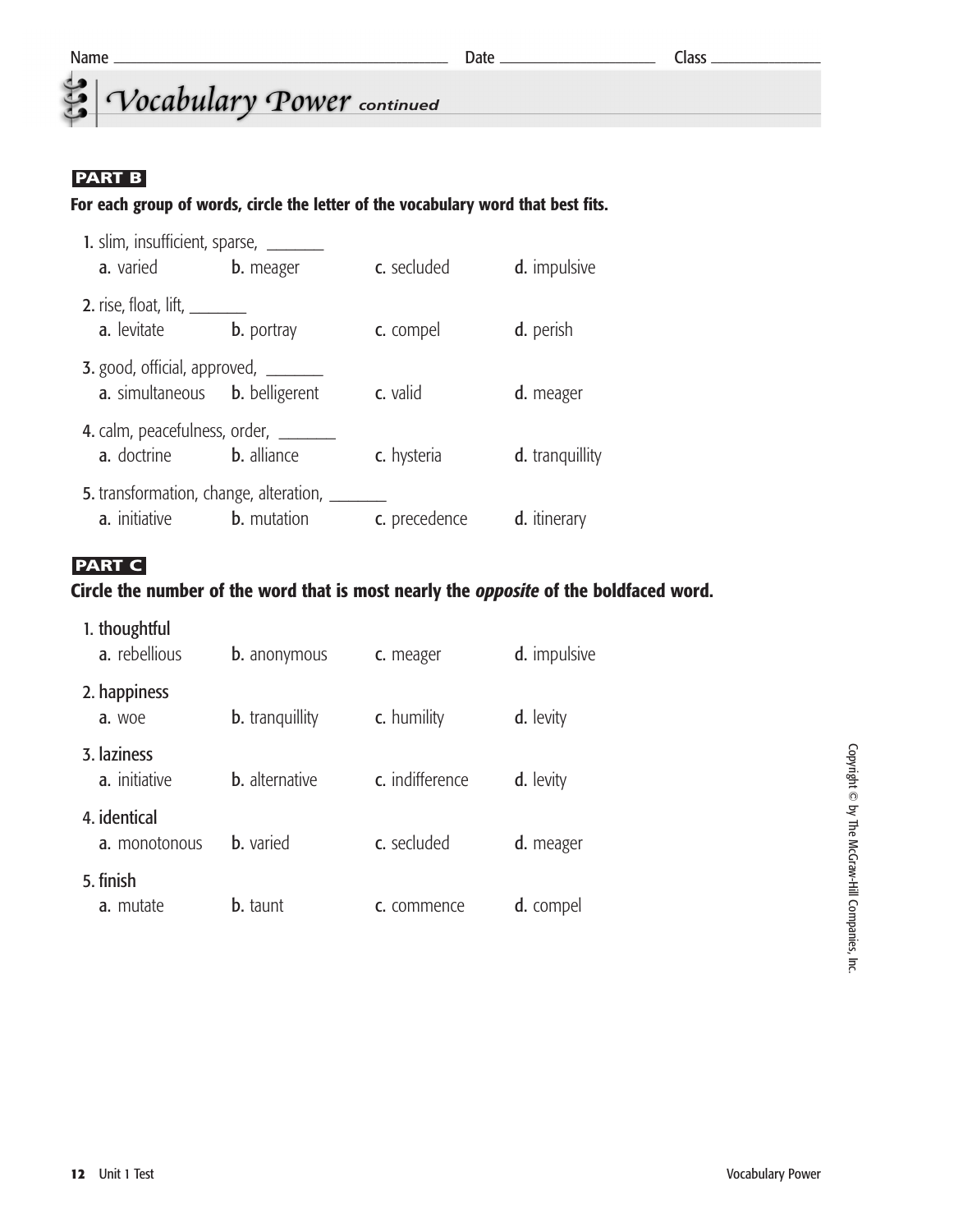Name ______________________ Date ______________ Class ___________

# Vocabulary Power *continued*

## PART B

**For each group of words, circle the letter of the vocabulary word that best fits.**

1. slim, insufficient, sparse, _______
   a. varied  b. meager  c. secluded  d. impulsive

2. rise, float, lift, _______
   a. levitate  b. portray  c. compel  d. perish

3. good, official, approved, _______
   a. simultaneous  b. belligerent  c. valid  d. meager

4. calm, peacefulness, order, _______
   a. doctrine  b. alliance  c. hysteria  d. tranquillity

5. transformation, change, alteration, _______
   a. initiative  b. mutation  c. precedence  d. itinerary

## PART C

**Circle the number of the word that is most nearly the *opposite* of the boldfaced word.**

1. **thoughtful**
   a. rebellious  b. anonymous  c. meager  d. impulsive

2. **happiness**
   a. woe  b. tranquillity  c. humility  d. levity

3. **laziness**
   a. initiative  b. alternative  c. indifference  d. levity

4. **identical**
   a. monotonous  b. varied  c. secluded  d. meager

5. **finish**
   a. mutate  b. taunt  c. commence  d. compel

Copyright © by The McGraw-Hill Companies, Inc.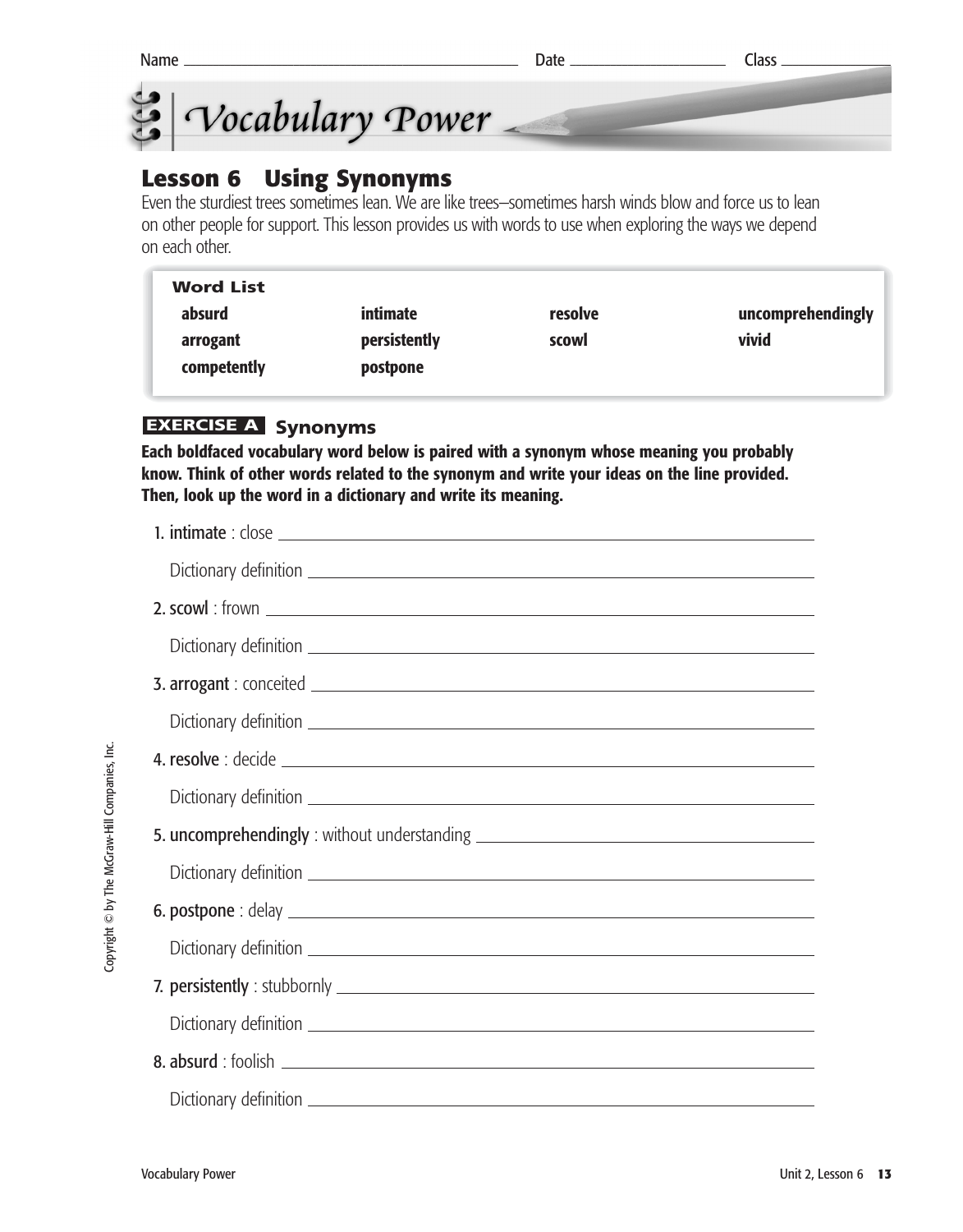Name ______________________ Date ______________ Class __________

# Vocabulary Power

## Lesson 6 Using Synonyms

Even the sturdiest trees sometimes lean. We are like trees–sometimes harsh winds blow and force us to lean on other people for support. This lesson provides us with words to use when exploring the ways we depend on each other.

| Word List | | | |
|---|---|---|---|
| **absurd** | **intimate** | **resolve** | **uncomprehendingly** |
| **arrogant** | **persistently** | **scowl** | **vivid** |
| **competently** | **postpone** | | |

### EXERCISE A Synonyms

**Each boldfaced vocabulary word below is paired with a synonym whose meaning you probably know. Think of other words related to the synonym and write your ideas on the line provided. Then, look up the word in a dictionary and write its meaning.**

1. **intimate** : close ______________________________

   Dictionary definition ______________________________

2. **scowl** : frown ______________________________

   Dictionary definition ______________________________

3. **arrogant** : conceited ______________________________

   Dictionary definition ______________________________

4. **resolve** : decide ______________________________

   Dictionary definition ______________________________

5. **uncomprehendingly** : without understanding ______________________________

   Dictionary definition ______________________________

6. **postpone** : delay ______________________________

   Dictionary definition ______________________________

7. **persistently** : stubbornly ______________________________

   Dictionary definition ______________________________

8. **absurd** : foolish ______________________________

   Dictionary definition ______________________________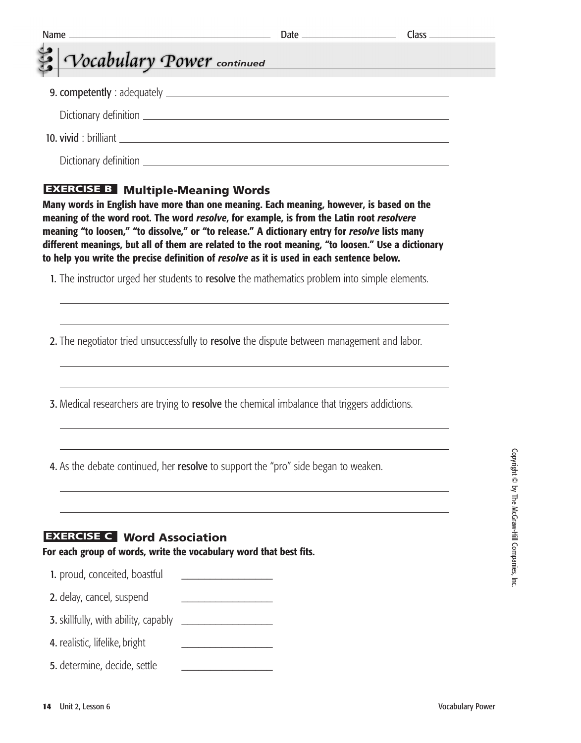Name ______________________ Date ______________ Class ____________

## Vocabulary Power *continued*

9. **competently** : adequately ______________________________

   Dictionary definition ______________________________

10. **vivid** : brilliant ______________________________

   Dictionary definition ______________________________

### EXERCISE B Multiple-Meaning Words

**Many words in English have more than one meaning. Each meaning, however, is based on the meaning of the word root. The word *resolve*, for example, is from the Latin root *resolvere* meaning "to loosen," "to dissolve," or "to release." A dictionary entry for *resolve* lists many different meanings, but all of them are related to the root meaning, "to loosen." Use a dictionary to help you write the precise definition of *resolve* as it is used in each sentence below.**

1. The instructor urged her students to **resolve** the mathematics problem into simple elements.

   ______________________________

   ______________________________

2. The negotiator tried unsuccessfully to **resolve** the dispute between management and labor.

   ______________________________

   ______________________________

3. Medical researchers are trying to **resolve** the chemical imbalance that triggers addictions.

   ______________________________

   ______________________________

4. As the debate continued, her **resolve** to support the "pro" side began to weaken.

   ______________________________

   ______________________________

### EXERCISE C Word Association

**For each group of words, write the vocabulary word that best fits.**

1. proud, conceited, boastful ____________
2. delay, cancel, suspend ____________
3. skillfully, with ability, capably ____________
4. realistic, lifelike, bright ____________
5. determine, decide, settle ____________

Copyright © by The McGraw-Hill Companies, Inc.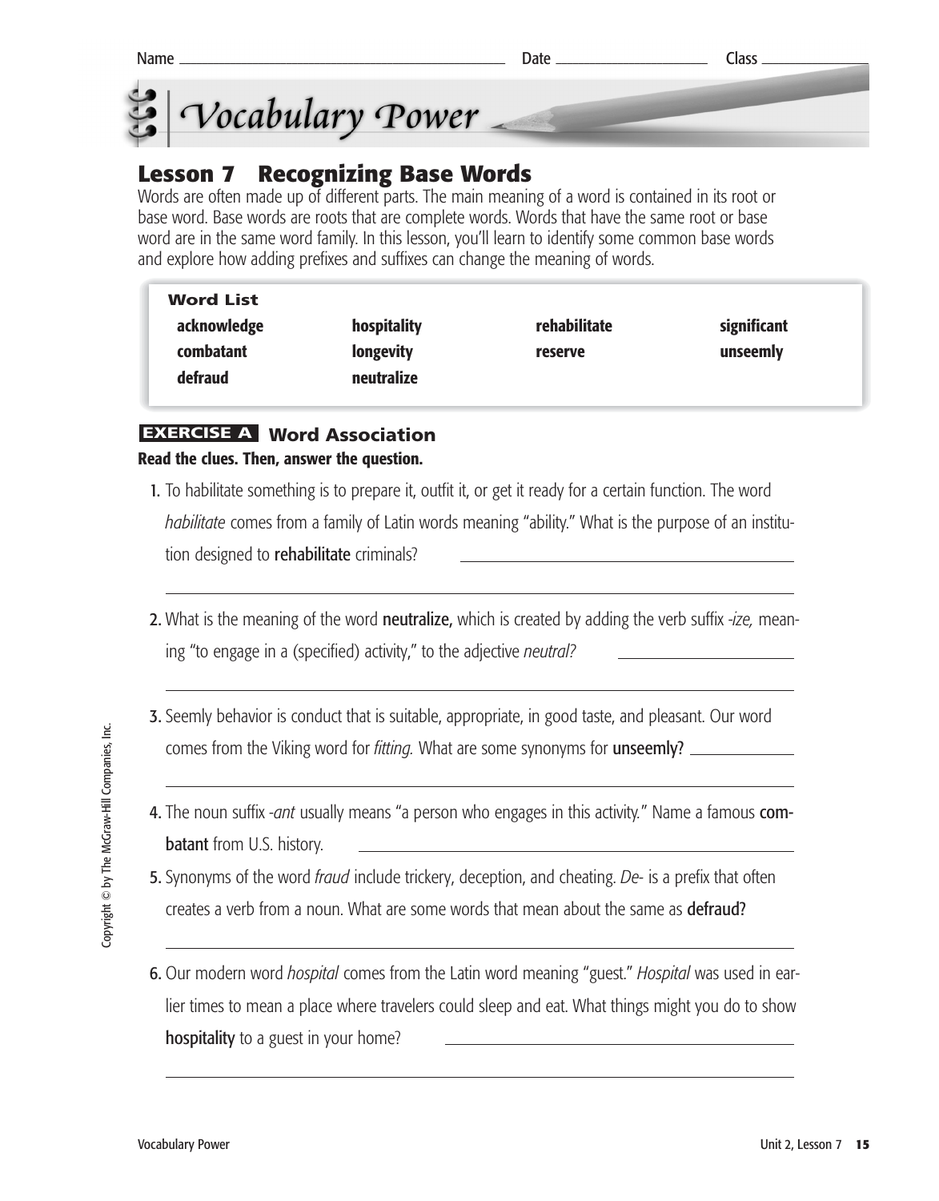Name ______________________ Date ______________ Class ____________

# Vocabulary Power

## Lesson 7 Recognizing Base Words

Words are often made up of different parts. The main meaning of a word is contained in its root or base word. Base words are roots that are complete words. Words that have the same root or base word are in the same word family. In this lesson, you'll learn to identify some common base words and explore how adding prefixes and suffixes can change the meaning of words.

**Word List**

| | | | |
|---|---|---|---|
| **acknowledge** | **hospitality** | **rehabilitate** | **significant** |
| **combatant** | **longevity** | **reserve** | **unseemly** |
| **defraud** | **neutralize** | | |

### EXERCISE A Word Association

**Read the clues. Then, answer the question.**

1. To habilitate something is to prepare it, outfit it, or get it ready for a certain function. The word *habilitate* comes from a family of Latin words meaning "ability." What is the purpose of an institution designed to **rehabilitate** criminals? ______________________

   ______________________________________________

2. What is the meaning of the word **neutralize,** which is created by adding the verb suffix *-ize,* meaning "to engage in a (specified) activity," to the adjective *neutral?* ______________

   ______________________________________________

3. Seemly behavior is conduct that is suitable, appropriate, in good taste, and pleasant. Our word comes from the Viking word for *fitting.* What are some synonyms for **unseemly?** ____________

   ______________________________________________

4. The noun suffix *-ant* usually means "a person who engages in this activity." Name a famous **combatant** from U.S. history. ______________________

5. Synonyms of the word *fraud* include trickery, deception, and cheating. *De-* is a prefix that often creates a verb from a noun. What are some words that mean about the same as **defraud?**

   ______________________________________________

6. Our modern word *hospital* comes from the Latin word meaning "guest." *Hospital* was used in earlier times to mean a place where travelers could sleep and eat. What things might you do to show **hospitality** to a guest in your home? ______________________

   ______________________________________________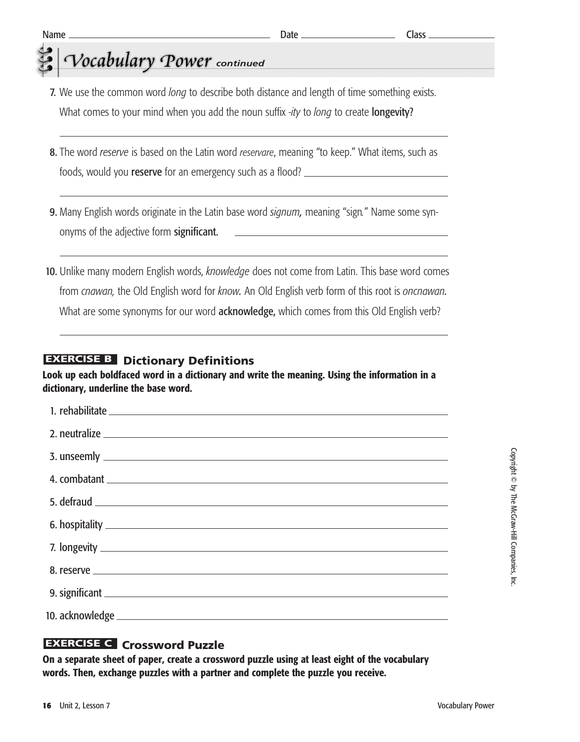Name ______________________ Date ______________ Class __________

## *Vocabulary Power continued*

7. We use the common word *long* to describe both distance and length of time something exists. What comes to your mind when you add the noun suffix *-ity* to *long* to create **longevity?**

_______________________________________________

8. The word *reserve* is based on the Latin word *reservare*, meaning "to keep." What items, such as foods, would you **reserve** for an emergency such as a flood? ______________________

_______________________________________________

9. Many English words originate in the Latin base word *signum,* meaning "sign." Name some synonyms of the adjective form **significant.** ______________________

_______________________________________________

10. Unlike many modern English words, *knowledge* does not come from Latin. This base word comes from *cnawan,* the Old English word for *know.* An Old English verb form of this root is *oncnawan.* What are some synonyms for our word **acknowledge,** which comes from this Old English verb?

_______________________________________________

### EXERCISE B Dictionary Definitions

**Look up each boldfaced word in a dictionary and write the meaning. Using the information in a dictionary, underline the base word.**

1. rehabilitate ______________________________
2. neutralize ______________________________
3. unseemly ______________________________
4. combatant ______________________________
5. defraud ______________________________
6. hospitality ______________________________
7. longevity ______________________________
8. reserve ______________________________
9. significant ______________________________
10. acknowledge ______________________________

### EXERCISE C Crossword Puzzle

**On a separate sheet of paper, create a crossword puzzle using at least eight of the vocabulary words. Then, exchange puzzles with a partner and complete the puzzle you receive.**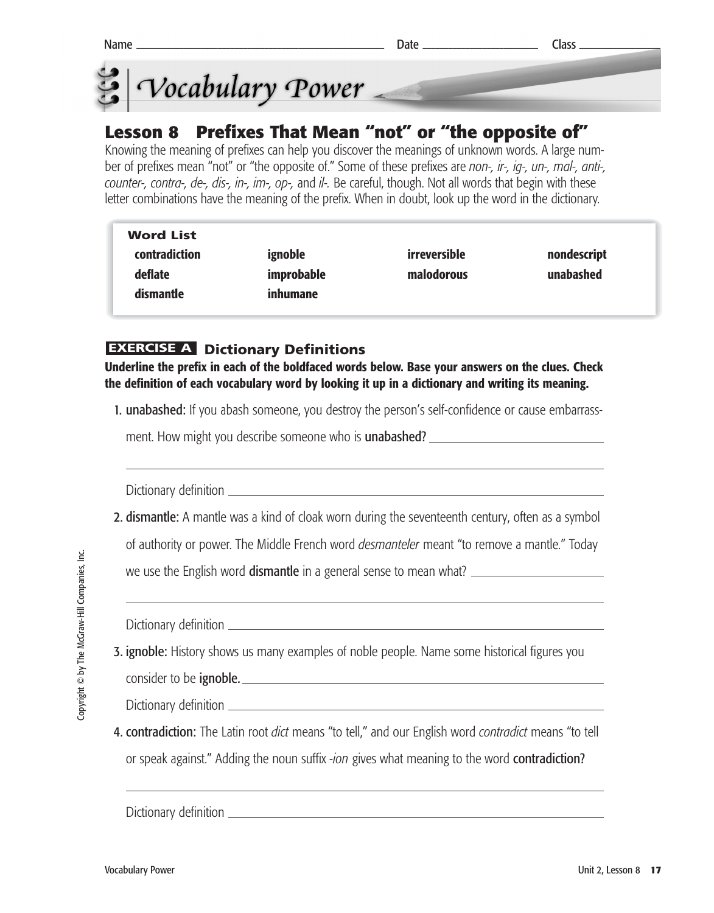Name ______________________ Date ______________ Class ____________

# Vocabulary Power

## Lesson 8 Prefixes That Mean "not" or "the opposite of"

Knowing the meaning of prefixes can help you discover the meanings of unknown words. A large number of prefixes mean "not" or "the opposite of." Some of these prefixes are *non-, ir-, ig-, un-, mal-, anti-, counter-, contra-, de-, dis-, in-, im-, op-,* and *il-.* Be careful, though. Not all words that begin with these letter combinations have the meaning of the prefix. When in doubt, look up the word in the dictionary.

**Word List**

| | | | |
|---|---|---|---|
| **contradiction** | **ignoble** | **irreversible** | **nondescript** |
| **deflate** | **improbable** | **malodorous** | **unabashed** |
| **dismantle** | **inhumane** | | |

### EXERCISE A Dictionary Definitions

**Underline the prefix in each of the boldfaced words below. Base your answers on the clues. Check the definition of each vocabulary word by looking it up in a dictionary and writing its meaning.**

1. **unabashed:** If you abash someone, you destroy the person's self-confidence or cause embarrassment. How might you describe someone who is **unabashed?** ______________________

   ______________________________________________

   Dictionary definition ______________________________________________

2. **dismantle:** A mantle was a kind of cloak worn during the seventeenth century, often as a symbol of authority or power. The Middle French word *desmanteler* meant "to remove a mantle." Today we use the English word **dismantle** in a general sense to mean what? ______________________

   ______________________________________________

   Dictionary definition ______________________________________________

3. **ignoble:** History shows us many examples of noble people. Name some historical figures you consider to be **ignoble.** ______________________________________________

   Dictionary definition ______________________________________________

4. **contradiction:** The Latin root *dict* means "to tell," and our English word *contradict* means "to tell or speak against." Adding the noun suffix *-ion* gives what meaning to the word **contradiction?**

   ______________________________________________

   Dictionary definition ______________________________________________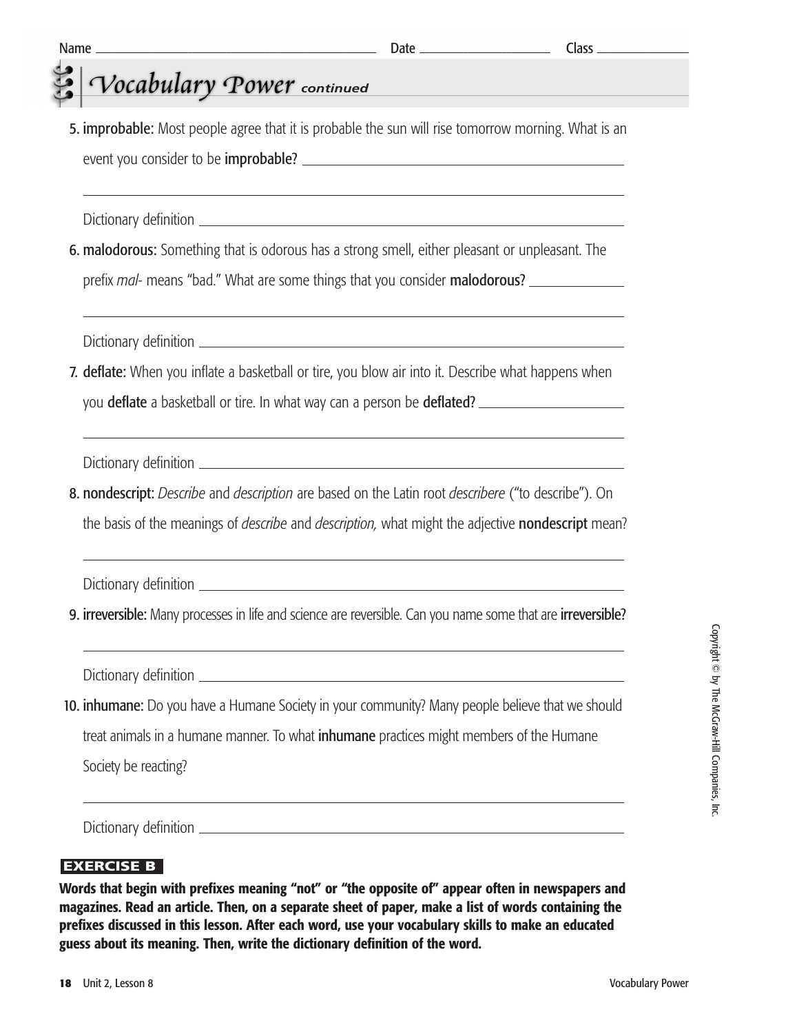Name ______________________ Date ______________ Class ________

# Vocabulary Power *continued*

5. **improbable:** Most people agree that it is probable the sun will rise tomorrow morning. What is an event you consider to be **improbable?** ______________________

   ______________________________________________

   Dictionary definition ______________________

6. **malodorous:** Something that is odorous has a strong smell, either pleasant or unpleasant. The prefix *mal-* means "bad." What are some things that you consider **malodorous?** ______________

   ______________________________________________

   Dictionary definition ______________________

7. **deflate:** When you inflate a basketball or tire, you blow air into it. Describe what happens when you **deflate** a basketball or tire. In what way can a person be **deflated?** ______________

   ______________________________________________

   Dictionary definition ______________________

8. **nondescript:** *Describe* and *description* are based on the Latin root *describere* ("to describe"). On the basis of the meanings of *describe* and *description,* what might the adjective **nondescript** mean?

   ______________________________________________

   Dictionary definition ______________________

9. **irreversible:** Many processes in life and science are reversible. Can you name some that are **irreversible?**

   ______________________________________________

   Dictionary definition ______________________

10. **inhumane:** Do you have a Humane Society in your community? Many people believe that we should treat animals in a humane manner. To what **inhumane** practices might members of the Humane Society be reacting?

    ______________________________________________

    Dictionary definition ______________________

## EXERCISE B

**Words that begin with prefixes meaning "not" or "the opposite of" appear often in newspapers and magazines. Read an article. Then, on a separate sheet of paper, make a list of words containing the prefixes discussed in this lesson. After each word, use your vocabulary skills to make an educated guess about its meaning. Then, write the dictionary definition of the word.**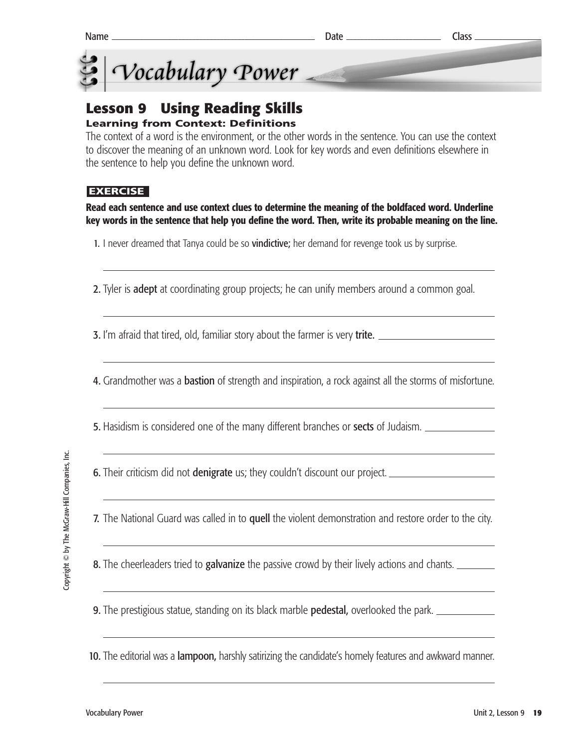Name ______________________________ Date ________________ Class ____________

# Vocabulary Power

## Lesson 9 Using Reading Skills

### Learning from Context: Definitions

The context of a word is the environment, or the other words in the sentence. You can use the context to discover the meaning of an unknown word. Look for key words and even definitions elsewhere in the sentence to help you define the unknown word.

**EXERCISE**

**Read each sentence and use context clues to determine the meaning of the boldfaced word. Underline key words in the sentence that help you define the word. Then, write its probable meaning on the line.**

1. I never dreamed that Tanya could be so **vindictive;** her demand for revenge took us by surprise.

   ____________________________________________

2. Tyler is **adept** at coordinating group projects; he can unify members around a common goal.

   ____________________________________________

3. I'm afraid that tired, old, familiar story about the farmer is very **trite.** ________________

   ____________________________________________

4. Grandmother was a **bastion** of strength and inspiration, a rock against all the storms of misfortune.

   ____________________________________________

5. Hasidism is considered one of the many different branches or **sects** of Judaism. ____________

   ____________________________________________

6. Their criticism did not **denigrate** us; they couldn't discount our project. ________________

   ____________________________________________

7. The National Guard was called in to **quell** the violent demonstration and restore order to the city.

   ____________________________________________

8. The cheerleaders tried to **galvanize** the passive crowd by their lively actions and chants. ________

   ____________________________________________

9. The prestigious statue, standing on its black marble **pedestal,** overlooked the park. ___________

   ____________________________________________

10. The editorial was a **lampoon,** harshly satirizing the candidate's homely features and awkward manner.

    ____________________________________________

Copyright © by The McGraw-Hill Companies, Inc.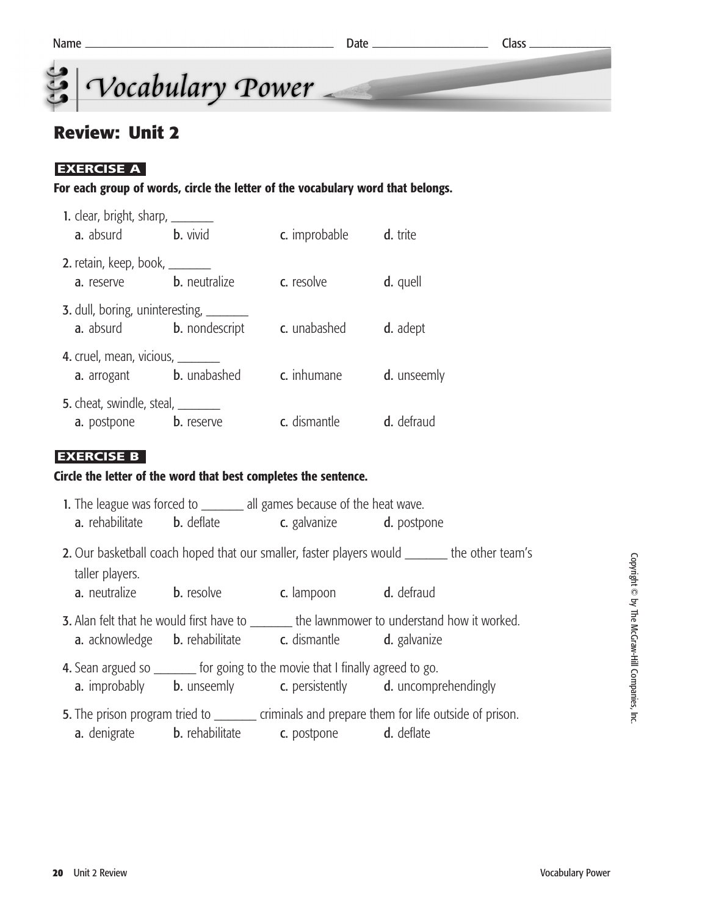Name ______________________________ Date ______________ Class __________

# Vocabulary Power

## Review: Unit 2

### EXERCISE A

**For each group of words, circle the letter of the vocabulary word that belongs.**

1. clear, bright, sharp, _______
   **a.** absurd **b.** vivid **c.** improbable **d.** trite

2. retain, keep, book, _______
   **a.** reserve **b.** neutralize **c.** resolve **d.** quell

3. dull, boring, uninteresting, _______
   **a.** absurd **b.** nondescript **c.** unabashed **d.** adept

4. cruel, mean, vicious, _______
   **a.** arrogant **b.** unabashed **c.** inhumane **d.** unseemly

5. cheat, swindle, steal, _______
   **a.** postpone **b.** reserve **c.** dismantle **d.** defraud

### EXERCISE B

**Circle the letter of the word that best completes the sentence.**

1. The league was forced to _______ all games because of the heat wave.
   **a.** rehabilitate **b.** deflate **c.** galvanize **d.** postpone

2. Our basketball coach hoped that our smaller, faster players would _______ the other team's taller players.
   **a.** neutralize **b.** resolve **c.** lampoon **d.** defraud

3. Alan felt that he would first have to _______ the lawnmower to understand how it worked.
   **a.** acknowledge **b.** rehabilitate **c.** dismantle **d.** galvanize

4. Sean argued so _______ for going to the movie that I finally agreed to go.
   **a.** improbably **b.** unseemly **c.** persistently **d.** uncomprehendingly

5. The prison program tried to _______ criminals and prepare them for life outside of prison.
   **a.** denigrate **b.** rehabilitate **c.** postpone **d.** deflate

Copyright © by The McGraw-Hill Companies, Inc.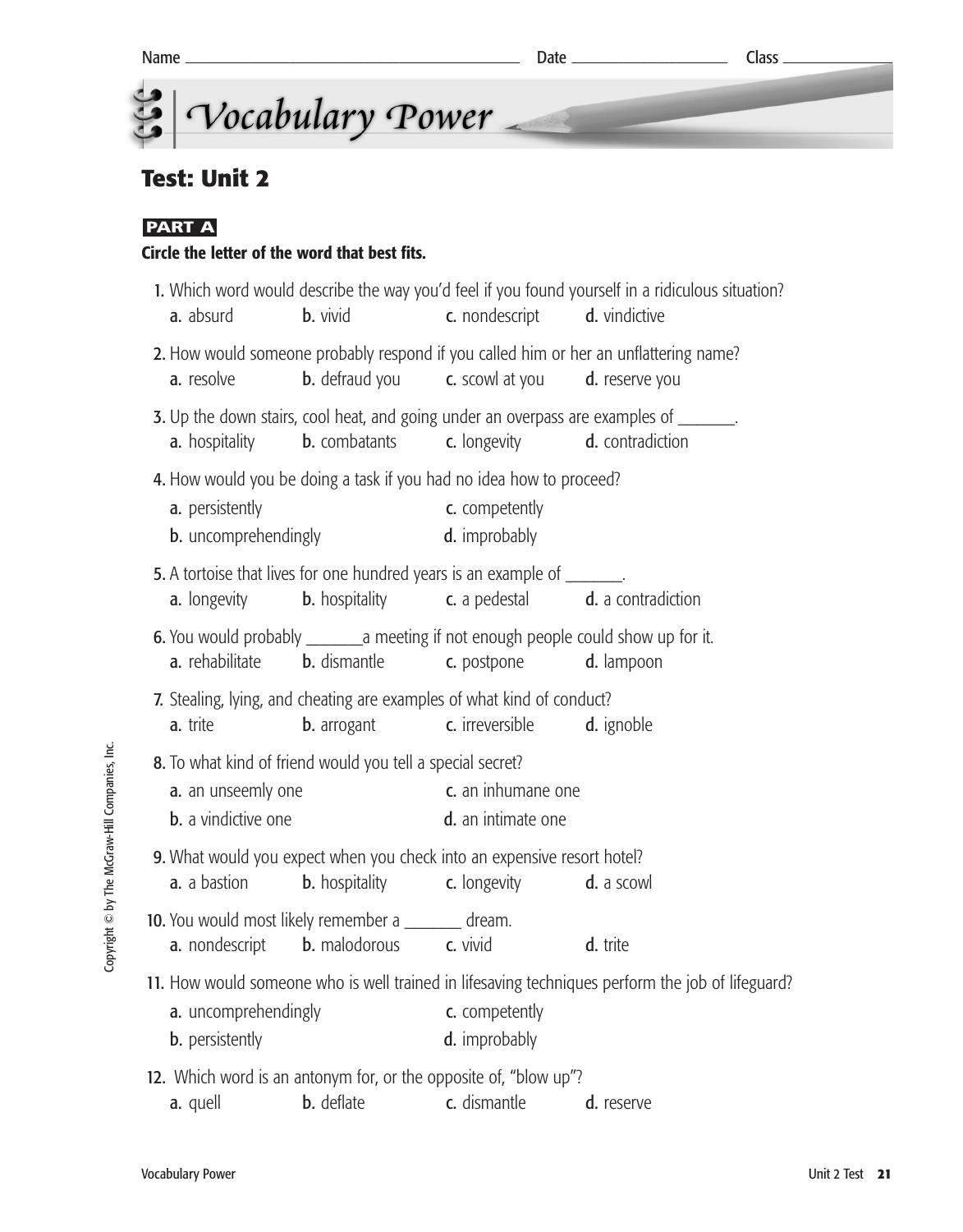Name ______________________ Date ____________ Class ________

# Vocabulary Power

## Test: Unit 2

**PART A**

**Circle the letter of the word that best fits.**

1. Which word would describe the way you'd feel if you found yourself in a ridiculous situation?
   a. absurd  b. vivid  c. nondescript  d. vindictive

2. How would someone probably respond if you called him or her an unflattering name?
   a. resolve  b. defraud you  c. scowl at you  d. reserve you

3. Up the down stairs, cool heat, and going under an overpass are examples of _______.
   a. hospitality  b. combatants  c. longevity  d. contradiction

4. How would you be doing a task if you had no idea how to proceed?
   a. persistently  
   b. uncomprehendingly  
   c. competently  
   d. improbably

5. A tortoise that lives for one hundred years is an example of _______.
   a. longevity  b. hospitality  c. a pedestal  d. a contradiction

6. You would probably _______a meeting if not enough people could show up for it.
   a. rehabilitate  b. dismantle  c. postpone  d. lampoon

7. Stealing, lying, and cheating are examples of what kind of conduct?
   a. trite  b. arrogant  c. irreversible  d. ignoble

8. To what kind of friend would you tell a special secret?
   a. an unseemly one  
   b. a vindictive one  
   c. an inhumane one  
   d. an intimate one

9. What would you expect when you check into an expensive resort hotel?
   a. a bastion  b. hospitality  c. longevity  d. a scowl

10. You would most likely remember a _______ dream.
    a. nondescript  b. malodorous  c. vivid  d. trite

11. How would someone who is well trained in lifesaving techniques perform the job of lifeguard?
    a. uncomprehendingly  
    b. persistently  
    c. competently  
    d. improbably

12. Which word is an antonym for, or the opposite of, "blow up"?
    a. quell  b. deflate  c. dismantle  d. reserve

Copyright © by The McGraw-Hill Companies, Inc.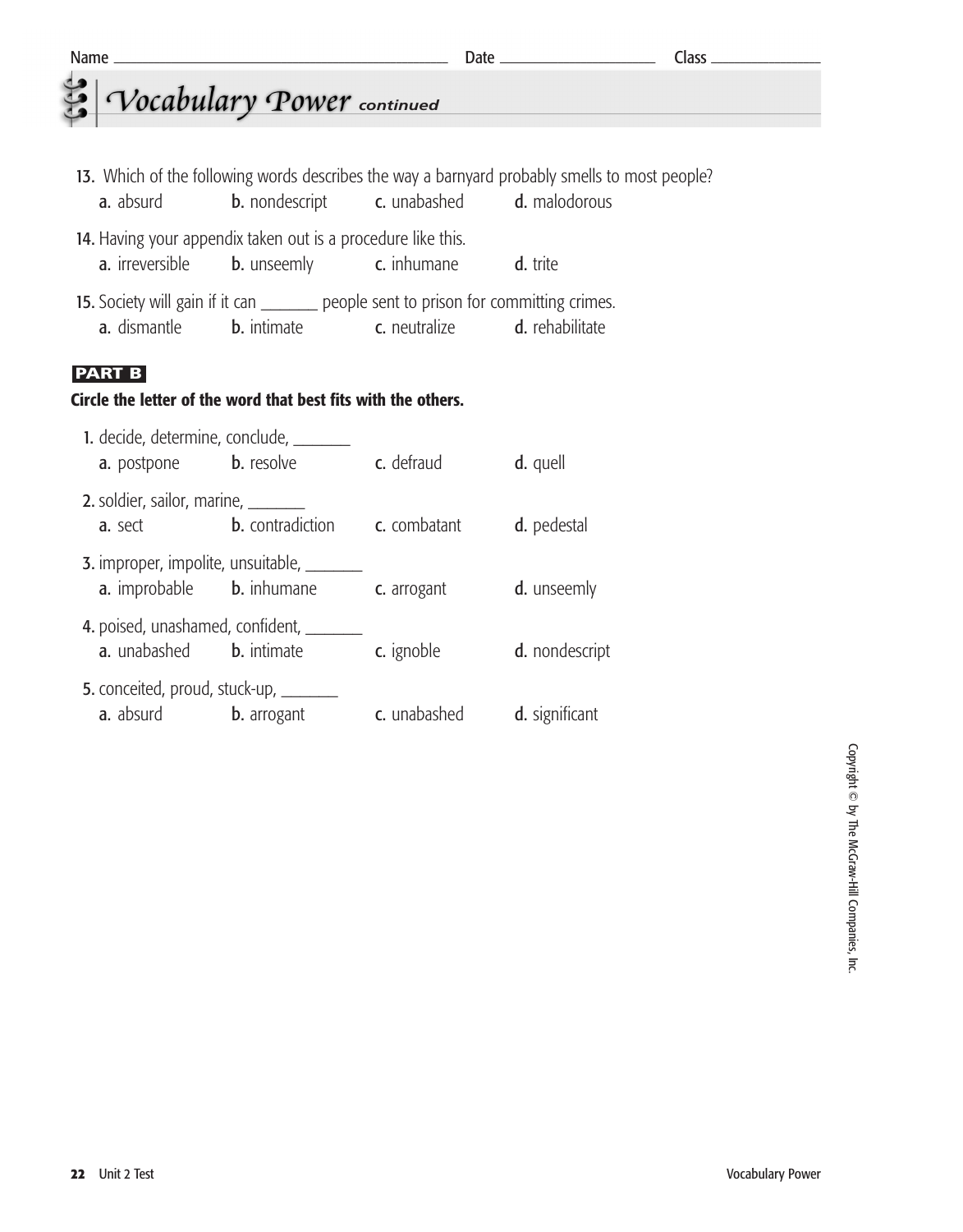Name _______________________________ Date ________________ Class ____________

# Vocabulary Power *continued*

13. Which of the following words describes the way a barnyard probably smells to most people?
    a. absurd    b. nondescript    c. unabashed    d. malodorous

14. Having your appendix taken out is a procedure like this.
    a. irreversible    b. unseemly    c. inhumane    d. trite

15. Society will gain if it can _______ people sent to prison for committing crimes.
    a. dismantle    b. intimate    c. neutralize    d. rehabilitate

## PART B

**Circle the letter of the word that best fits with the others.**

1. decide, determine, conclude, _______
   a. postpone    b. resolve    c. defraud    d. quell

2. soldier, sailor, marine, _______
   a. sect    b. contradiction    c. combatant    d. pedestal

3. improper, impolite, unsuitable, _______
   a. improbable    b. inhumane    c. arrogant    d. unseemly

4. poised, unashamed, confident, _______
   a. unabashed    b. intimate    c. ignoble    d. nondescript

5. conceited, proud, stuck-up, _______
   a. absurd    b. arrogant    c. unabashed    d. significant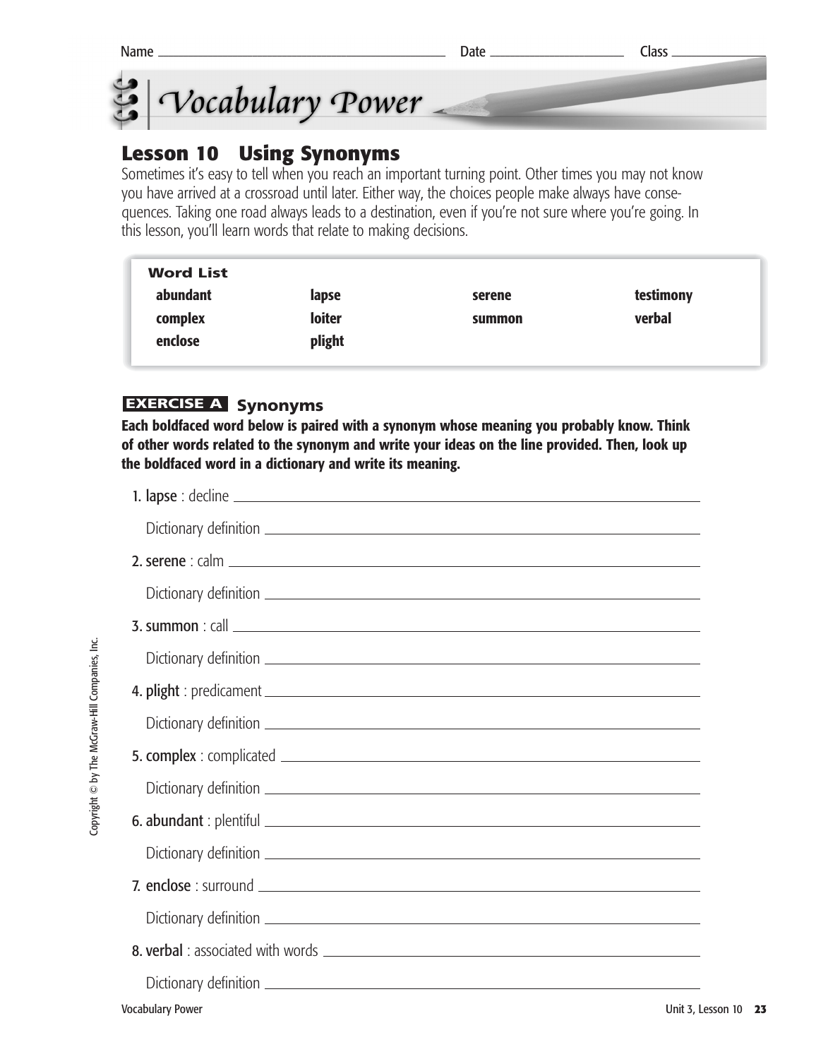Name ______________________ Date ______________ Class __________

# Vocabulary Power

## Lesson 10 Using Synonyms

Sometimes it's easy to tell when you reach an important turning point. Other times you may not know you have arrived at a crossroad until later. Either way, the choices people make always have consequences. Taking one road always leads to a destination, even if you're not sure where you're going. In this lesson, you'll learn words that relate to making decisions.

**Word List**

| | | | |
|---|---|---|---|
| **abundant** | **lapse** | **serene** | **testimony** |
| **complex** | **loiter** | **summon** | **verbal** |
| **enclose** | **plight** | | |

### EXERCISE A Synonyms

**Each boldfaced word below is paired with a synonym whose meaning you probably know. Think of other words related to the synonym and write your ideas on the line provided. Then, look up the boldfaced word in a dictionary and write its meaning.**

1. **lapse** : decline ______________________

   Dictionary definition ______________________

2. **serene** : calm ______________________

   Dictionary definition ______________________

3. **summon** : call ______________________

   Dictionary definition ______________________

4. **plight** : predicament ______________________

   Dictionary definition ______________________

5. **complex** : complicated ______________________

   Dictionary definition ______________________

6. **abundant** : plentiful ______________________

   Dictionary definition ______________________

7. **enclose** : surround ______________________

   Dictionary definition ______________________

8. **verbal** : associated with words ______________________

   Dictionary definition ______________________

Copyright © by The McGraw-Hill Companies, Inc.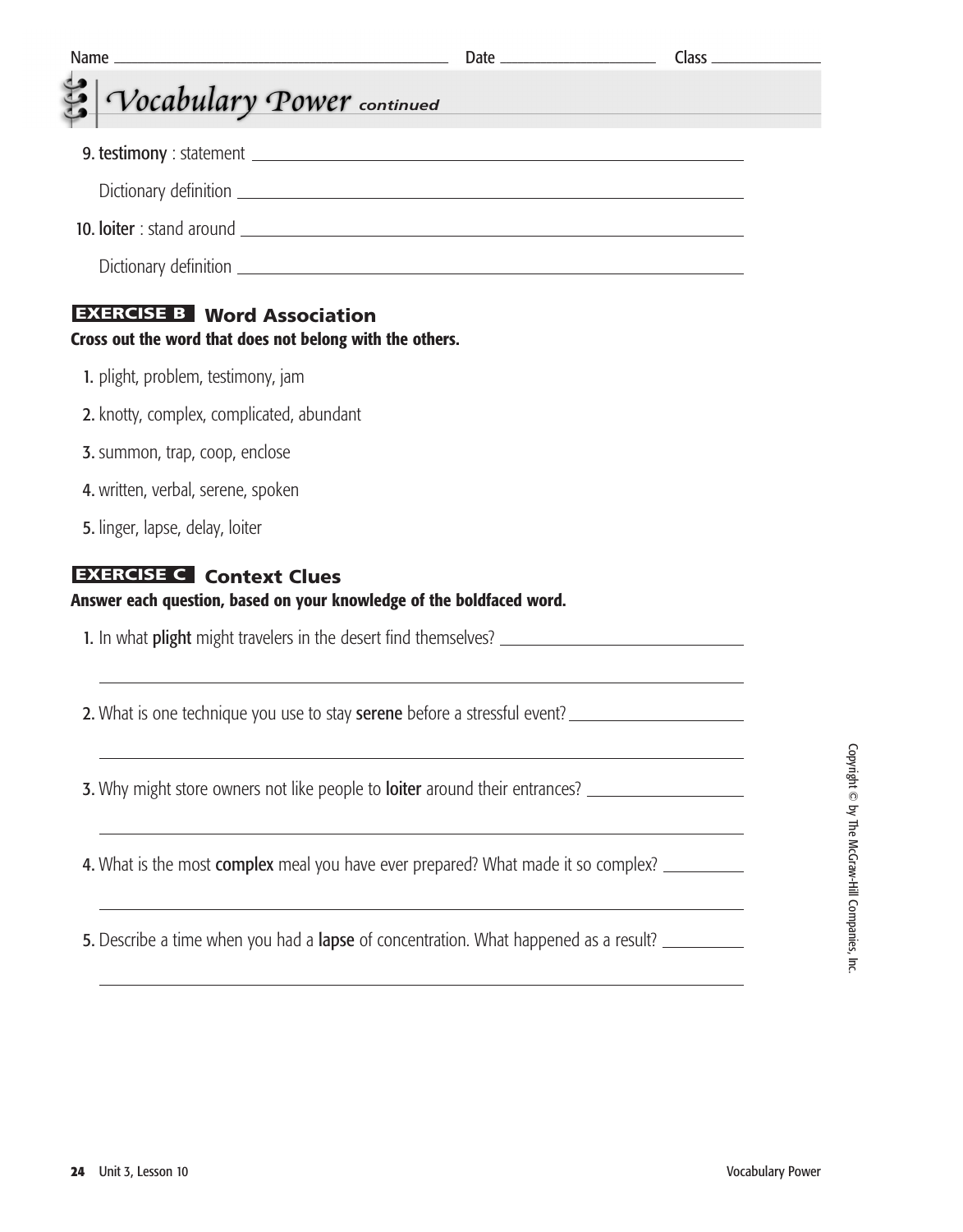Name ______________________ Date ____________ Class ________

# Vocabulary Power *continued*

9. **testimony** : statement ______________________

   Dictionary definition ______________________

10. **loiter** : stand around ______________________

    Dictionary definition ______________________

## EXERCISE B Word Association

**Cross out the word that does not belong with the others.**

1. plight, problem, testimony, jam
2. knotty, complex, complicated, abundant
3. summon, trap, coop, enclose
4. written, verbal, serene, spoken
5. linger, lapse, delay, loiter

## EXERCISE C Context Clues

**Answer each question, based on your knowledge of the boldfaced word.**

1. In what **plight** might travelers in the desert find themselves? ______________________

   ______________________

2. What is one technique you use to stay **serene** before a stressful event? ______________________

   ______________________

3. Why might store owners not like people to **loiter** around their entrances? ______________________

   ______________________

4. What is the most **complex** meal you have ever prepared? What made it so complex? ______________________

   ______________________

5. Describe a time when you had a **lapse** of concentration. What happened as a result? ______________________

   ______________________

Copyright © by The McGraw-Hill Companies, Inc.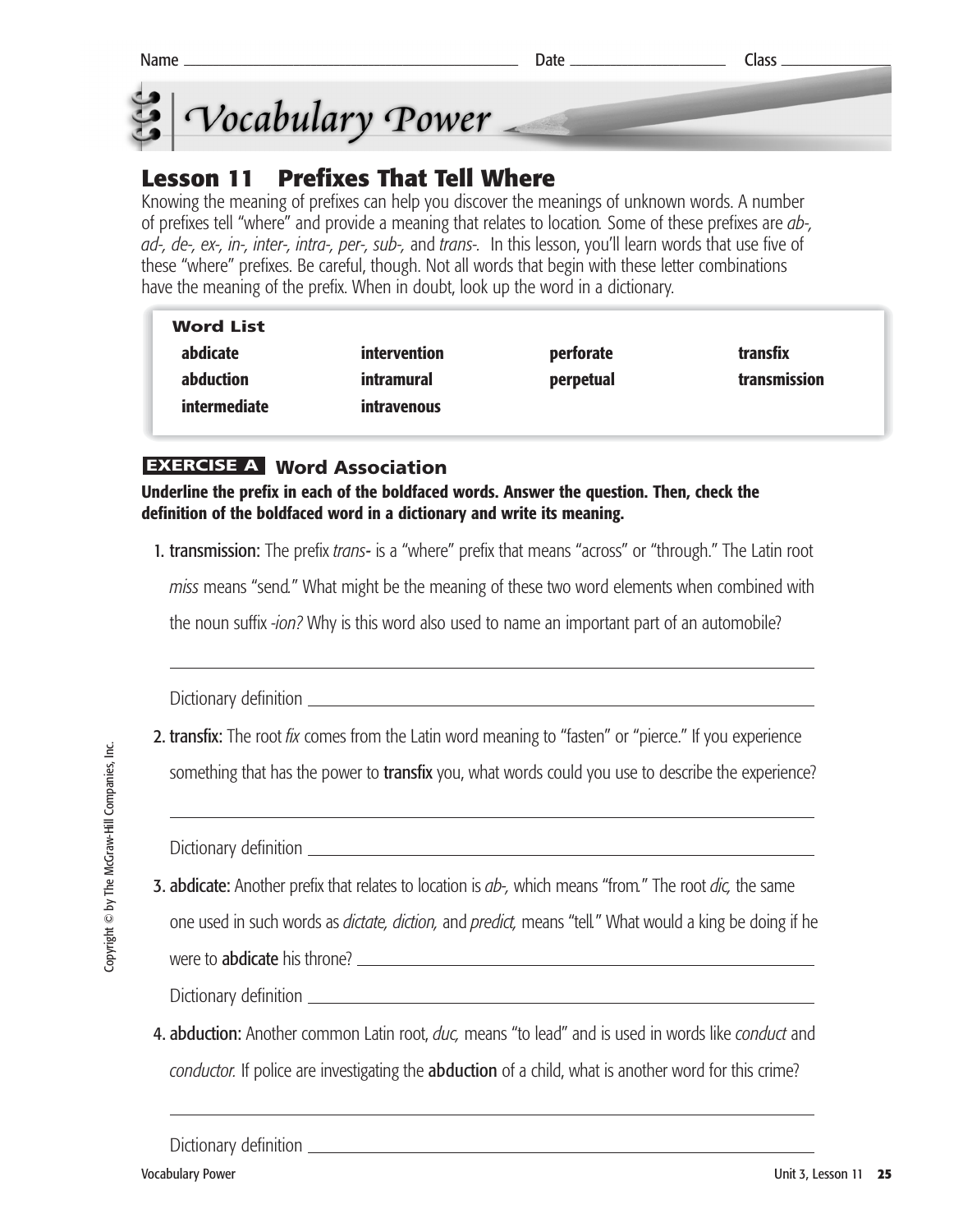Name ______________________ Date ____________ Class ________

# Vocabulary Power

## Lesson 11 Prefixes That Tell Where

Knowing the meaning of prefixes can help you discover the meanings of unknown words. A number of prefixes tell "where" and provide a meaning that relates to location. Some of these prefixes are *ab-, ad-, de-, ex-, in-, inter-, intra-, per-, sub-,* and *trans-.* In this lesson, you'll learn words that use five of these "where" prefixes. Be careful, though. Not all words that begin with these letter combinations have the meaning of the prefix. When in doubt, look up the word in a dictionary.

**Word List**

| | | | |
|---|---|---|---|
| **abdicate** | **intervention** | **perforate** | **transfix** |
| **abduction** | **intramural** | **perpetual** | **transmission** |
| **intermediate** | **intravenous** | | |

### EXERCISE A Word Association

**Underline the prefix in each of the boldfaced words. Answer the question. Then, check the definition of the boldfaced word in a dictionary and write its meaning.**

1. **transmission:** The prefix *trans-* is a "where" prefix that means "across" or "through." The Latin root *miss* means "send." What might be the meaning of these two word elements when combined with the noun suffix *-ion?* Why is this word also used to name an important part of an automobile?

   ______________________________________________

   Dictionary definition ______________________________

2. **transfix:** The root *fix* comes from the Latin word meaning to "fasten" or "pierce." If you experience something that has the power to **transfix** you, what words could you use to describe the experience?

   ______________________________________________

   Dictionary definition ______________________________

3. **abdicate:** Another prefix that relates to location is *ab-,* which means "from." The root *dic,* the same one used in such words as *dictate, diction,* and *predict,* means "tell." What would a king be doing if he were to **abdicate** his throne? ______________________________

   Dictionary definition ______________________________

4. **abduction:** Another common Latin root, *duc,* means "to lead" and is used in words like *conduct* and *conductor.* If police are investigating the **abduction** of a child, what is another word for this crime?

   ______________________________________________

   Dictionary definition ______________________________

Copyright © by The McGraw-Hill Companies, Inc.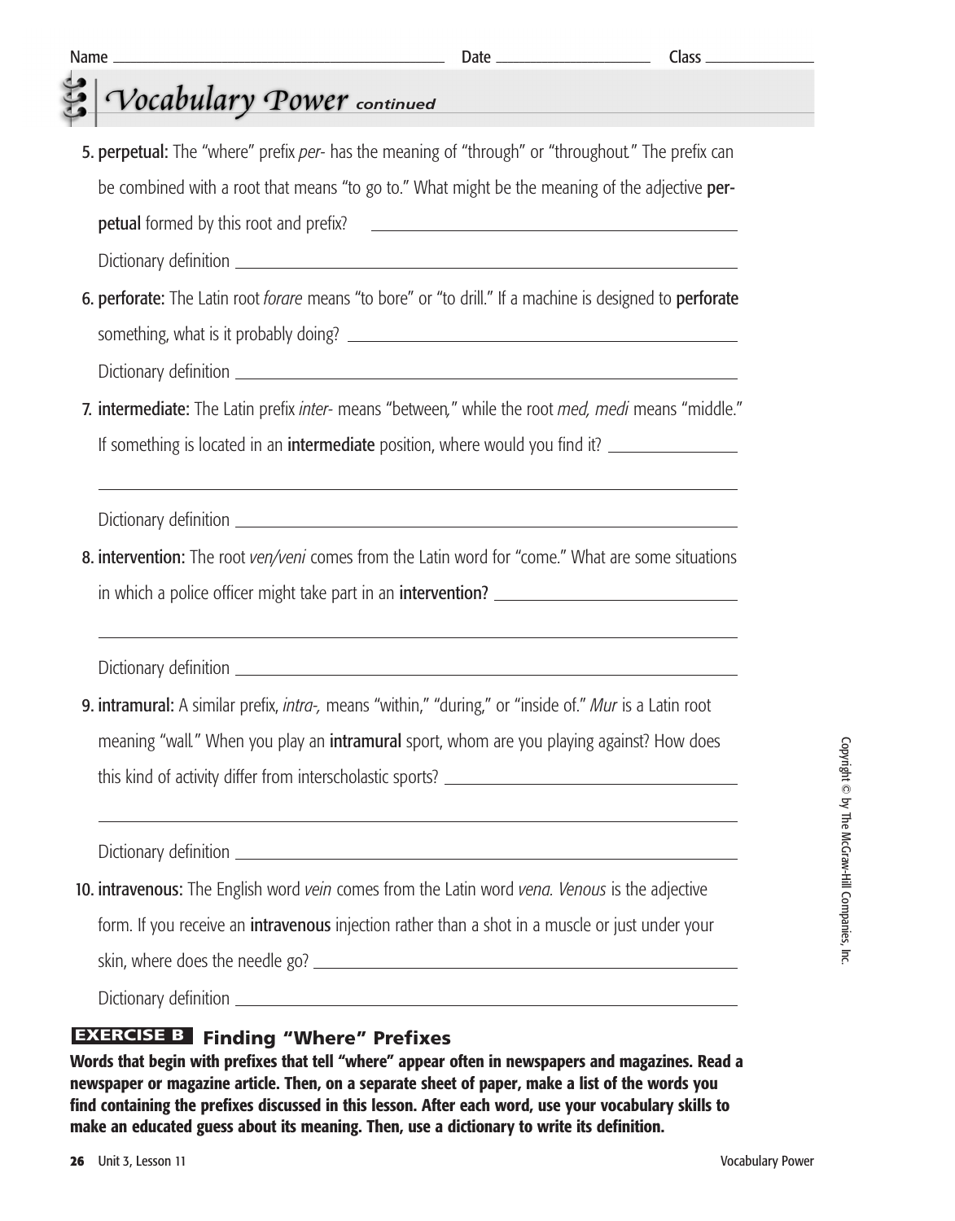Name ______________________ Date ____________ Class ________

# Vocabulary Power *continued*

5. **perpetual:** The "where" prefix *per-* has the meaning of "through" or "throughout." The prefix can be combined with a root that means "to go to." What might be the meaning of the adjective **perpetual** formed by this root and prefix? ______________________

   Dictionary definition ______________________

6. **perforate:** The Latin root *forare* means "to bore" or "to drill." If a machine is designed to **perforate** something, what is it probably doing? ______________________

   Dictionary definition ______________________

7. **intermediate:** The Latin prefix *inter-* means "between," while the root *med, medi* means "middle." If something is located in an **intermediate** position, where would you find it? ______________________

   ______________________

   Dictionary definition ______________________

8. **intervention:** The root *ven/veni* comes from the Latin word for "come." What are some situations in which a police officer might take part in an **intervention?** ______________________

   ______________________

   Dictionary definition ______________________

9. **intramural:** A similar prefix, *intra-,* means "within," "during," or "inside of." *Mur* is a Latin root meaning "wall." When you play an **intramural** sport, whom are you playing against? How does this kind of activity differ from interscholastic sports? ______________________

   ______________________

   Dictionary definition ______________________

10. **intravenous:** The English word *vein* comes from the Latin word *vena. Venous* is the adjective form. If you receive an **intravenous** injection rather than a shot in a muscle or just under your skin, where does the needle go? ______________________

    Dictionary definition ______________________

## EXERCISE B Finding "Where" Prefixes

**Words that begin with prefixes that tell "where" appear often in newspapers and magazines. Read a newspaper or magazine article. Then, on a separate sheet of paper, make a list of the words you find containing the prefixes discussed in this lesson. After each word, use your vocabulary skills to make an educated guess about its meaning. Then, use a dictionary to write its definition.**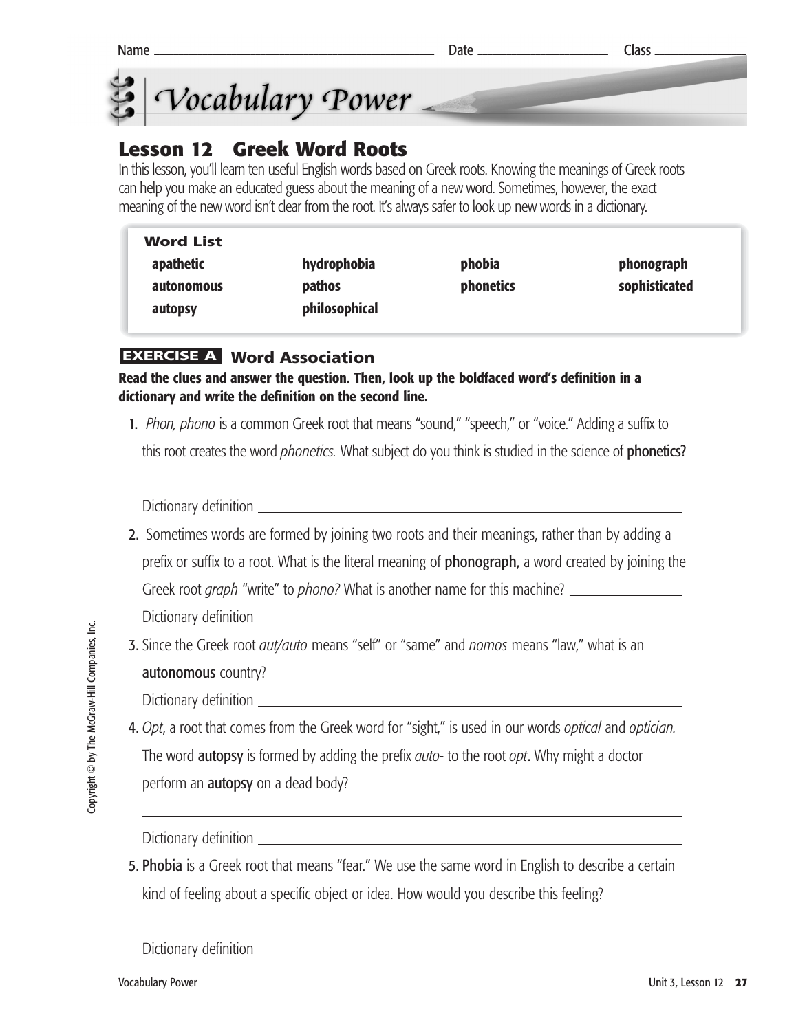Name ______________________ Date ______________ Class __________

# Vocabulary Power

## Lesson 12 Greek Word Roots

In this lesson, you'll learn ten useful English words based on Greek roots. Knowing the meanings of Greek roots can help you make an educated guess about the meaning of a new word. Sometimes, however, the exact meaning of the new word isn't clear from the root. It's always safer to look up new words in a dictionary.

**Word List**

| | | | |
|---|---|---|---|
| **apathetic** | **hydrophobia** | **phobia** | **phonograph** |
| **autonomous** | **pathos** | **phonetics** | **sophisticated** |
| **autopsy** | **philosophical** | | |

### EXERCISE A Word Association

**Read the clues and answer the question. Then, look up the boldfaced word's definition in a dictionary and write the definition on the second line.**

1. *Phon, phono* is a common Greek root that means "sound," "speech," or "voice." Adding a suffix to this root creates the word *phonetics.* What subject do you think is studied in the science of **phonetics**?

   ______________________________________________

   Dictionary definition ______________________________________________

2. Sometimes words are formed by joining two roots and their meanings, rather than by adding a prefix or suffix to a root. What is the literal meaning of **phonograph,** a word created by joining the Greek root *graph* "write" to *phono?* What is another name for this machine? ______________

   Dictionary definition ______________________________________________

3. Since the Greek root *aut/auto* means "self" or "same" and *nomos* means "law," what is an **autonomous** country? ______________________________________________

   Dictionary definition ______________________________________________

4. *Opt*, a root that comes from the Greek word for "sight," is used in our words *optical* and *optician.* The word **autopsy** is formed by adding the prefix *auto-* to the root *opt*. Why might a doctor perform an **autopsy** on a dead body?

   ______________________________________________

   Dictionary definition ______________________________________________

5. **Phobia** is a Greek root that means "fear." We use the same word in English to describe a certain kind of feeling about a specific object or idea. How would you describe this feeling?

   ______________________________________________

   Dictionary definition ______________________________________________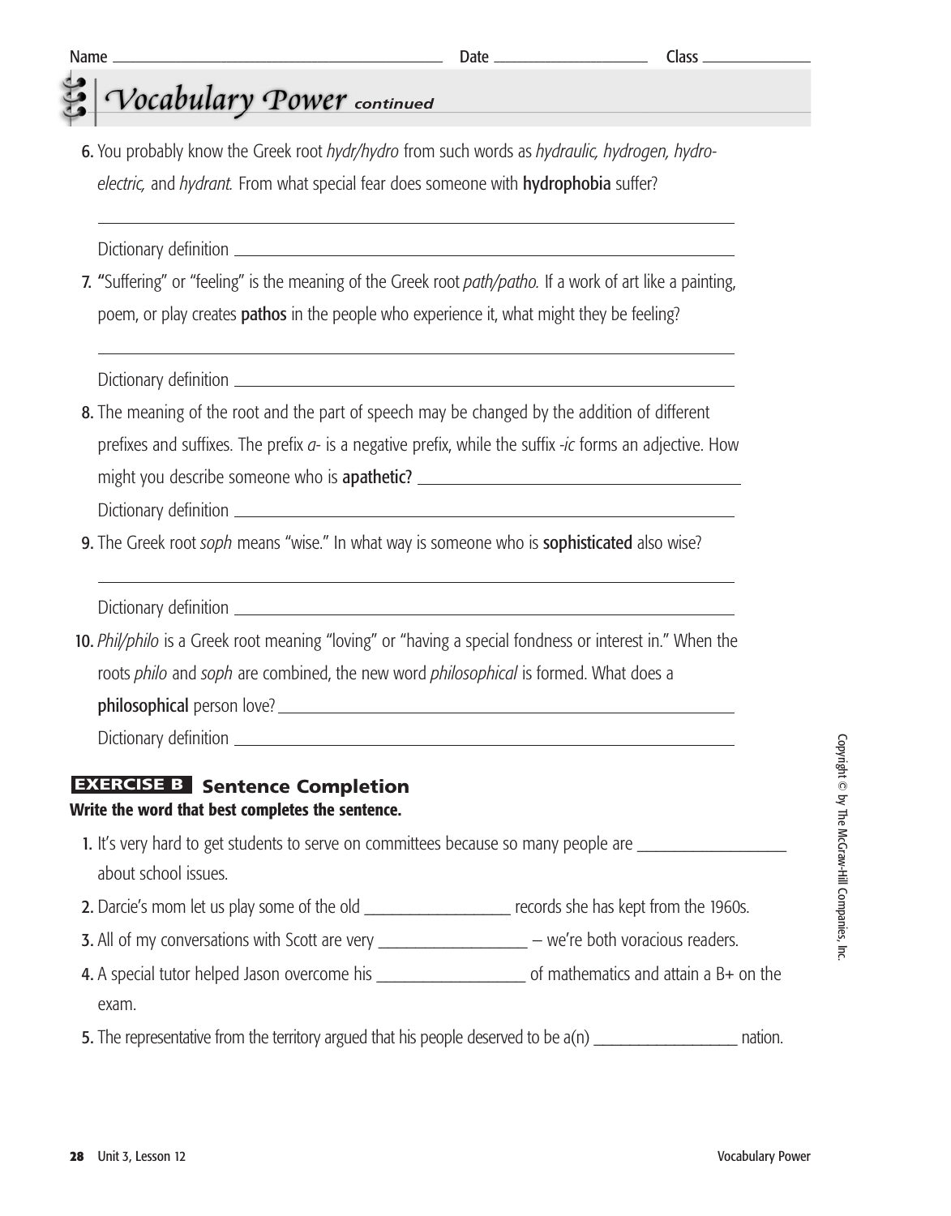Name ______________________ Date ______________ Class ____________

# Vocabulary Power *continued*

6. You probably know the Greek root *hydr/hydro* from such words as *hydraulic, hydrogen, hydro-electric,* and *hydrant.* From what special fear does someone with **hydrophobia** suffer?

   ______________________________________________________________

   Dictionary definition ______________________________________________

7. "Suffering" or "feeling" is the meaning of the Greek root *path/patho.* If a work of art like a painting, poem, or play creates **pathos** in the people who experience it, what might they be feeling?

   ______________________________________________________________

   Dictionary definition ______________________________________________

8. The meaning of the root and the part of speech may be changed by the addition of different prefixes and suffixes. The prefix *a-* is a negative prefix, while the suffix *-ic* forms an adjective. How might you describe someone who is **apathetic?** ______________________________

   Dictionary definition ______________________________________________

9. The Greek root *soph* means "wise." In what way is someone who is **sophisticated** also wise?

   ______________________________________________________________

   Dictionary definition ______________________________________________

10. *Phil/philo* is a Greek root meaning "loving" or "having a special fondness or interest in." When the roots *philo* and *soph* are combined, the new word *philosophical* is formed. What does a **philosophical** person love? ______________________________________

    Dictionary definition ______________________________________________

## EXERCISE B Sentence Completion

**Write the word that best completes the sentence.**

1. It's very hard to get students to serve on committees because so many people are ______________ about school issues.
2. Darcie's mom let us play some of the old ______________ records she has kept from the 1960s.
3. All of my conversations with Scott are very ______________ – we're both voracious readers.
4. A special tutor helped Jason overcome his ______________ of mathematics and attain a B+ on the exam.
5. The representative from the territory argued that his people deserved to be a(n) ______________ nation.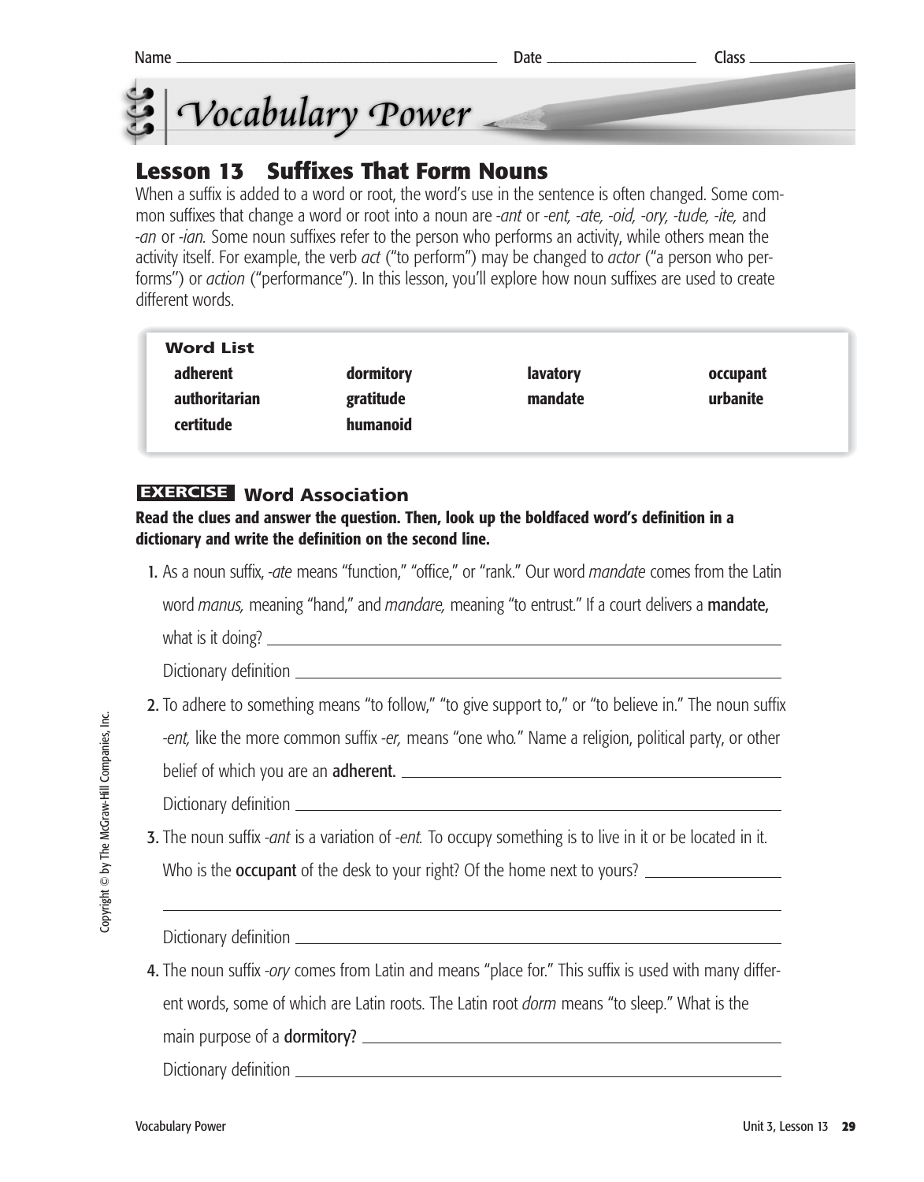Name ______________________ Date ______________ Class __________

# Vocabulary Power

## Lesson 13 Suffixes That Form Nouns

When a suffix is added to a word or root, the word's use in the sentence is often changed. Some common suffixes that change a word or root into a noun are *-ant* or *-ent, -ate, -oid, -ory, -tude, -ite,* and *-an* or *-ian.* Some noun suffixes refer to the person who performs an activity, while others mean the activity itself. For example, the verb *act* ("to perform") may be changed to *actor* ("a person who performs") or *action* ("performance"). In this lesson, you'll explore how noun suffixes are used to create different words.

**Word List**

| | | | |
|---|---|---|---|
| **adherent** | **dormitory** | **lavatory** | **occupant** |
| **authoritarian** | **gratitude** | **mandate** | **urbanite** |
| **certitude** | **humanoid** | | |

### EXERCISE Word Association

**Read the clues and answer the question. Then, look up the boldfaced word's definition in a dictionary and write the definition on the second line.**

1. As a noun suffix, *-ate* means "function," "office," or "rank." Our word *mandate* comes from the Latin word *manus,* meaning "hand," and *mandare,* meaning "to entrust." If a court delivers a **mandate,** what is it doing? ______________________

   Dictionary definition ______________________

2. To adhere to something means "to follow," "to give support to," or "to believe in." The noun suffix *-ent,* like the more common suffix *-er,* means "one who." Name a religion, political party, or other belief of which you are an **adherent.** ______________________

   Dictionary definition ______________________

3. The noun suffix *-ant* is a variation of *-ent.* To occupy something is to live in it or be located in it. Who is the **occupant** of the desk to your right? Of the home next to yours? ______________________

   ______________________

   Dictionary definition ______________________

4. The noun suffix *-ory* comes from Latin and means "place for." This suffix is used with many different words, some of which are Latin roots. The Latin root *dorm* means "to sleep." What is the main purpose of a **dormitory?** ______________________

   Dictionary definition ______________________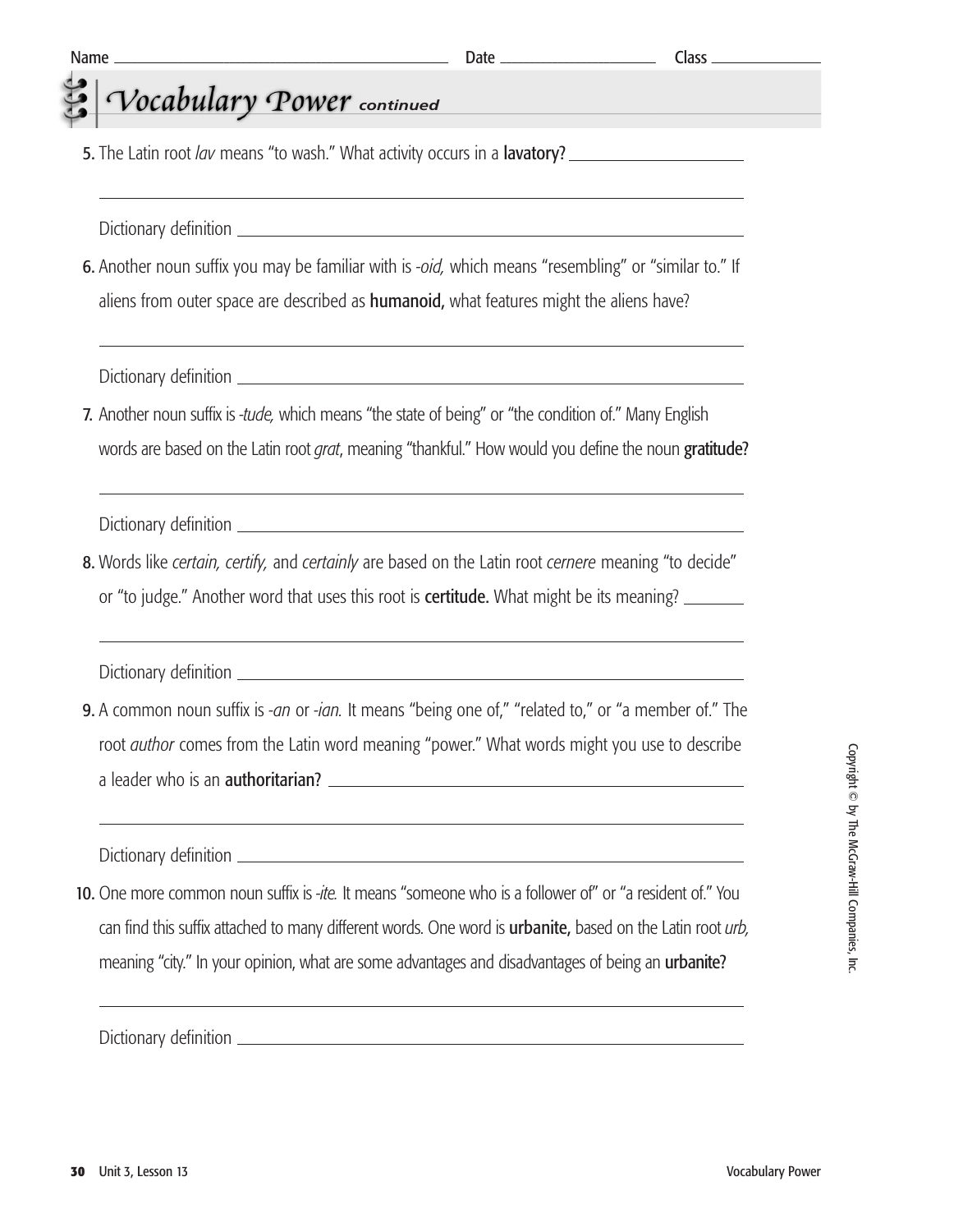Name ______________________ Date ______________ Class ____________

## Vocabulary Power *continued*

5. The Latin root *lav* means "to wash." What activity occurs in a **lavatory?** ______________

______________________________________________________________

Dictionary definition ______________________________________________

6. Another noun suffix you may be familiar with is *-oid,* which means "resembling" or "similar to." If aliens from outer space are described as **humanoid,** what features might the aliens have?

______________________________________________________________

Dictionary definition ______________________________________________

7. Another noun suffix is *-tude,* which means "the state of being" or "the condition of." Many English words are based on the Latin root *grat*, meaning "thankful." How would you define the noun **gratitude?**

______________________________________________________________

Dictionary definition ______________________________________________

8. Words like *certain, certify,* and *certainly* are based on the Latin root *cernere* meaning "to decide" or "to judge." Another word that uses this root is **certitude.** What might be its meaning? ______

______________________________________________________________

Dictionary definition ______________________________________________

9. A common noun suffix is *-an* or *-ian.* It means "being one of," "related to," or "a member of." The root *author* comes from the Latin word meaning "power." What words might you use to describe a leader who is an **authoritarian?** ______________________________________

______________________________________________________________

Dictionary definition ______________________________________________

10. One more common noun suffix is *-ite.* It means "someone who is a follower of" or "a resident of." You can find this suffix attached to many different words. One word is **urbanite,** based on the Latin root *urb,* meaning "city." In your opinion, what are some advantages and disadvantages of being an **urbanite?**

______________________________________________________________

Dictionary definition ______________________________________________

Copyright © by The McGraw-Hill Companies, Inc.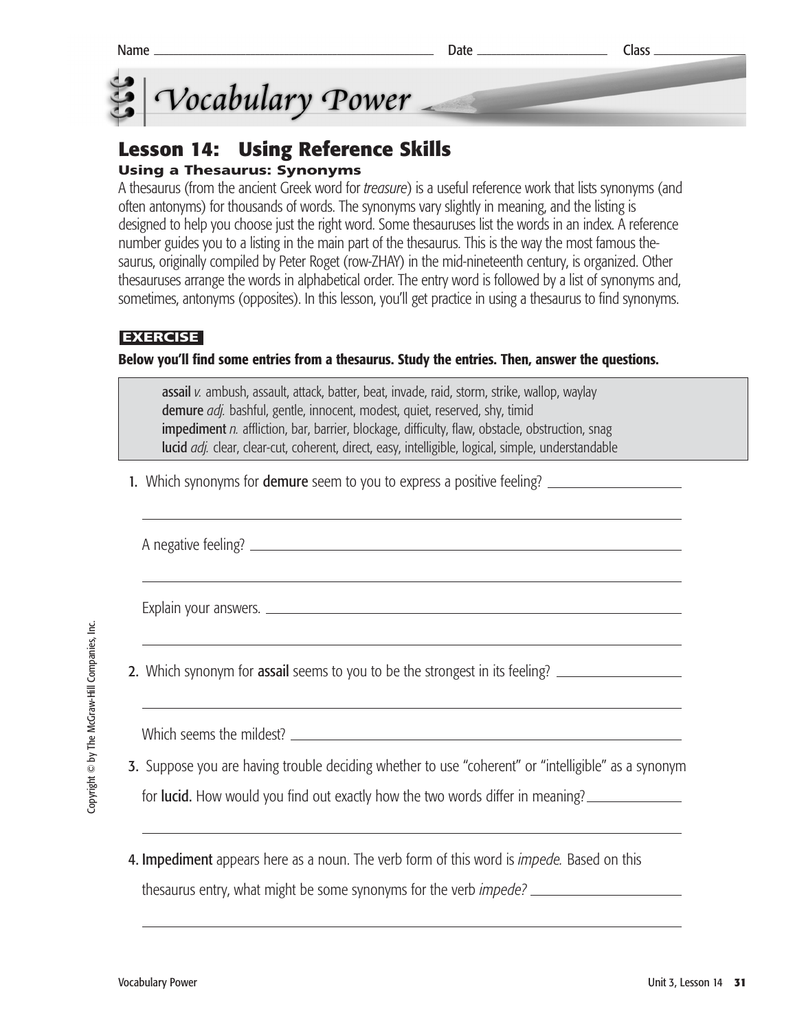Name ______________________ Date ____________ Class ________

# Vocabulary Power

## Lesson 14: Using Reference Skills

### Using a Thesaurus: Synonyms

A thesaurus (from the ancient Greek word for *treasure*) is a useful reference work that lists synonyms (and often antonyms) for thousands of words. The synonyms vary slightly in meaning, and the listing is designed to help you choose just the right word. Some thesauruses list the words in an index. A reference number guides you to a listing in the main part of the thesaurus. This is the way the most famous thesaurus, originally compiled by Peter Roget (row-ZHAY) in the mid-nineteenth century, is organized. Other thesauruses arrange the words in alphabetical order. The entry word is followed by a list of synonyms and, sometimes, antonyms (opposites). In this lesson, you'll get practice in using a thesaurus to find synonyms.

**EXERCISE**

**Below you'll find some entries from a thesaurus. Study the entries. Then, answer the questions.**

> **assail** *v.* ambush, assault, attack, batter, beat, invade, raid, storm, strike, wallop, waylay
> **demure** *adj.* bashful, gentle, innocent, modest, quiet, reserved, shy, timid
> **impediment** *n.* affliction, bar, barrier, blockage, difficulty, flaw, obstacle, obstruction, snag
> **lucid** *adj.* clear, clear-cut, coherent, direct, easy, intelligible, logical, simple, understandable

1. Which synonyms for **demure** seem to you to express a positive feeling? ______________

   ______________________________________________

   A negative feeling? ______________________________

   ______________________________________________

   Explain your answers. ____________________________

   ______________________________________________

2. Which synonym for **assail** seems to you to be the strongest in its feeling? ______________

   ______________________________________________

   Which seems the mildest? __________________________

3. Suppose you are having trouble deciding whether to use "coherent" or "intelligible" as a synonym for **lucid.** How would you find out exactly how the two words differ in meaning? ______________

   ______________________________________________

4. **Impediment** appears here as a noun. The verb form of this word is *impede.* Based on this thesaurus entry, what might be some synonyms for the verb *impede?* ______________

   ______________________________________________

Copyright © by The McGraw-Hill Companies, Inc.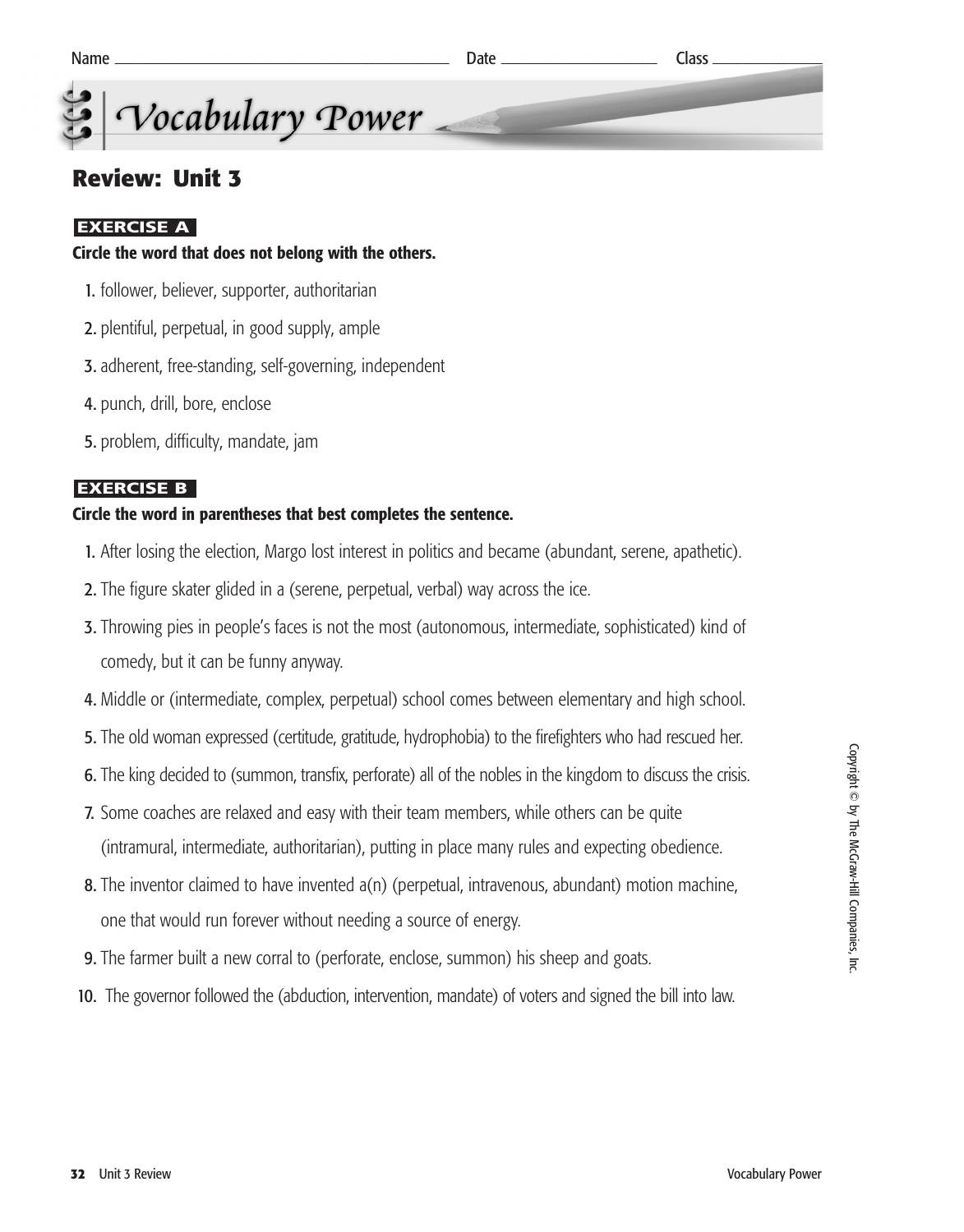Name ______________________ Date ____________ Class __________

# Vocabulary Power

## Review: Unit 3

**EXERCISE A**

**Circle the word that does not belong with the others.**

1. follower, believer, supporter, authoritarian
2. plentiful, perpetual, in good supply, ample
3. adherent, free-standing, self-governing, independent
4. punch, drill, bore, enclose
5. problem, difficulty, mandate, jam

**EXERCISE B**

**Circle the word in parentheses that best completes the sentence.**

1. After losing the election, Margo lost interest in politics and became (abundant, serene, apathetic).
2. The figure skater glided in a (serene, perpetual, verbal) way across the ice.
3. Throwing pies in people's faces is not the most (autonomous, intermediate, sophisticated) kind of comedy, but it can be funny anyway.
4. Middle or (intermediate, complex, perpetual) school comes between elementary and high school.
5. The old woman expressed (certitude, gratitude, hydrophobia) to the firefighters who had rescued her.
6. The king decided to (summon, transfix, perforate) all of the nobles in the kingdom to discuss the crisis.
7. Some coaches are relaxed and easy with their team members, while others can be quite (intramural, intermediate, authoritarian), putting in place many rules and expecting obedience.
8. The inventor claimed to have invented a(n) (perpetual, intravenous, abundant) motion machine, one that would run forever without needing a source of energy.
9. The farmer built a new corral to (perforate, enclose, summon) his sheep and goats.
10. The governor followed the (abduction, intervention, mandate) of voters and signed the bill into law.

Copyright © by The McGraw-Hill Companies, Inc.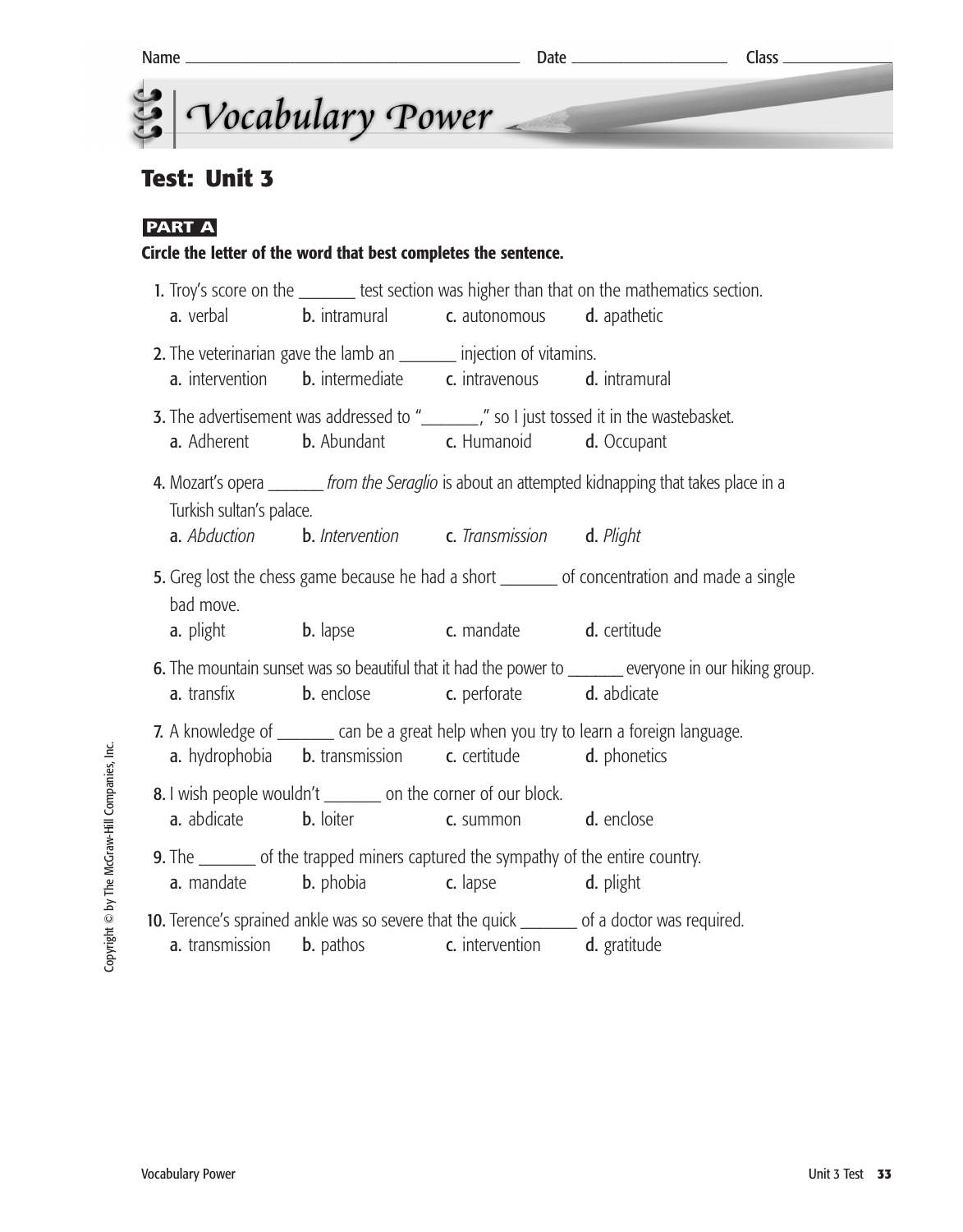Name ______________________ Date ____________ Class ________

# Vocabulary Power

## Test: Unit 3

**PART A**

**Circle the letter of the word that best completes the sentence.**

1. Troy's score on the _______ test section was higher than that on the mathematics section.
   a. verbal  b. intramural  c. autonomous  d. apathetic

2. The veterinarian gave the lamb an _______ injection of vitamins.
   a. intervention  b. intermediate  c. intravenous  d. intramural

3. The advertisement was addressed to "_______," so I just tossed it in the wastebasket.
   a. Adherent  b. Abundant  c. Humanoid  d. Occupant

4. Mozart's opera _______ *from the Seraglio* is about an attempted kidnapping that takes place in a Turkish sultan's palace.
   a. *Abduction*  b. *Intervention*  c. *Transmission*  d. *Plight*

5. Greg lost the chess game because he had a short _______ of concentration and made a single bad move.
   a. plight  b. lapse  c. mandate  d. certitude

6. The mountain sunset was so beautiful that it had the power to _______ everyone in our hiking group.
   a. transfix  b. enclose  c. perforate  d. abdicate

7. A knowledge of _______ can be a great help when you try to learn a foreign language.
   a. hydrophobia  b. transmission  c. certitude  d. phonetics

8. I wish people wouldn't _______ on the corner of our block.
   a. abdicate  b. loiter  c. summon  d. enclose

9. The _______ of the trapped miners captured the sympathy of the entire country.
   a. mandate  b. phobia  c. lapse  d. plight

10. Terence's sprained ankle was so severe that the quick _______ of a doctor was required.
    a. transmission  b. pathos  c. intervention  d. gratitude

Copyright © by The McGraw-Hill Companies, Inc.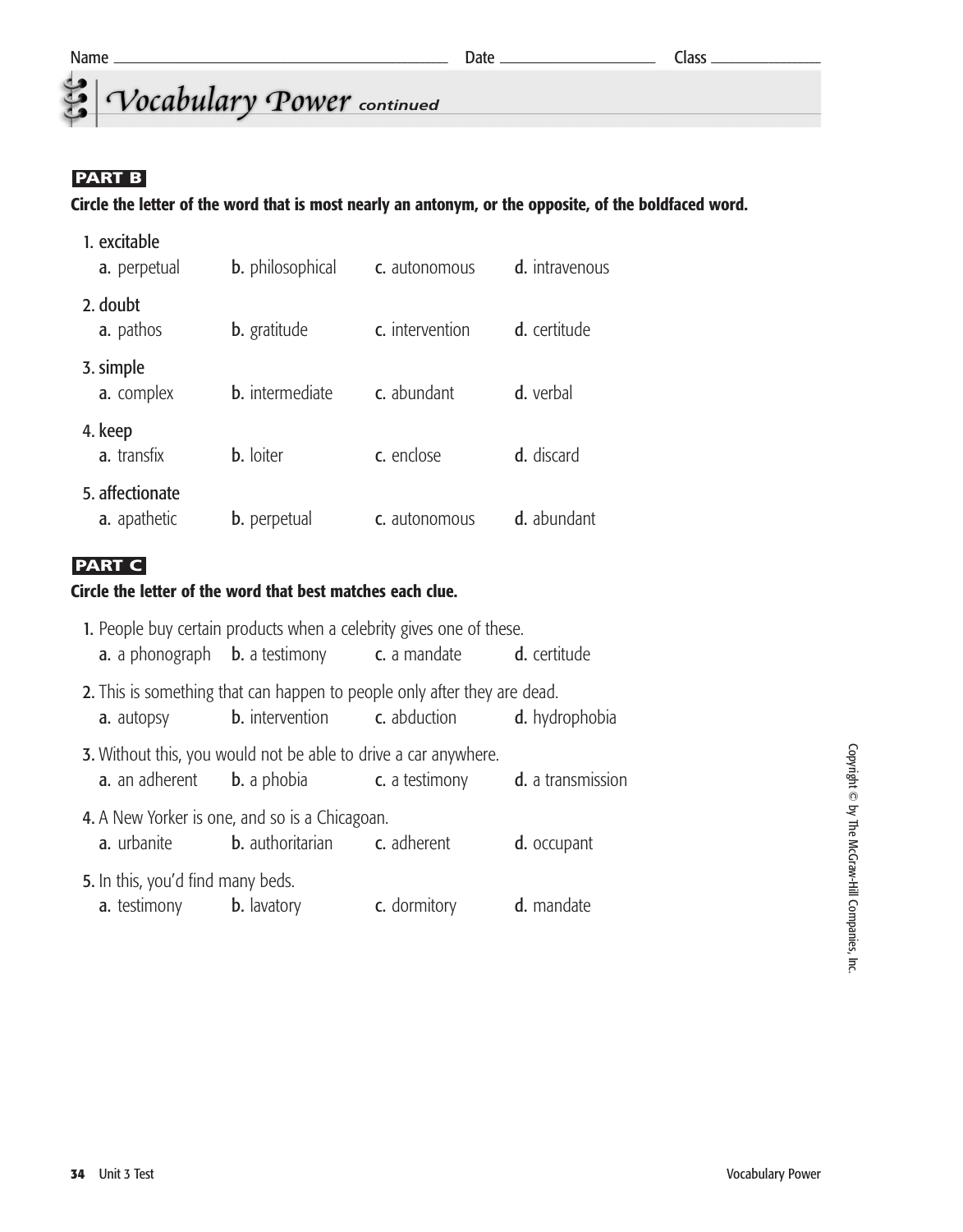Name ______________________ Date ____________ Class __________

# Vocabulary Power *continued*

**PART B**

**Circle the letter of the word that is most nearly an antonym, or the opposite, of the boldfaced word.**

1. **excitable**
   a. perpetual  b. philosophical  c. autonomous  d. intravenous

2. **doubt**
   a. pathos  b. gratitude  c. intervention  d. certitude

3. **simple**
   a. complex  b. intermediate  c. abundant  d. verbal

4. **keep**
   a. transfix  b. loiter  c. enclose  d. discard

5. **affectionate**
   a. apathetic  b. perpetual  c. autonomous  d. abundant

**PART C**

**Circle the letter of the word that best matches each clue.**

1. People buy certain products when a celebrity gives one of these.
   a. a phonograph  b. a testimony  c. a mandate  d. certitude

2. This is something that can happen to people only after they are dead.
   a. autopsy  b. intervention  c. abduction  d. hydrophobia

3. Without this, you would not be able to drive a car anywhere.
   a. an adherent  b. a phobia  c. a testimony  d. a transmission

4. A New Yorker is one, and so is a Chicagoan.
   a. urbanite  b. authoritarian  c. adherent  d. occupant

5. In this, you'd find many beds.
   a. testimony  b. lavatory  c. dormitory  d. mandate

Copyright © by The McGraw-Hill Companies, Inc.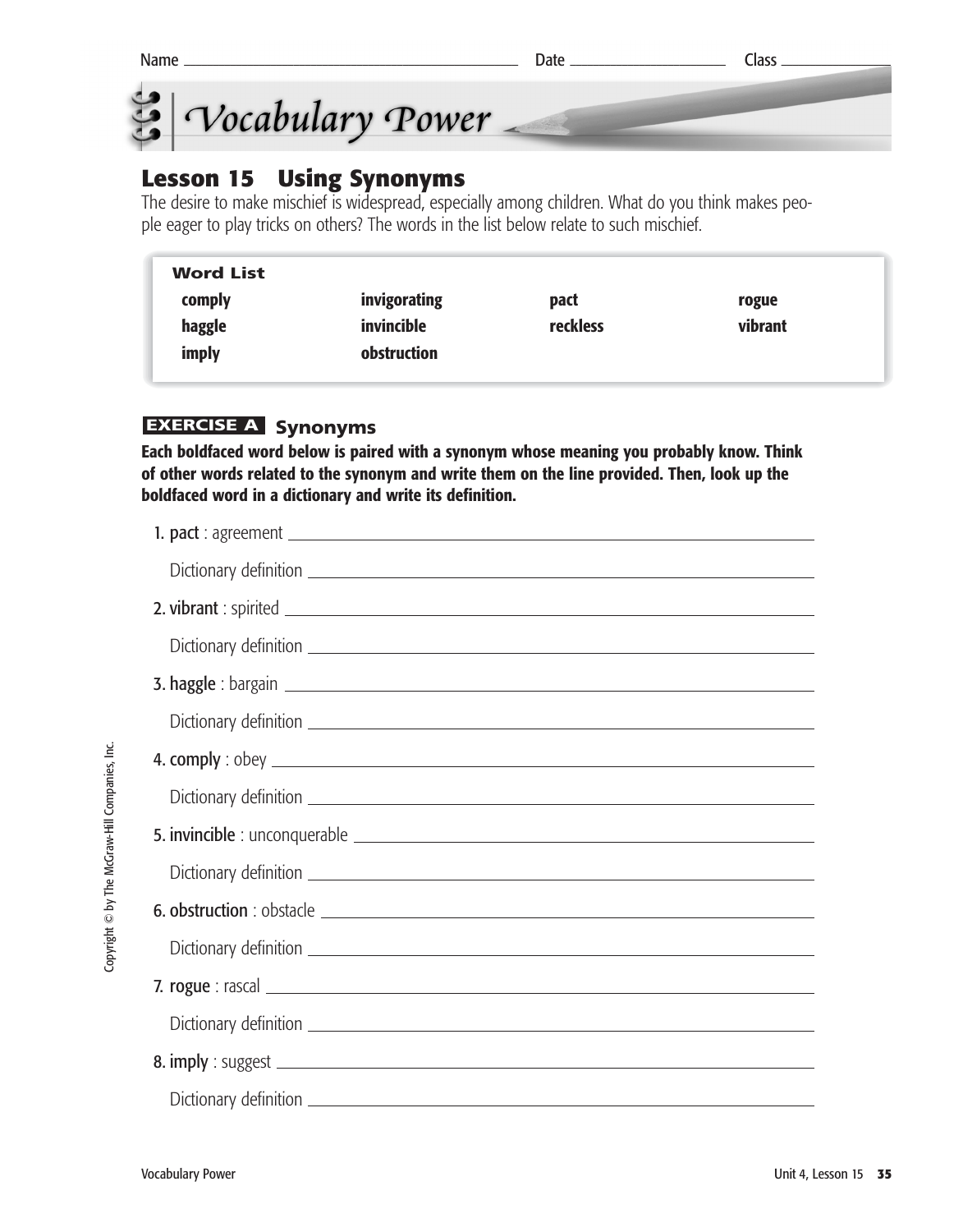Name ______________________ Date ______________ Class ____________

# Vocabulary Power

## Lesson 15 Using Synonyms

The desire to make mischief is widespread, especially among children. What do you think makes people eager to play tricks on others? The words in the list below relate to such mischief.

**Word List**

| | | | |
|---|---|---|---|
| **comply** | **invigorating** | **pact** | **rogue** |
| **haggle** | **invincible** | **reckless** | **vibrant** |
| **imply** | **obstruction** | | |

### EXERCISE A Synonyms

**Each boldfaced word below is paired with a synonym whose meaning you probably know. Think of other words related to the synonym and write them on the line provided. Then, look up the boldfaced word in a dictionary and write its definition.**

1. **pact** : agreement ______________________________

   Dictionary definition ______________________________

2. **vibrant** : spirited ______________________________

   Dictionary definition ______________________________

3. **haggle** : bargain ______________________________

   Dictionary definition ______________________________

4. **comply** : obey ______________________________

   Dictionary definition ______________________________

5. **invincible** : unconquerable ______________________________

   Dictionary definition ______________________________

6. **obstruction** : obstacle ______________________________

   Dictionary definition ______________________________

7. **rogue** : rascal ______________________________

   Dictionary definition ______________________________

8. **imply** : suggest ______________________________

   Dictionary definition ______________________________

Copyright © by The McGraw-Hill Companies, Inc.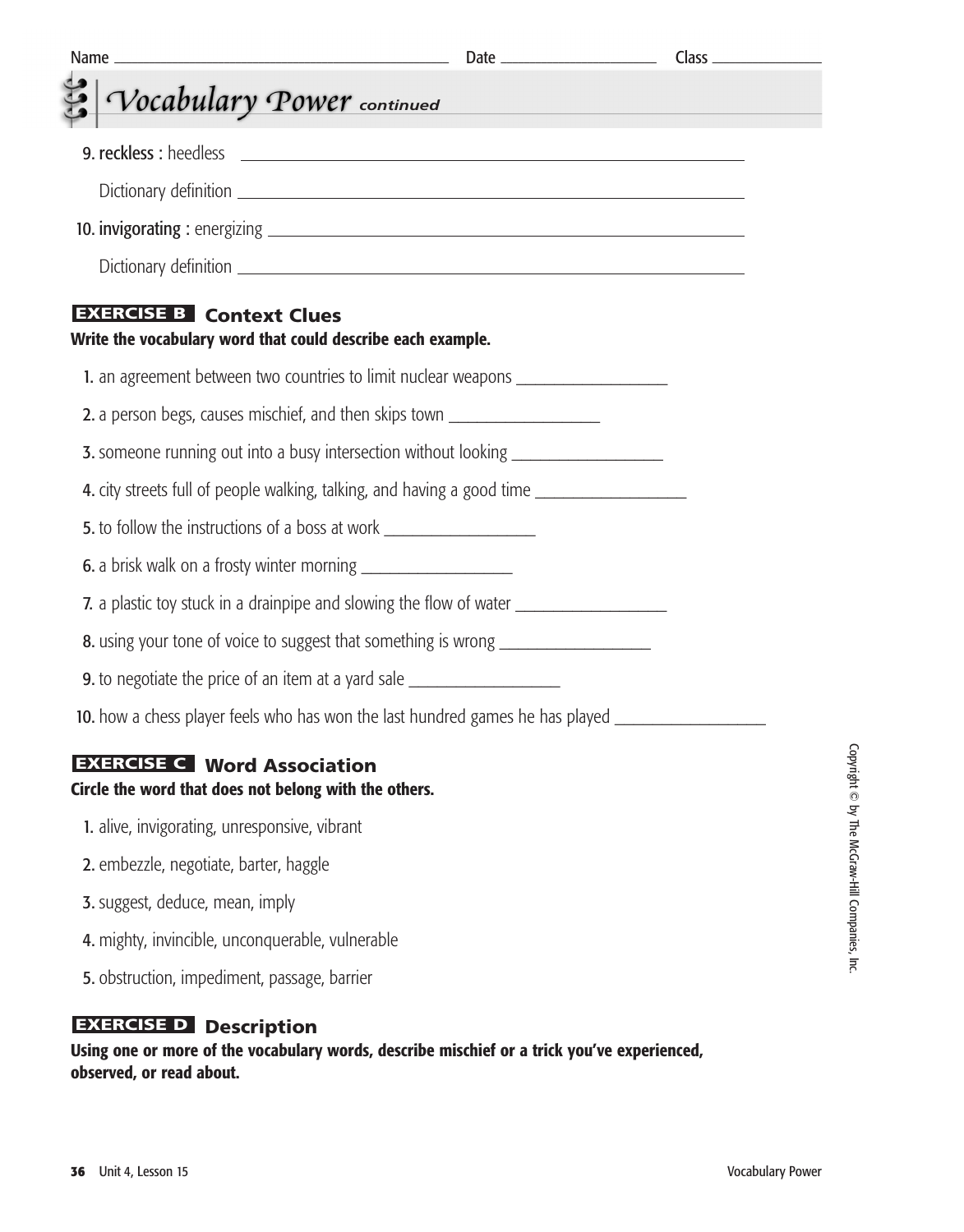Name ______________________ Date ____________ Class ________

# Vocabulary Power *continued*

9. **reckless** : heedless ______________________________

   Dictionary definition ______________________________

10. **invigorating** : energizing ______________________________

   Dictionary definition ______________________________

## EXERCISE B Context Clues

**Write the vocabulary word that could describe each example.**

1. an agreement between two countries to limit nuclear weapons ____________
2. a person begs, causes mischief, and then skips town ____________
3. someone running out into a busy intersection without looking ____________
4. city streets full of people walking, talking, and having a good time ____________
5. to follow the instructions of a boss at work ____________
6. a brisk walk on a frosty winter morning ____________
7. a plastic toy stuck in a drainpipe and slowing the flow of water ____________
8. using your tone of voice to suggest that something is wrong ____________
9. to negotiate the price of an item at a yard sale ____________
10. how a chess player feels who has won the last hundred games he has played ____________

## EXERCISE C Word Association

**Circle the word that does not belong with the others.**

1. alive, invigorating, unresponsive, vibrant
2. embezzle, negotiate, barter, haggle
3. suggest, deduce, mean, imply
4. mighty, invincible, unconquerable, vulnerable
5. obstruction, impediment, passage, barrier

## EXERCISE D Description

**Using one or more of the vocabulary words, describe mischief or a trick you've experienced, observed, or read about.**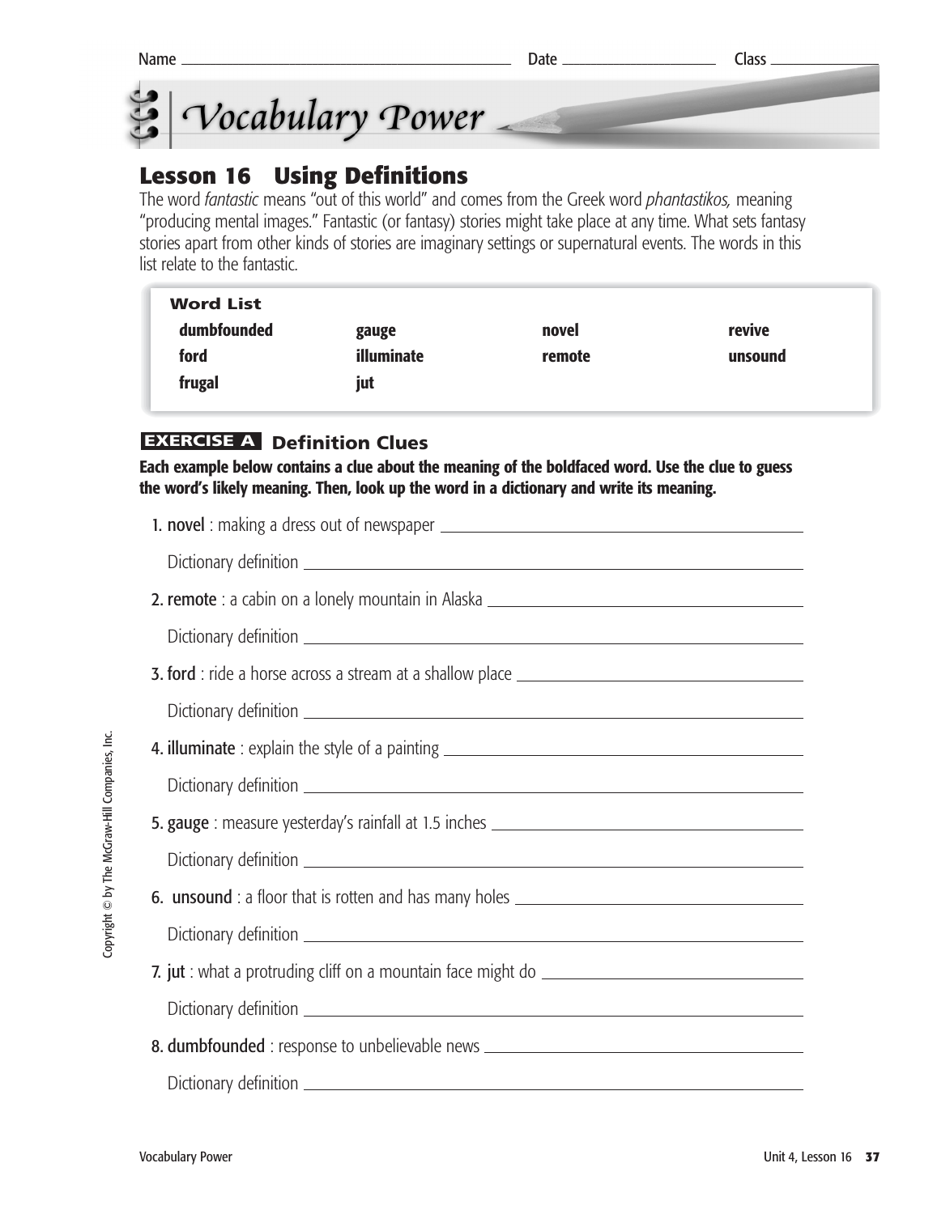Name \_\_\_\_\_\_\_\_\_\_\_\_\_\_\_\_\_\_\_\_ Date \_\_\_\_\_\_\_\_\_\_ Class \_\_\_\_\_\_\_\_

# *Vocabulary Power*

## Lesson 16 Using Definitions

The word *fantastic* means "out of this world" and comes from the Greek word *phantastikos,* meaning "producing mental images." Fantastic (or fantasy) stories might take place at any time. What sets fantasy stories apart from other kinds of stories are imaginary settings or supernatural events. The words in this list relate to the fantastic.

| **Word List** | | | |
|---|---|---|---|
| **dumbfounded** | **gauge** | **novel** | **revive** |
| **ford** | **illuminate** | **remote** | **unsound** |
| **frugal** | **jut** | | |

### EXERCISE A Definition Clues

**Each example below contains a clue about the meaning of the boldfaced word. Use the clue to guess the word's likely meaning. Then, look up the word in a dictionary and write its meaning.**

1. **novel** : making a dress out of newspaper \_\_\_\_\_\_\_\_\_\_\_\_\_\_\_\_\_\_\_\_

   Dictionary definition \_\_\_\_\_\_\_\_\_\_\_\_\_\_\_\_\_\_\_\_

2. **remote** : a cabin on a lonely mountain in Alaska \_\_\_\_\_\_\_\_\_\_\_\_\_\_\_\_\_\_\_\_

   Dictionary definition \_\_\_\_\_\_\_\_\_\_\_\_\_\_\_\_\_\_\_\_

3. **ford** : ride a horse across a stream at a shallow place \_\_\_\_\_\_\_\_\_\_\_\_\_\_\_\_\_\_\_\_

   Dictionary definition \_\_\_\_\_\_\_\_\_\_\_\_\_\_\_\_\_\_\_\_

4. **illuminate** : explain the style of a painting \_\_\_\_\_\_\_\_\_\_\_\_\_\_\_\_\_\_\_\_

   Dictionary definition \_\_\_\_\_\_\_\_\_\_\_\_\_\_\_\_\_\_\_\_

5. **gauge** : measure yesterday's rainfall at 1.5 inches \_\_\_\_\_\_\_\_\_\_\_\_\_\_\_\_\_\_\_\_

   Dictionary definition \_\_\_\_\_\_\_\_\_\_\_\_\_\_\_\_\_\_\_\_

6. **unsound** : a floor that is rotten and has many holes \_\_\_\_\_\_\_\_\_\_\_\_\_\_\_\_\_\_\_\_

   Dictionary definition \_\_\_\_\_\_\_\_\_\_\_\_\_\_\_\_\_\_\_\_

7. **jut** : what a protruding cliff on a mountain face might do \_\_\_\_\_\_\_\_\_\_\_\_\_\_\_\_\_\_\_\_

   Dictionary definition \_\_\_\_\_\_\_\_\_\_\_\_\_\_\_\_\_\_\_\_

8. **dumbfounded** : response to unbelievable news \_\_\_\_\_\_\_\_\_\_\_\_\_\_\_\_\_\_\_\_

   Dictionary definition \_\_\_\_\_\_\_\_\_\_\_\_\_\_\_\_\_\_\_\_

Copyright © by The McGraw-Hill Companies, Inc.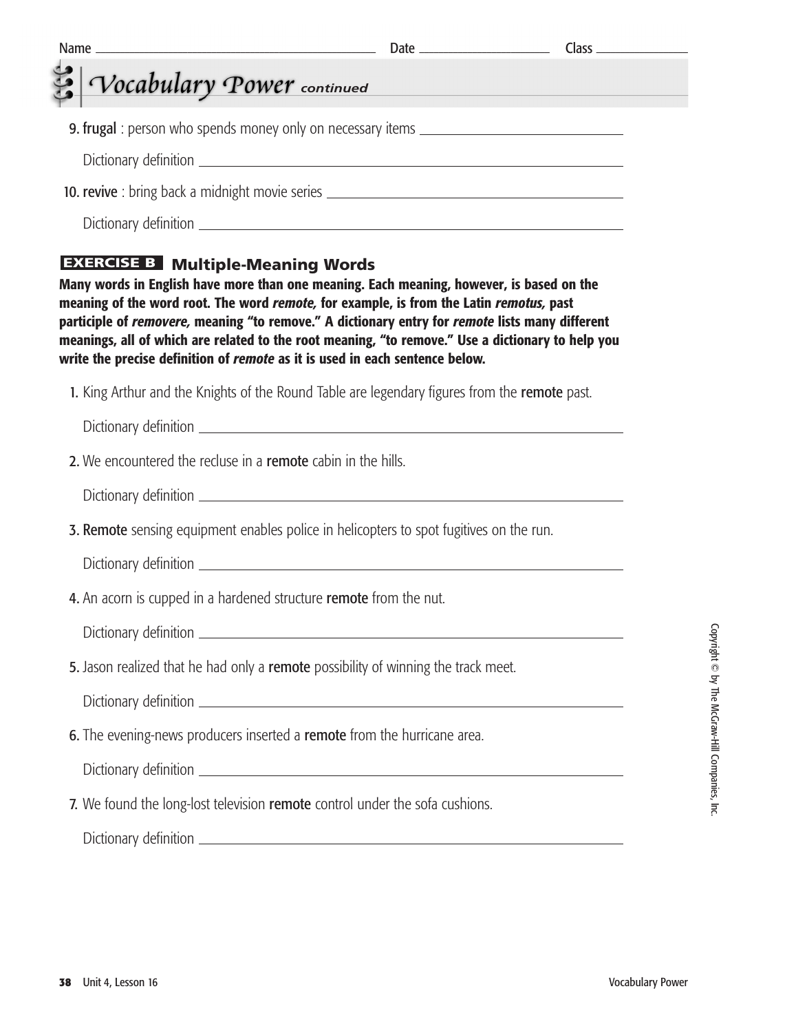Name ______________________ Date ____________ Class ________

## Vocabulary Power *continued*

9. **frugal** : person who spends money only on necessary items ______________________

   Dictionary definition ______________________

10. **revive** : bring back a midnight movie series ______________________

   Dictionary definition ______________________

### EXERCISE B Multiple-Meaning Words

**Many words in English have more than one meaning. Each meaning, however, is based on the meaning of the word root. The word *remote,* for example, is from the Latin *remotus,* past participle of *removere,* meaning "to remove." A dictionary entry for *remote* lists many different meanings, all of which are related to the root meaning, "to remove." Use a dictionary to help you write the precise definition of *remote* as it is used in each sentence below.**

1. King Arthur and the Knights of the Round Table are legendary figures from the **remote** past.

   Dictionary definition ______________________

2. We encountered the recluse in a **remote** cabin in the hills.

   Dictionary definition ______________________

3. **Remote** sensing equipment enables police in helicopters to spot fugitives on the run.

   Dictionary definition ______________________

4. An acorn is cupped in a hardened structure **remote** from the nut.

   Dictionary definition ______________________

5. Jason realized that he had only a **remote** possibility of winning the track meet.

   Dictionary definition ______________________

6. The evening-news producers inserted a **remote** from the hurricane area.

   Dictionary definition ______________________

7. We found the long-lost television **remote** control under the sofa cushions.

   Dictionary definition ______________________

Copyright © by The McGraw-Hill Companies, Inc.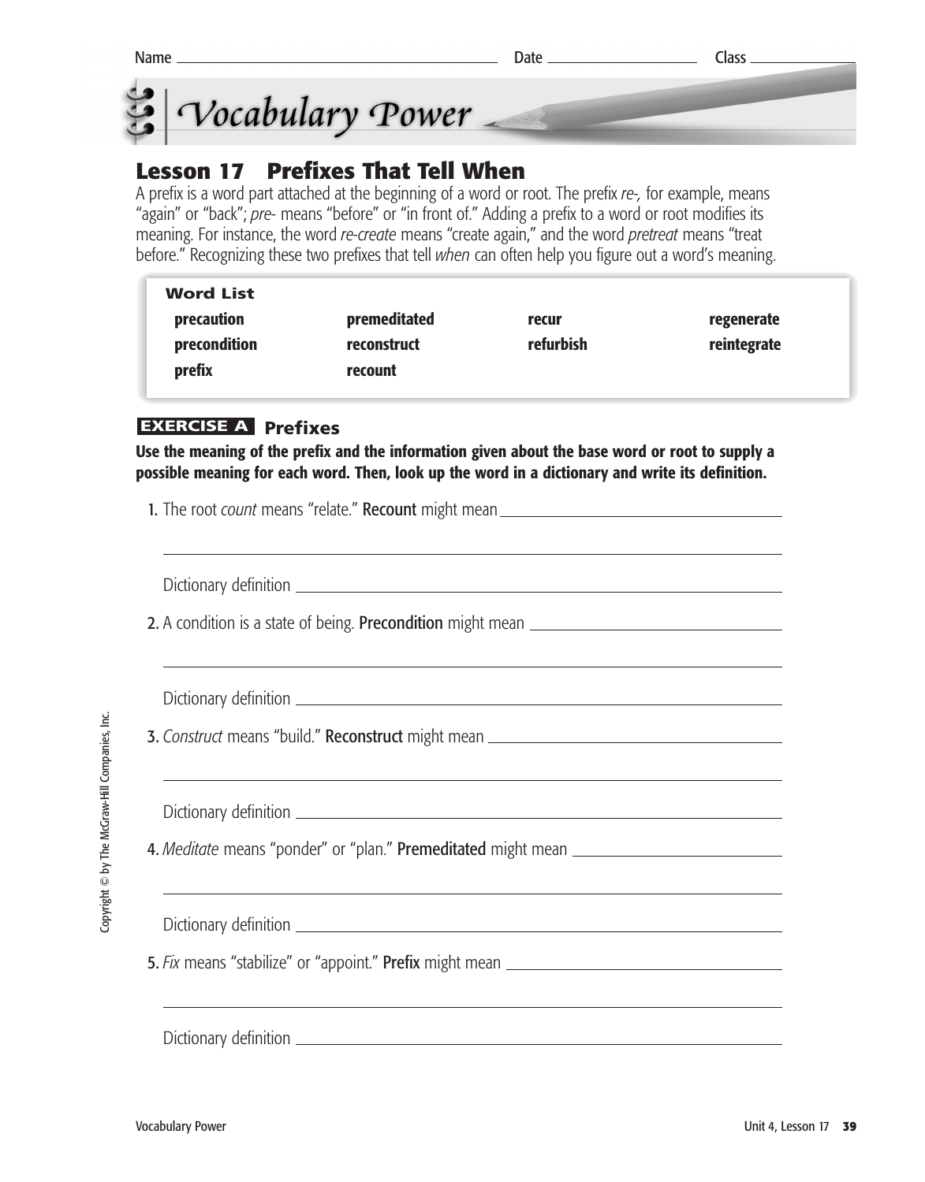Name ____________________ Date ____________ Class ________

# Vocabulary Power

## Lesson 17 Prefixes That Tell When

A prefix is a word part attached at the beginning of a word or root. The prefix *re-,* for example, means "again" or "back"; *pre-* means "before" or "in front of." Adding a prefix to a word or root modifies its meaning. For instance, the word *re-create* means "create again," and the word *pretreat* means "treat before." Recognizing these two prefixes that tell *when* can often help you figure out a word's meaning.

| Word List | | | |
|---|---|---|---|
| **precaution** | **premeditated** | **recur** | **regenerate** |
| **precondition** | **reconstruct** | **refurbish** | **reintegrate** |
| **prefix** | **recount** | | |

### EXERCISE A Prefixes

**Use the meaning of the prefix and the information given about the base word or root to supply a possible meaning for each word. Then, look up the word in a dictionary and write its definition.**

1. The root *count* means "relate." **Recount** might mean ____________________

   ____________________

   Dictionary definition ____________________

2. A condition is a state of being. **Precondition** might mean ____________________

   ____________________

   Dictionary definition ____________________

3. *Construct* means "build." **Reconstruct** might mean ____________________

   ____________________

   Dictionary definition ____________________

4. *Meditate* means "ponder" or "plan." **Premeditated** might mean ____________________

   ____________________

   Dictionary definition ____________________

5. *Fix* means "stabilize" or "appoint." **Prefix** might mean ____________________

   ____________________

   Dictionary definition ____________________

Copyright © by The McGraw-Hill Companies, Inc.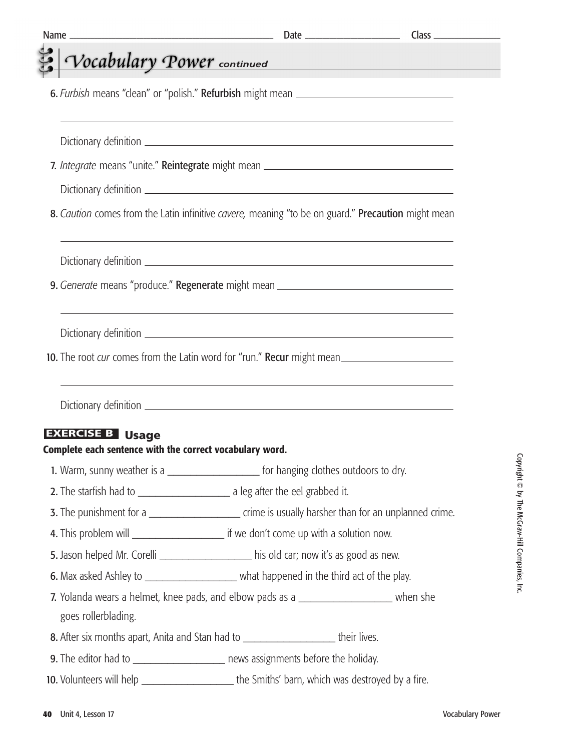Name ______________________ Date ____________ Class ________

# Vocabulary Power *continued*

6. *Furbish* means "clean" or "polish." **Refurbish** might mean ______________________

______________________________________________

Dictionary definition ______________________________________________

7. *Integrate* means "unite." **Reintegrate** might mean ______________________

Dictionary definition ______________________________________________

8. *Caution* comes from the Latin infinitive *cavere,* meaning "to be on guard." **Precaution** might mean

______________________________________________

Dictionary definition ______________________________________________

9. *Generate* means "produce." **Regenerate** might mean ______________________

______________________________________________

Dictionary definition ______________________________________________

10. The root *cur* comes from the Latin word for "run." **Recur** might mean______________________

______________________________________________

Dictionary definition ______________________________________________

## EXERCISE B Usage

**Complete each sentence with the correct vocabulary word.**

1. Warm, sunny weather is a ______________ for hanging clothes outdoors to dry.
2. The starfish had to ______________ a leg after the eel grabbed it.
3. The punishment for a ______________ crime is usually harsher than for an unplanned crime.
4. This problem will ______________ if we don't come up with a solution now.
5. Jason helped Mr. Corelli ______________ his old car; now it's as good as new.
6. Max asked Ashley to ______________ what happened in the third act of the play.
7. Yolanda wears a helmet, knee pads, and elbow pads as a ______________ when she goes rollerblading.
8. After six months apart, Anita and Stan had to ______________ their lives.
9. The editor had to ______________ news assignments before the holiday.
10. Volunteers will help ______________ the Smiths' barn, which was destroyed by a fire.

Copyright © by The McGraw-Hill Companies, Inc.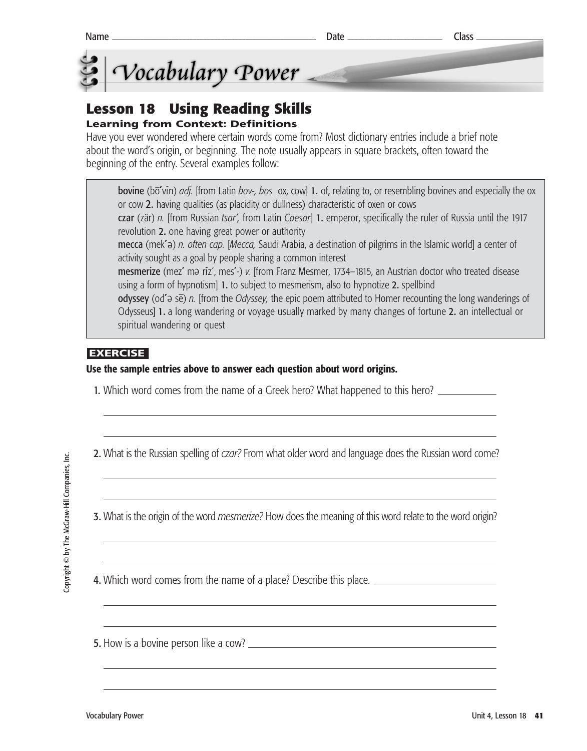Name ______________________ Date ______________ Class ____________

# Vocabulary Power

## Lesson 18 Using Reading Skills

### Learning from Context: Definitions

Have you ever wondered where certain words come from? Most dictionary entries include a brief note about the word's origin, or beginning. The note usually appears in square brackets, often toward the beginning of the entry. Several examples follow:

> **bovine** (bō′vīn) *adj.* [from Latin *bov-, bos* ox, cow] **1.** of, relating to, or resembling bovines and especially the ox or cow **2.** having qualities (as placidity or dullness) characteristic of oxen or cows
>
> **czar** (zär) *n.* [from Russian *tsar′,* from Latin *Caesar*] **1.** emperor, specifically the ruler of Russia until the 1917 revolution **2.** one having great power or authority
>
> **mecca** (mek′ə) *n. often cap.* [*Mecca,* Saudi Arabia, a destination of pilgrims in the Islamic world] a center of activity sought as a goal by people sharing a common interest
>
> **mesmerize** (mez′ mə rīz′, mes′-) *v.* [from Franz Mesmer, 1734–1815, an Austrian doctor who treated disease using a form of hypnotism] **1.** to subject to mesmerism, also to hypnotize **2.** spellbind
>
> **odyssey** (od′ə sē) *n.* [from the *Odyssey,* the epic poem attributed to Homer recounting the long wanderings of Odysseus] **1.** a long wandering or voyage usually marked by many changes of fortune **2.** an intellectual or spiritual wandering or quest

**EXERCISE**

**Use the sample entries above to answer each question about word origins.**

1. Which word comes from the name of a Greek hero? What happened to this hero? ____________

2. What is the Russian spelling of *czar?* From what older word and language does the Russian word come?

3. What is the origin of the word *mesmerize?* How does the meaning of this word relate to the word origin?

4. Which word comes from the name of a place? Describe this place. ____________

5. How is a bovine person like a cow? ____________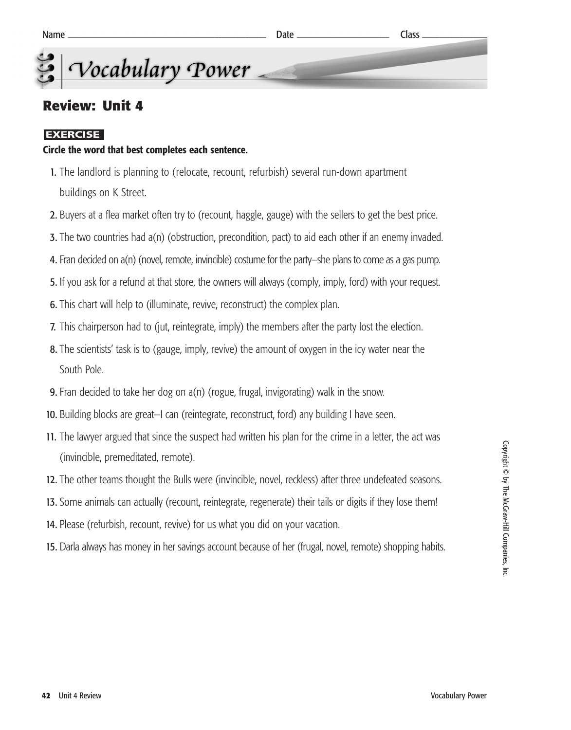Name ______________________ Date ____________ Class __________

# Vocabulary Power

## Review: Unit 4

**EXERCISE**

**Circle the word that best completes each sentence.**

1. The landlord is planning to (relocate, recount, refurbish) several run-down apartment buildings on K Street.
2. Buyers at a flea market often try to (recount, haggle, gauge) with the sellers to get the best price.
3. The two countries had a(n) (obstruction, precondition, pact) to aid each other if an enemy invaded.
4. Fran decided on a(n) (novel, remote, invincible) costume for the party—she plans to come as a gas pump.
5. If you ask for a refund at that store, the owners will always (comply, imply, ford) with your request.
6. This chart will help to (illuminate, revive, reconstruct) the complex plan.
7. This chairperson had to (jut, reintegrate, imply) the members after the party lost the election.
8. The scientists' task is to (gauge, imply, revive) the amount of oxygen in the icy water near the South Pole.
9. Fran decided to take her dog on a(n) (rogue, frugal, invigorating) walk in the snow.
10. Building blocks are great—I can (reintegrate, reconstruct, ford) any building I have seen.
11. The lawyer argued that since the suspect had written his plan for the crime in a letter, the act was (invincible, premeditated, remote).
12. The other teams thought the Bulls were (invincible, novel, reckless) after three undefeated seasons.
13. Some animals can actually (recount, reintegrate, regenerate) their tails or digits if they lose them!
14. Please (refurbish, recount, revive) for us what you did on your vacation.
15. Darla always has money in her savings account because of her (frugal, novel, remote) shopping habits.

Copyright © by The McGraw-Hill Companies, Inc.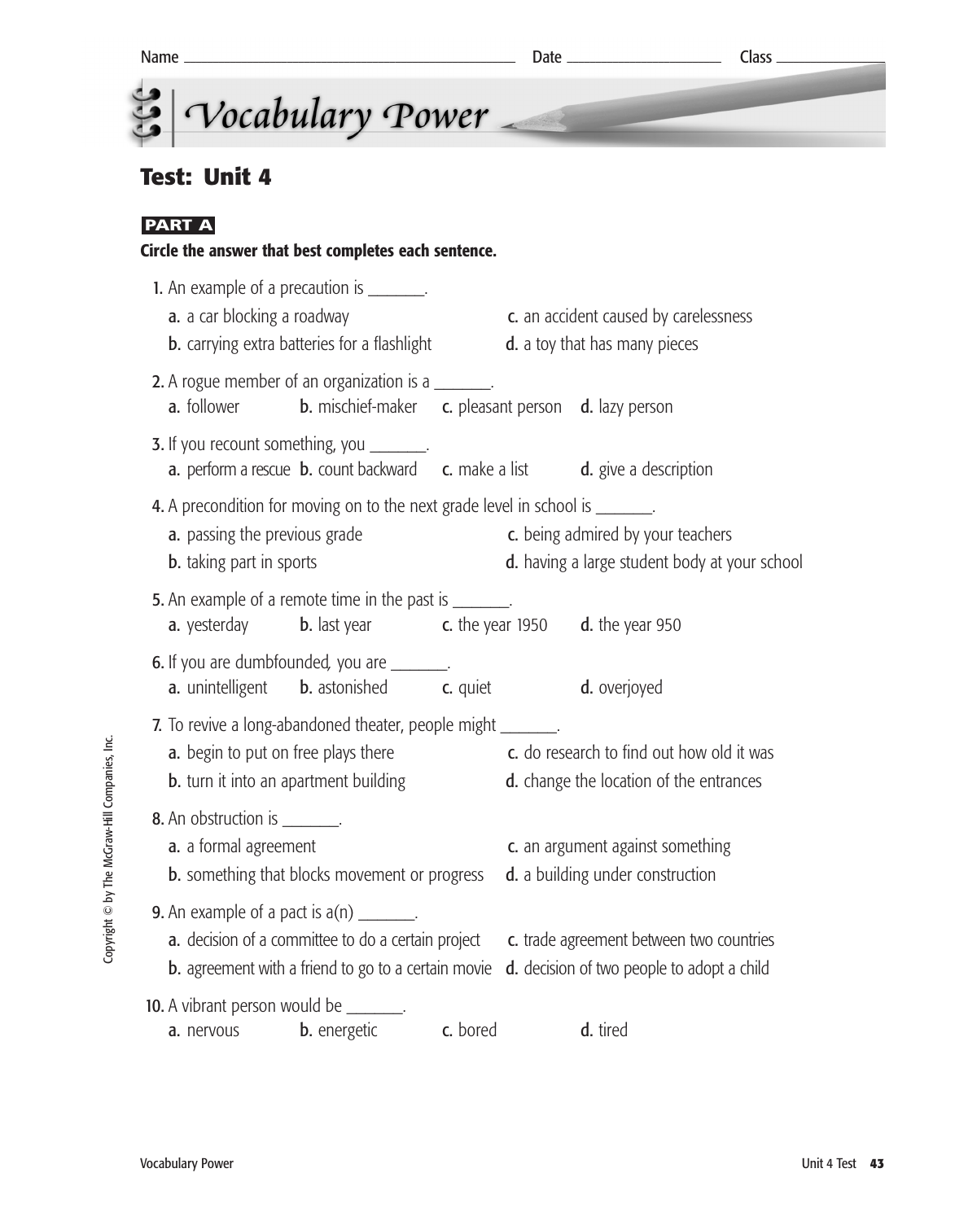Name ______________________ Date ____________ Class ________

# Vocabulary Power

## Test: Unit 4

**PART A**

**Circle the answer that best completes each sentence.**

1. An example of a precaution is _______.
   a. a car blocking a roadway
   b. carrying extra batteries for a flashlight
   c. an accident caused by carelessness
   d. a toy that has many pieces

2. A rogue member of an organization is a _______.
   a. follower b. mischief-maker c. pleasant person d. lazy person

3. If you recount something, you _______.
   a. perform a rescue b. count backward c. make a list d. give a description

4. A precondition for moving on to the next grade level in school is _______.
   a. passing the previous grade
   b. taking part in sports
   c. being admired by your teachers
   d. having a large student body at your school

5. An example of a remote time in the past is _______.
   a. yesterday b. last year c. the year 1950 d. the year 950

6. If you are *dumbfounded,* you are _______.
   a. unintelligent b. astonished c. quiet d. overjoyed

7. To revive a long-abandoned theater, people might _______.
   a. begin to put on free plays there
   b. turn it into an apartment building
   c. do research to find out how old it was
   d. change the location of the entrances

8. An obstruction is _______.
   a. a formal agreement
   b. something that blocks movement or progress
   c. an argument against something
   d. a building under construction

9. An example of a pact is a(n) _______.
   a. decision of a committee to do a certain project
   b. agreement with a friend to go to a certain movie
   c. trade agreement between two countries
   d. decision of two people to adopt a child

10. A vibrant person would be _______.
    a. nervous b. energetic c. bored d. tired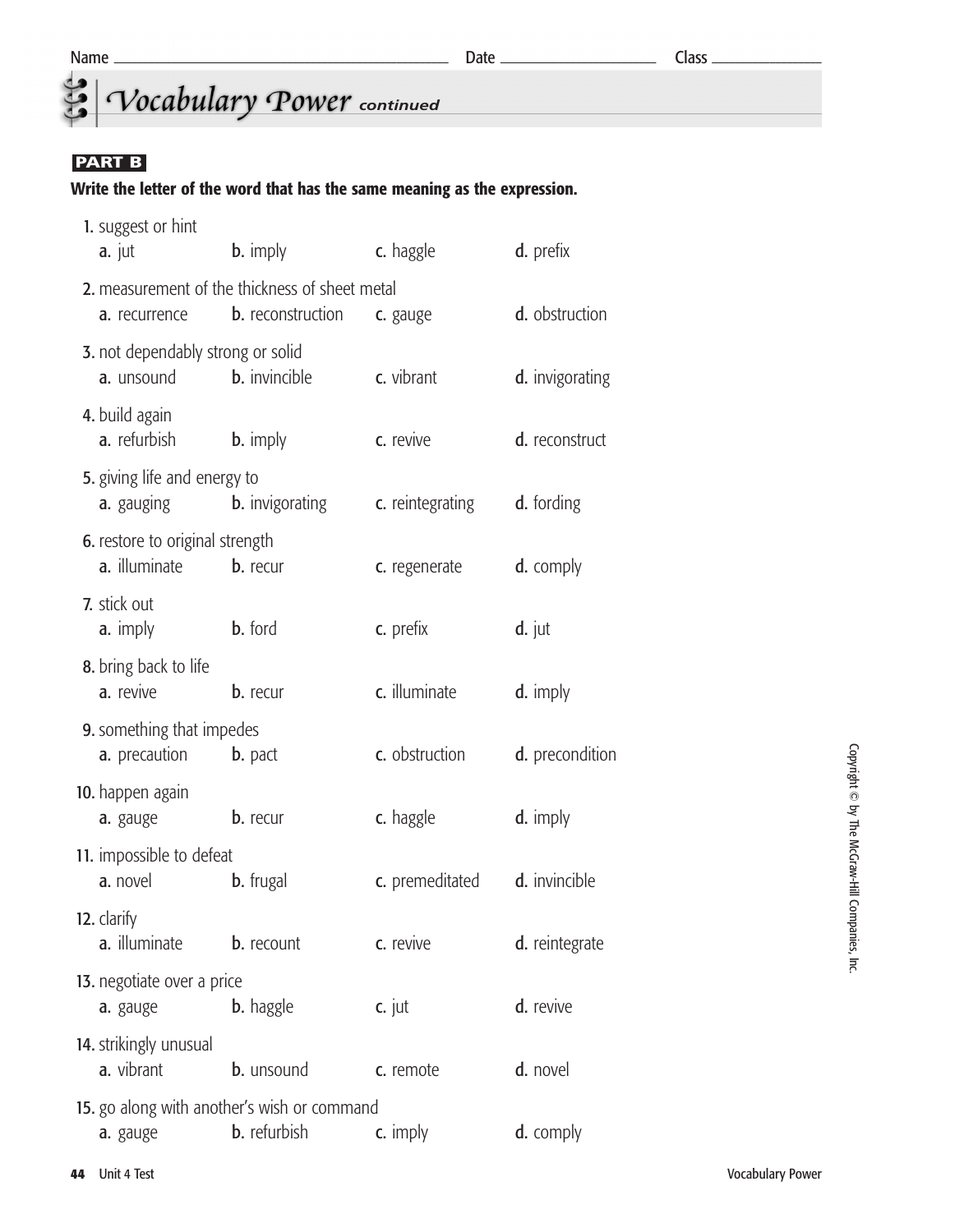Name ______________________ Date ______________ Class __________

# Vocabulary Power *continued*

**PART B**

**Write the letter of the word that has the same meaning as the expression.**

1. suggest or hint
   a. jut  b. imply  c. haggle  d. prefix

2. measurement of the thickness of sheet metal
   a. recurrence  b. reconstruction  c. gauge  d. obstruction

3. not dependably strong or solid
   a. unsound  b. invincible  c. vibrant  d. invigorating

4. build again
   a. refurbish  b. imply  c. revive  d. reconstruct

5. giving life and energy to
   a. gauging  b. invigorating  c. reintegrating  d. fording

6. restore to original strength
   a. illuminate  b. recur  c. regenerate  d. comply

7. stick out
   a. imply  b. ford  c. prefix  d. jut

8. bring back to life
   a. revive  b. recur  c. illuminate  d. imply

9. something that impedes
   a. precaution  b. pact  c. obstruction  d. precondition

10. happen again
    a. gauge  b. recur  c. haggle  d. imply

11. impossible to defeat
    a. novel  b. frugal  c. premeditated  d. invincible

12. clarify
    a. illuminate  b. recount  c. revive  d. reintegrate

13. negotiate over a price
    a. gauge  b. haggle  c. jut  d. revive

14. strikingly unusual
    a. vibrant  b. unsound  c. remote  d. novel

15. go along with another's wish or command
    a. gauge  b. refurbish  c. imply  d. comply

Copyright © by The McGraw-Hill Companies, Inc.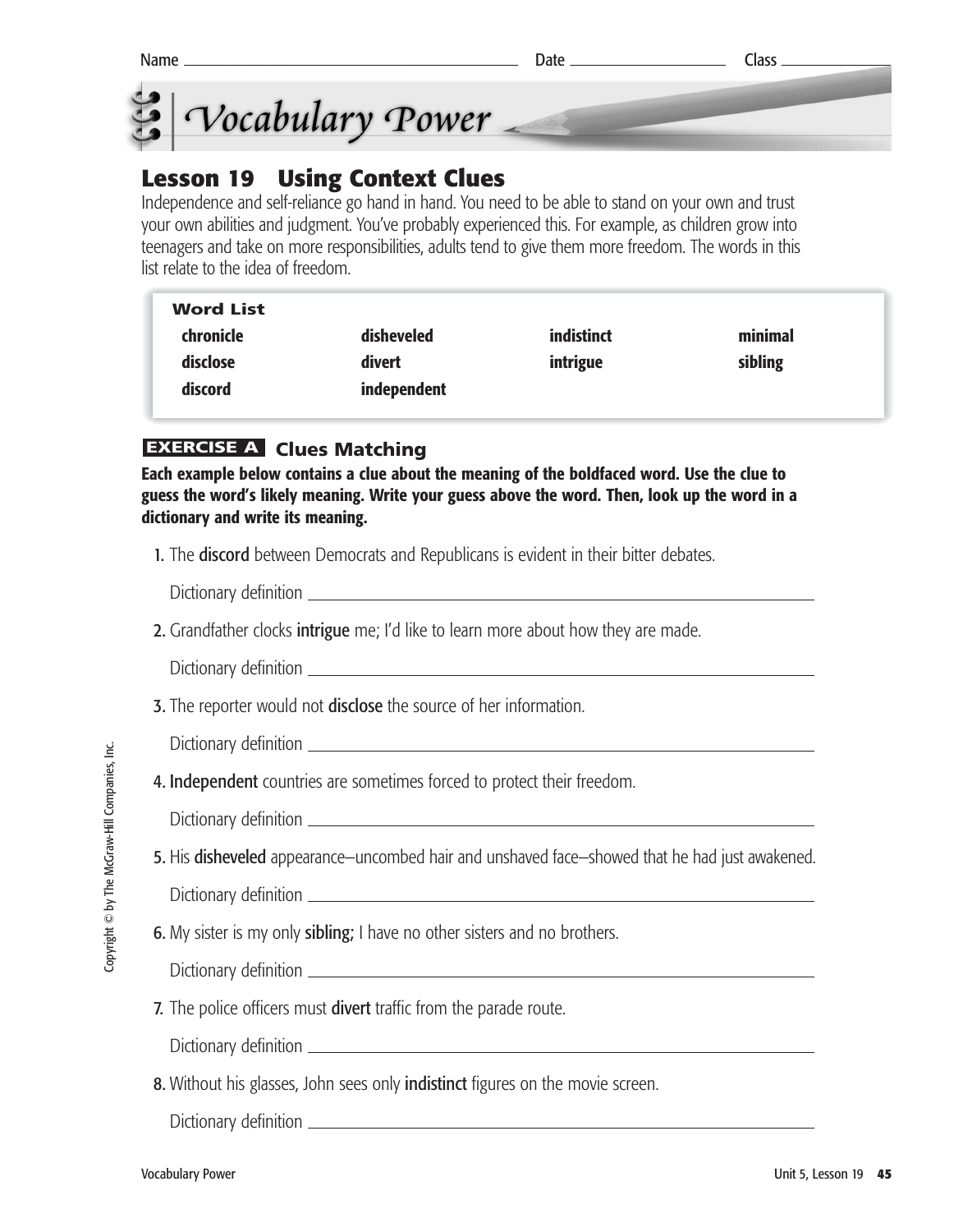Name ______________________ Date ______________ Class ____________

# Vocabulary Power

## Lesson 19 Using Context Clues

Independence and self-reliance go hand in hand. You need to be able to stand on your own and trust your own abilities and judgment. You've probably experienced this. For example, as children grow into teenagers and take on more responsibilities, adults tend to give them more freedom. The words in this list relate to the idea of freedom.

| Word List | | | |
|---|---|---|---|
| **chronicle** | **disheveled** | **indistinct** | **minimal** |
| **disclose** | **divert** | **intrigue** | **sibling** |
| **discord** | **independent** | | |

### EXERCISE A Clues Matching

**Each example below contains a clue about the meaning of the boldfaced word. Use the clue to guess the word's likely meaning. Write your guess above the word. Then, look up the word in a dictionary and write its meaning.**

1. The **discord** between Democrats and Republicans is evident in their bitter debates.

   Dictionary definition ______________________________

2. Grandfather clocks **intrigue** me; I'd like to learn more about how they are made.

   Dictionary definition ______________________________

3. The reporter would not **disclose** the source of her information.

   Dictionary definition ______________________________

4. **Independent** countries are sometimes forced to protect their freedom.

   Dictionary definition ______________________________

5. His **disheveled** appearance—uncombed hair and unshaved face—showed that he had just awakened.

   Dictionary definition ______________________________

6. My sister is my only **sibling;** I have no other sisters and no brothers.

   Dictionary definition ______________________________

7. The police officers must **divert** traffic from the parade route.

   Dictionary definition ______________________________

8. Without his glasses, John sees only **indistinct** figures on the movie screen.

   Dictionary definition ______________________________

Copyright © by The McGraw-Hill Companies, Inc.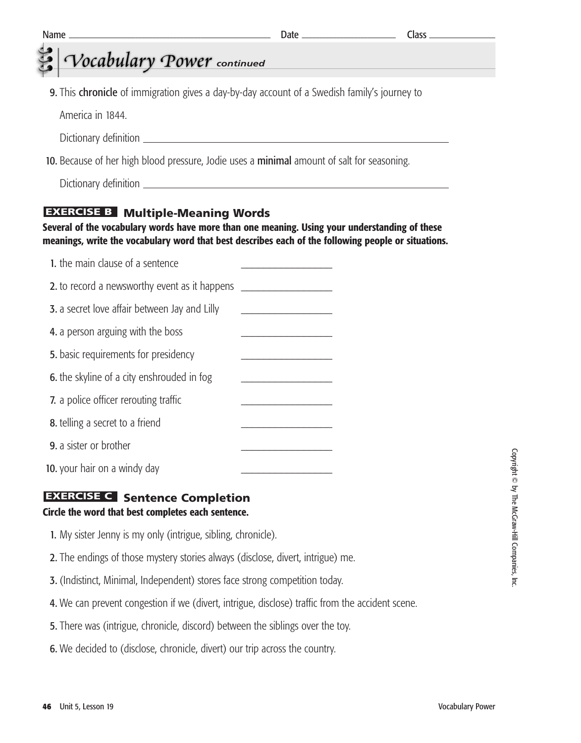Name ______________________ Date ____________ Class __________

## Vocabulary Power *continued*

9. This **chronicle** of immigration gives a day-by-day account of a Swedish family's journey to America in 1844.

   Dictionary definition ________________________________________

10. Because of her high blood pressure, Jodie uses a **minimal** amount of salt for seasoning.

   Dictionary definition ________________________________________

### EXERCISE B Multiple-Meaning Words

**Several of the vocabulary words have more than one meaning. Using your understanding of these meanings, write the vocabulary word that best describes each of the following people or situations.**

1. the main clause of a sentence ______________
2. to record a newsworthy event as it happens ______________
3. a secret love affair between Jay and Lilly ______________
4. a person arguing with the boss ______________
5. basic requirements for presidency ______________
6. the skyline of a city enshrouded in fog ______________
7. a police officer rerouting traffic ______________
8. telling a secret to a friend ______________
9. a sister or brother ______________
10. your hair on a windy day ______________

### EXERCISE C Sentence Completion

**Circle the word that best completes each sentence.**

1. My sister Jenny is my only (intrigue, sibling, chronicle).
2. The endings of those mystery stories always (disclose, divert, intrigue) me.
3. (Indistinct, Minimal, Independent) stores face strong competition today.
4. We can prevent congestion if we (divert, intrigue, disclose) traffic from the accident scene.
5. There was (intrigue, chronicle, discord) between the siblings over the toy.
6. We decided to (disclose, chronicle, divert) our trip across the country.

Copyright © by The McGraw-Hill Companies, Inc.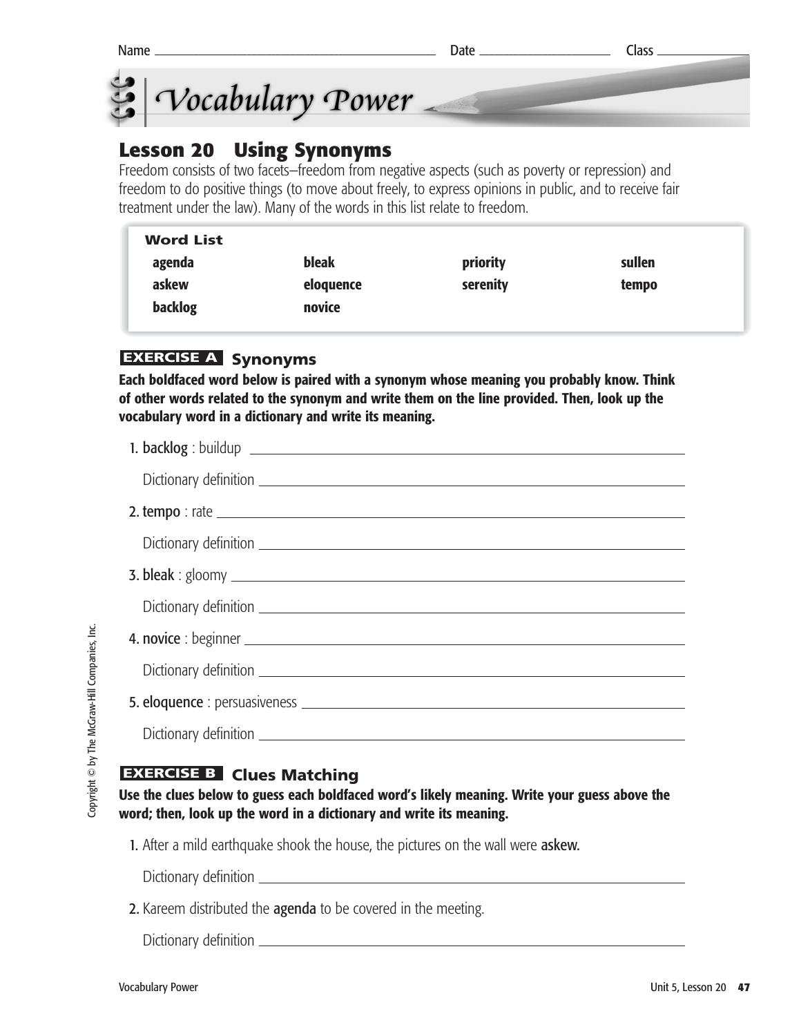Name ______________________ Date ______________ Class ____________

# Vocabulary Power

## Lesson 20 Using Synonyms

Freedom consists of two facets–freedom from negative aspects (such as poverty or repression) and freedom to do positive things (to move about freely, to express opinions in public, and to receive fair treatment under the law). Many of the words in this list relate to freedom.

| Word List | | | |
|---|---|---|---|
| **agenda** | **bleak** | **priority** | **sullen** |
| **askew** | **eloquence** | **serenity** | **tempo** |
| **backlog** | **novice** | | |

### EXERCISE A Synonyms

**Each boldfaced word below is paired with a synonym whose meaning you probably know. Think of other words related to the synonym and write them on the line provided. Then, look up the vocabulary word in a dictionary and write its meaning.**

1. **backlog** : buildup ______________________

   Dictionary definition ______________________

2. **tempo** : rate ______________________

   Dictionary definition ______________________

3. **bleak** : gloomy ______________________

   Dictionary definition ______________________

4. **novice** : beginner ______________________

   Dictionary definition ______________________

5. **eloquence** : persuasiveness ______________________

   Dictionary definition ______________________

### EXERCISE B Clues Matching

**Use the clues below to guess each boldfaced word's likely meaning. Write your guess above the word; then, look up the word in a dictionary and write its meaning.**

1. After a mild earthquake shook the house, the pictures on the wall were **askew.**

   Dictionary definition ______________________

2. Kareem distributed the **agenda** to be covered in the meeting.

   Dictionary definition ______________________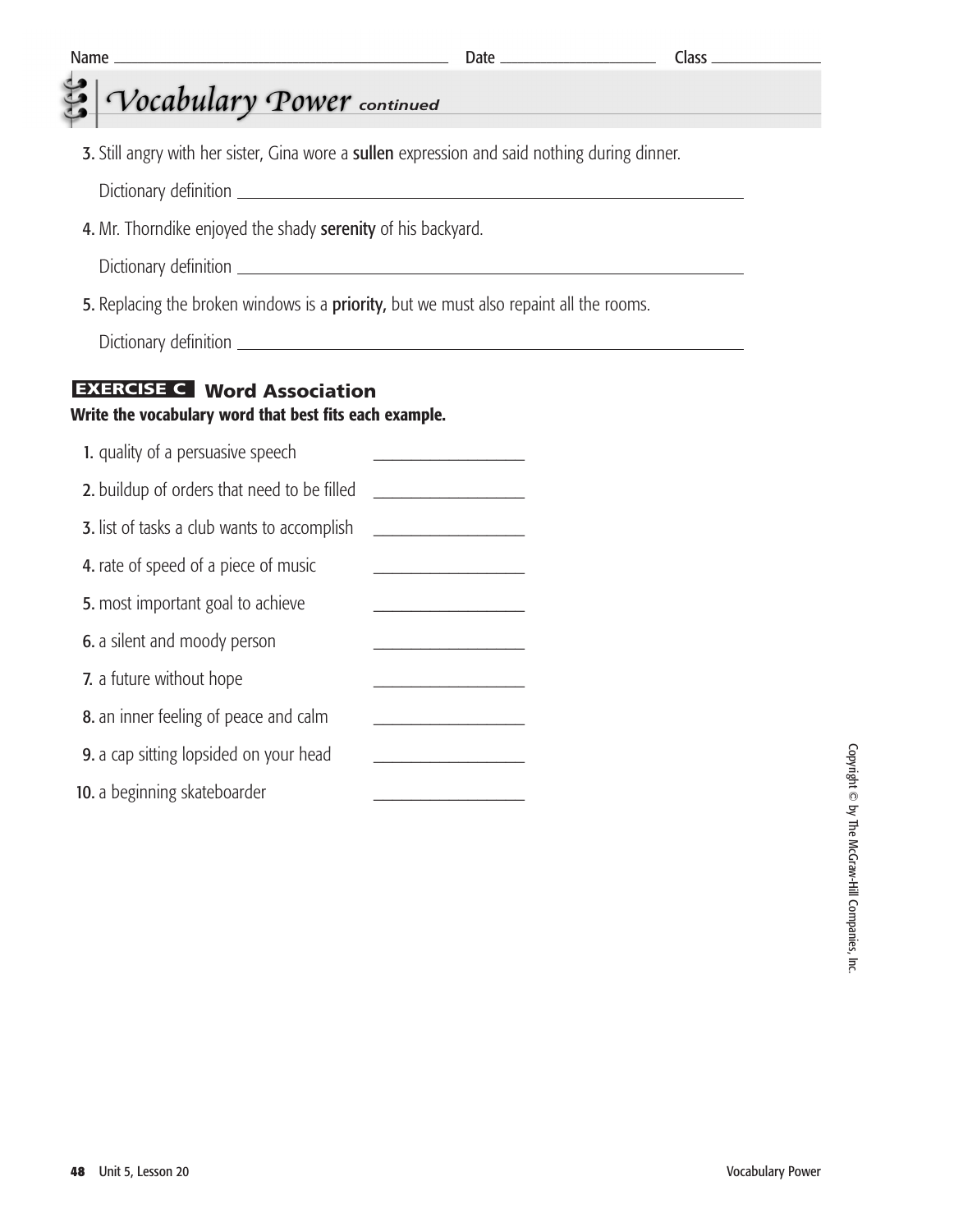Name ______________________ Date ______________ Class ____________

# Vocabulary Power *continued*

3. Still angry with her sister, Gina wore a **sullen** expression and said nothing during dinner.

   Dictionary definition ______________________________________________

4. Mr. Thorndike enjoyed the shady **serenity** of his backyard.

   Dictionary definition ______________________________________________

5. Replacing the broken windows is a **priority,** but we must also repaint all the rooms.

   Dictionary definition ______________________________________________

## EXERCISE C Word Association

**Write the vocabulary word that best fits each example.**

1. quality of a persuasive speech ______________
2. buildup of orders that need to be filled ______________
3. list of tasks a club wants to accomplish ______________
4. rate of speed of a piece of music ______________
5. most important goal to achieve ______________
6. a silent and moody person ______________
7. a future without hope ______________
8. an inner feeling of peace and calm ______________
9. a cap sitting lopsided on your head ______________
10. a beginning skateboarder ______________

Copyright © by The McGraw-Hill Companies, Inc.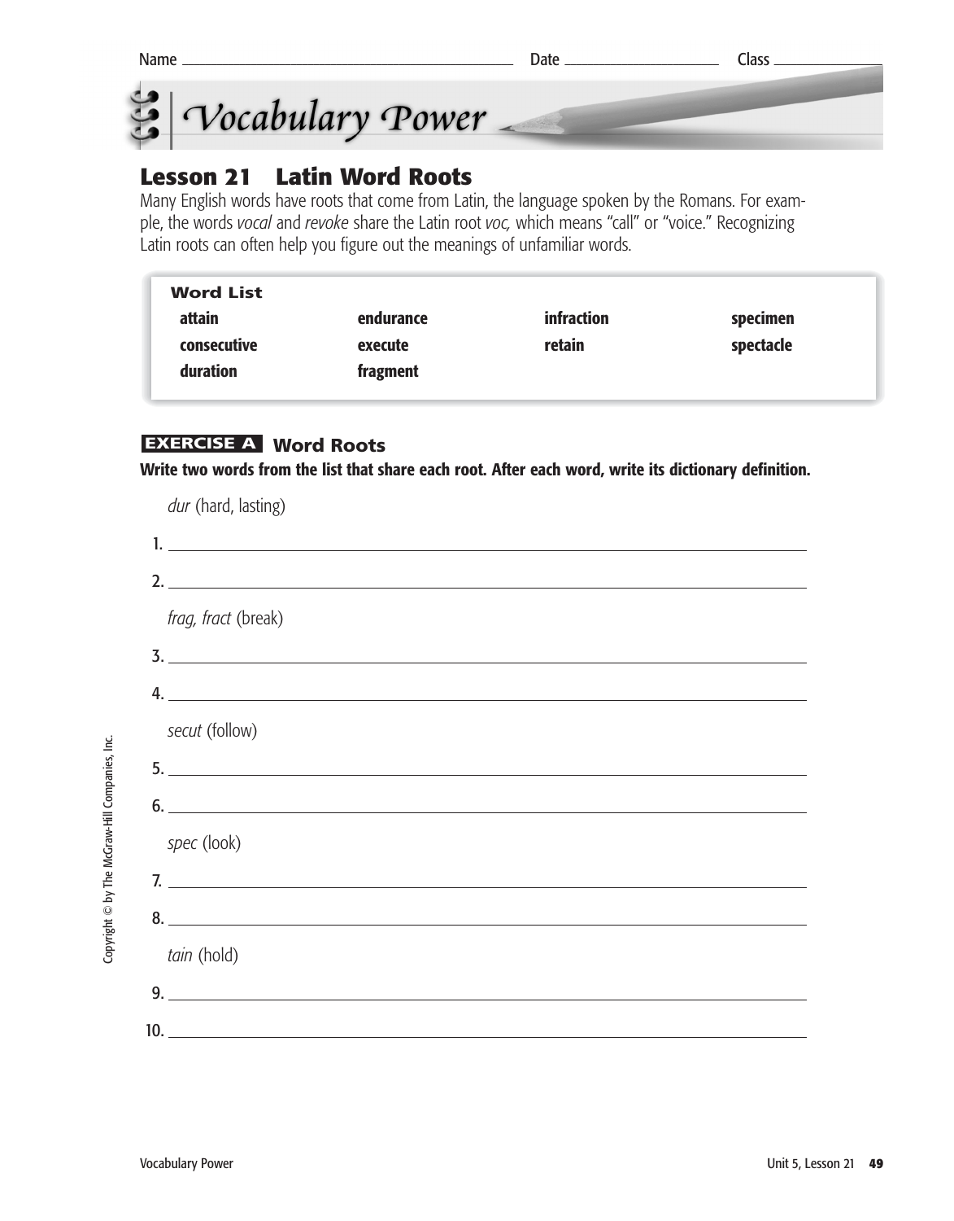Name ______________________ Date ______________ Class ____________

# Vocabulary Power

## Lesson 21 Latin Word Roots

Many English words have roots that come from Latin, the language spoken by the Romans. For example, the words *vocal* and *revoke* share the Latin root *voc,* which means "call" or "voice." Recognizing Latin roots can often help you figure out the meanings of unfamiliar words.

**Word List**

| | | | |
|---|---|---|---|
| **attain** | **endurance** | **infraction** | **specimen** |
| **consecutive** | **execute** | **retain** | **spectacle** |
| **duration** | **fragment** | | |

### EXERCISE A Word Roots

**Write two words from the list that share each root. After each word, write its dictionary definition.**

*dur* (hard, lasting)

1. ______________________________________________

2. ______________________________________________

*frag, fract* (break)

3. ______________________________________________

4. ______________________________________________

*secut* (follow)

5. ______________________________________________

6. ______________________________________________

*spec* (look)

7. ______________________________________________

8. ______________________________________________

*tain* (hold)

9. ______________________________________________

10. ______________________________________________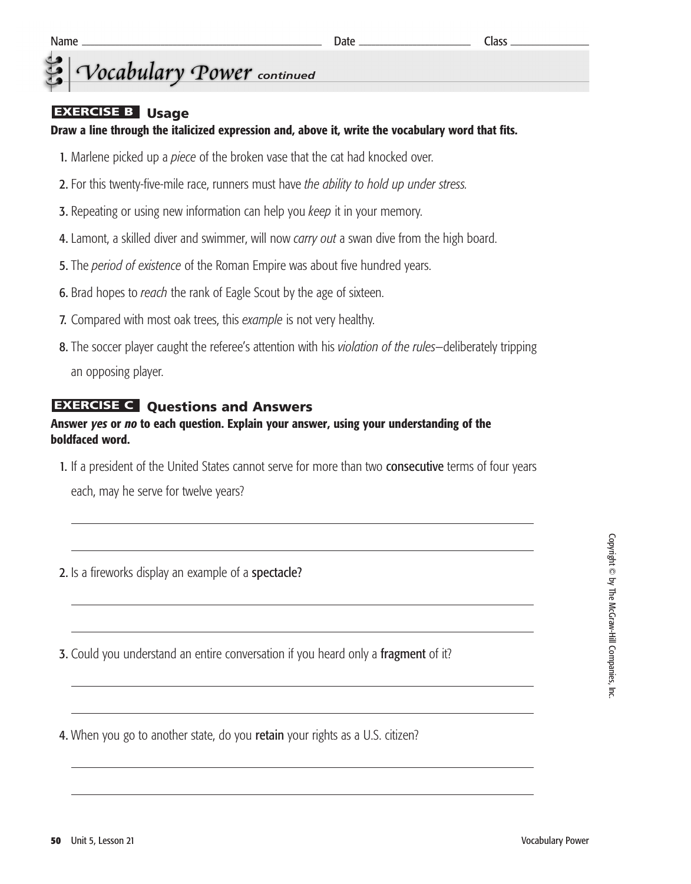Name ______________________ Date ______________ Class ____________

# Vocabulary Power *continued*

## EXERCISE B Usage

**Draw a line through the italicized expression and, above it, write the vocabulary word that fits.**

1. Marlene picked up a *piece* of the broken vase that the cat had knocked over.
2. For this twenty-five-mile race, runners must have *the ability to hold up under stress.*
3. Repeating or using new information can help you *keep* it in your memory.
4. Lamont, a skilled diver and swimmer, will now *carry out* a swan dive from the high board.
5. The *period of existence* of the Roman Empire was about five hundred years.
6. Brad hopes to *reach* the rank of Eagle Scout by the age of sixteen.
7. Compared with most oak trees, this *example* is not very healthy.
8. The soccer player caught the referee's attention with his *violation of the rules*—deliberately tripping an opposing player.

## EXERCISE C Questions and Answers

**Answer *yes* or *no* to each question. Explain your answer, using your understanding of the boldfaced word.**

1. If a president of the United States cannot serve for more than two **consecutive** terms of four years each, may he serve for twelve years?

 ______________________________________________

 ______________________________________________

2. Is a fireworks display an example of a **spectacle**?

 ______________________________________________

 ______________________________________________

3. Could you understand an entire conversation if you heard only a **fragment** of it?

 ______________________________________________

 ______________________________________________

4. When you go to another state, do you **retain** your rights as a U.S. citizen?

 ______________________________________________

 ______________________________________________

Copyright © by The McGraw-Hill Companies, Inc.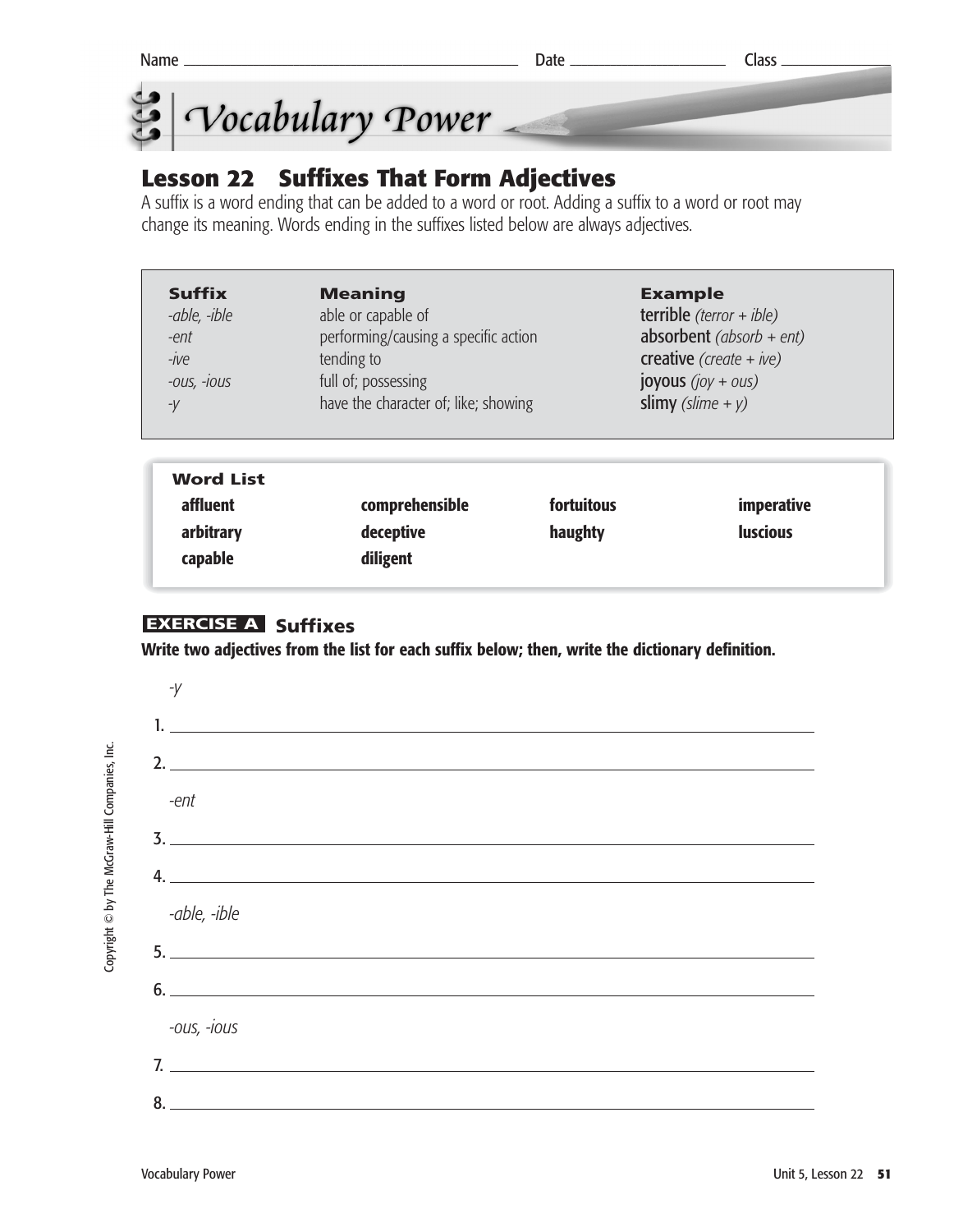Name ______________________ Date ______________ Class __________

# Vocabulary Power

## Lesson 22 Suffixes That Form Adjectives

A suffix is a word ending that can be added to a word or root. Adding a suffix to a word or root may change its meaning. Words ending in the suffixes listed below are always adjectives.

| Suffix | Meaning | Example |
| --- | --- | --- |
| *-able, -ible* | able or capable of | **terrible** *(terror + ible)* |
| *-ent* | performing/causing a specific action | **absorbent** *(absorb + ent)* |
| *-ive* | tending to | **creative** *(create + ive)* |
| *-ous, -ious* | full of; possessing | **joyous** *(joy + ous)* |
| *-y* | have the character of; like; showing | **slimy** *(slime + y)* |

**Word List**

| | | | |
| --- | --- | --- | --- |
| **affluent** | **comprehensible** | **fortuitous** | **imperative** |
| **arbitrary** | **deceptive** | **haughty** | **luscious** |
| **capable** | **diligent** | | |

### EXERCISE A Suffixes

**Write two adjectives from the list for each suffix below; then, write the dictionary definition.**

*-y*

1. ______________________________________________

2. ______________________________________________

*-ent*

3. ______________________________________________

4. ______________________________________________

*-able, -ible*

5. ______________________________________________

6. ______________________________________________

*-ous, -ious*

7. ______________________________________________

8. ______________________________________________

Copyright © by The McGraw-Hill Companies, Inc.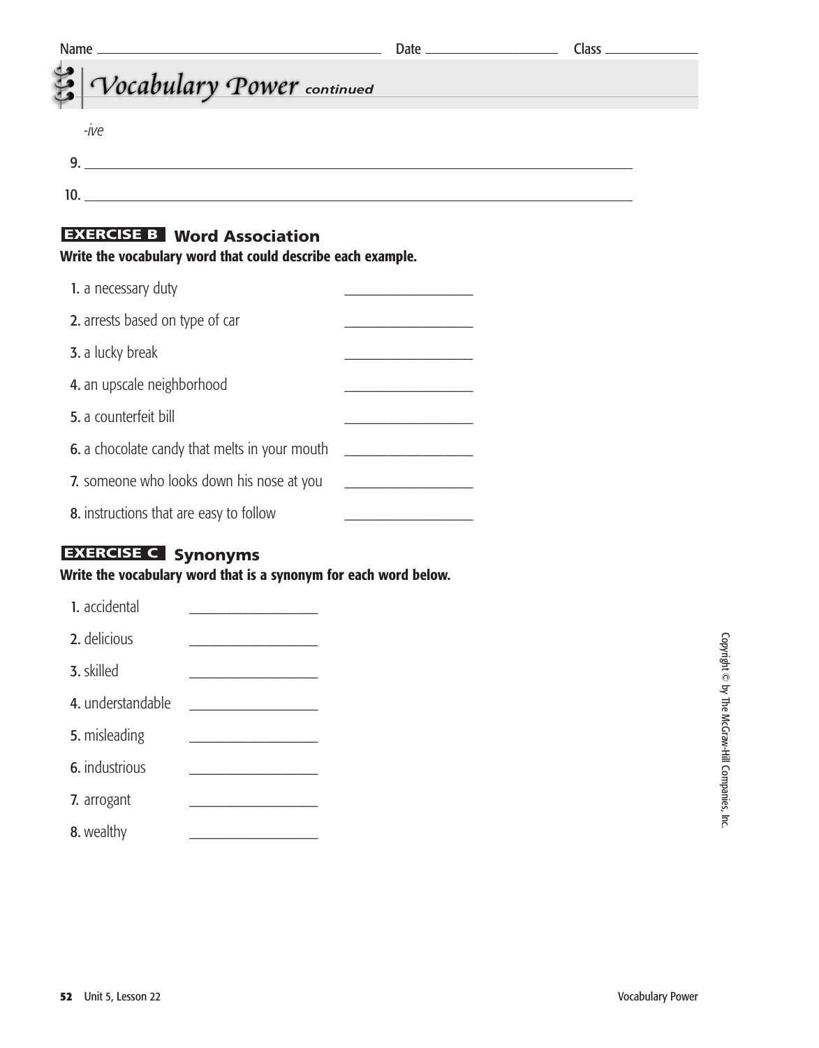Name ____________________ Date ____________ Class ________

# Vocabulary Power *continued*

*-ive*

9. ______________________________________________

10. ______________________________________________

## EXERCISE B Word Association

**Write the vocabulary word that could describe each example.**

1. a necessary duty ______________
2. arrests based on type of car ______________
3. a lucky break ______________
4. an upscale neighborhood ______________
5. a counterfeit bill ______________
6. a chocolate candy that melts in your mouth ______________
7. someone who looks down his nose at you ______________
8. instructions that are easy to follow ______________

## EXERCISE C Synonyms

**Write the vocabulary word that is a synonym for each word below.**

1. accidental ______________
2. delicious ______________
3. skilled ______________
4. understandable ______________
5. misleading ______________
6. industrious ______________
7. arrogant ______________
8. wealthy ______________

Copyright © by The McGraw-Hill Companies, Inc.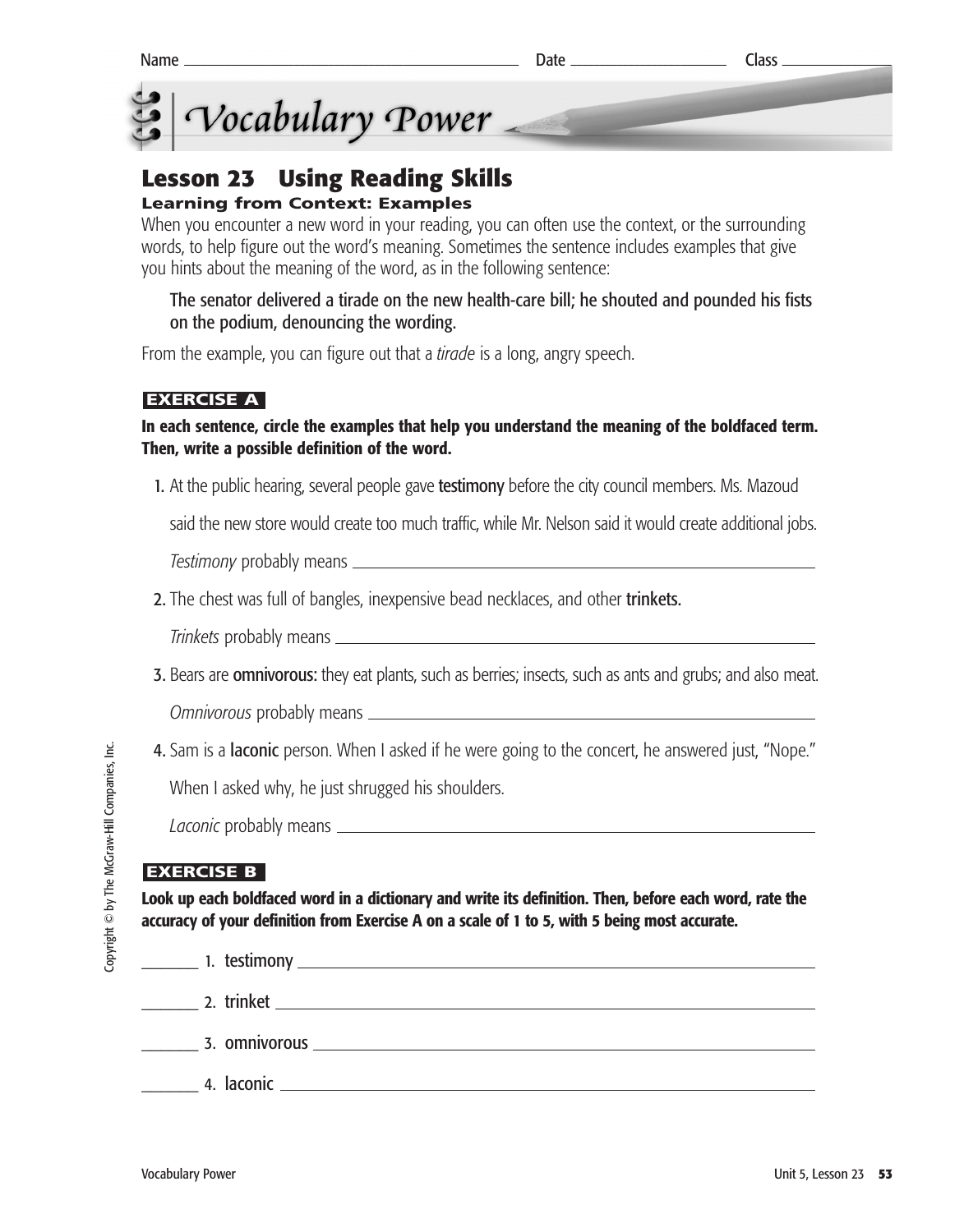Name ______________________ Date ______________ Class ____________

# Vocabulary Power

## Lesson 23 Using Reading Skills

### Learning from Context: Examples

When you encounter a new word in your reading, you can often use the context, or the surrounding words, to help figure out the word's meaning. Sometimes the sentence includes examples that give you hints about the meaning of the word, as in the following sentence:

> The senator delivered a tirade on the new health-care bill; he shouted and pounded his fists on the podium, denouncing the wording.

From the example, you can figure out that a *tirade* is a long, angry speech.

**EXERCISE A**

**In each sentence, circle the examples that help you understand the meaning of the boldfaced term. Then, write a possible definition of the word.**

1. At the public hearing, several people gave **testimony** before the city council members. Ms. Mazoud said the new store would create too much traffic, while Mr. Nelson said it would create additional jobs.

   *Testimony* probably means ______________________________

2. The chest was full of bangles, inexpensive bead necklaces, and other **trinkets.**

   *Trinkets* probably means ______________________________

3. Bears are **omnivorous:** they eat plants, such as berries; insects, such as ants and grubs; and also meat.

   *Omnivorous* probably means ______________________________

4. Sam is a **laconic** person. When I asked if he were going to the concert, he answered just, "Nope." When I asked why, he just shrugged his shoulders.

   *Laconic* probably means ______________________________

**EXERCISE B**

**Look up each boldfaced word in a dictionary and write its definition. Then, before each word, rate the accuracy of your definition from Exercise A on a scale of 1 to 5, with 5 being most accurate.**

_______ 1. testimony ______________________________

_______ 2. trinket ______________________________

_______ 3. omnivorous ______________________________

_______ 4. laconic ______________________________

Copyright © by The McGraw-Hill Companies, Inc.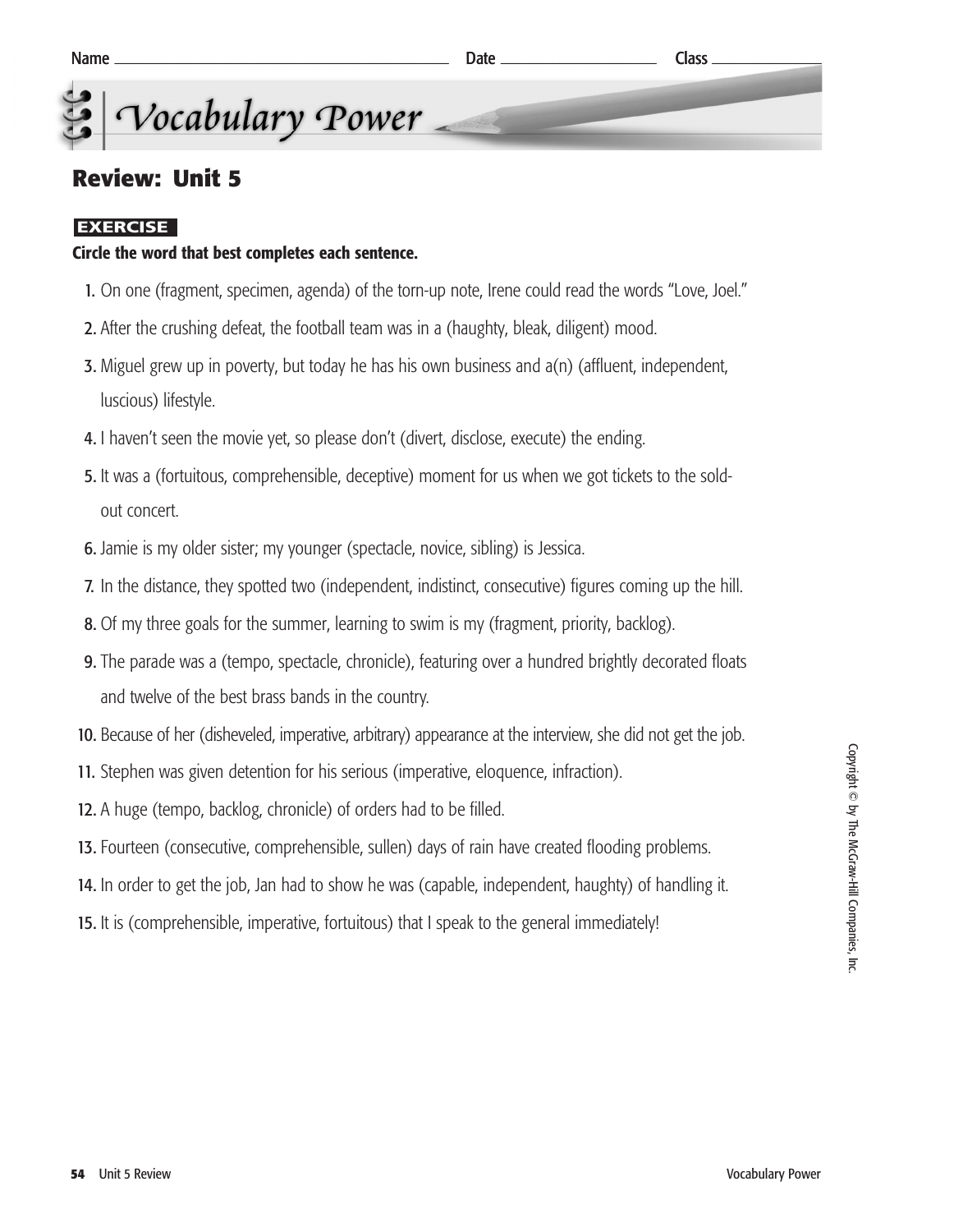Name ________________ Date ________ Class ________

# Vocabulary Power

## Review: Unit 5

**EXERCISE**

**Circle the word that best completes each sentence.**

1. On one (fragment, specimen, agenda) of the torn-up note, Irene could read the words "Love, Joel."
2. After the crushing defeat, the football team was in a (haughty, bleak, diligent) mood.
3. Miguel grew up in poverty, but today he has his own business and a(n) (affluent, independent, luscious) lifestyle.
4. I haven't seen the movie yet, so please don't (divert, disclose, execute) the ending.
5. It was a (fortuitous, comprehensible, deceptive) moment for us when we got tickets to the sold-out concert.
6. Jamie is my older sister; my younger (spectacle, novice, sibling) is Jessica.
7. In the distance, they spotted two (independent, indistinct, consecutive) figures coming up the hill.
8. Of my three goals for the summer, learning to swim is my (fragment, priority, backlog).
9. The parade was a (tempo, spectacle, chronicle), featuring over a hundred brightly decorated floats and twelve of the best brass bands in the country.
10. Because of her (disheveled, imperative, arbitrary) appearance at the interview, she did not get the job.
11. Stephen was given detention for his serious (imperative, eloquence, infraction).
12. A huge (tempo, backlog, chronicle) of orders had to be filled.
13. Fourteen (consecutive, comprehensible, sullen) days of rain have created flooding problems.
14. In order to get the job, Jan had to show he was (capable, independent, haughty) of handling it.
15. It is (comprehensible, imperative, fortuitous) that I speak to the general immediately!

Copyright © by The McGraw-Hill Companies, Inc.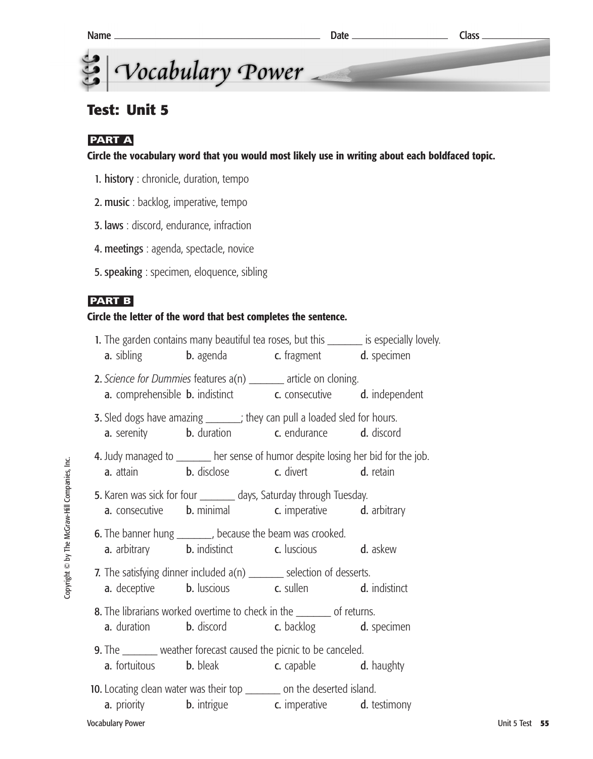Name ______________________ Date ______________ Class ________

# Vocabulary Power

## Test: Unit 5

**PART A**

**Circle the vocabulary word that you would most likely use in writing about each boldfaced topic.**

1. **history** : chronicle, duration, tempo
2. **music** : backlog, imperative, tempo
3. **laws** : discord, endurance, infraction
4. **meetings** : agenda, spectacle, novice
5. **speaking** : specimen, eloquence, sibling

**PART B**

**Circle the letter of the word that best completes the sentence.**

1. The garden contains many beautiful tea roses, but this _______ is especially lovely.
   a. sibling  b. agenda  c. fragment  d. specimen

2. *Science for Dummies* features a(n) _______ article on cloning.
   a. comprehensible  b. indistinct  c. consecutive  d. independent

3. Sled dogs have amazing _______; they can pull a loaded sled for hours.
   a. serenity  b. duration  c. endurance  d. discord

4. Judy managed to _______ her sense of humor despite losing her bid for the job.
   a. attain  b. disclose  c. divert  d. retain

5. Karen was sick for four _______ days, Saturday through Tuesday.
   a. consecutive  b. minimal  c. imperative  d. arbitrary

6. The banner hung _______, because the beam was crooked.
   a. arbitrary  b. indistinct  c. luscious  d. askew

7. The satisfying dinner included a(n) _______ selection of desserts.
   a. deceptive  b. luscious  c. sullen  d. indistinct

8. The librarians worked overtime to check in the _______ of returns.
   a. duration  b. discord  c. backlog  d. specimen

9. The _______ weather forecast caused the picnic to be canceled.
   a. fortuitous  b. bleak  c. capable  d. haughty

10. Locating clean water was their top _______ on the deserted island.
    a. priority  b. intrigue  c. imperative  d. testimony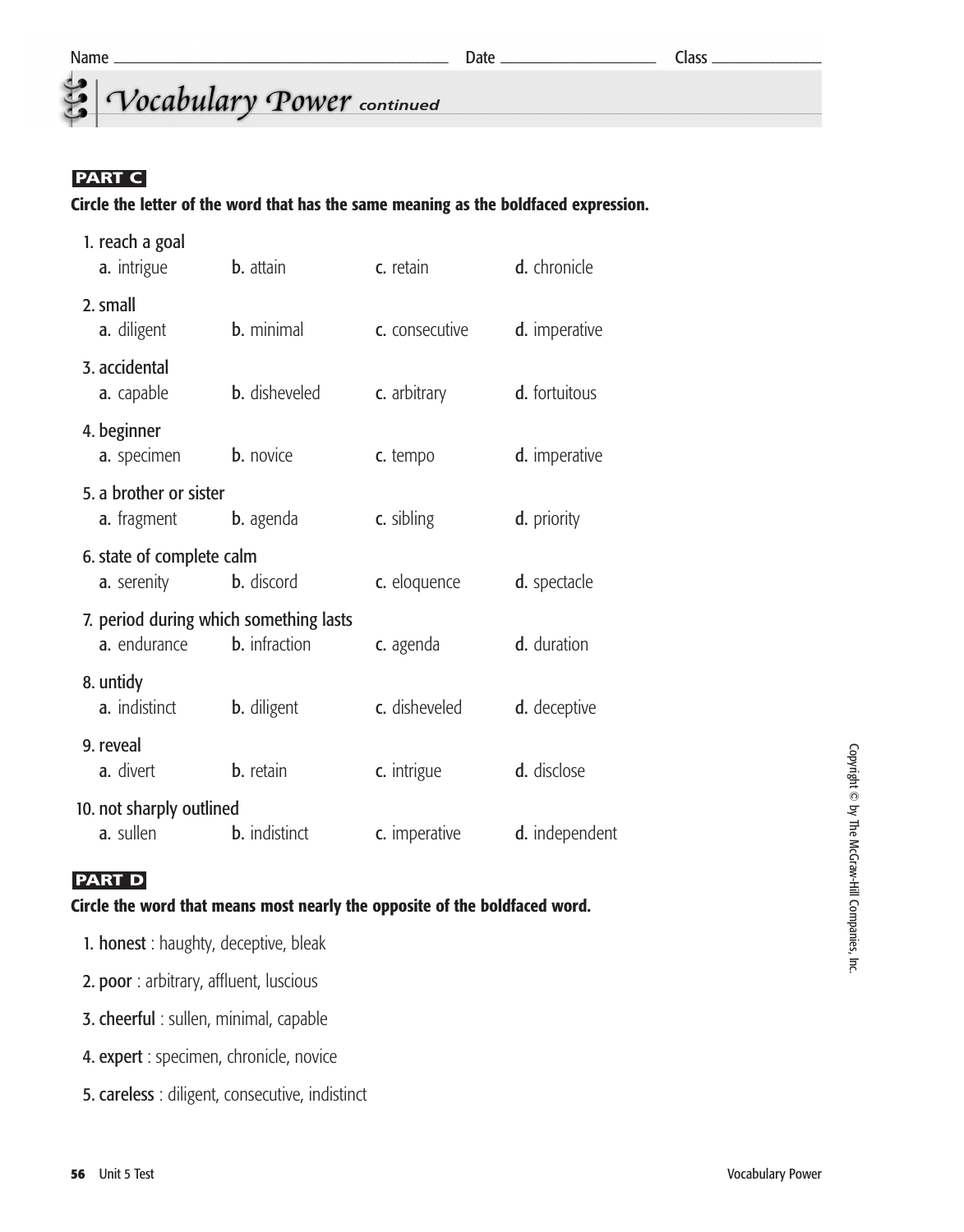Name ______________________ Date ____________ Class __________

# Vocabulary Power *continued*

## PART C

**Circle the letter of the word that has the same meaning as the boldfaced expression.**

1. reach a goal
   a. intrigue  b. attain  c. retain  d. chronicle

2. small
   a. diligent  b. minimal  c. consecutive  d. imperative

3. accidental
   a. capable  b. disheveled  c. arbitrary  d. fortuitous

4. beginner
   a. specimen  b. novice  c. tempo  d. imperative

5. a brother or sister
   a. fragment  b. agenda  c. sibling  d. priority

6. state of complete calm
   a. serenity  b. discord  c. eloquence  d. spectacle

7. period during which something lasts
   a. endurance  b. infraction  c. agenda  d. duration

8. untidy
   a. indistinct  b. diligent  c. disheveled  d. deceptive

9. reveal
   a. divert  b. retain  c. intrigue  d. disclose

10. not sharply outlined
    a. sullen  b. indistinct  c. imperative  d. independent

## PART D

**Circle the word that means most nearly the opposite of the boldfaced word.**

1. **honest** : haughty, deceptive, bleak
2. **poor** : arbitrary, affluent, luscious
3. **cheerful** : sullen, minimal, capable
4. **expert** : specimen, chronicle, novice
5. **careless** : diligent, consecutive, indistinct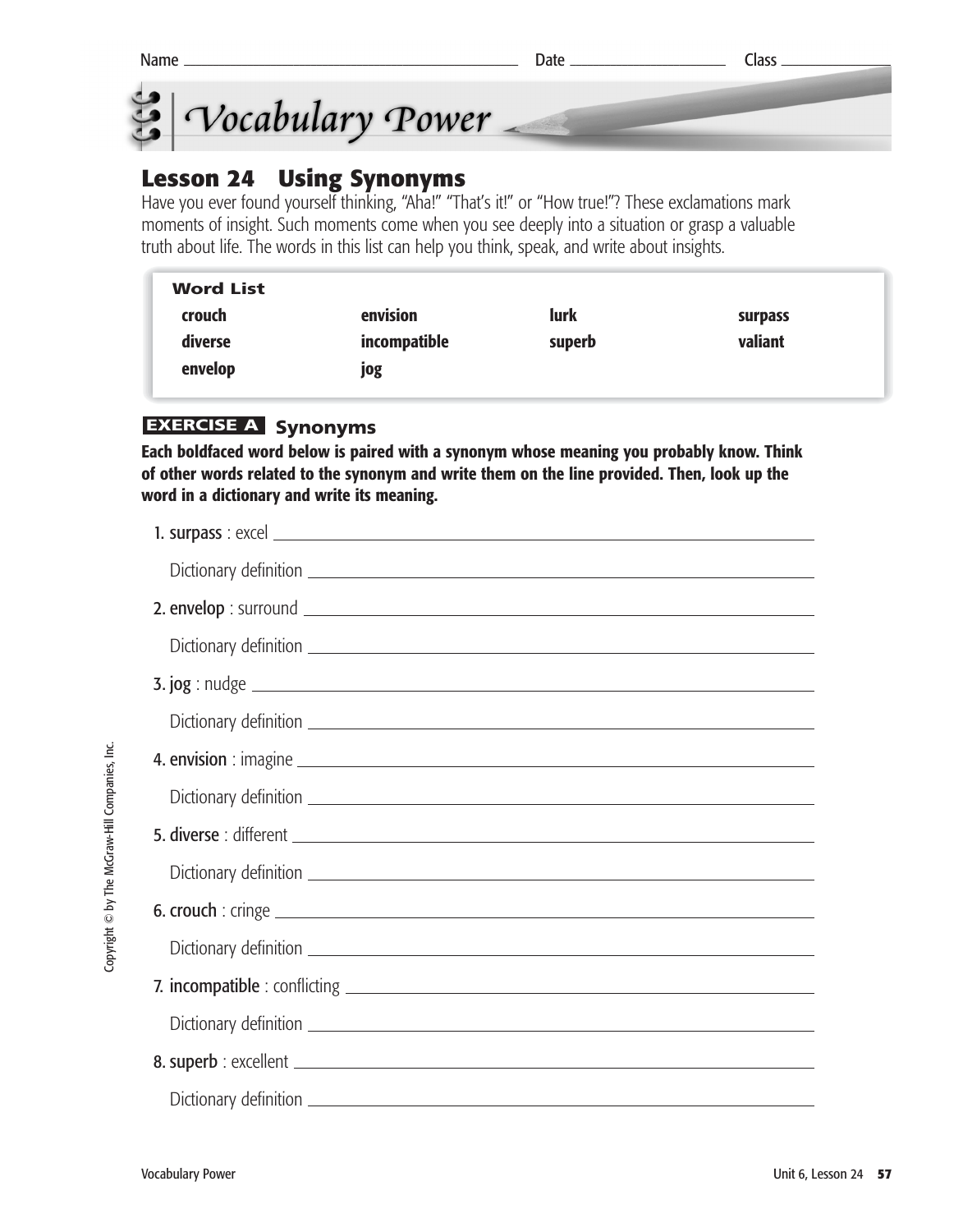Name ______________________ Date ____________ Class ________

# Vocabulary Power

## Lesson 24 Using Synonyms

Have you ever found yourself thinking, "Aha!" "That's it!" or "How true!"? These exclamations mark moments of insight. Such moments come when you see deeply into a situation or grasp a valuable truth about life. The words in this list can help you think, speak, and write about insights.

| Word List | | | |
|---|---|---|---|
| **crouch** | **envision** | **lurk** | **surpass** |
| **diverse** | **incompatible** | **superb** | **valiant** |
| **envelop** | **jog** | | |

### EXERCISE A Synonyms

**Each boldfaced word below is paired with a synonym whose meaning you probably know. Think of other words related to the synonym and write them on the line provided. Then, look up the word in a dictionary and write its meaning.**

1. **surpass** : excel ______________________

   Dictionary definition ______________________

2. **envelop** : surround ______________________

   Dictionary definition ______________________

3. **jog** : nudge ______________________

   Dictionary definition ______________________

4. **envision** : imagine ______________________

   Dictionary definition ______________________

5. **diverse** : different ______________________

   Dictionary definition ______________________

6. **crouch** : cringe ______________________

   Dictionary definition ______________________

7. **incompatible** : conflicting ______________________

   Dictionary definition ______________________

8. **superb** : excellent ______________________

   Dictionary definition ______________________

Copyright © by The McGraw-Hill Companies, Inc.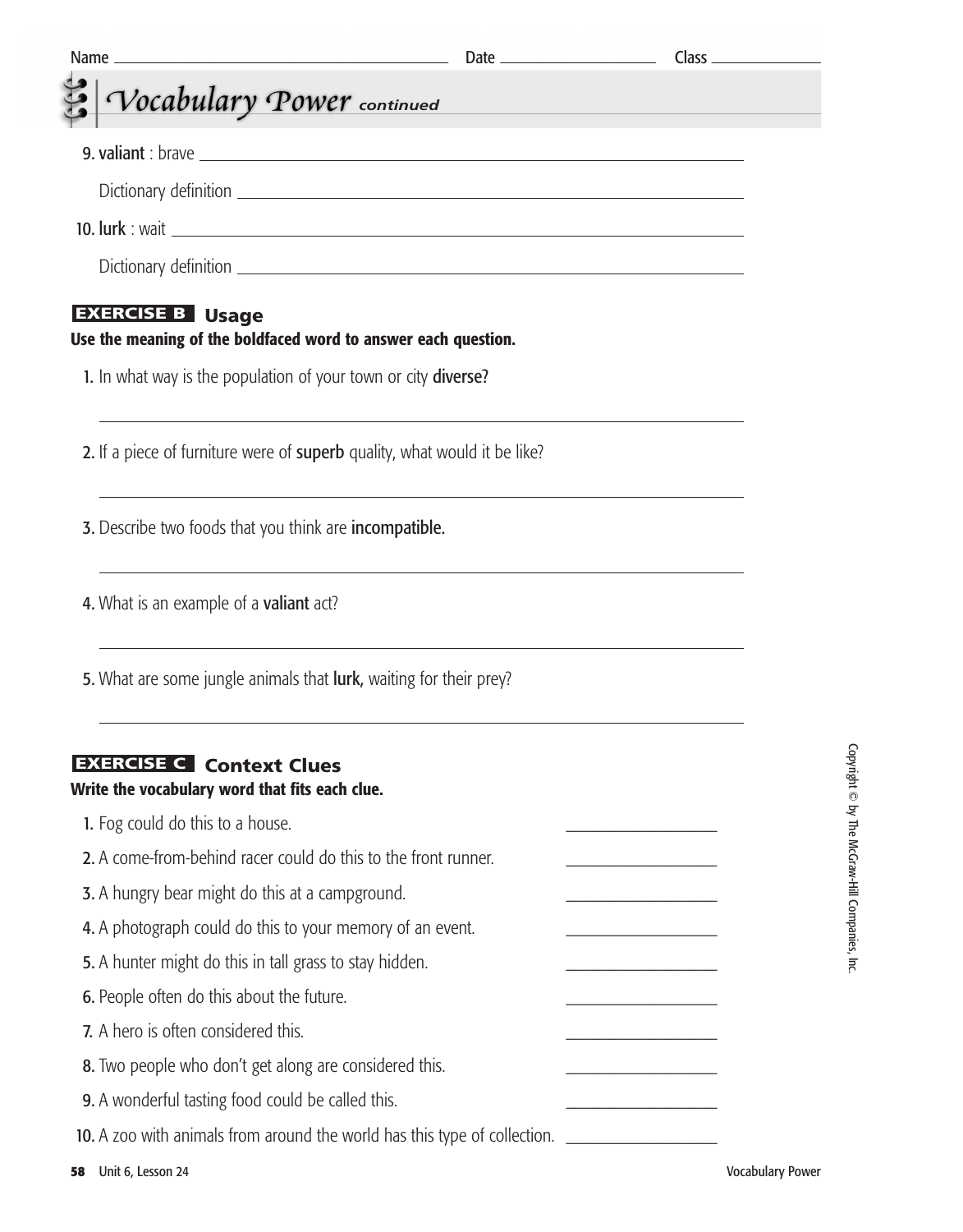Name ______________________ Date ______________ Class __________

## Vocabulary Power *continued*

9. **valiant** : brave ________________________________

   Dictionary definition ________________________________

10. **lurk** : wait ________________________________

   Dictionary definition ________________________________

### EXERCISE B Usage

**Use the meaning of the boldfaced word to answer each question.**

1. In what way is the population of your town or city **diverse?**

   ________________________________

2. If a piece of furniture were of **superb** quality, what would it be like?

   ________________________________

3. Describe two foods that you think are **incompatible.**

   ________________________________

4. What is an example of a **valiant** act?

   ________________________________

5. What are some jungle animals that **lurk,** waiting for their prey?

   ________________________________

### EXERCISE C Context Clues

**Write the vocabulary word that fits each clue.**

1. Fog could do this to a house. ______________
2. A come-from-behind racer could do this to the front runner. ______________
3. A hungry bear might do this at a campground. ______________
4. A photograph could do this to your memory of an event. ______________
5. A hunter might do this in tall grass to stay hidden. ______________
6. People often do this about the future. ______________
7. A hero is often considered this. ______________
8. Two people who don't get along are considered this. ______________
9. A wonderful tasting food could be called this. ______________
10. A zoo with animals from around the world has this type of collection. ______________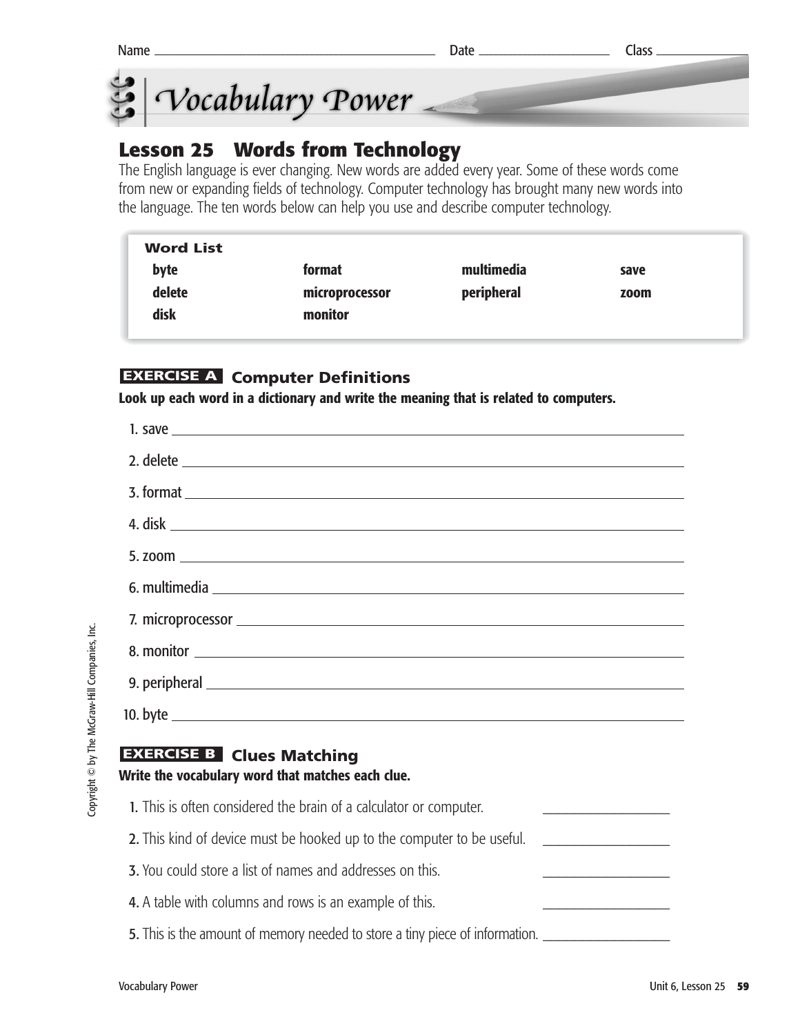Name ______________________ Date ______________ Class __________

# Vocabulary Power

## Lesson 25 Words from Technology

The English language is ever changing. New words are added every year. Some of these words come from new or expanding fields of technology. Computer technology has brought many new words into the language. The ten words below can help you use and describe computer technology.

**Word List**

| | | | |
|---|---|---|---|
| **byte** | **format** | **multimedia** | **save** |
| **delete** | **microprocessor** | **peripheral** | **zoom** |
| **disk** | **monitor** | | |

### EXERCISE A Computer Definitions

**Look up each word in a dictionary and write the meaning that is related to computers.**

1. save ______________________________
2. delete ______________________________
3. format ______________________________
4. disk ______________________________
5. zoom ______________________________
6. multimedia ______________________________
7. microprocessor ______________________________
8. monitor ______________________________
9. peripheral ______________________________
10. byte ______________________________

### EXERCISE B Clues Matching

**Write the vocabulary word that matches each clue.**

1. This is often considered the brain of a calculator or computer. ______________
2. This kind of device must be hooked up to the computer to be useful. ______________
3. You could store a list of names and addresses on this. ______________
4. A table with columns and rows is an example of this. ______________
5. This is the amount of memory needed to store a tiny piece of information. ______________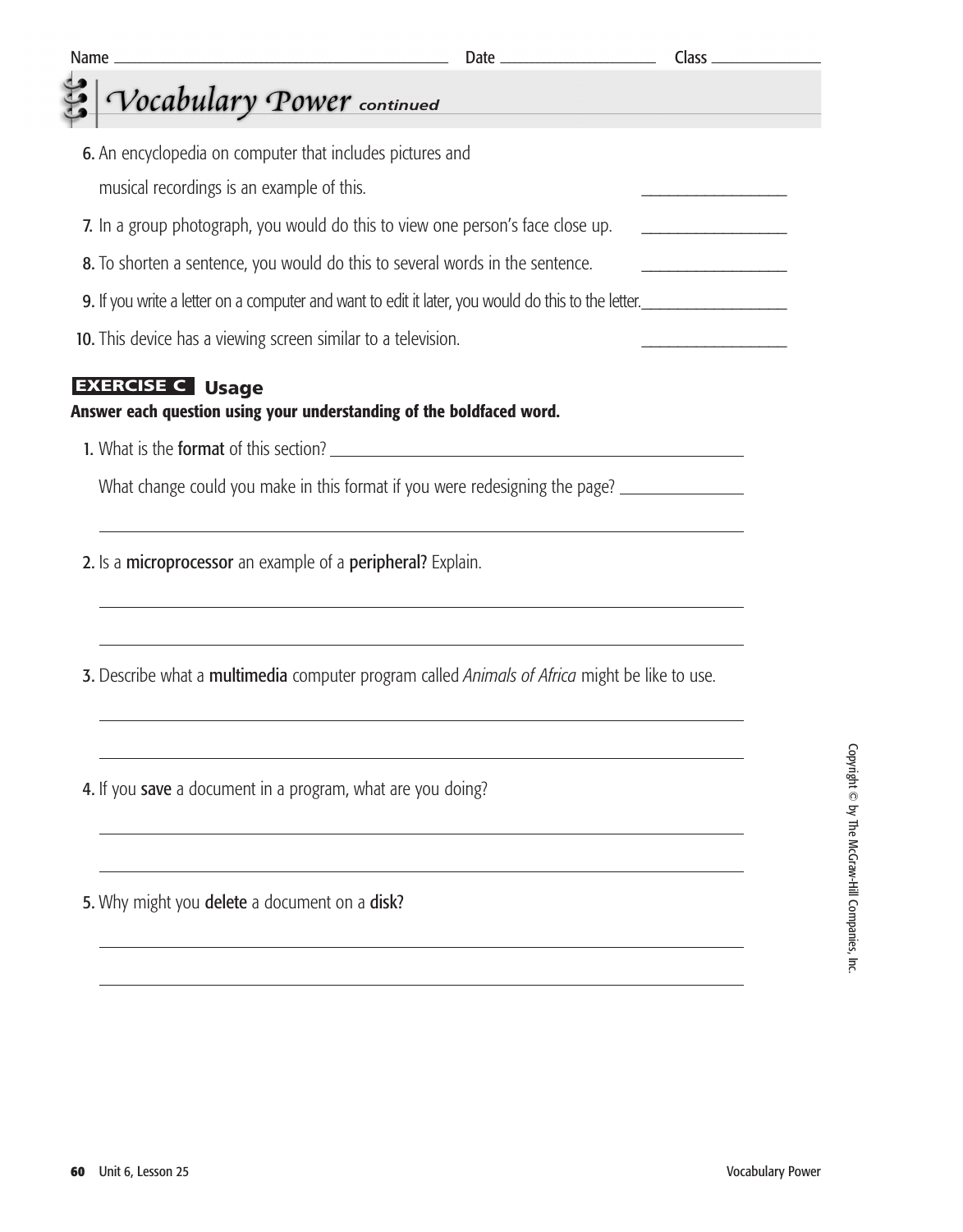Name ______________________ Date ______________ Class ____________

# Vocabulary Power *continued*

6. An encyclopedia on computer that includes pictures and musical recordings is an example of this. ______________
7. In a group photograph, you would do this to view one person's face close up. ______________
8. To shorten a sentence, you would do this to several words in the sentence. ______________
9. If you write a letter on a computer and want to edit it later, you would do this to the letter. ______________
10. This device has a viewing screen similar to a television. ______________

## EXERCISE C Usage

**Answer each question using your understanding of the boldfaced word.**

1. What is the **format** of this section? ______________________________

   What change could you make in this format if you were redesigning the page? ______________

   ______________________________________________________________

2. Is a **microprocessor** an example of a **peripheral?** Explain.

   ______________________________________________________________

   ______________________________________________________________

3. Describe what a **multimedia** computer program called *Animals of Africa* might be like to use.

   ______________________________________________________________

   ______________________________________________________________

4. If you **save** a document in a program, what are you doing?

   ______________________________________________________________

   ______________________________________________________________

5. Why might you **delete** a document on a **disk?**

   ______________________________________________________________

   ______________________________________________________________

Copyright © by The McGraw-Hill Companies, Inc.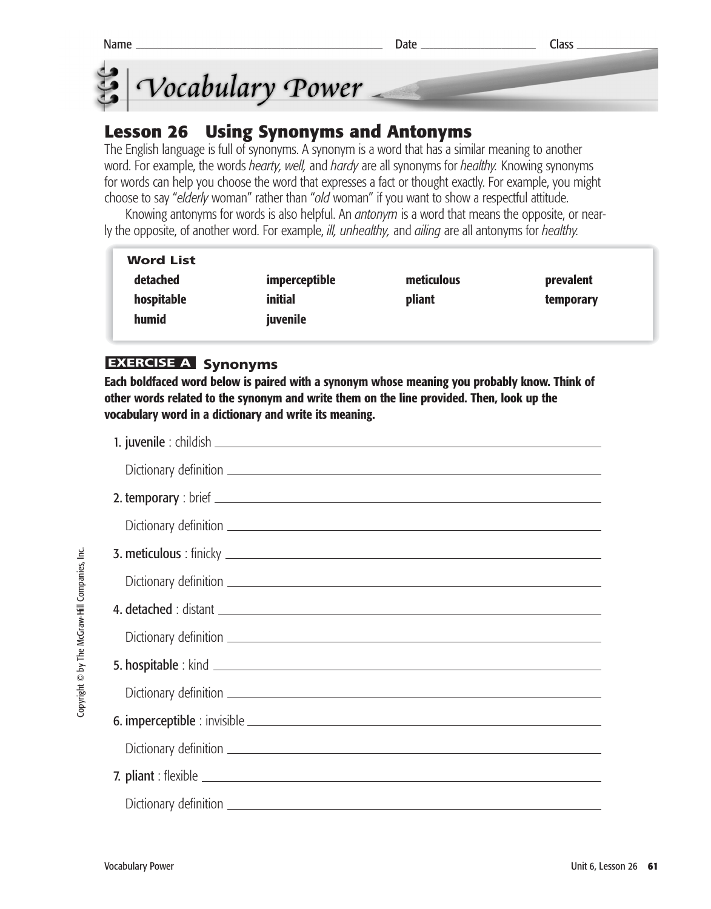Name ______________________ Date ______________ Class __________

# Vocabulary Power

## Lesson 26 Using Synonyms and Antonyms

The English language is full of synonyms. A synonym is a word that has a similar meaning to another word. For example, the words *hearty, well,* and *hardy* are all synonyms for *healthy.* Knowing synonyms for words can help you choose the word that expresses a fact or thought exactly. For example, you might choose to say "*elderly* woman" rather than "*old* woman" if you want to show a respectful attitude.

Knowing antonyms for words is also helpful. An *antonym* is a word that means the opposite, or nearly the opposite, of another word. For example, *ill, unhealthy,* and *ailing* are all antonyms for *healthy.*

**Word List**

| | | | |
|---|---|---|---|
| **detached** | **imperceptible** | **meticulous** | **prevalent** |
| **hospitable** | **initial** | **pliant** | **temporary** |
| **humid** | **juvenile** | | |

### EXERCISE A Synonyms

**Each boldfaced word below is paired with a synonym whose meaning you probably know. Think of other words related to the synonym and write them on the line provided. Then, look up the vocabulary word in a dictionary and write its meaning.**

1. **juvenile** : childish ______________________

   Dictionary definition ______________________

2. **temporary** : brief ______________________

   Dictionary definition ______________________

3. **meticulous** : finicky ______________________

   Dictionary definition ______________________

4. **detached** : distant ______________________

   Dictionary definition ______________________

5. **hospitable** : kind ______________________

   Dictionary definition ______________________

6. **imperceptible** : invisible ______________________

   Dictionary definition ______________________

7. **pliant** : flexible ______________________

   Dictionary definition ______________________

Copyright © by The McGraw-Hill Companies, Inc.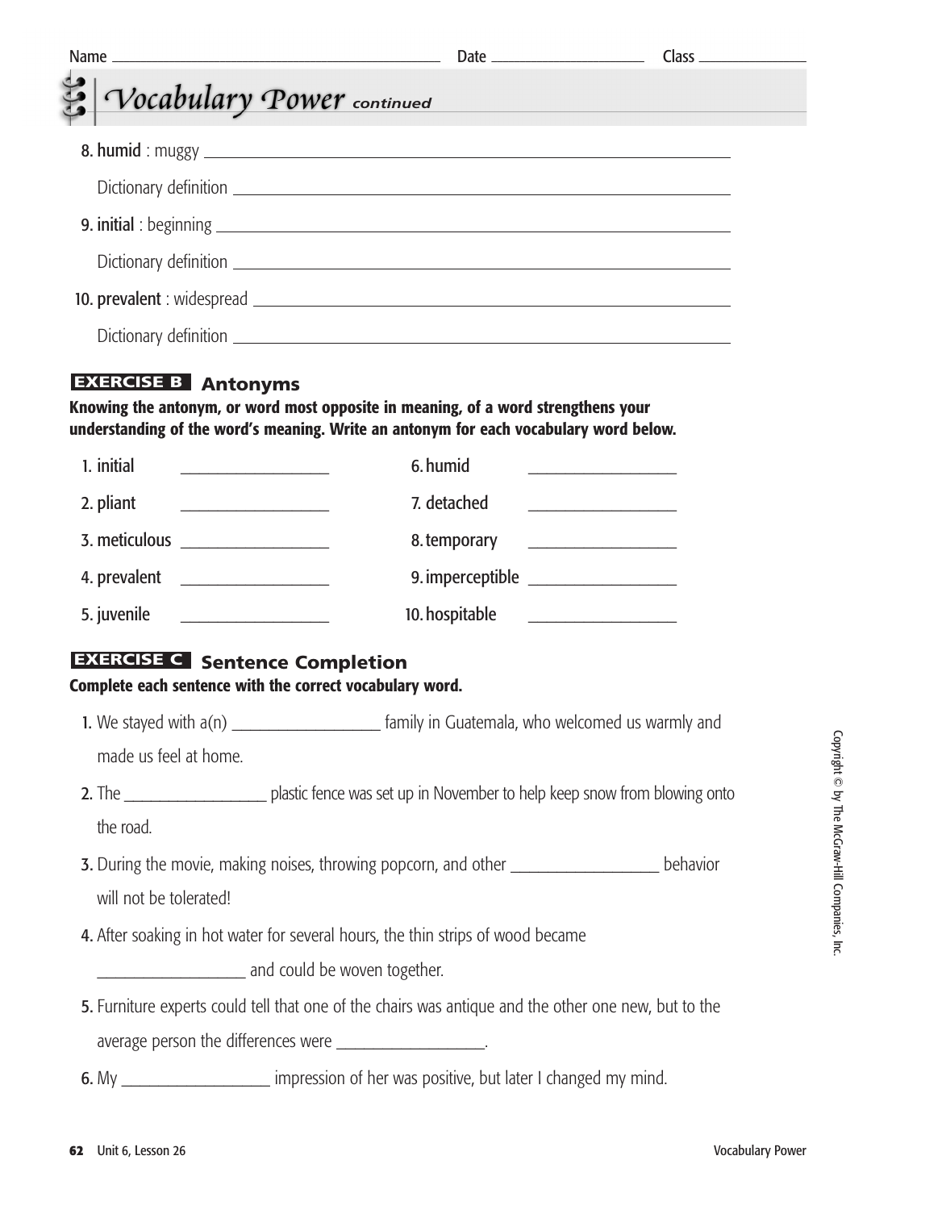Name ______________________ Date ______________ Class ____________

# Vocabulary Power *continued*

8. **humid** : muggy ______________________________________________

   Dictionary definition ______________________________________________

9. **initial** : beginning ______________________________________________

   Dictionary definition ______________________________________________

10. **prevalent** : widespread ______________________________________________

    Dictionary definition ______________________________________________

## EXERCISE B Antonyms

**Knowing the antonym, or word most opposite in meaning, of a word strengthens your understanding of the word's meaning. Write an antonym for each vocabulary word below.**

| | |
|---|---|
| 1. initial ______________ | 6. humid ______________ |
| 2. pliant ______________ | 7. detached ______________ |
| 3. meticulous ______________ | 8. temporary ______________ |
| 4. prevalent ______________ | 9. imperceptible ______________ |
| 5. juvenile ______________ | 10. hospitable ______________ |

## EXERCISE C Sentence Completion

**Complete each sentence with the correct vocabulary word.**

1. We stayed with a(n) ______________ family in Guatemala, who welcomed us warmly and made us feel at home.
2. The ______________ plastic fence was set up in November to help keep snow from blowing onto the road.
3. During the movie, making noises, throwing popcorn, and other ______________ behavior will not be tolerated!
4. After soaking in hot water for several hours, the thin strips of wood became ______________ and could be woven together.
5. Furniture experts could tell that one of the chairs was antique and the other one new, but to the average person the differences were ______________.
6. My ______________ impression of her was positive, but later I changed my mind.

Copyright © by The McGraw-Hill Companies, Inc.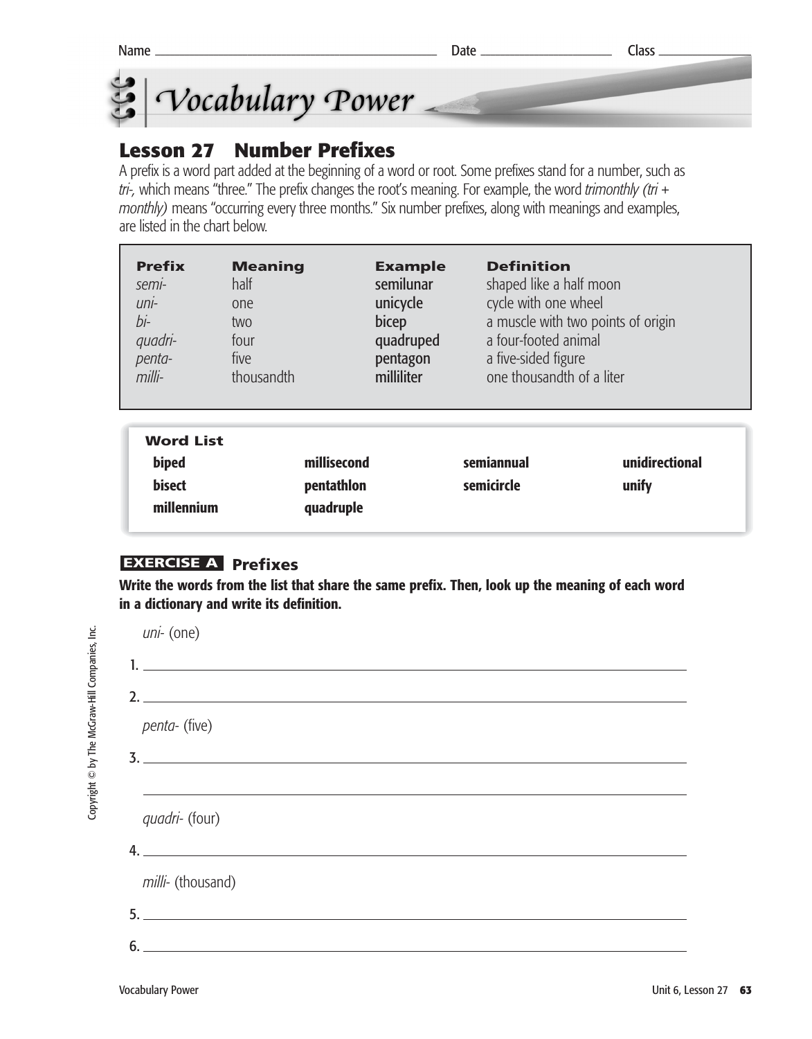Name ______________________ Date ______________ Class __________

# Vocabulary Power

## Lesson 27 Number Prefixes

A prefix is a word part added at the beginning of a word or root. Some prefixes stand for a number, such as *tri-,* which means "three." The prefix changes the root's meaning. For example, the word *trimonthly (tri + monthly)* means "occurring every three months." Six number prefixes, along with meanings and examples, are listed in the chart below.

| Prefix | Meaning | Example | Definition |
|---|---|---|---|
| *semi-* | half | **semilunar** | shaped like a half moon |
| *uni-* | one | **unicycle** | cycle with one wheel |
| *bi-* | two | **bicep** | a muscle with two points of origin |
| *quadri-* | four | **quadruped** | a four-footed animal |
| *penta-* | five | **pentagon** | a five-sided figure |
| *milli-* | thousandth | **milliliter** | one thousandth of a liter |

**Word List**

| | | | |
|---|---|---|---|
| **biped** | **millisecond** | **semiannual** | **unidirectional** |
| **bisect** | **pentathlon** | **semicircle** | **unify** |
| **millennium** | **quadruple** | | |

### EXERCISE A Prefixes

**Write the words from the list that share the same prefix. Then, look up the meaning of each word in a dictionary and write its definition.**

*uni-* (one)

1. ______________________________

2. ______________________________

*penta-* (five)

3. ______________________________

______________________________

*quadri-* (four)

4. ______________________________

*milli-* (thousand)

5. ______________________________

6. ______________________________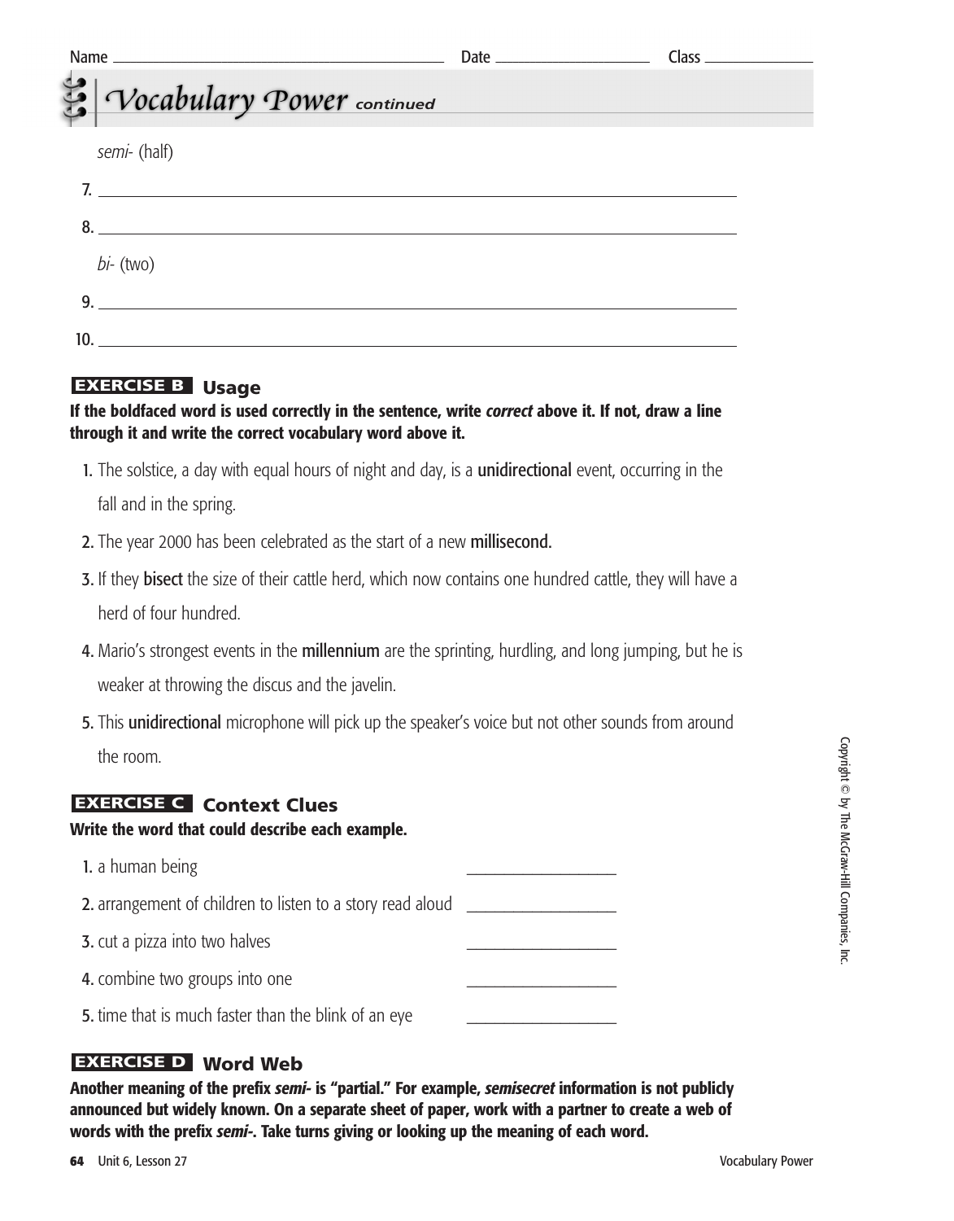Name ______________________ Date ____________ Class ________

# Vocabulary Power *continued*

*semi-* (half)

7. ______________________________________________

8. ______________________________________________

*bi-* (two)

9. ______________________________________________

10. ______________________________________________

## EXERCISE B Usage

**If the boldfaced word is used correctly in the sentence, write *correct* above it. If not, draw a line through it and write the correct vocabulary word above it.**

1. The solstice, a day with equal hours of night and day, is a **unidirectional** event, occurring in the fall and in the spring.
2. The year 2000 has been celebrated as the start of a new **millisecond.**
3. If they **bisect** the size of their cattle herd, which now contains one hundred cattle, they will have a herd of four hundred.
4. Mario's strongest events in the **millennium** are the sprinting, hurdling, and long jumping, but he is weaker at throwing the discus and the javelin.
5. This **unidirectional** microphone will pick up the speaker's voice but not other sounds from around the room.

## EXERCISE C Context Clues

**Write the word that could describe each example.**

1. a human being ______________
2. arrangement of children to listen to a story read aloud ______________
3. cut a pizza into two halves ______________
4. combine two groups into one ______________
5. time that is much faster than the blink of an eye ______________

## EXERCISE D Word Web

**Another meaning of the prefix *semi-* is "partial." For example, *semisecret* information is not publicly announced but widely known. On a separate sheet of paper, work with a partner to create a web of words with the prefix *semi-*. Take turns giving or looking up the meaning of each word.**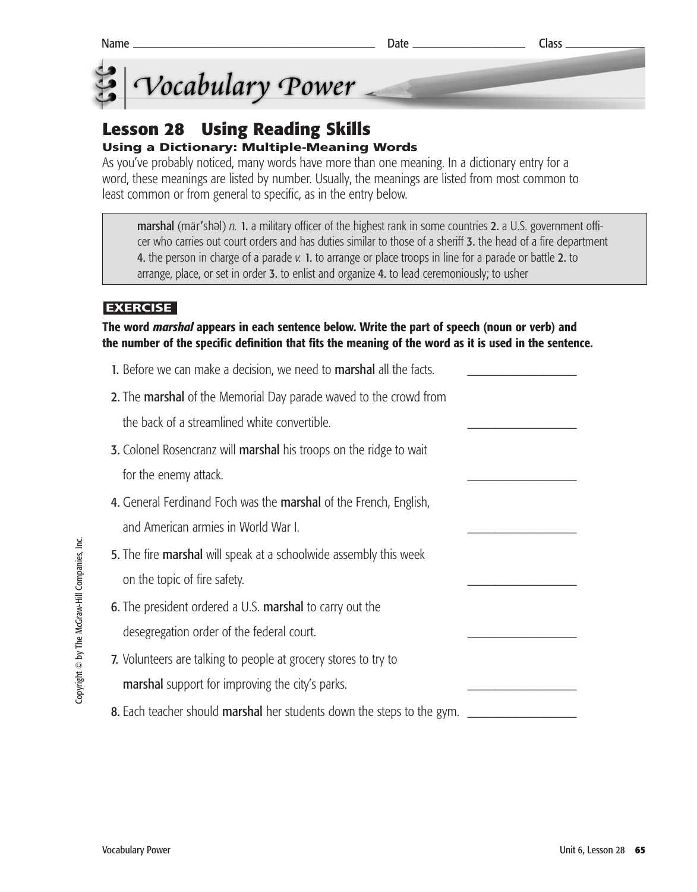Name ______________________________ Date ________________ Class ____________

# Vocabulary Power

## Lesson 28 Using Reading Skills

### Using a Dictionary: Multiple-Meaning Words

As you've probably noticed, many words have more than one meaning. In a dictionary entry for a word, these meanings are listed by number. Usually, the meanings are listed from most common to least common or from general to specific, as in the entry below.

> **marshal** (mär′shəl) *n.* **1.** a military officer of the highest rank in some countries **2.** a U.S. government officer who carries out court orders and has duties similar to those of a sheriff **3.** the head of a fire department **4.** the person in charge of a parade *v.* **1.** to arrange or place troops in line for a parade or battle **2.** to arrange, place, or set in order **3.** to enlist and organize **4.** to lead ceremoniously; to usher

**EXERCISE**

**The word *marshal* appears in each sentence below. Write the part of speech (noun or verb) and the number of the specific definition that fits the meaning of the word as it is used in the sentence.**

1. Before we can make a decision, we need to **marshal** all the facts. ________________
2. The **marshal** of the Memorial Day parade waved to the crowd from the back of a streamlined white convertible. ________________
3. Colonel Rosencranz will **marshal** his troops on the ridge to wait for the enemy attack. ________________
4. General Ferdinand Foch was the **marshal** of the French, English, and American armies in World War I. ________________
5. The fire **marshal** will speak at a schoolwide assembly this week on the topic of fire safety. ________________
6. The president ordered a U.S. **marshal** to carry out the desegregation order of the federal court. ________________
7. Volunteers are talking to people at grocery stores to try to **marshal** support for improving the city's parks. ________________
8. Each teacher should **marshal** her students down the steps to the gym. ________________

Copyright © by The McGraw-Hill Companies, Inc.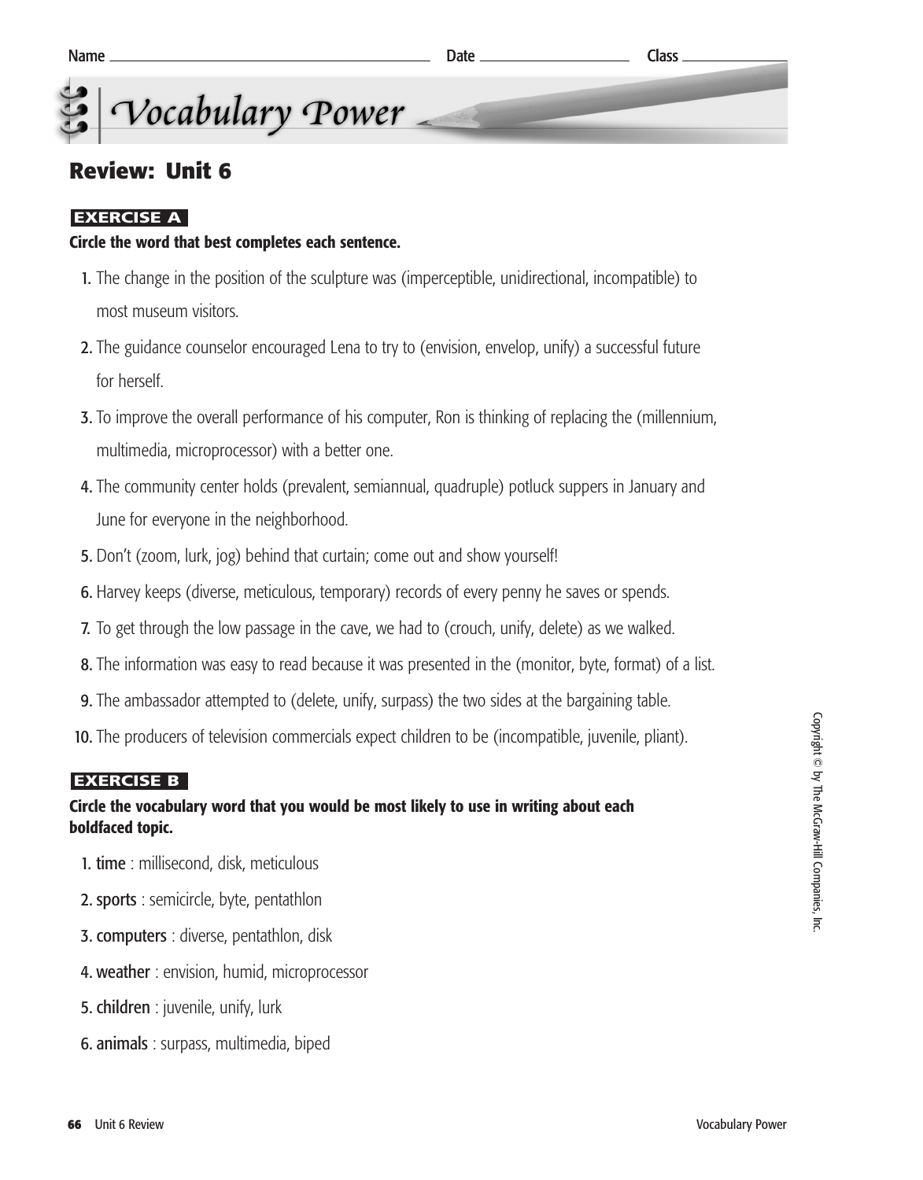Name ______________________ Date ______________ Class ____________

# Vocabulary Power

## Review: Unit 6

**EXERCISE A**

**Circle the word that best completes each sentence.**

1. The change in the position of the sculpture was (imperceptible, unidirectional, incompatible) to most museum visitors.
2. The guidance counselor encouraged Lena to try to (envision, envelop, unify) a successful future for herself.
3. To improve the overall performance of his computer, Ron is thinking of replacing the (millennium, multimedia, microprocessor) with a better one.
4. The community center holds (prevalent, semiannual, quadruple) potluck suppers in January and June for everyone in the neighborhood.
5. Don't (zoom, lurk, jog) behind that curtain; come out and show yourself!
6. Harvey keeps (diverse, meticulous, temporary) records of every penny he saves or spends.
7. To get through the low passage in the cave, we had to (crouch, unify, delete) as we walked.
8. The information was easy to read because it was presented in the (monitor, byte, format) of a list.
9. The ambassador attempted to (delete, unify, surpass) the two sides at the bargaining table.
10. The producers of television commercials expect children to be (incompatible, juvenile, pliant).

**EXERCISE B**

**Circle the vocabulary word that you would be most likely to use in writing about each boldfaced topic.**

1. **time** : millisecond, disk, meticulous
2. **sports** : semicircle, byte, pentathlon
3. **computers** : diverse, pentathlon, disk
4. **weather** : envision, humid, microprocessor
5. **children** : juvenile, unify, lurk
6. **animals** : surpass, multimedia, biped

Copyright © by The McGraw-Hill Companies, Inc.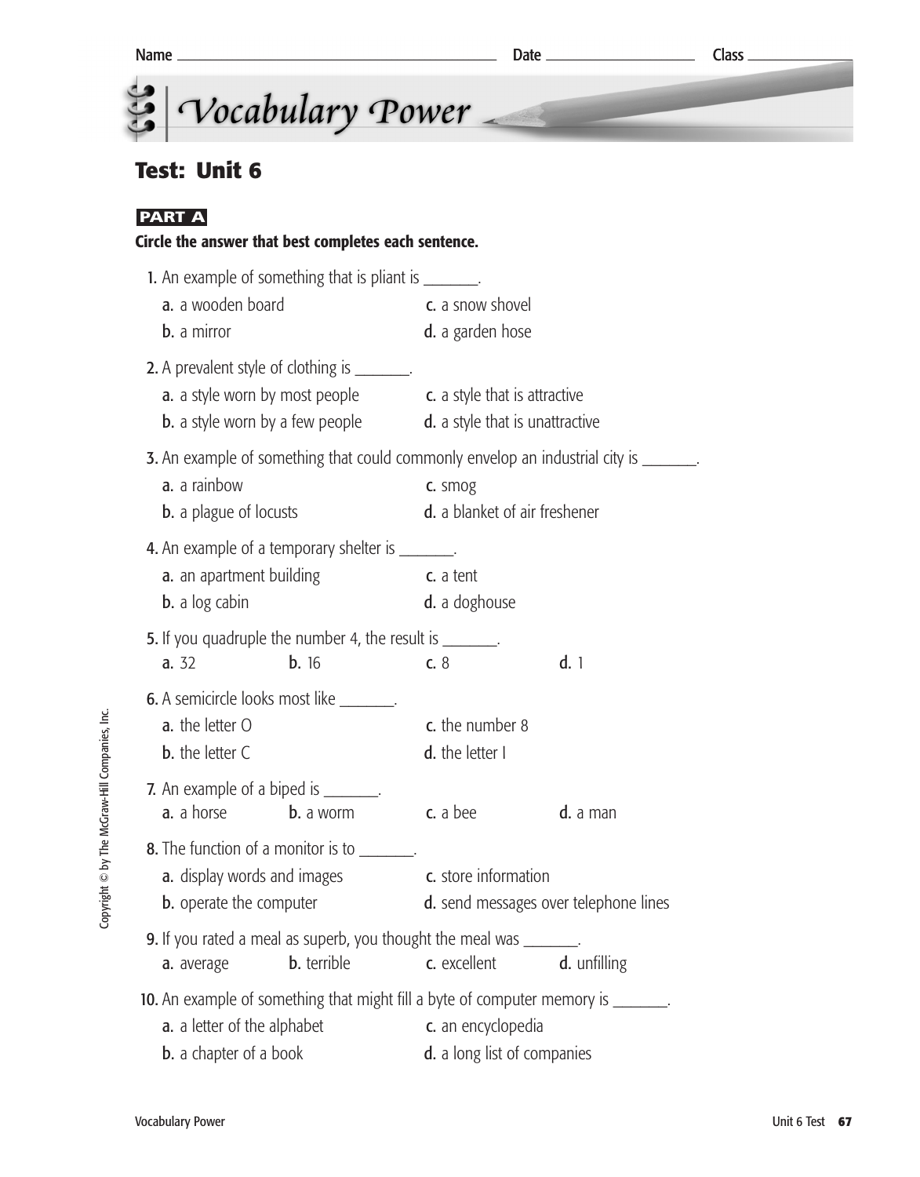Name ______________________ Date ______________ Class __________

# Vocabulary Power

## Test: Unit 6

**PART A**

**Circle the answer that best completes each sentence.**

1. An example of something that is pliant is _______.
   - a. a wooden board
   - b. a mirror
   - c. a snow shovel
   - d. a garden hose

2. A prevalent style of clothing is _______.
   - a. a style worn by most people
   - b. a style worn by a few people
   - c. a style that is attractive
   - d. a style that is unattractive

3. An example of something that could commonly envelop an industrial city is _______.
   - a. a rainbow
   - b. a plague of locusts
   - c. smog
   - d. a blanket of air freshener

4. An example of a temporary shelter is _______.
   - a. an apartment building
   - b. a log cabin
   - c. a tent
   - d. a doghouse

5. If you quadruple the number 4, the result is _______.
   - a. 32
   - b. 16
   - c. 8
   - d. 1

6. A semicircle looks most like _______.
   - a. the letter O
   - b. the letter C
   - c. the number 8
   - d. the letter I

7. An example of a biped is _______.
   - a. a horse
   - b. a worm
   - c. a bee
   - d. a man

8. The function of a monitor is to _______.
   - a. display words and images
   - b. operate the computer
   - c. store information
   - d. send messages over telephone lines

9. If you rated a meal as superb, you thought the meal was _______.
   - a. average
   - b. terrible
   - c. excellent
   - d. unfilling

10. An example of something that might fill a byte of computer memory is _______.
    - a. a letter of the alphabet
    - b. a chapter of a book
    - c. an encyclopedia
    - d. a long list of companies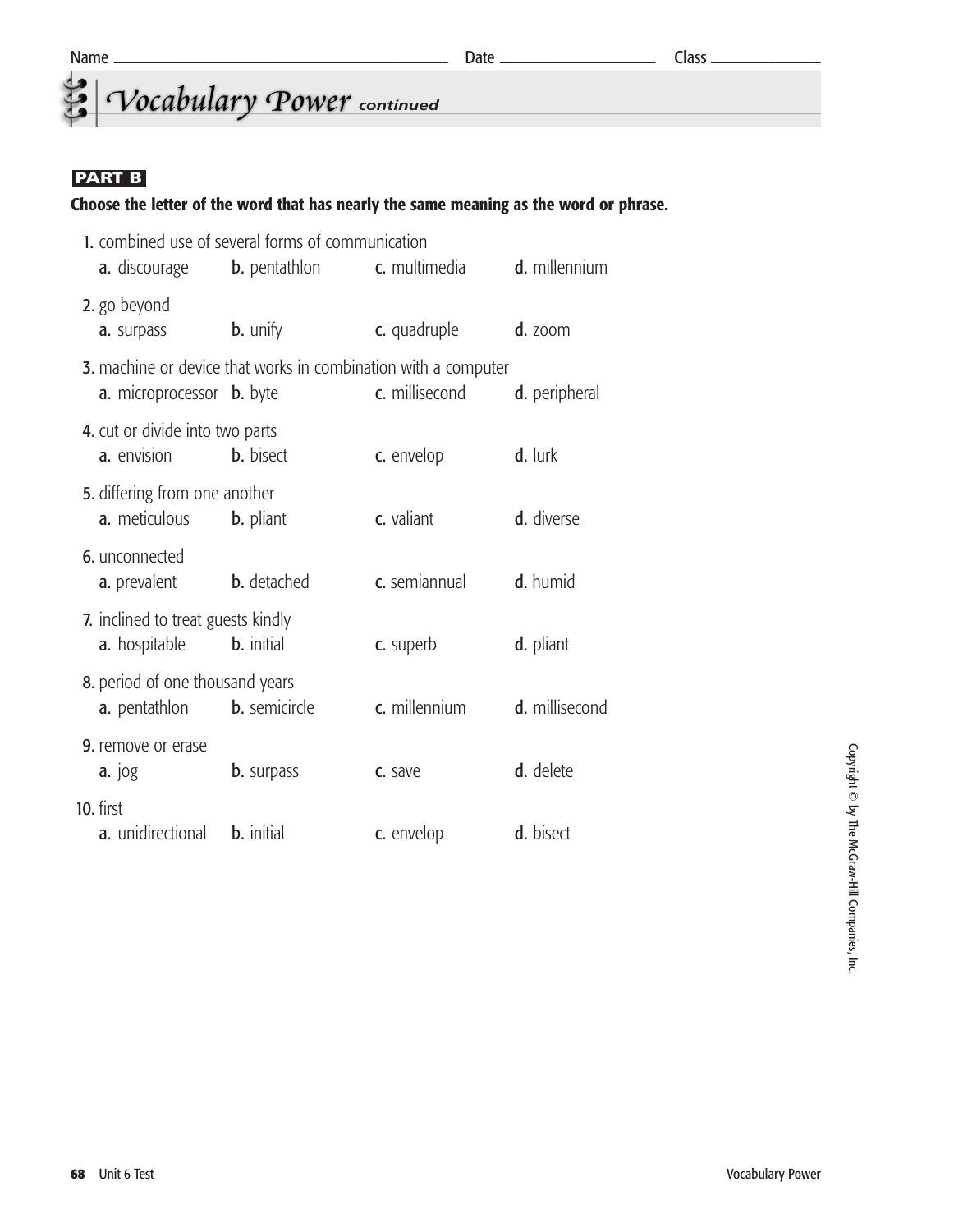Name ______________________ Date ______________ Class ____________

# Vocabulary Power *continued*

## PART B

**Choose the letter of the word that has nearly the same meaning as the word or phrase.**

1. combined use of several forms of communication
   a. discourage  b. pentathlon  c. multimedia  d. millennium

2. go beyond
   a. surpass  b. unify  c. quadruple  d. zoom

3. machine or device that works in combination with a computer
   a. microprocessor  b. byte  c. millisecond  d. peripheral

4. cut or divide into two parts
   a. envision  b. bisect  c. envelop  d. lurk

5. differing from one another
   a. meticulous  b. pliant  c. valiant  d. diverse

6. unconnected
   a. prevalent  b. detached  c. semiannual  d. humid

7. inclined to treat guests kindly
   a. hospitable  b. initial  c. superb  d. pliant

8. period of one thousand years
   a. pentathlon  b. semicircle  c. millennium  d. millisecond

9. remove or erase
   a. jog  b. surpass  c. save  d. delete

10. first
    a. unidirectional  b. initial  c. envelop  d. bisect

Copyright © by The McGraw-Hill Companies, Inc.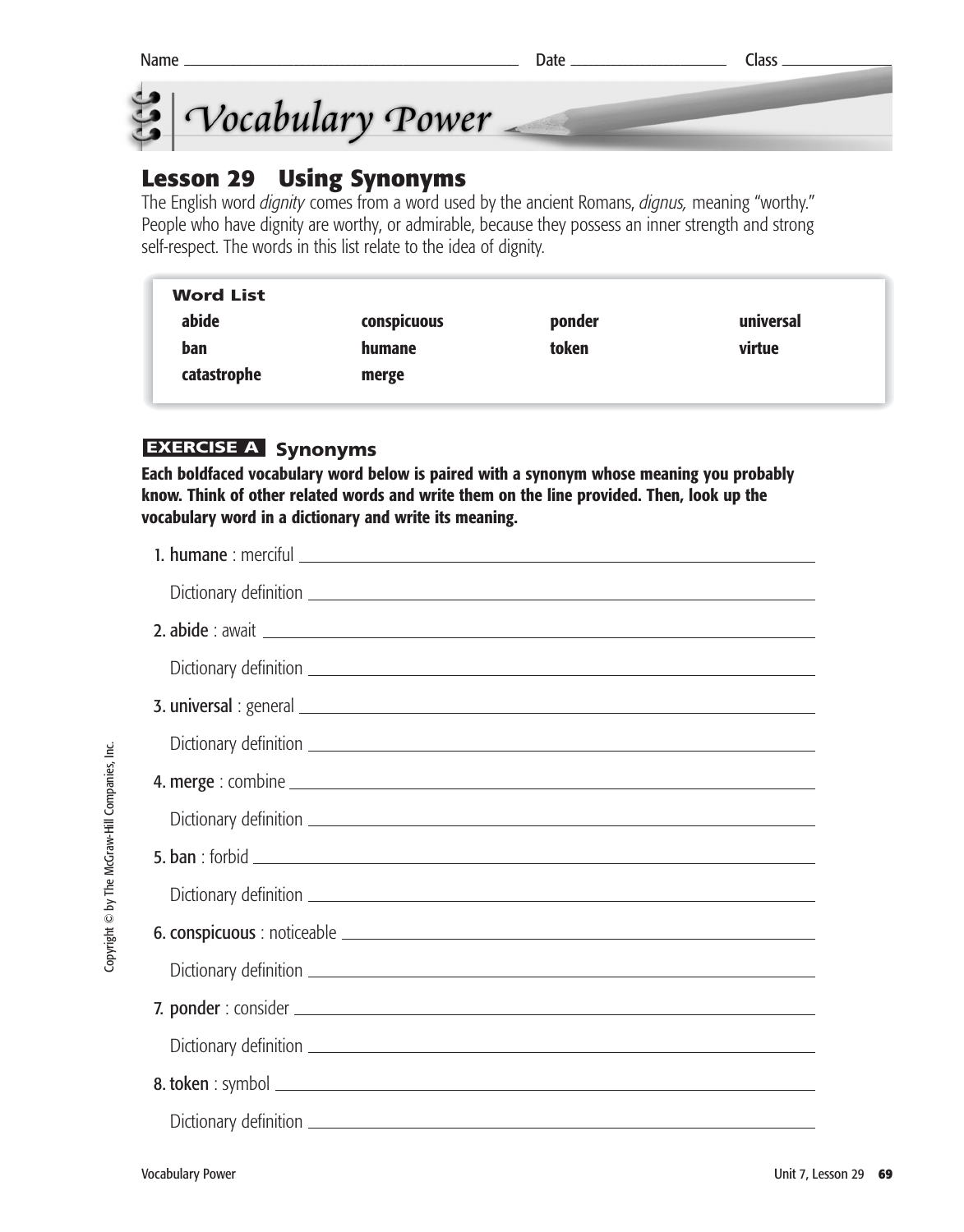Name ______________________ Date ____________ Class ________

# Vocabulary Power

## Lesson 29 Using Synonyms

The English word *dignity* comes from a word used by the ancient Romans, *dignus,* meaning "worthy." People who have dignity are worthy, or admirable, because they possess an inner strength and strong self-respect. The words in this list relate to the idea of dignity.

| Word List | | | |
|---|---|---|---|
| **abide** | **conspicuous** | **ponder** | **universal** |
| **ban** | **humane** | **token** | **virtue** |
| **catastrophe** | **merge** | | |

### EXERCISE A Synonyms

**Each boldfaced vocabulary word below is paired with a synonym whose meaning you probably know. Think of other related words and write them on the line provided. Then, look up the vocabulary word in a dictionary and write its meaning.**

1. **humane** : merciful ______________________

   Dictionary definition ______________________

2. **abide** : await ______________________

   Dictionary definition ______________________

3. **universal** : general ______________________

   Dictionary definition ______________________

4. **merge** : combine ______________________

   Dictionary definition ______________________

5. **ban** : forbid ______________________

   Dictionary definition ______________________

6. **conspicuous** : noticeable ______________________

   Dictionary definition ______________________

7. **ponder** : consider ______________________

   Dictionary definition ______________________

8. **token** : symbol ______________________

   Dictionary definition ______________________

Copyright © by The McGraw-Hill Companies, Inc.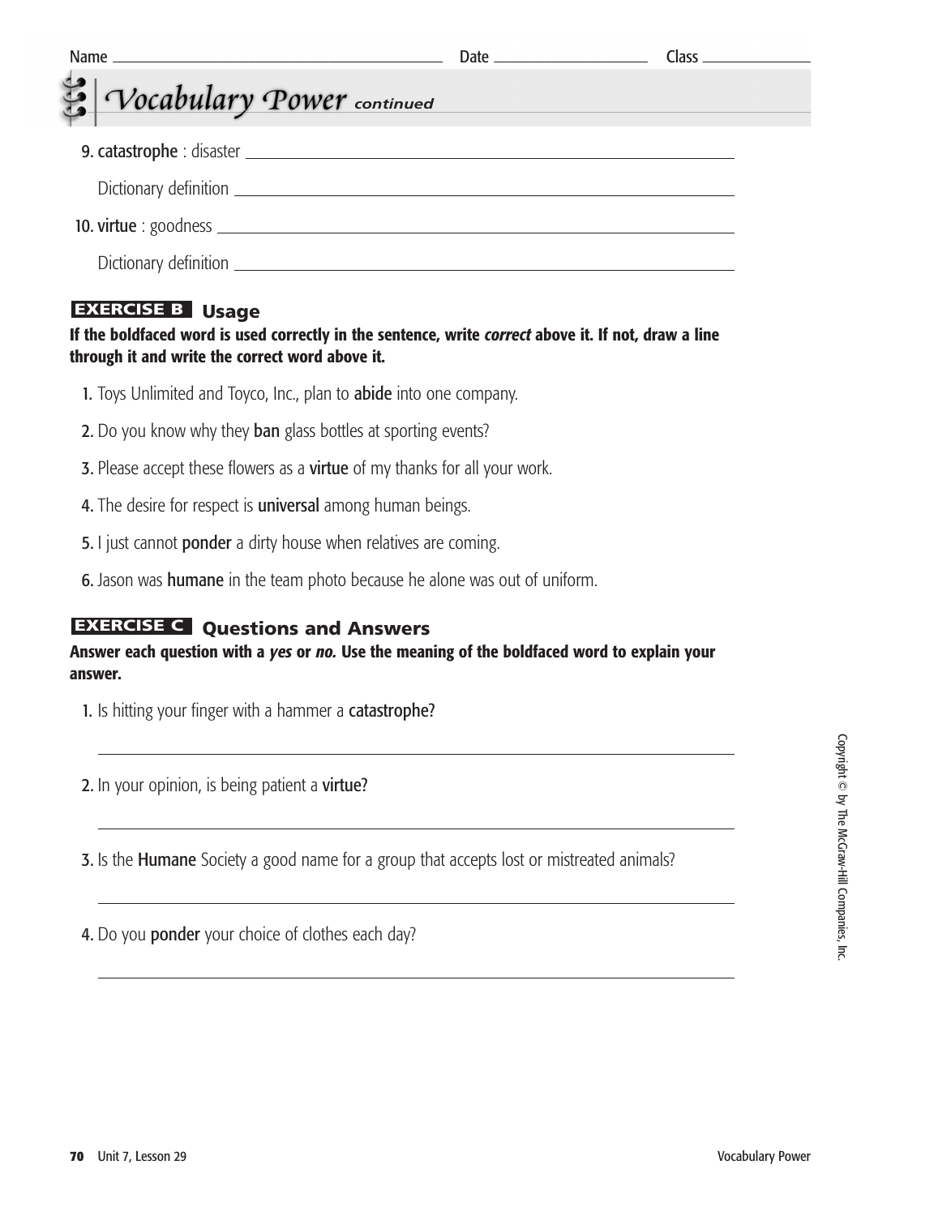Name ______________________ Date ______________ Class ____________

# Vocabulary Power *continued*

9. **catastrophe** : disaster ______________________

   Dictionary definition ______________________

10. **virtue** : goodness ______________________

    Dictionary definition ______________________

## EXERCISE B Usage

**If the boldfaced word is used correctly in the sentence, write *correct* above it. If not, draw a line through it and write the correct word above it.**

1. Toys Unlimited and Toyco, Inc., plan to **abide** into one company.
2. Do you know why they **ban** glass bottles at sporting events?
3. Please accept these flowers as a **virtue** of my thanks for all your work.
4. The desire for respect is **universal** among human beings.
5. I just cannot **ponder** a dirty house when relatives are coming.
6. Jason was **humane** in the team photo because he alone was out of uniform.

## EXERCISE C Questions and Answers

**Answer each question with a *yes* or *no.* Use the meaning of the boldfaced word to explain your answer.**

1. Is hitting your finger with a hammer a **catastrophe**?

   ______________________

2. In your opinion, is being patient a **virtue**?

   ______________________

3. Is the **Humane** Society a good name for a group that accepts lost or mistreated animals?

   ______________________

4. Do you **ponder** your choice of clothes each day?

   ______________________

Copyright © by The McGraw-Hill Companies, Inc.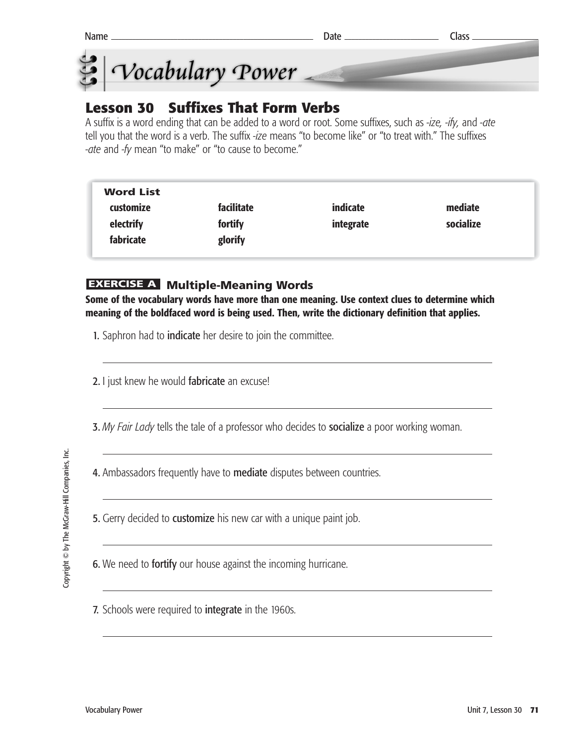Name ______________________ Date ______________ Class ____________

# Vocabulary Power

## Lesson 30 Suffixes That Form Verbs

A suffix is a word ending that can be added to a word or root. Some suffixes, such as *-ize, -ify,* and *-ate* tell you that the word is a verb. The suffix *-ize* means "to become like" or "to treat with." The suffixes *-ate* and *-fy* mean "to make" or "to cause to become."

| **Word List** | | | |
|---|---|---|---|
| **customize** | **facilitate** | **indicate** | **mediate** |
| **electrify** | **fortify** | **integrate** | **socialize** |
| **fabricate** | **glorify** | | |

### EXERCISE A Multiple-Meaning Words

**Some of the vocabulary words have more than one meaning. Use context clues to determine which meaning of the boldfaced word is being used. Then, write the dictionary definition that applies.**

1. Saphron had to **indicate** her desire to join the committee.

   ______________________________________________

2. I just knew he would **fabricate** an excuse!

   ______________________________________________

3. *My Fair Lady* tells the tale of a professor who decides to **socialize** a poor working woman.

   ______________________________________________

4. Ambassadors frequently have to **mediate** disputes between countries.

   ______________________________________________

5. Gerry decided to **customize** his new car with a unique paint job.

   ______________________________________________

6. We need to **fortify** our house against the incoming hurricane.

   ______________________________________________

7. Schools were required to **integrate** in the 1960s.

   ______________________________________________

Copyright © by The McGraw-Hill Companies, Inc.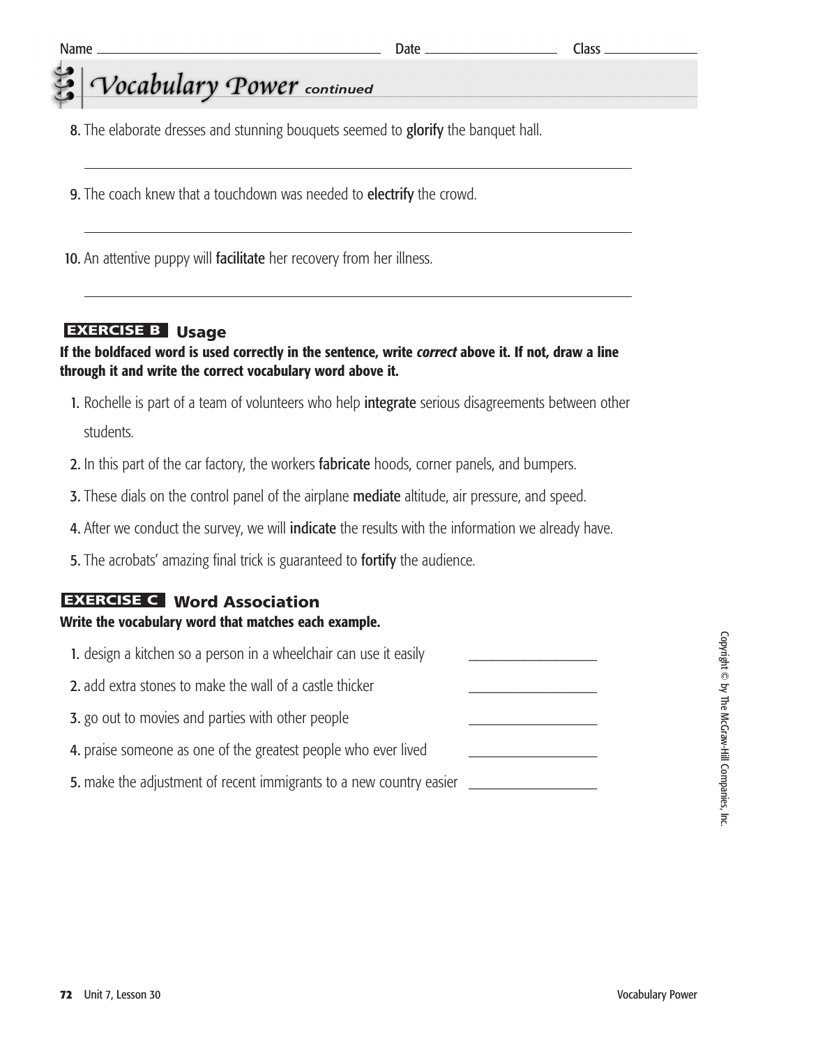Name ______________________ Date ______________ Class __________

# Vocabulary Power *continued*

8. The elaborate dresses and stunning bouquets seemed to **glorify** the banquet hall.

______________________________________________________________

9. The coach knew that a touchdown was needed to **electrify** the crowd.

______________________________________________________________

10. An attentive puppy will **facilitate** her recovery from her illness.

______________________________________________________________

## EXERCISE B Usage

**If the boldfaced word is used correctly in the sentence, write *correct* above it. If not, draw a line through it and write the correct vocabulary word above it.**

1. Rochelle is part of a team of volunteers who help **integrate** serious disagreements between other students.
2. In this part of the car factory, the workers **fabricate** hoods, corner panels, and bumpers.
3. These dials on the control panel of the airplane **mediate** altitude, air pressure, and speed.
4. After we conduct the survey, we will **indicate** the results with the information we already have.
5. The acrobats' amazing final trick is guaranteed to **fortify** the audience.

## EXERCISE C Word Association

**Write the vocabulary word that matches each example.**

1. design a kitchen so a person in a wheelchair can use it easily ______________
2. add extra stones to make the wall of a castle thicker ______________
3. go out to movies and parties with other people ______________
4. praise someone as one of the greatest people who ever lived ______________
5. make the adjustment of recent immigrants to a new country easier ______________

Copyright © by The McGraw-Hill Companies, Inc.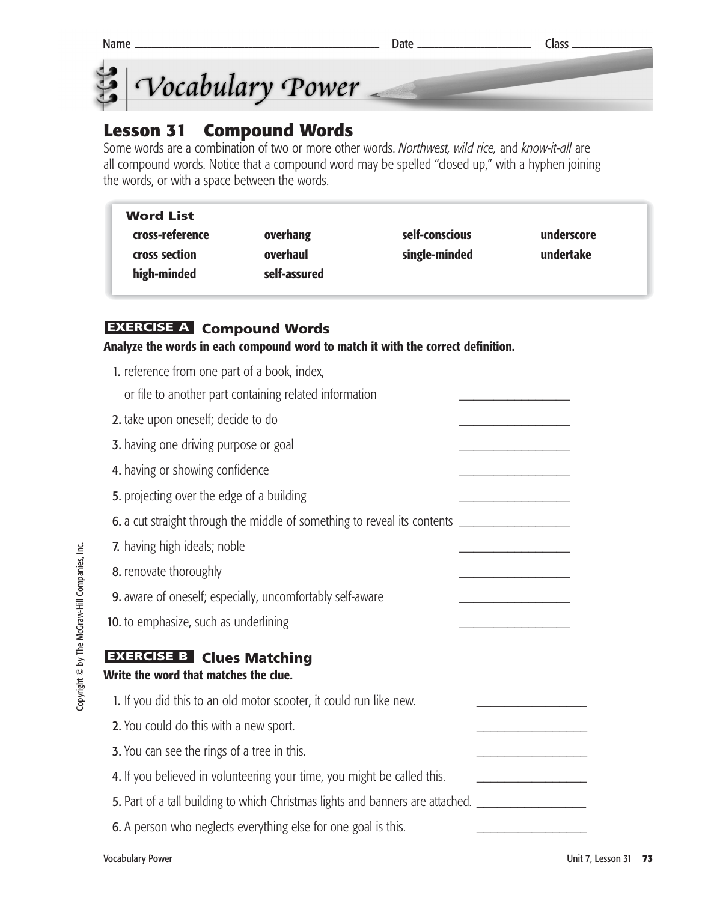Name ______________________ Date ______________ Class ____________

# Vocabulary Power

## Lesson 31 Compound Words

Some words are a combination of two or more other words. *Northwest, wild rice,* and *know-it-all* are all compound words. Notice that a compound word may be spelled "closed up," with a hyphen joining the words, or with a space between the words.

**Word List**

| | | | |
|---|---|---|---|
| **cross-reference** | **overhang** | **self-conscious** | **underscore** |
| **cross section** | **overhaul** | **single-minded** | **undertake** |
| **high-minded** | **self-assured** | | |

### EXERCISE A Compound Words

**Analyze the words in each compound word to match it with the correct definition.**

1. reference from one part of a book, index, or file to another part containing related information ______________
2. take upon oneself; decide to do ______________
3. having one driving purpose or goal ______________
4. having or showing confidence ______________
5. projecting over the edge of a building ______________
6. a cut straight through the middle of something to reveal its contents ______________
7. having high ideals; noble ______________
8. renovate thoroughly ______________
9. aware of oneself; especially, uncomfortably self-aware ______________
10. to emphasize, such as underlining ______________

### EXERCISE B Clues Matching

**Write the word that matches the clue.**

1. If you did this to an old motor scooter, it could run like new. ______________
2. You could do this with a new sport. ______________
3. You can see the rings of a tree in this. ______________
4. If you believed in volunteering your time, you might be called this. ______________
5. Part of a tall building to which Christmas lights and banners are attached. ______________
6. A person who neglects everything else for one goal is this. ______________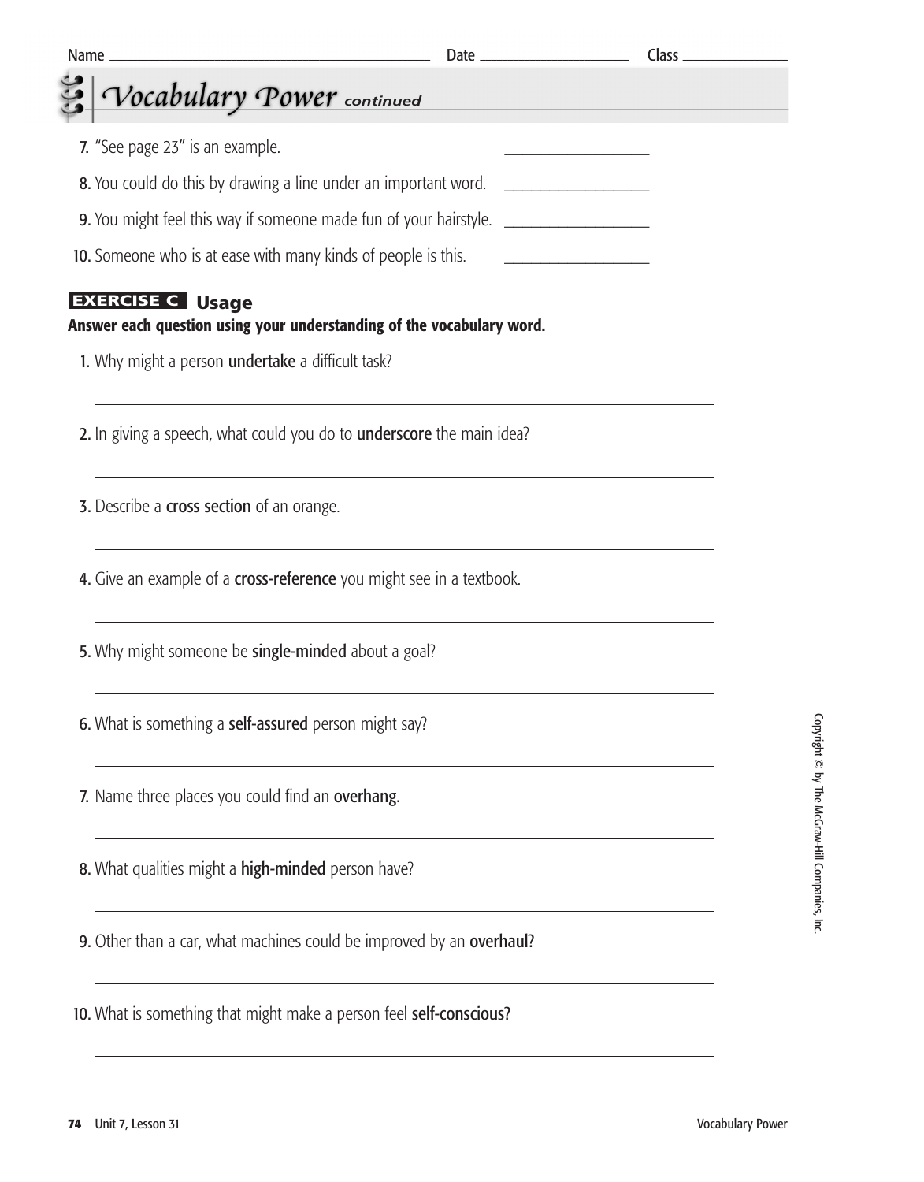Name ______________________ Date ____________ Class ________

## Vocabulary Power *continued*

7. "See page 23" is an example. ____________
8. You could do this by drawing a line under an important word. ____________
9. You might feel this way if someone made fun of your hairstyle. ____________
10. Someone who is at ease with many kinds of people is this. ____________

### EXERCISE C Usage

**Answer each question using your understanding of the vocabulary word.**

1. Why might a person **undertake** a difficult task?

   ______________________________________________

2. In giving a speech, what could you do to **underscore** the main idea?

   ______________________________________________

3. Describe a **cross section** of an orange.

   ______________________________________________

4. Give an example of a **cross-reference** you might see in a textbook.

   ______________________________________________

5. Why might someone be **single-minded** about a goal?

   ______________________________________________

6. What is something a **self-assured** person might say?

   ______________________________________________

7. Name three places you could find an **overhang.**

   ______________________________________________

8. What qualities might a **high-minded** person have?

   ______________________________________________

9. Other than a car, what machines could be improved by an **overhaul**?

   ______________________________________________

10. What is something that might make a person feel **self-conscious**?

    ______________________________________________

Copyright © by The McGraw-Hill Companies, Inc.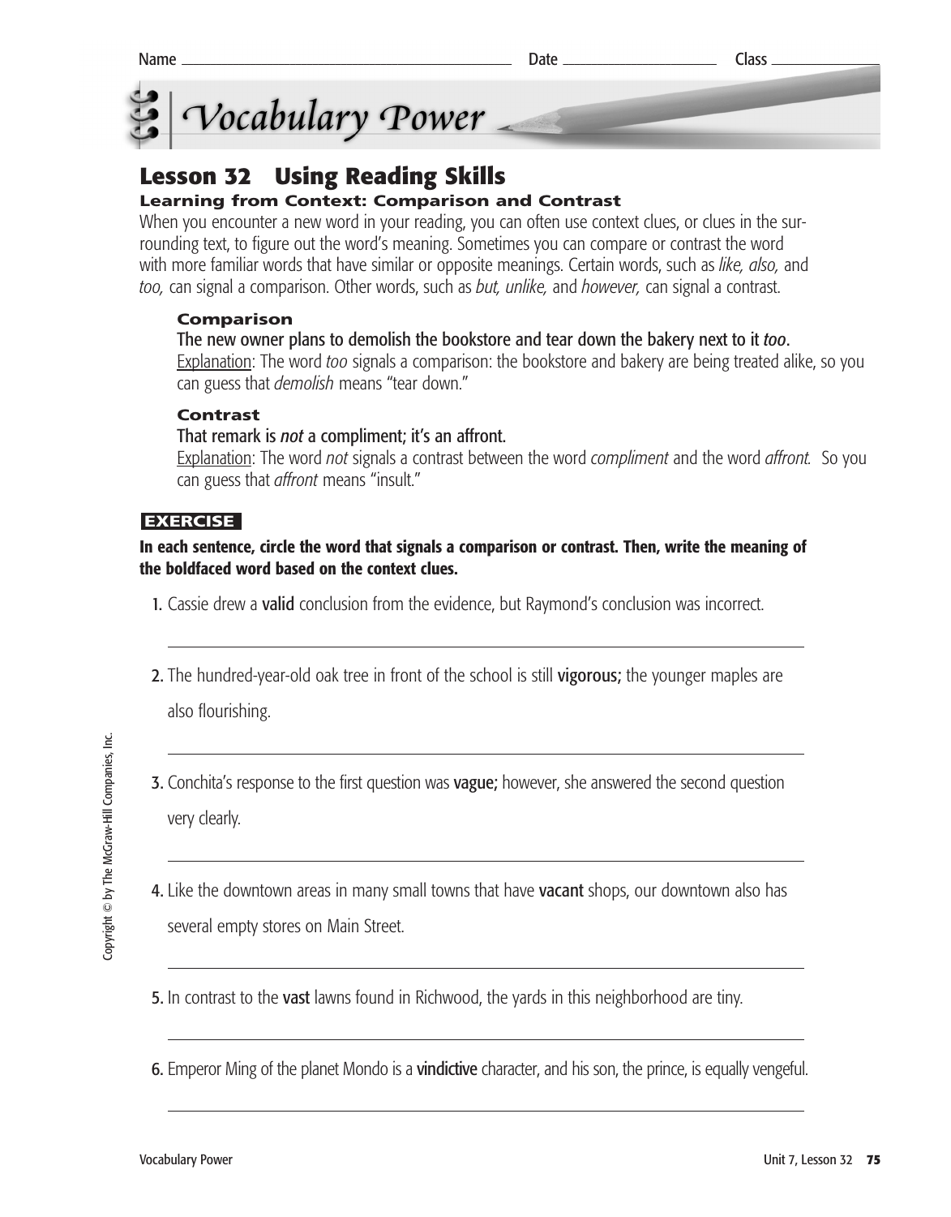Name ______________________ Date ______________ Class ____________

# Vocabulary Power

## Lesson 32 Using Reading Skills

### Learning from Context: Comparison and Contrast

When you encounter a new word in your reading, you can often use context clues, or clues in the surrounding text, to figure out the word's meaning. Sometimes you can compare or contrast the word with more familiar words that have similar or opposite meanings. Certain words, such as *like, also,* and *too,* can signal a comparison. Other words, such as *but, unlike,* and *however,* can signal a contrast.

**Comparison**

The new owner plans to demolish the bookstore and tear down the bakery next to it *too*.

Explanation: The word *too* signals a comparison: the bookstore and bakery are being treated alike, so you can guess that *demolish* means "tear down."

**Contrast**

That remark is *not* a compliment; it's an affront.

Explanation: The word *not* signals a contrast between the word *compliment* and the word *affront.* So you can guess that *affront* means "insult."

**EXERCISE**

**In each sentence, circle the word that signals a comparison or contrast. Then, write the meaning of the boldfaced word based on the context clues.**

1. Cassie drew a **valid** conclusion from the evidence, but Raymond's conclusion was incorrect.

 ______________________________________________

2. The hundred-year-old oak tree in front of the school is still **vigorous;** the younger maples are also flourishing.

 ______________________________________________

3. Conchita's response to the first question was **vague;** however, she answered the second question very clearly.

 ______________________________________________

4. Like the downtown areas in many small towns that have **vacant** shops, our downtown also has several empty stores on Main Street.

 ______________________________________________

5. In contrast to the **vast** lawns found in Richwood, the yards in this neighborhood are tiny.

 ______________________________________________

6. Emperor Ming of the planet Mondo is a **vindictive** character, and his son, the prince, is equally vengeful.

 ______________________________________________

Copyright © by The McGraw-Hill Companies, Inc.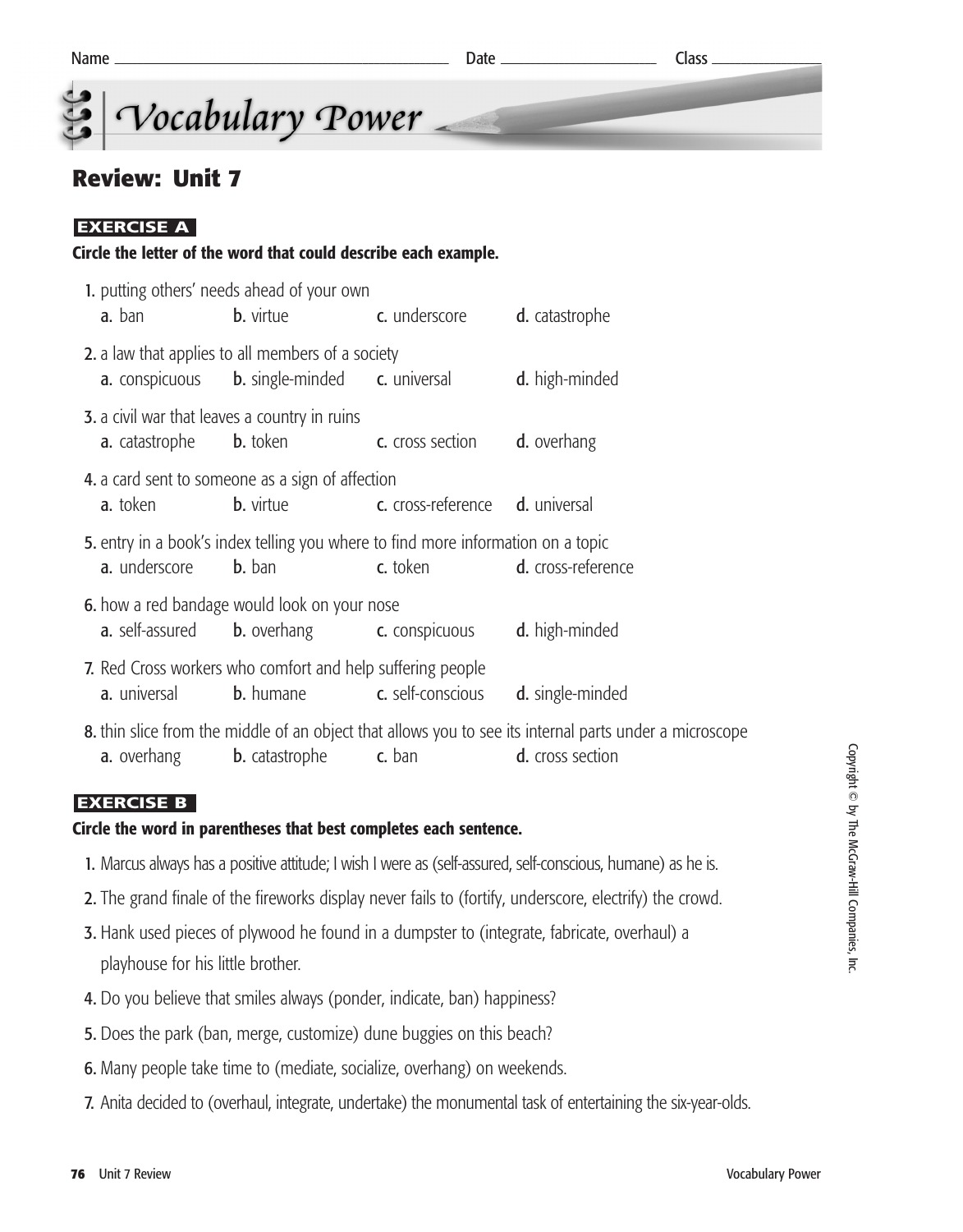Name ______________________ Date ____________ Class __________

# Vocabulary Power

## Review: Unit 7

**EXERCISE A**

**Circle the letter of the word that could describe each example.**

1. putting others' needs ahead of your own
   a. ban  b. virtue  c. underscore  d. catastrophe

2. a law that applies to all members of a society
   a. conspicuous  b. single-minded  c. universal  d. high-minded

3. a civil war that leaves a country in ruins
   a. catastrophe  b. token  c. cross section  d. overhang

4. a card sent to someone as a sign of affection
   a. token  b. virtue  c. cross-reference  d. universal

5. entry in a book's index telling you where to find more information on a topic
   a. underscore  b. ban  c. token  d. cross-reference

6. how a red bandage would look on your nose
   a. self-assured  b. overhang  c. conspicuous  d. high-minded

7. Red Cross workers who comfort and help suffering people
   a. universal  b. humane  c. self-conscious  d. single-minded

8. thin slice from the middle of an object that allows you to see its internal parts under a microscope
   a. overhang  b. catastrophe  c. ban  d. cross section

**EXERCISE B**

**Circle the word in parentheses that best completes each sentence.**

1. Marcus always has a positive attitude; I wish I were as (self-assured, self-conscious, humane) as he is.
2. The grand finale of the fireworks display never fails to (fortify, underscore, electrify) the crowd.
3. Hank used pieces of plywood he found in a dumpster to (integrate, fabricate, overhaul) a playhouse for his little brother.
4. Do you believe that smiles always (ponder, indicate, ban) happiness?
5. Does the park (ban, merge, customize) dune buggies on this beach?
6. Many people take time to (mediate, socialize, overhang) on weekends.
7. Anita decided to (overhaul, integrate, undertake) the monumental task of entertaining the six-year-olds.

Copyright © by The McGraw-Hill Companies, Inc.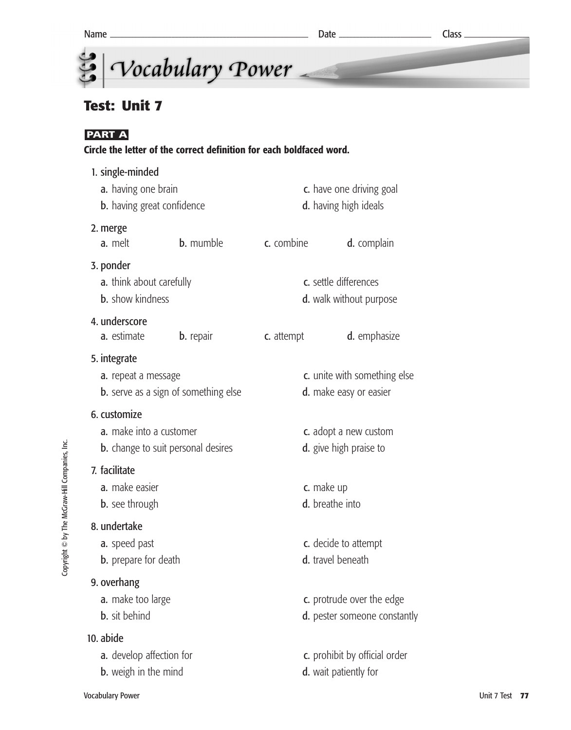Name ______________________ Date ______________ Class ____________

# Vocabulary Power

## Test: Unit 7

**PART A**

**Circle the letter of the correct definition for each boldfaced word.**

1. **single-minded**
   - **a.** having one brain
   - **b.** having great confidence
   - **c.** have one driving goal
   - **d.** having high ideals

2. **merge**
   - **a.** melt
   - **b.** mumble
   - **c.** combine
   - **d.** complain

3. **ponder**
   - **a.** think about carefully
   - **b.** show kindness
   - **c.** settle differences
   - **d.** walk without purpose

4. **underscore**
   - **a.** estimate
   - **b.** repair
   - **c.** attempt
   - **d.** emphasize

5. **integrate**
   - **a.** repeat a message
   - **b.** serve as a sign of something else
   - **c.** unite with something else
   - **d.** make easy or easier

6. **customize**
   - **a.** make into a customer
   - **b.** change to suit personal desires
   - **c.** adopt a new custom
   - **d.** give high praise to

7. **facilitate**
   - **a.** make easier
   - **b.** see through
   - **c.** make up
   - **d.** breathe into

8. **undertake**
   - **a.** speed past
   - **b.** prepare for death
   - **c.** decide to attempt
   - **d.** travel beneath

9. **overhang**
   - **a.** make too large
   - **b.** sit behind
   - **c.** protrude over the edge
   - **d.** pester someone constantly

10. **abide**
    - **a.** develop affection for
    - **b.** weigh in the mind
    - **c.** prohibit by official order
    - **d.** wait patiently for

Copyright © by The McGraw-Hill Companies, Inc.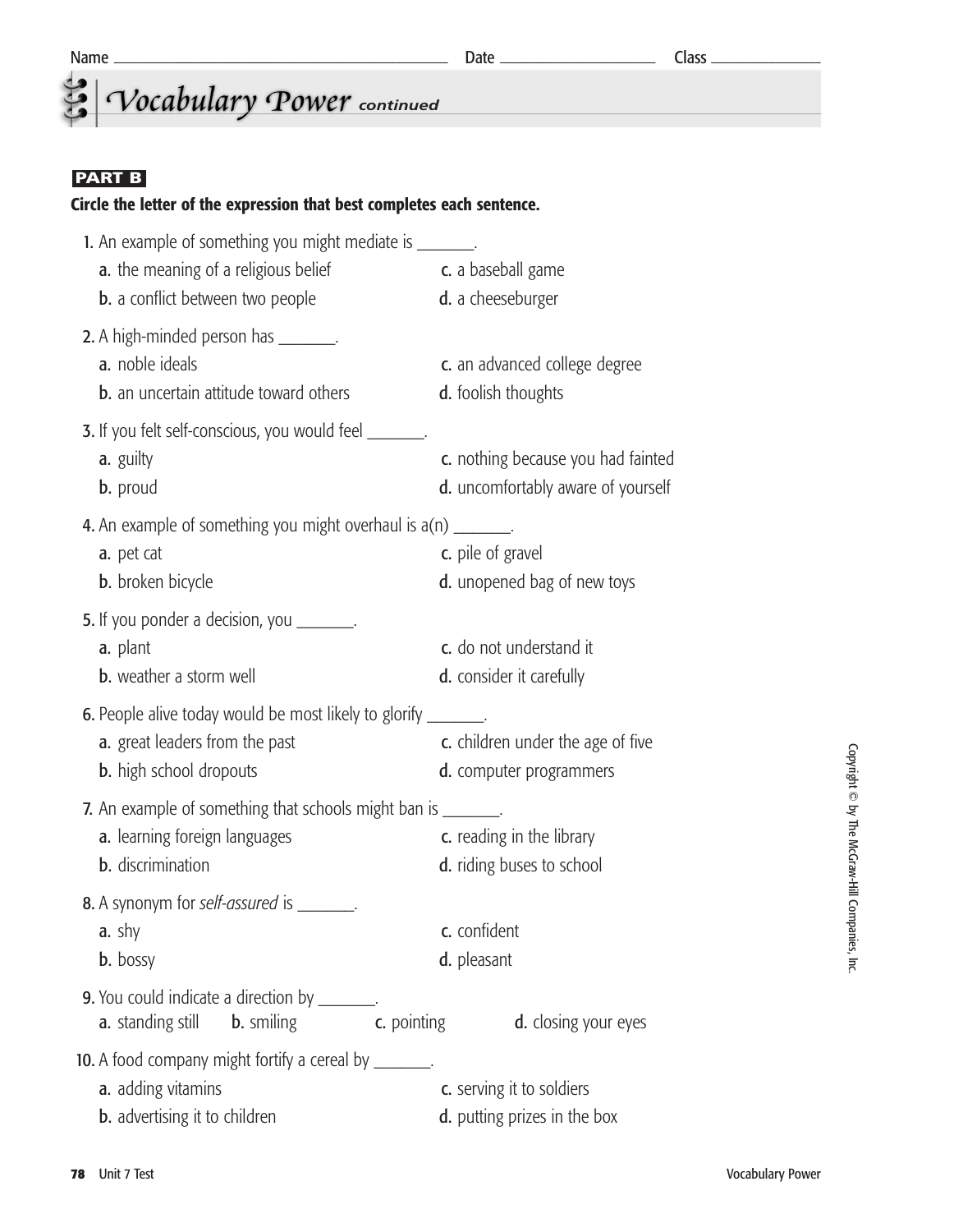Name ______________________ Date ______________ Class ____________

# Vocabulary Power *continued*

**PART B**

**Circle the letter of the expression that best completes each sentence.**

1. An example of something you might mediate is _______.
   - **a.** the meaning of a religious belief
   - **b.** a conflict between two people
   - **c.** a baseball game
   - **d.** a cheeseburger

2. A high-minded person has _______.
   - **a.** noble ideals
   - **b.** an uncertain attitude toward others
   - **c.** an advanced college degree
   - **d.** foolish thoughts

3. If you felt self-conscious, you would feel _______.
   - **a.** guilty
   - **b.** proud
   - **c.** nothing because you had fainted
   - **d.** uncomfortably aware of yourself

4. An example of something you might overhaul is a(n) _______.
   - **a.** pet cat
   - **b.** broken bicycle
   - **c.** pile of gravel
   - **d.** unopened bag of new toys

5. If you ponder a decision, you _______.
   - **a.** plant
   - **b.** weather a storm well
   - **c.** do not understand it
   - **d.** consider it carefully

6. People alive today would be most likely to glorify _______.
   - **a.** great leaders from the past
   - **b.** high school dropouts
   - **c.** children under the age of five
   - **d.** computer programmers

7. An example of something that schools might ban is _______.
   - **a.** learning foreign languages
   - **b.** discrimination
   - **c.** reading in the library
   - **d.** riding buses to school

8. A synonym for *self-assured* is _______.
   - **a.** shy
   - **b.** bossy
   - **c.** confident
   - **d.** pleasant

9. You could indicate a direction by _______.
   - **a.** standing still
   - **b.** smiling
   - **c.** pointing
   - **d.** closing your eyes

10. A food company might fortify a cereal by _______.
    - **a.** adding vitamins
    - **b.** advertising it to children
    - **c.** serving it to soldiers
    - **d.** putting prizes in the box

Copyright © by The McGraw-Hill Companies, Inc.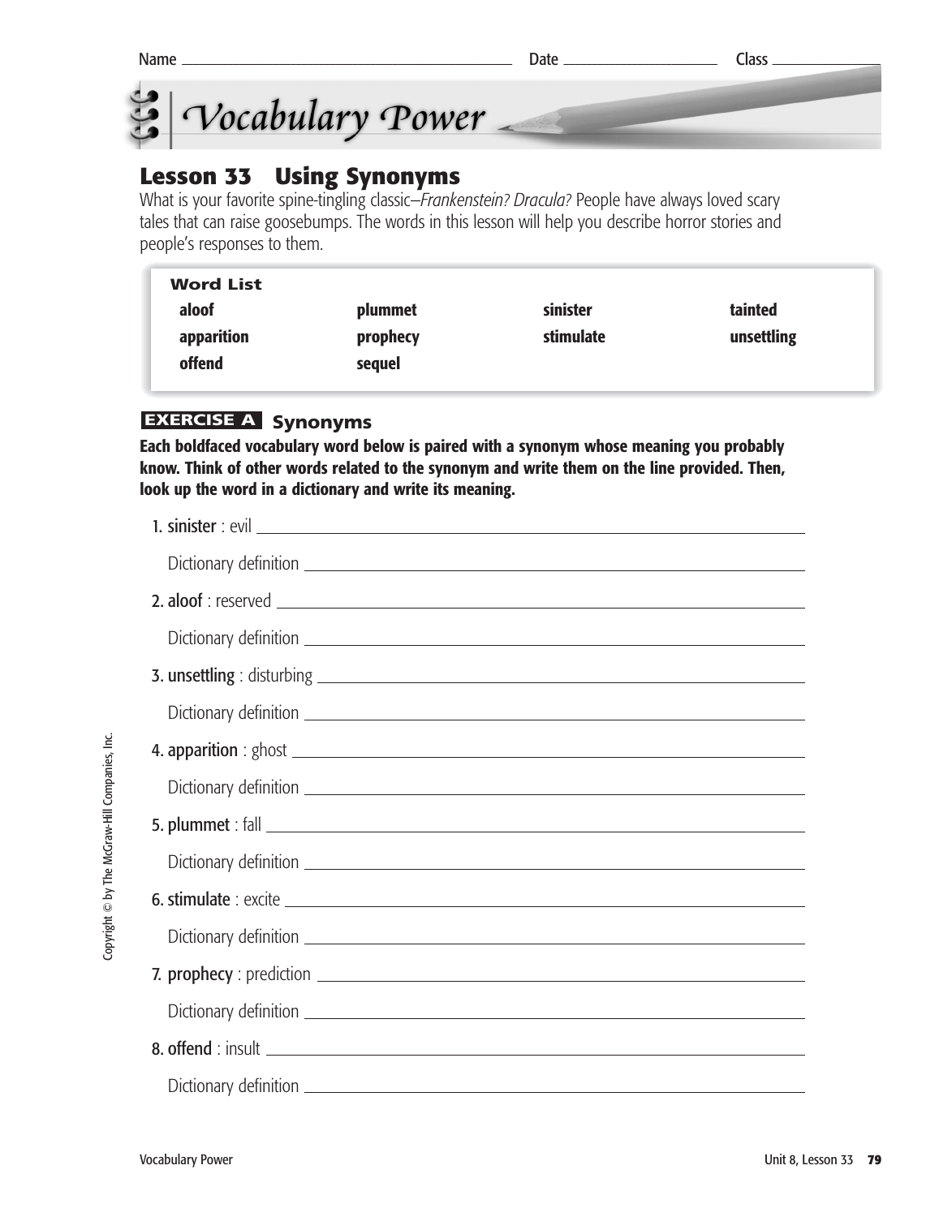Name ______________________ Date ____________ Class ________

# Vocabulary Power

## Lesson 33 Using Synonyms

What is your favorite spine-tingling classic–*Frankenstein? Dracula?* People have always loved scary tales that can raise goosebumps. The words in this lesson will help you describe horror stories and people's responses to them.

**Word List**

| | | | |
|---|---|---|---|
| **aloof** | **plummet** | **sinister** | **tainted** |
| **apparition** | **prophecy** | **stimulate** | **unsettling** |
| **offend** | **sequel** | | |

### EXERCISE A Synonyms

**Each boldfaced vocabulary word below is paired with a synonym whose meaning you probably know. Think of other words related to the synonym and write them on the line provided. Then, look up the word in a dictionary and write its meaning.**

1. **sinister** : evil ______________________

   Dictionary definition ______________________

2. **aloof** : reserved ______________________

   Dictionary definition ______________________

3. **unsettling** : disturbing ______________________

   Dictionary definition ______________________

4. **apparition** : ghost ______________________

   Dictionary definition ______________________

5. **plummet** : fall ______________________

   Dictionary definition ______________________

6. **stimulate** : excite ______________________

   Dictionary definition ______________________

7. **prophecy** : prediction ______________________

   Dictionary definition ______________________

8. **offend** : insult ______________________

   Dictionary definition ______________________

Copyright © by The McGraw-Hill Companies, Inc.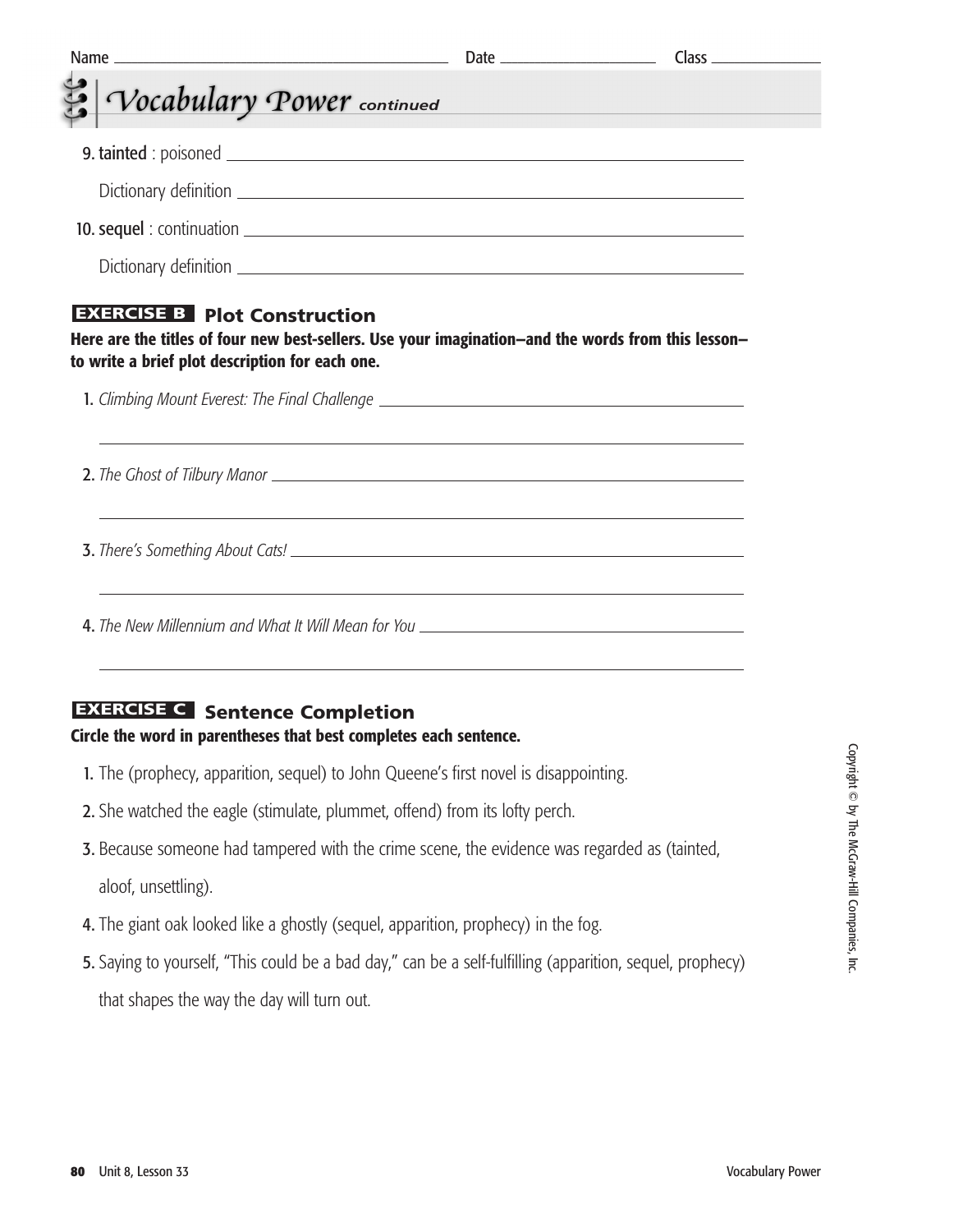Name ______________________ Date ____________ Class __________

# Vocabulary Power *continued*

9. **tainted** : poisoned ______________________________

   Dictionary definition ______________________________

10. **sequel** : continuation ______________________________

   Dictionary definition ______________________________

## EXERCISE B Plot Construction

**Here are the titles of four new best-sellers. Use your imagination—and the words from this lesson—to write a brief plot description for each one.**

1. *Climbing Mount Everest: The Final Challenge* ______________________________

______________________________

2. *The Ghost of Tilbury Manor* ______________________________

______________________________

3. *There's Something About Cats!* ______________________________

______________________________

4. *The New Millennium and What It Will Mean for You* ______________________________

______________________________

## EXERCISE C Sentence Completion

**Circle the word in parentheses that best completes each sentence.**

1. The (prophecy, apparition, sequel) to John Queene's first novel is disappointing.
2. She watched the eagle (stimulate, plummet, offend) from its lofty perch.
3. Because someone had tampered with the crime scene, the evidence was regarded as (tainted, aloof, unsettling).
4. The giant oak looked like a ghostly (sequel, apparition, prophecy) in the fog.
5. Saying to yourself, "This could be a bad day," can be a self-fulfilling (apparition, sequel, prophecy) that shapes the way the day will turn out.

Copyright © by The McGraw-Hill Companies, Inc.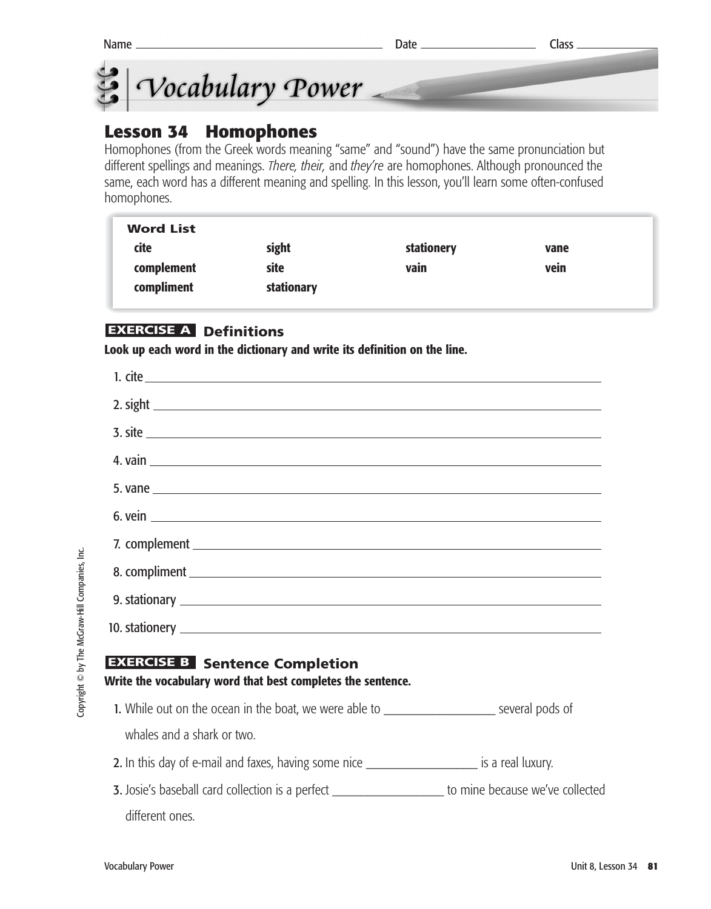Name ______________________ Date ______________ Class __________

# Vocabulary Power

## Lesson 34 Homophones

Homophones (from the Greek words meaning "same" and "sound") have the same pronunciation but different spellings and meanings. *There, their,* and *they're* are homophones. Although pronounced the same, each word has a different meaning and spelling. In this lesson, you'll learn some often-confused homophones.

**Word List**

| | | | |
|---|---|---|---|
| **cite** | **sight** | **stationery** | **vane** |
| **complement** | **site** | **vain** | **vein** |
| **compliment** | **stationary** | | |

### EXERCISE A Definitions

**Look up each word in the dictionary and write its definition on the line.**

1. cite ______________________________
2. sight ______________________________
3. site ______________________________
4. vain ______________________________
5. vane ______________________________
6. vein ______________________________
7. complement ______________________________
8. compliment ______________________________
9. stationary ______________________________
10. stationery ______________________________

### EXERCISE B Sentence Completion

**Write the vocabulary word that best completes the sentence.**

1. While out on the ocean in the boat, we were able to ______________ several pods of whales and a shark or two.
2. In this day of e-mail and faxes, having some nice ______________ is a real luxury.
3. Josie's baseball card collection is a perfect ______________ to mine because we've collected different ones.

Copyright © by The McGraw-Hill Companies, Inc.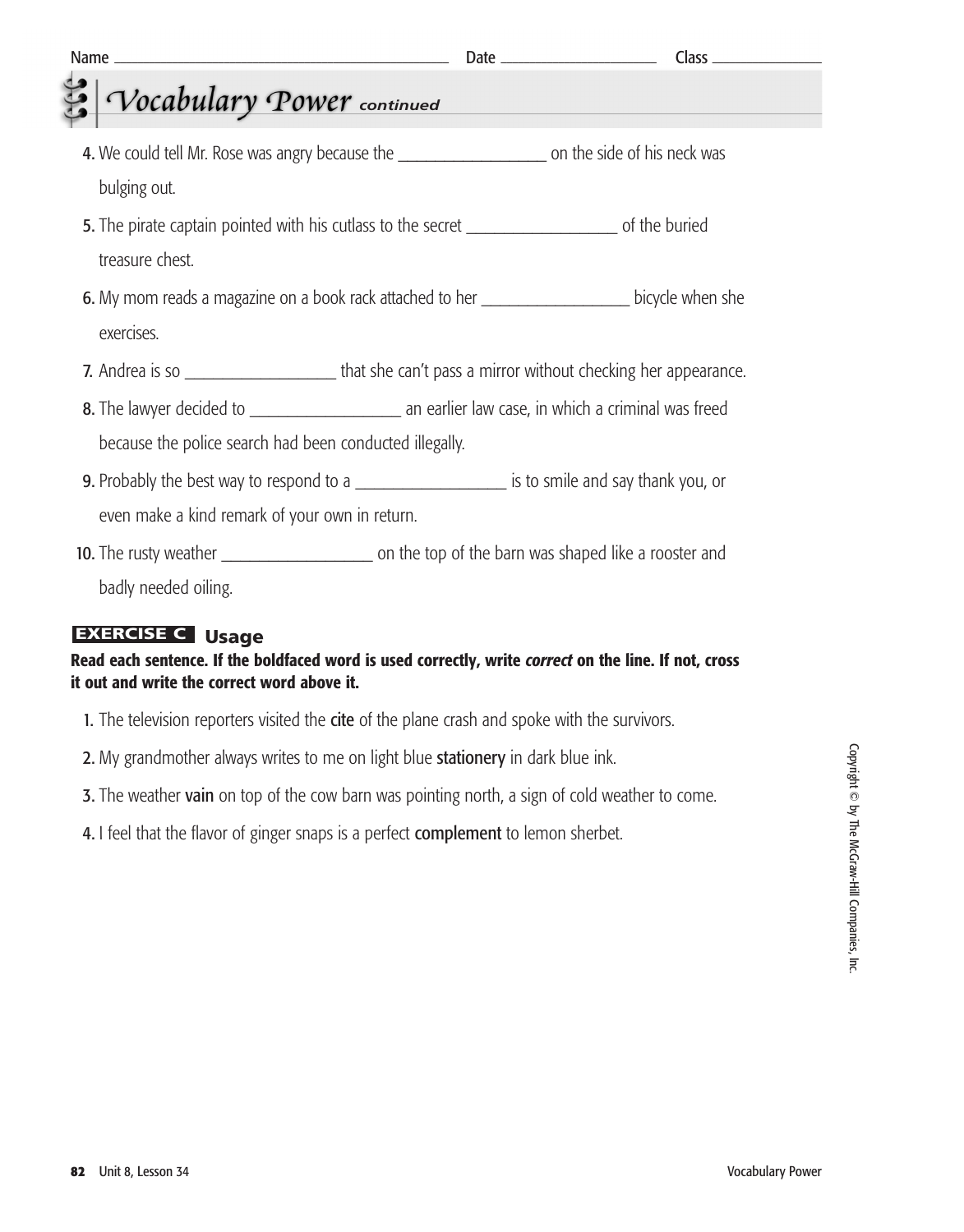Name ______________________ Date ______________ Class __________

# Vocabulary Power *continued*

4. We could tell Mr. Rose was angry because the ________________ on the side of his neck was bulging out.
5. The pirate captain pointed with his cutlass to the secret ________________ of the buried treasure chest.
6. My mom reads a magazine on a book rack attached to her ________________ bicycle when she exercises.
7. Andrea is so ________________ that she can't pass a mirror without checking her appearance.
8. The lawyer decided to ________________ an earlier law case, in which a criminal was freed because the police search had been conducted illegally.
9. Probably the best way to respond to a ________________ is to smile and say thank you, or even make a kind remark of your own in return.
10. The rusty weather ________________ on the top of the barn was shaped like a rooster and badly needed oiling.

## EXERCISE C Usage

**Read each sentence. If the boldfaced word is used correctly, write *correct* on the line. If not, cross it out and write the correct word above it.**

1. The television reporters visited the **cite** of the plane crash and spoke with the survivors.
2. My grandmother always writes to me on light blue **stationery** in dark blue ink.
3. The weather **vain** on top of the cow barn was pointing north, a sign of cold weather to come.
4. I feel that the flavor of ginger snaps is a perfect **complement** to lemon sherbet.

Copyright © by The McGraw-Hill Companies, Inc.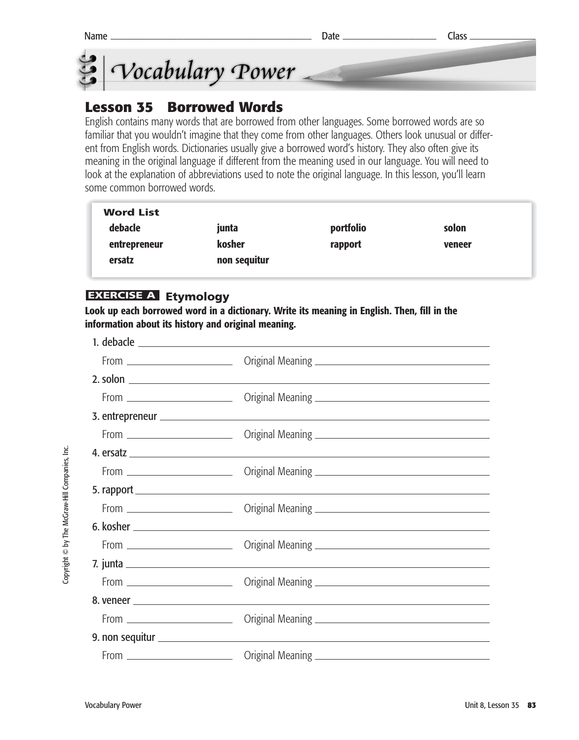Name ______________________ Date ______________ Class __________

# Vocabulary Power

## Lesson 35 Borrowed Words

English contains many words that are borrowed from other languages. Some borrowed words are so familiar that you wouldn't imagine that they come from other languages. Others look unusual or different from English words. Dictionaries usually give a borrowed word's history. They also often give its meaning in the original language if different from the meaning used in our language. You will need to look at the explanation of abbreviations used to note the original language. In this lesson, you'll learn some common borrowed words.

| **Word List** | | | |
|---|---|---|---|
| **debacle** | **junta** | **portfolio** | **solon** |
| **entrepreneur** | **kosher** | **rapport** | **veneer** |
| **ersatz** | **non sequitur** | | |

### EXERCISE A Etymology

**Look up each borrowed word in a dictionary. Write its meaning in English. Then, fill in the information about its history and original meaning.**

1. debacle ______________________________________________
   From ______________ Original Meaning ______________________
2. solon ______________________________________________
   From ______________ Original Meaning ______________________
3. entrepreneur ______________________________________________
   From ______________ Original Meaning ______________________
4. ersatz ______________________________________________
   From ______________ Original Meaning ______________________
5. rapport ______________________________________________
   From ______________ Original Meaning ______________________
6. kosher ______________________________________________
   From ______________ Original Meaning ______________________
7. junta ______________________________________________
   From ______________ Original Meaning ______________________
8. veneer ______________________________________________
   From ______________ Original Meaning ______________________
9. non sequitur ______________________________________________
   From ______________ Original Meaning ______________________

Copyright © by The McGraw-Hill Companies, Inc.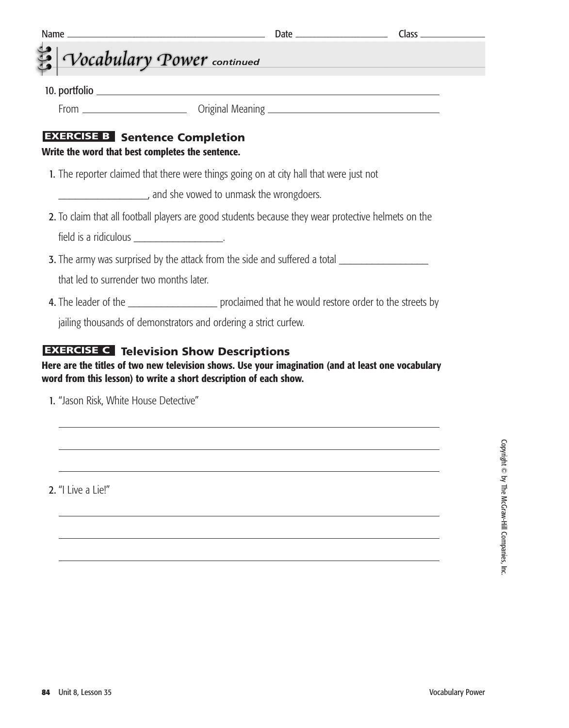Name ______________________ Date ______________ Class ______________

## Vocabulary Power *continued*

10. portfolio ______________________________________________

    From ____________________ Original Meaning ______________________________

### EXERCISE B Sentence Completion

**Write the word that best completes the sentence.**

1. The reporter claimed that there were things going on at city hall that were just not __________________, and she vowed to unmask the wrongdoers.
2. To claim that all football players are good students because they wear protective helmets on the field is a ridiculous __________________.
3. The army was surprised by the attack from the side and suffered a total __________________ that led to surrender two months later.
4. The leader of the __________________ proclaimed that he would restore order to the streets by jailing thousands of demonstrators and ordering a strict curfew.

### EXERCISE C Television Show Descriptions

**Here are the titles of two new television shows. Use your imagination (and at least one vocabulary word from this lesson) to write a short description of each show.**

1. "Jason Risk, White House Detective"

   ______________________________________________

   ______________________________________________

   ______________________________________________

2. "I Live a Lie!"

   ______________________________________________

   ______________________________________________

   ______________________________________________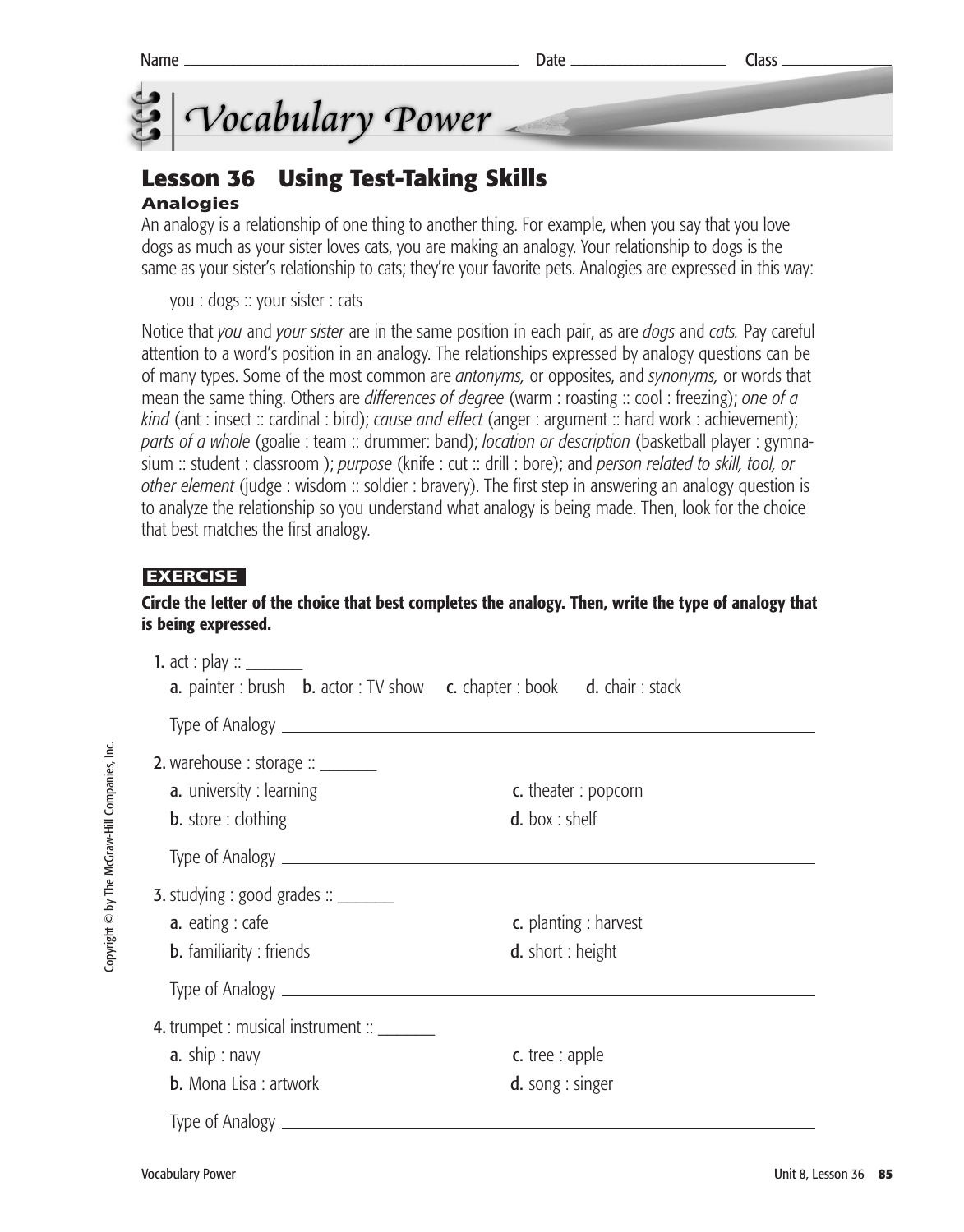Name ______________________ Date ____________ Class ________

# Vocabulary Power

## Lesson 36 Using Test-Taking Skills

### Analogies

An analogy is a relationship of one thing to another thing. For example, when you say that you love dogs as much as your sister loves cats, you are making an analogy. Your relationship to dogs is the same as your sister's relationship to cats; they're your favorite pets. Analogies are expressed in this way:

you : dogs :: your sister : cats

Notice that *you* and *your sister* are in the same position in each pair, as are *dogs* and *cats.* Pay careful attention to a word's position in an analogy. The relationships expressed by analogy questions can be of many types. Some of the most common are *antonyms,* or opposites, and *synonyms,* or words that mean the same thing. Others are *differences of degree* (warm : roasting :: cool : freezing); *one of a kind* (ant : insect :: cardinal : bird); *cause and effect* (anger : argument :: hard work : achievement); *parts of a whole* (goalie : team :: drummer: band); *location or description* (basketball player : gymnasium :: student : classroom ); *purpose* (knife : cut :: drill : bore); and *person related to skill, tool, or other element* (judge : wisdom :: soldier : bravery). The first step in answering an analogy question is to analyze the relationship so you understand what analogy is being made. Then, look for the choice that best matches the first analogy.

**EXERCISE**

**Circle the letter of the choice that best completes the analogy. Then, write the type of analogy that is being expressed.**

**1.** act : play :: _______

**a.** painter : brush **b.** actor : TV show **c.** chapter : book **d.** chair : stack

Type of Analogy ____________________________________________

**2.** warehouse : storage :: _______

**a.** university : learning  
**b.** store : clothing  
**c.** theater : popcorn  
**d.** box : shelf

Type of Analogy ____________________________________________

**3.** studying : good grades :: _______

**a.** eating : cafe  
**b.** familiarity : friends  
**c.** planting : harvest  
**d.** short : height

Type of Analogy ____________________________________________

**4.** trumpet : musical instrument :: _______

**a.** ship : navy  
**b.** Mona Lisa : artwork  
**c.** tree : apple  
**d.** song : singer

Type of Analogy ____________________________________________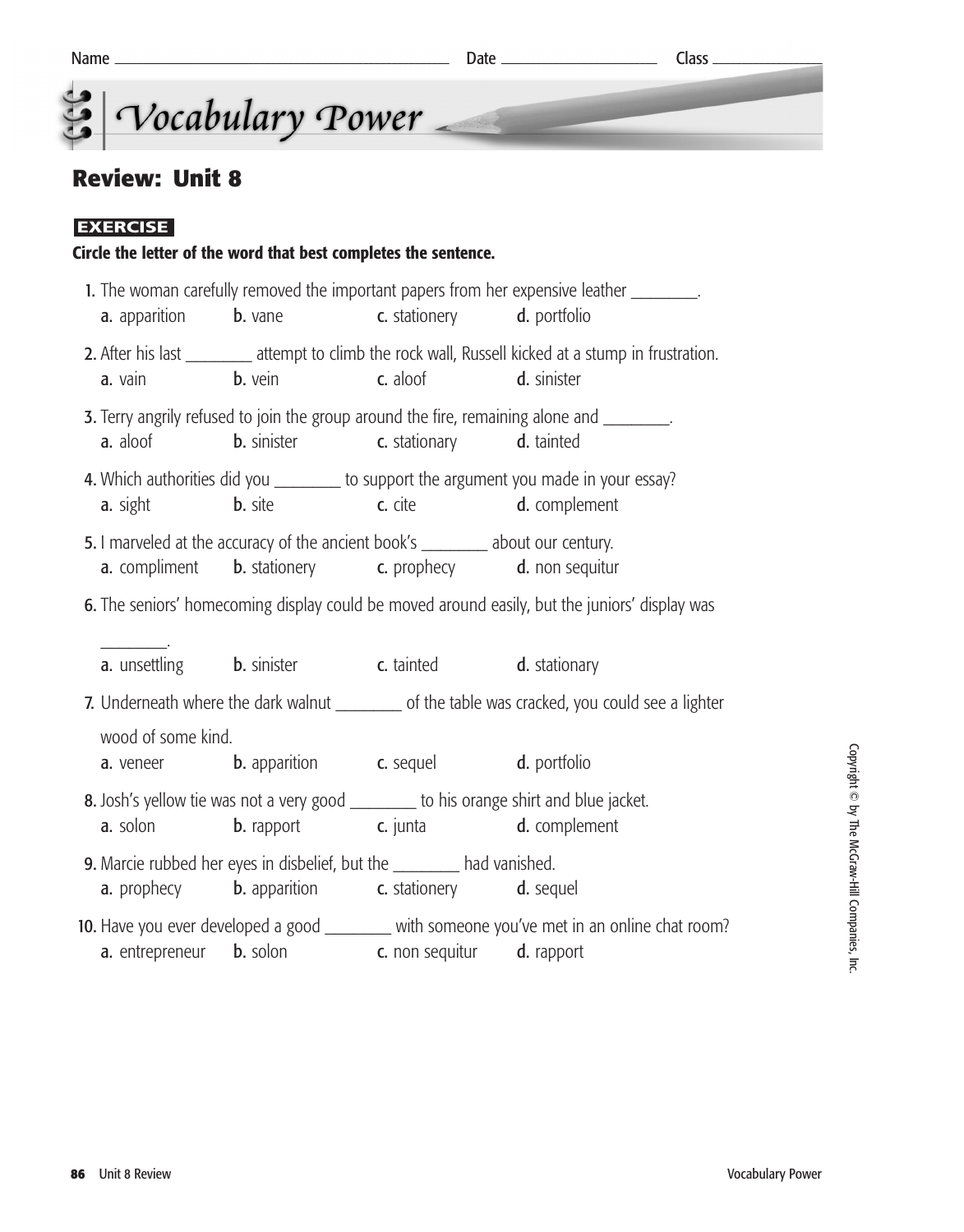Name ______________________ Date ______________ Class ____________

# Vocabulary Power

## Review: Unit 8

**EXERCISE**

**Circle the letter of the word that best completes the sentence.**

1. The woman carefully removed the important papers from her expensive leather ________.
   **a.** apparition **b.** vane **c.** stationery **d.** portfolio

2. After his last ________ attempt to climb the rock wall, Russell kicked at a stump in frustration.
   **a.** vain **b.** vein **c.** aloof **d.** sinister

3. Terry angrily refused to join the group around the fire, remaining alone and ________.
   **a.** aloof **b.** sinister **c.** stationary **d.** tainted

4. Which authorities did you ________ to support the argument you made in your essay?
   **a.** sight **b.** site **c.** cite **d.** complement

5. I marveled at the accuracy of the ancient book's ________ about our century.
   **a.** compliment **b.** stationery **c.** prophecy **d.** non sequitur

6. The seniors' homecoming display could be moved around easily, but the juniors' display was ________.
   **a.** unsettling **b.** sinister **c.** tainted **d.** stationary

7. Underneath where the dark walnut ________ of the table was cracked, you could see a lighter wood of some kind.
   **a.** veneer **b.** apparition **c.** sequel **d.** portfolio

8. Josh's yellow tie was not a very good ________ to his orange shirt and blue jacket.
   **a.** solon **b.** rapport **c.** junta **d.** complement

9. Marcie rubbed her eyes in disbelief, but the ________ had vanished.
   **a.** prophecy **b.** apparition **c.** stationery **d.** sequel

10. Have you ever developed a good ________ with someone you've met in an online chat room?
    **a.** entrepreneur **b.** solon **c.** non sequitur **d.** rapport

Copyright © by The McGraw-Hill Companies, Inc.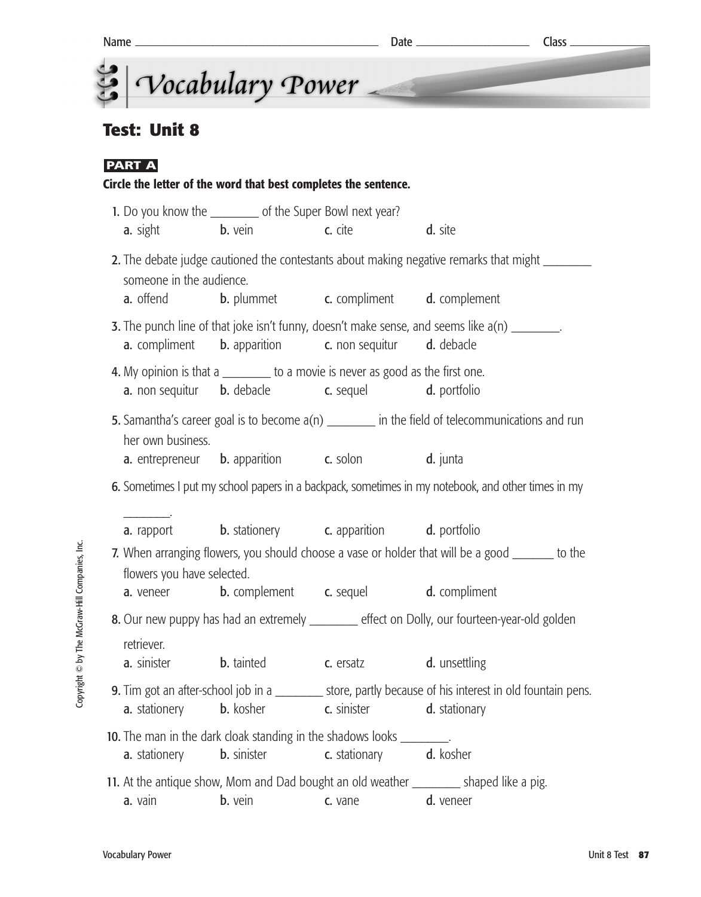Name ________________________ Date ____________ Class ________

# Vocabulary Power

## Test: Unit 8

**PART A**

**Circle the letter of the word that best completes the sentence.**

1. Do you know the ________ of the Super Bowl next year?
   a. sight  b. vein  c. cite  d. site

2. The debate judge cautioned the contestants about making negative remarks that might ________ someone in the audience.
   a. offend  b. plummet  c. compliment  d. complement

3. The punch line of that joke isn't funny, doesn't make sense, and seems like a(n) ________.
   a. compliment  b. apparition  c. non sequitur  d. debacle

4. My opinion is that a ________ to a movie is never as good as the first one.
   a. non sequitur  b. debacle  c. sequel  d. portfolio

5. Samantha's career goal is to become a(n) ________ in the field of telecommunications and run her own business.
   a. entrepreneur  b. apparition  c. solon  d. junta

6. Sometimes I put my school papers in a backpack, sometimes in my notebook, and other times in my ________.
   a. rapport  b. stationery  c. apparition  d. portfolio

7. When arranging flowers, you should choose a vase or holder that will be a good _______ to the flowers you have selected.
   a. veneer  b. complement  c. sequel  d. compliment

8. Our new puppy has had an extremely ________ effect on Dolly, our fourteen-year-old golden retriever.
   a. sinister  b. tainted  c. ersatz  d. unsettling

9. Tim got an after-school job in a ________ store, partly because of his interest in old fountain pens.
   a. stationery  b. kosher  c. sinister  d. stationary

10. The man in the dark cloak standing in the shadows looks ________.
    a. stationery  b. sinister  c. stationary  d. kosher

11. At the antique show, Mom and Dad bought an old weather ________ shaped like a pig.
    a. vain  b. vein  c. vane  d. veneer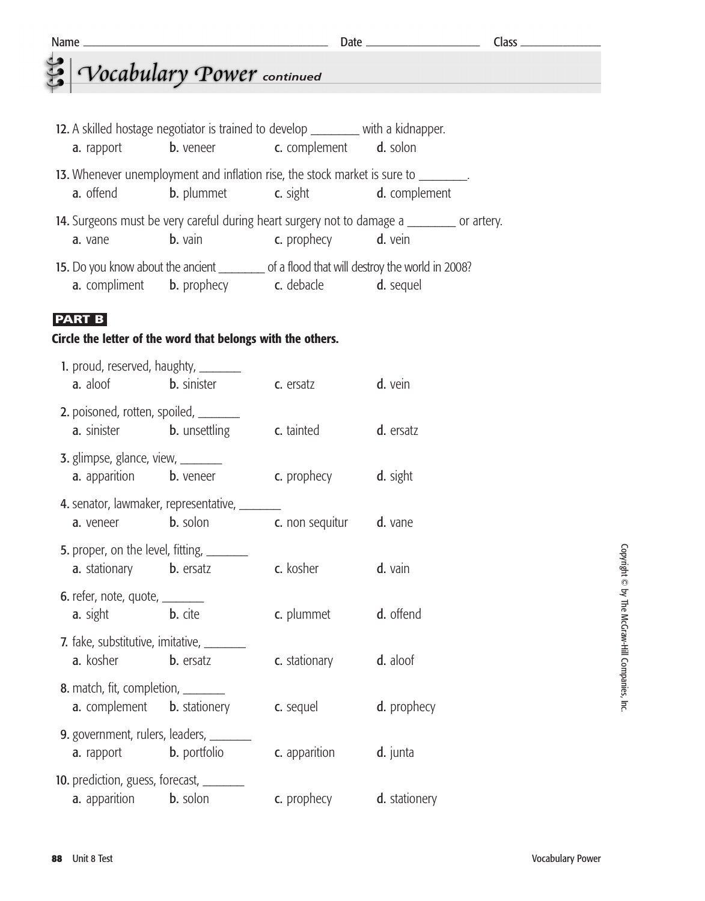Name ______________________ Date ____________ Class ________

# Vocabulary Power *continued*

12. A skilled hostage negotiator is trained to develop ________ with a kidnapper.
    a. rapport  b. veneer  c. complement  d. solon

13. Whenever unemployment and inflation rise, the stock market is sure to ________.
    a. offend  b. plummet  c. sight  d. complement

14. Surgeons must be very careful during heart surgery not to damage a ________ or artery.
    a. vane  b. vain  c. prophecy  d. vein

15. Do you know about the ancient ________ of a flood that will destroy the world in 2008?
    a. compliment  b. prophecy  c. debacle  d. sequel

## PART B

**Circle the letter of the word that belongs with the others.**

1. proud, reserved, haughty, _______
   a. aloof  b. sinister  c. ersatz  d. vein

2. poisoned, rotten, spoiled, _______
   a. sinister  b. unsettling  c. tainted  d. ersatz

3. glimpse, glance, view, _______
   a. apparition  b. veneer  c. prophecy  d. sight

4. senator, lawmaker, representative, _______
   a. veneer  b. solon  c. non sequitur  d. vane

5. proper, on the level, fitting, _______
   a. stationary  b. ersatz  c. kosher  d. vain

6. refer, note, quote, _______
   a. sight  b. cite  c. plummet  d. offend

7. fake, substitutive, imitative, _______
   a. kosher  b. ersatz  c. stationary  d. aloof

8. match, fit, completion, _______
   a. complement  b. stationery  c. sequel  d. prophecy

9. government, rulers, leaders, _______
   a. rapport  b. portfolio  c. apparition  d. junta

10. prediction, guess, forecast, _______
    a. apparition  b. solon  c. prophecy  d. stationery

Copyright © by The McGraw-Hill Companies, Inc.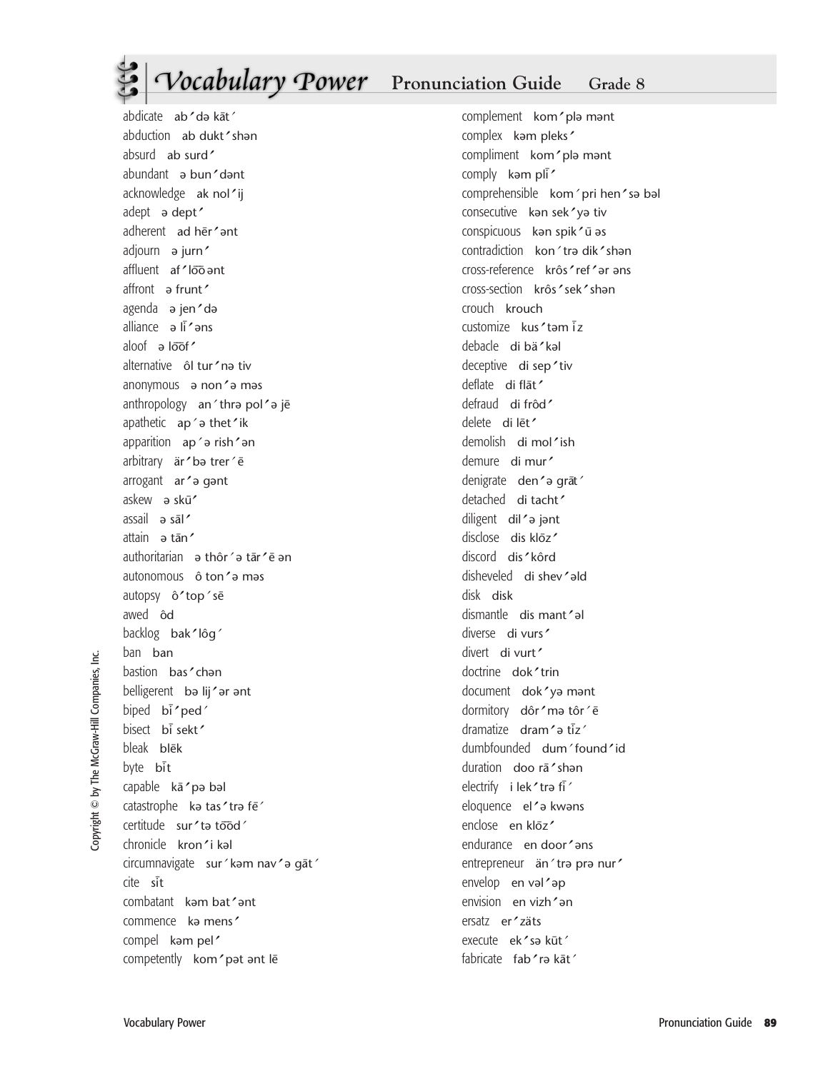# Vocabulary Power Pronunciation Guide Grade 8

abdicate ab′ də kāt′
abduction ab dukt′ shən
absurd ab surd′
abundant ə bun′ dənt
acknowledge ak nol′ ij
adept ə dept′
adherent ad hēr′ ənt
adjourn ə jurn′
affluent af′ lo͞o ənt
affront ə frunt′
agenda ə jen′ də
alliance ə lī′ əns
aloof ə lo͞of′
alternative ôl tur′ nə tiv
anonymous ə non′ ə məs
anthropology an′ thrə pol′ ə jē
apathetic ap′ ə thet′ ik
apparition ap′ ə rish′ ən
arbitrary är′ bə trer′ ē
arrogant ar′ ə gənt
askew ə skū′
assail ə sāl′
attain ə tān′
authoritarian ə thôr′ ə tār′ ē ən
autonomous ô ton′ ə məs
autopsy ô′ top′ sē
awed ôd
backlog bak′ lôg′
ban ban
bastion bas′ chən
belligerent bə lij′ ər ənt
biped bī′ ped′
bisect bī sekt′
bleak blēk
byte bīt
capable kā′ pə bəl
catastrophe kə tas′ trə fē′
certitude sur′ tə to͞od′
chronicle kron′ i kəl
circumnavigate sur′ kəm nav′ ə gāt′
cite sīt
combatant kəm bat′ ənt
commence kə mens′
compel kəm pel′
competently kom′ pət ənt lē
complement kom′ plə mənt
complex kəm pleks′
compliment kom′ plə mənt
comply kəm plī′
comprehensible kom′ pri hen′ sə bəl
consecutive kən sek′ yə tiv
conspicuous kən spik′ ū əs
contradiction kon′ trə dik′ shən
cross-reference krôs′ ref′ ər əns
cross-section krôs′ sek′ shən
crouch krouch
customize kus′ təm īz
debacle di bä′ kəl
deceptive di sep′ tiv
deflate di flāt′
defraud di frôd′
delete di lēt′
demolish di mol′ ish
demure di mur′
denigrate den′ ə grāt′
detached di tacht′
diligent dil′ ə jənt
disclose dis klōz′
discord dis′ kôrd
disheveled di shev′ əld
disk disk
dismantle dis mant′ əl
diverse di vurs′
divert di vurt′
doctrine dok′ trin
document dok′ yə mənt
dormitory dôr′ mə tôr′ ē
dramatize dram′ ə tīz′
dumbfounded dum′ found′ id
duration doo rā′ shən
electrify i lek′ trə fī′
eloquence el′ ə kwəns
enclose en klōz′
endurance en door′ əns
entrepreneur än′ trə prə nur′
envelop en vəl′ əp
envision en vizh′ ən
ersatz er′ zäts
execute ek′ sə kūt′
fabricate fab′ rə kāt′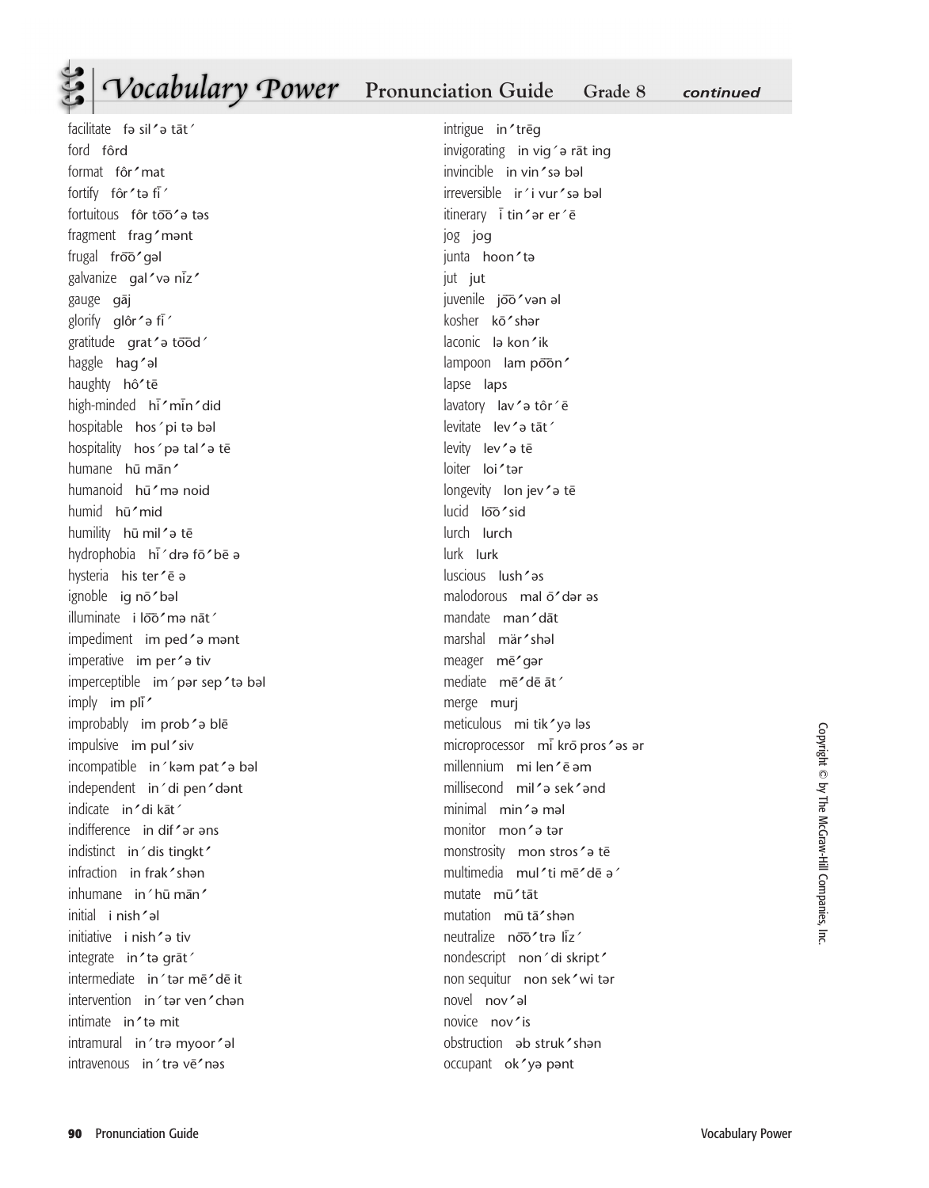# Vocabulary Power Pronunciation Guide Grade 8 *continued*

facilitate fə sil′ ə tāt′
ford fôrd
format fôr′ mat
fortify fôr′ tə fī′
fortuitous fôr to͞o′ ə təs
fragment frag′ mənt
frugal fro͞o′ gəl
galvanize gal′ və nīz′
gauge gāj
glorify glôr′ ə fī′
gratitude grat′ ə to͞od′
haggle hag′ əl
haughty hô′ tē
high-minded hī′ mīn′ did
hospitable hos′ pi tə bəl
hospitality hos′ pə tal′ ə tē
humane hū mān′
humanoid hū′ mə noid
humid hū′ mid
humility hū mil′ ə tē
hydrophobia hī′ drə fō′ bē ə
hysteria his ter′ ē ə
ignoble ig nō′ bəl
illuminate i lo͞o′ mə nāt′
impediment im ped′ ə mənt
imperative im per′ ə tiv
imperceptible im′ pər sep′ tə bəl
imply im plī′
improbably im prob′ ə blē
impulsive im pul′ siv
incompatible in′ kəm pat′ ə bəl
independent in′ di pen′ dənt
indicate in′ di kāt′
indifference in dif′ ər əns
indistinct in′ dis tingkt′
infraction in frak′ shən
inhumane in′ hū mān′
initial i nish′ əl
initiative i nish′ ə tiv
integrate in′ tə grāt′
intermediate in′ tər mē′ dē it
intervention in′ tər ven′ chən
intimate in′ tə mit
intramural in′ trə myoor′ əl
intravenous in′ trə vē′ nəs
intrigue in′ trēg
invigorating in vig′ ə rāt ing
invincible in vin′ sə bəl
irreversible ir′ i vur′ sə bəl
itinerary ī tin′ ər er′ ē
jog jog
junta hoon′ tə
jut jut
juvenile jo͞o′ vən əl
kosher kō′ shər
laconic lə kon′ ik
lampoon lam po͞on′
lapse laps
lavatory lav′ ə tôr′ ē
levitate lev′ ə tāt′
levity lev′ ə tē
loiter loi′ tər
longevity lon jev′ ə tē
lucid lo͞o′ sid
lurch lurch
lurk lurk
luscious lush′ əs
malodorous mal ō′ dər əs
mandate man′ dāt
marshal mär′ shəl
meager mē′ gər
mediate mē′ dē āt′
merge murj
meticulous mi tik′ yə ləs
microprocessor mī krō pros′ əs ər
millennium mi len′ ē əm
millisecond mil′ ə sek′ ənd
minimal min′ ə məl
monitor mon′ ə tər
monstrosity mon stros′ ə tē
multimedia mul′ ti mē′ dē ə′
mutate mū′ tāt
mutation mū tā′ shən
neutralize no͞o′ trə līz′
nondescript non′ di skript′
non sequitur non sek′ wi tər
novel nov′ əl
novice nov′ is
obstruction əb struk′ shən
occupant ok′ yə pənt

Copyright © by The McGraw-Hill Companies, Inc.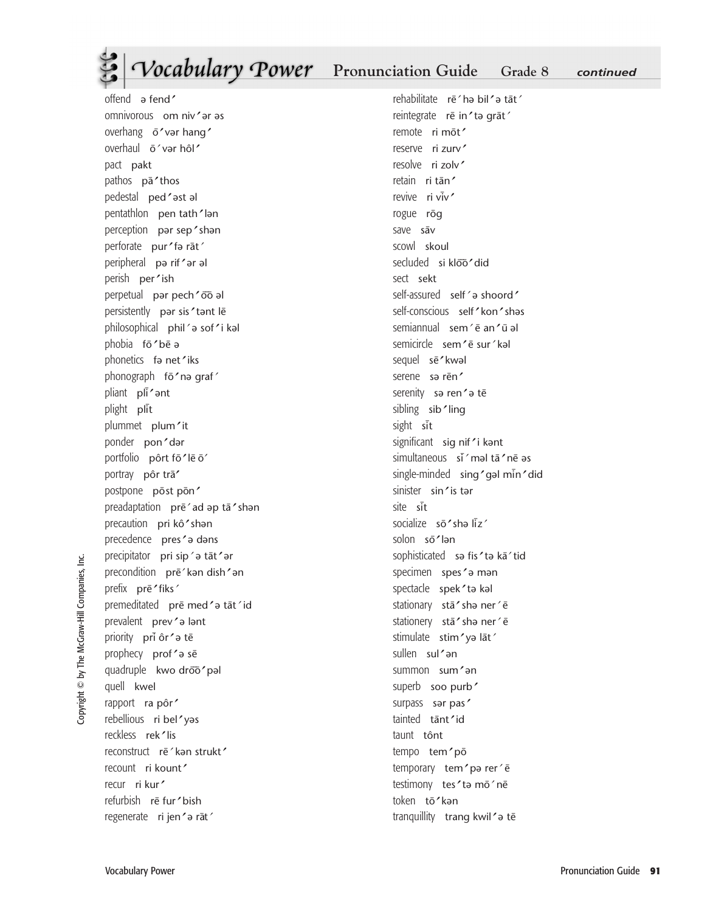# Vocabulary Power Pronunciation Guide Grade 8 *continued*

offend ə fend′
omnivorous om niv′ər əs
overhang ō′vər hang′
overhaul ō′vər hôl′
pact pakt
pathos pā′thos
pedestal ped′əst əl
pentathlon pen tath′lən
perception pər sep′shən
perforate pur′fə rāt′
peripheral pə rif′ər əl
perish per′ish
perpetual pər pech′o͞o əl
persistently pər sis′tənt lē
philosophical phil′ə sof′i kəl
phobia fō′bē ə
phonetics fə net′iks
phonograph fō′nə graf′
pliant plī′ənt
plight plīt
plummet plum′it
ponder pon′dər
portfolio pôrt fō′lē ō′
portray pôr trā′
postpone pōst pōn′
preadaptation prē′ad əp tā′shən
precaution pri kô′shən
precedence pres′ə dəns
precipitator pri sip′ə tāt′ər
precondition prē′kən dish′ən
prefix prē′fiks′
premeditated prē med′ə tāt′id
prevalent prev′ə lənt
priority prī ôr′ə tē
prophecy prof′ə sē
quadruple kwo dro͞o′pəl
quell kwel
rapport ra pôr′
rebellious ri bel′yəs
reckless rek′lis
reconstruct rē′kən strukt′
recount ri kount′
recur ri kur′
refurbish rē fur′bish
regenerate ri jen′ə rāt′
rehabilitate rē′hə bil′ə tāt′
reintegrate rē in′tə grāt′
remote ri mōt′
reserve ri zurv′
resolve ri zolv′
retain ri tān′
revive ri vīv′
rogue rōg
save sāv
scowl skoul
secluded si klo͞o′did
sect sekt
self-assured self′ə shoord′
self-conscious self′kon′shəs
semiannual sem′ē an′ū əl
semicircle sem′ē sur′kəl
sequel sē′kwəl
serene sə rēn′
serenity sə ren′ə tē
sibling sib′ling
sight sīt
significant sig nif′i kənt
simultaneous sī′məl tā′nē əs
single-minded sing′gəl mīn′did
sinister sin′is tər
site sīt
socialize sō′shə līz′
solon sō′lən
sophisticated sə fis′tə kā′tid
specimen spes′ə mən
spectacle spek′tə kəl
stationary stā′shə ner′ē
stationery stā′shə ner′ē
stimulate stim′yə lāt′
sullen sul′ən
summon sum′ən
superb soo purb′
surpass sər pas′
tainted tānt′id
taunt tônt
tempo tem′pō
temporary tem′pə rer′ē
testimony tes′tə mō′nē
token tō′kən
tranquillity trang kwil′ə tē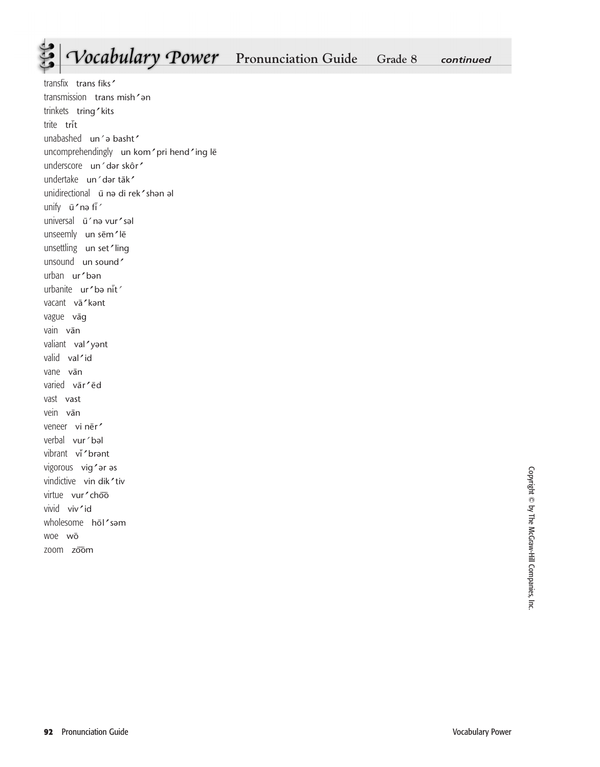transfix trans fiks´
transmission trans mish´ən
trinkets tring´kits
trite trīt
unabashed un´ə basht´
uncomprehendingly un kom´pri hend´ing lē
underscore un´dər skôr´
undertake un´dər tāk´
unidirectional ū nə di rek´shən əl
unify ū´nə fī´
universal ū´nə vur´səl
unseemly un sēm´lē
unsettling un set´ling
unsound un sound´
urban ur´bən
urbanite ur´bə nīt´
vacant vā´kənt
vague vāg
vain vān
valiant val´yənt
valid val´id
vane vān
varied vār´ēd
vast vast
vein vān
veneer vi nēr´
verbal vur´bəl
vibrant vī´brənt
vigorous vig´ər əs
vindictive vin dik´tiv
virtue vur´cho͞o
vivid viv´id
wholesome hōl´səm
woe wō
zoom zo͞om

Copyright © by The McGraw-Hill Companies, Inc.